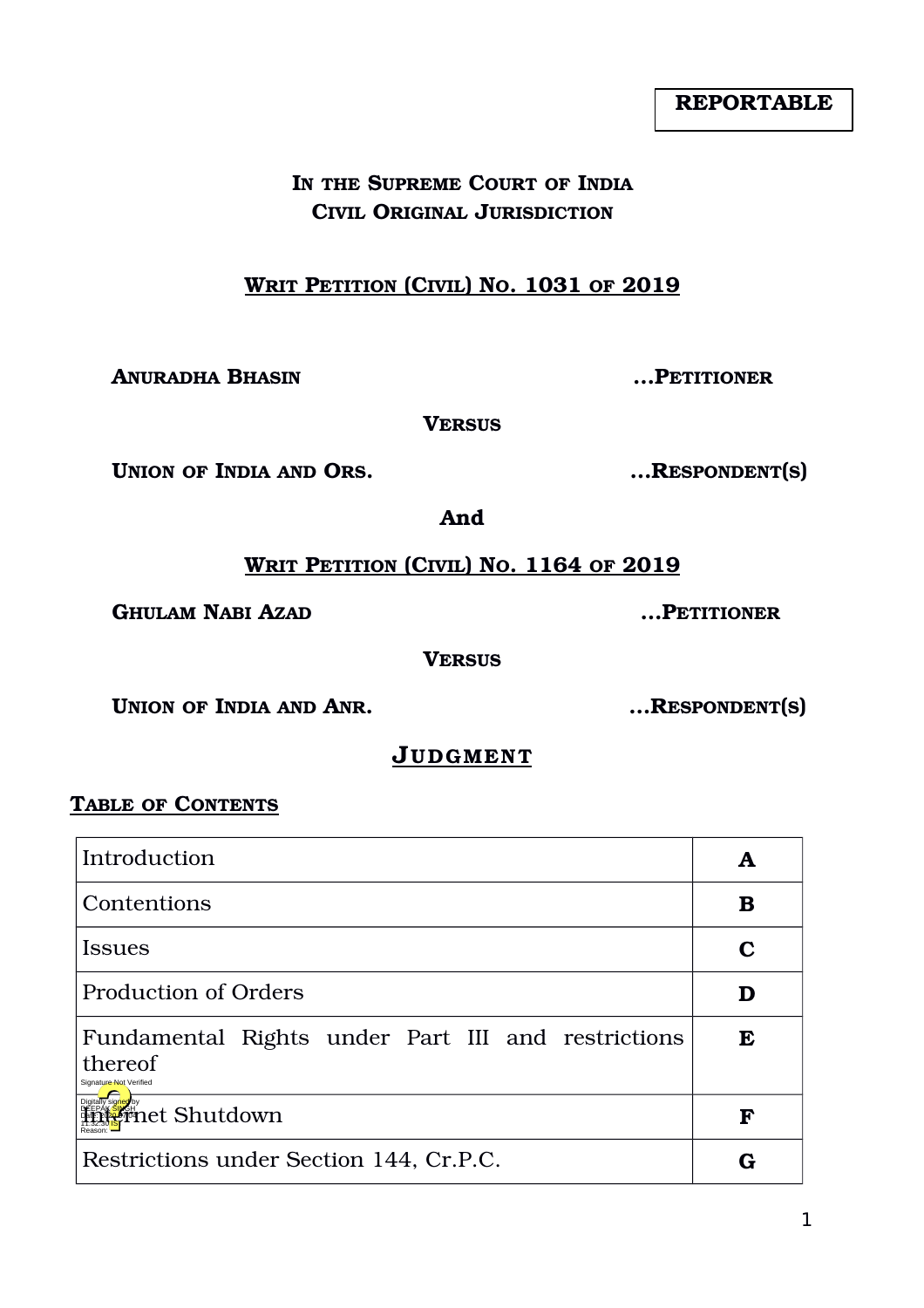**REPORTABLE**

**IN THE SUPREME COURT OF INDIA**
**CIVIL ORIGINAL JURISDICTION**

**WRIT PETITION (CIVIL) NO. 1031 OF 2019**

**ANURADHA BHASIN** ...**PETITIONER**

**VERSUS**

**UNION OF INDIA AND ORS.** ...**RESPONDENT(S)**

**And**

**WRIT PETITION (CIVIL) NO. 1164 OF 2019**

**GHULAM NABI AZAD** ...**PETITIONER**

**VERSUS**

**UNION OF INDIA AND ANR.** ...**RESPONDENT(S)**

## JUDGMENT

**TABLE OF CONTENTS**

| | |
|---|---|
| Introduction | **A** |
| Contentions | **B** |
| Issues | **C** |
| Production of Orders | **D** |
| Fundamental Rights under Part III and restrictions thereof | **E** |
| Internet Shutdown | **F** |
| Restrictions under Section 144, Cr.P.C. | **G** |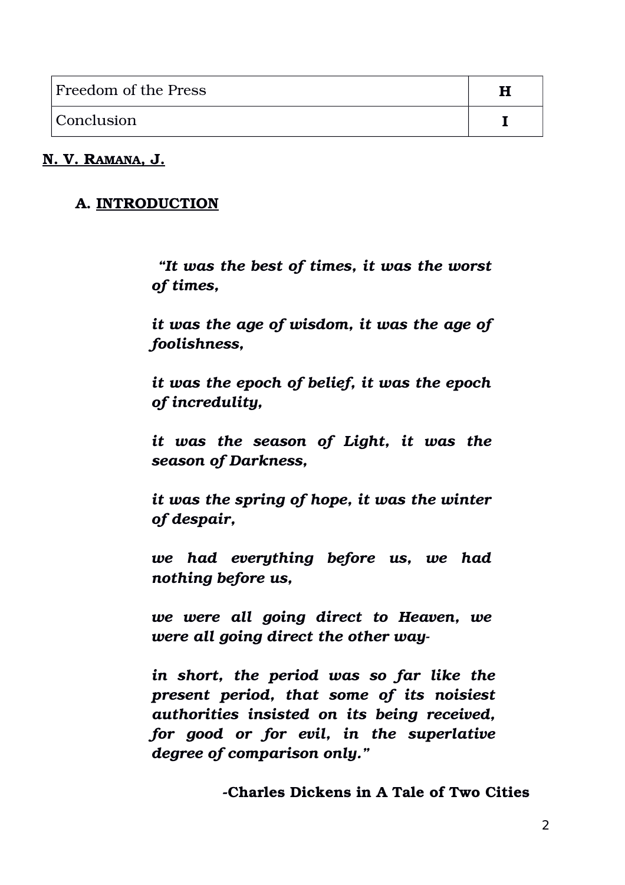| Freedom of the Press | H |
|---|---|
| Conclusion | I |

**N. V. RAMANA, J.**

## A. INTRODUCTION

> ***"It was the best of times, it was the worst of times,***
>
> ***it was the age of wisdom, it was the age of foolishness,***
>
> ***it was the epoch of belief, it was the epoch of incredulity,***
>
> ***it was the season of Light, it was the season of Darkness,***
>
> ***it was the spring of hope, it was the winter of despair,***
>
> ***we had everything before us, we had nothing before us,***
>
> ***we were all going direct to Heaven, we were all going direct the other way-***
>
> ***in short, the period was so far like the present period, that some of its noisiest authorities insisted on its being received, for good or for evil, in the superlative degree of comparison only."***
>
> **-Charles Dickens in A Tale of Two Cities**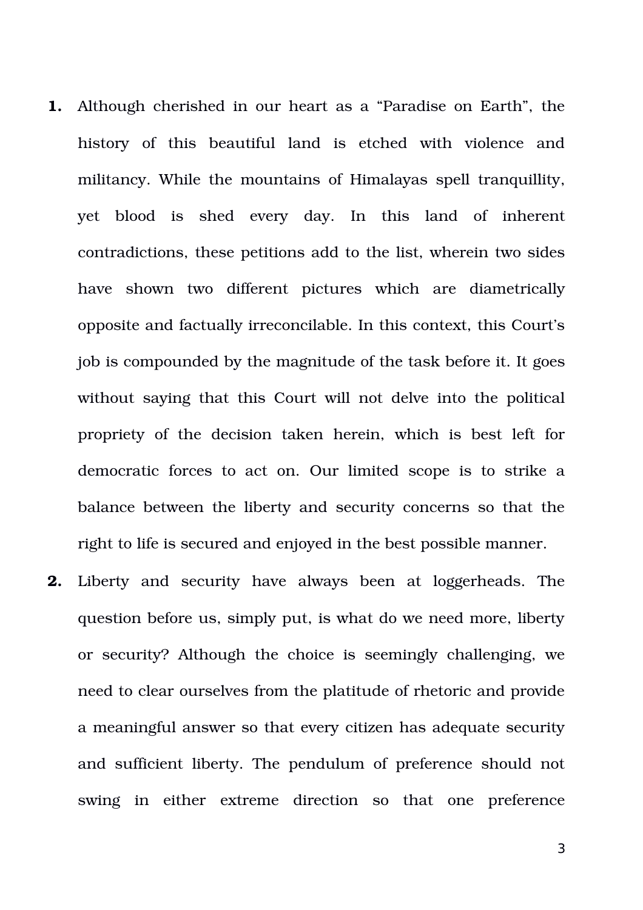1. Although cherished in our heart as a "Paradise on Earth", the history of this beautiful land is etched with violence and militancy. While the mountains of Himalayas spell tranquillity, yet blood is shed every day. In this land of inherent contradictions, these petitions add to the list, wherein two sides have shown two different pictures which are diametrically opposite and factually irreconcilable. In this context, this Court's job is compounded by the magnitude of the task before it. It goes without saying that this Court will not delve into the political propriety of the decision taken herein, which is best left for democratic forces to act on. Our limited scope is to strike a balance between the liberty and security concerns so that the right to life is secured and enjoyed in the best possible manner.

2. Liberty and security have always been at loggerheads. The question before us, simply put, is what do we need more, liberty or security? Although the choice is seemingly challenging, we need to clear ourselves from the platitude of rhetoric and provide a meaningful answer so that every citizen has adequate security and sufficient liberty. The pendulum of preference should not swing in either extreme direction so that one preference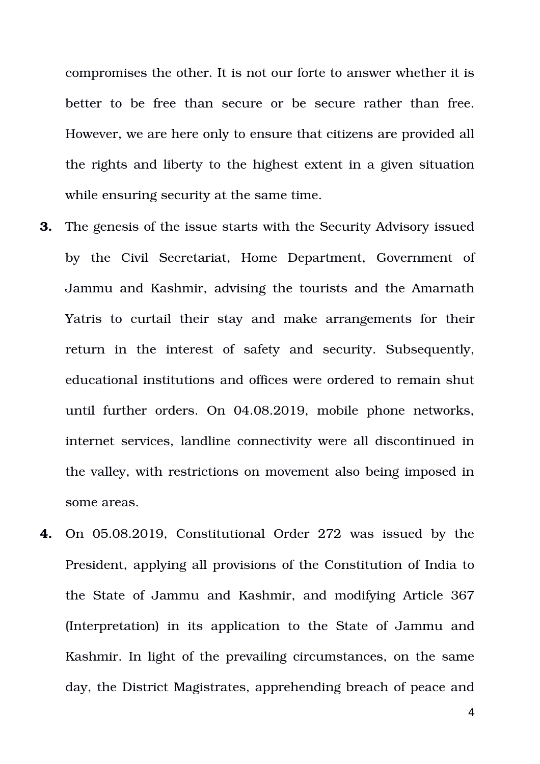compromises the other. It is not our forte to answer whether it is better to be free than secure or be secure rather than free. However, we are here only to ensure that citizens are provided all the rights and liberty to the highest extent in a given situation while ensuring security at the same time.

**3.** The genesis of the issue starts with the Security Advisory issued by the Civil Secretariat, Home Department, Government of Jammu and Kashmir, advising the tourists and the Amarnath Yatris to curtail their stay and make arrangements for their return in the interest of safety and security. Subsequently, educational institutions and offices were ordered to remain shut until further orders. On 04.08.2019, mobile phone networks, internet services, landline connectivity were all discontinued in the valley, with restrictions on movement also being imposed in some areas.

**4.** On 05.08.2019, Constitutional Order 272 was issued by the President, applying all provisions of the Constitution of India to the State of Jammu and Kashmir, and modifying Article 367 (Interpretation) in its application to the State of Jammu and Kashmir. In light of the prevailing circumstances, on the same day, the District Magistrates, apprehending breach of peace and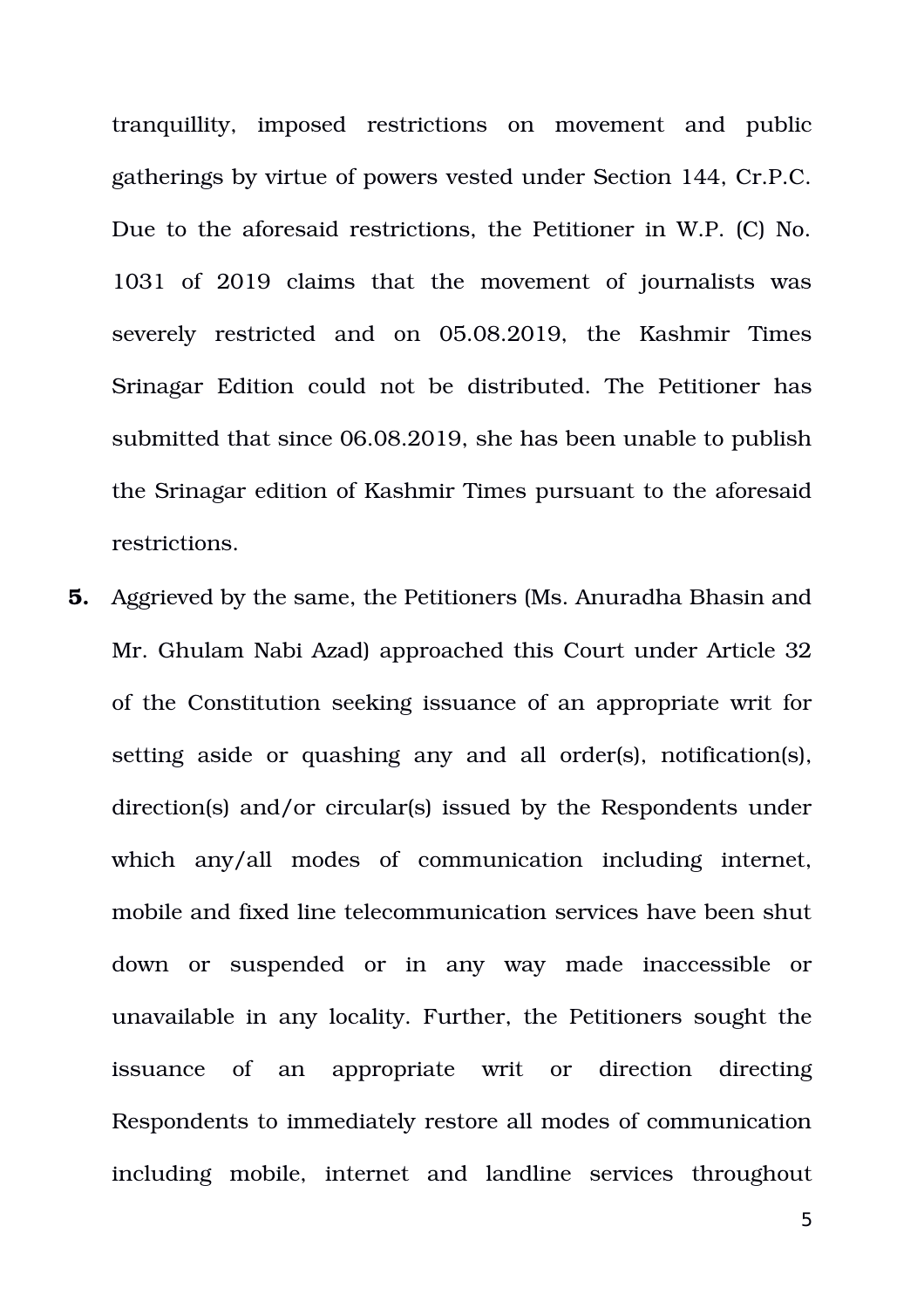tranquillity, imposed restrictions on movement and public gatherings by virtue of powers vested under Section 144, Cr.P.C. Due to the aforesaid restrictions, the Petitioner in W.P. (C) No. 1031 of 2019 claims that the movement of journalists was severely restricted and on 05.08.2019, the Kashmir Times Srinagar Edition could not be distributed. The Petitioner has submitted that since 06.08.2019, she has been unable to publish the Srinagar edition of Kashmir Times pursuant to the aforesaid restrictions.

**5.** Aggrieved by the same, the Petitioners (Ms. Anuradha Bhasin and Mr. Ghulam Nabi Azad) approached this Court under Article 32 of the Constitution seeking issuance of an appropriate writ for setting aside or quashing any and all order(s), notification(s), direction(s) and/or circular(s) issued by the Respondents under which any/all modes of communication including internet, mobile and fixed line telecommunication services have been shut down or suspended or in any way made inaccessible or unavailable in any locality. Further, the Petitioners sought the issuance of an appropriate writ or direction directing Respondents to immediately restore all modes of communication including mobile, internet and landline services throughout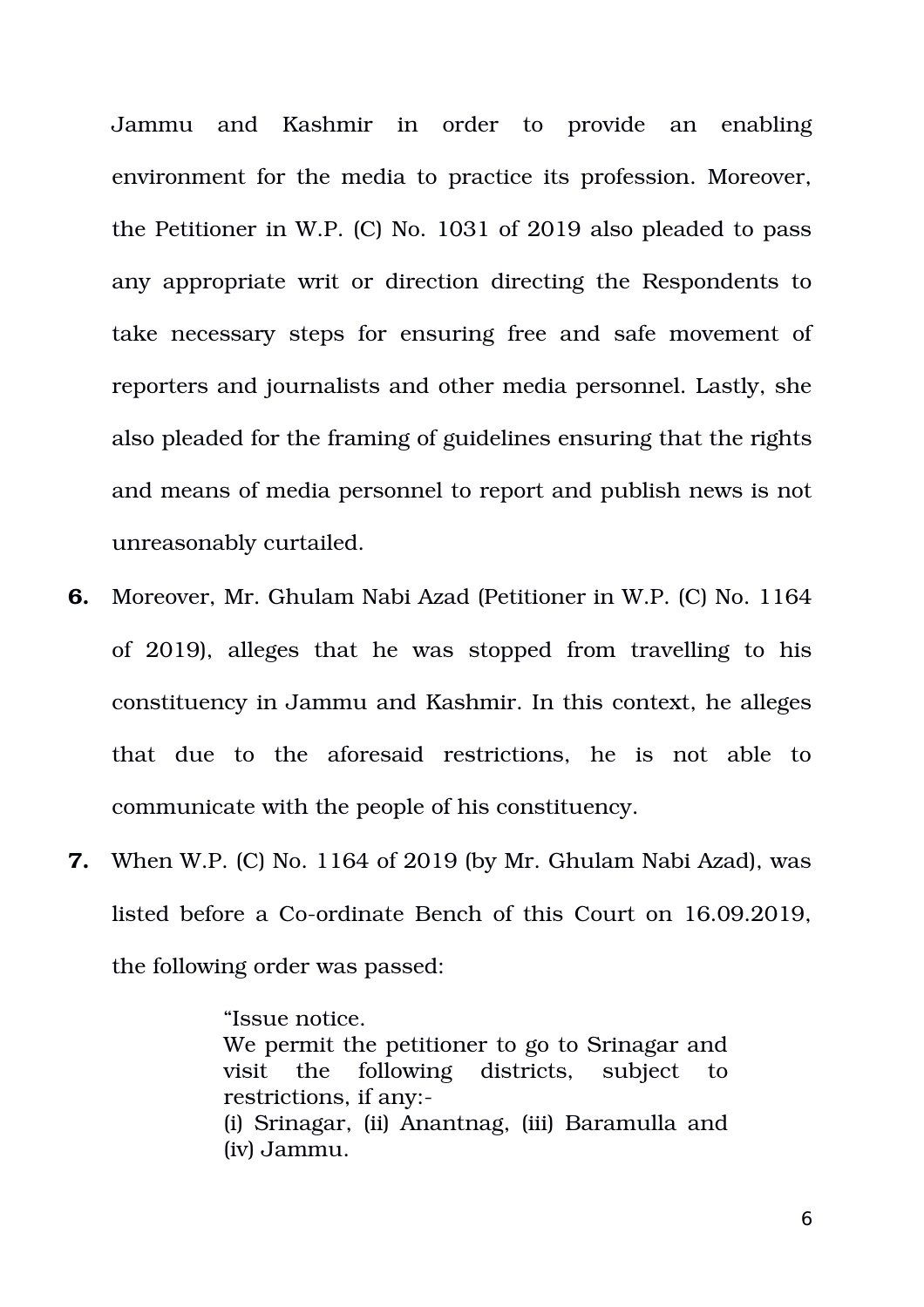Jammu and Kashmir in order to provide an enabling environment for the media to practice its profession. Moreover, the Petitioner in W.P. (C) No. 1031 of 2019 also pleaded to pass any appropriate writ or direction directing the Respondents to take necessary steps for ensuring free and safe movement of reporters and journalists and other media personnel. Lastly, she also pleaded for the framing of guidelines ensuring that the rights and means of media personnel to report and publish news is not unreasonably curtailed.

**6.** Moreover, Mr. Ghulam Nabi Azad (Petitioner in W.P. (C) No. 1164 of 2019), alleges that he was stopped from travelling to his constituency in Jammu and Kashmir. In this context, he alleges that due to the aforesaid restrictions, he is not able to communicate with the people of his constituency.

**7.** When W.P. (C) No. 1164 of 2019 (by Mr. Ghulam Nabi Azad), was listed before a Co-ordinate Bench of this Court on 16.09.2019, the following order was passed:

> "Issue notice.
> We permit the petitioner to go to Srinagar and visit the following districts, subject to restrictions, if any:-
> (i) Srinagar, (ii) Anantnag, (iii) Baramulla and (iv) Jammu.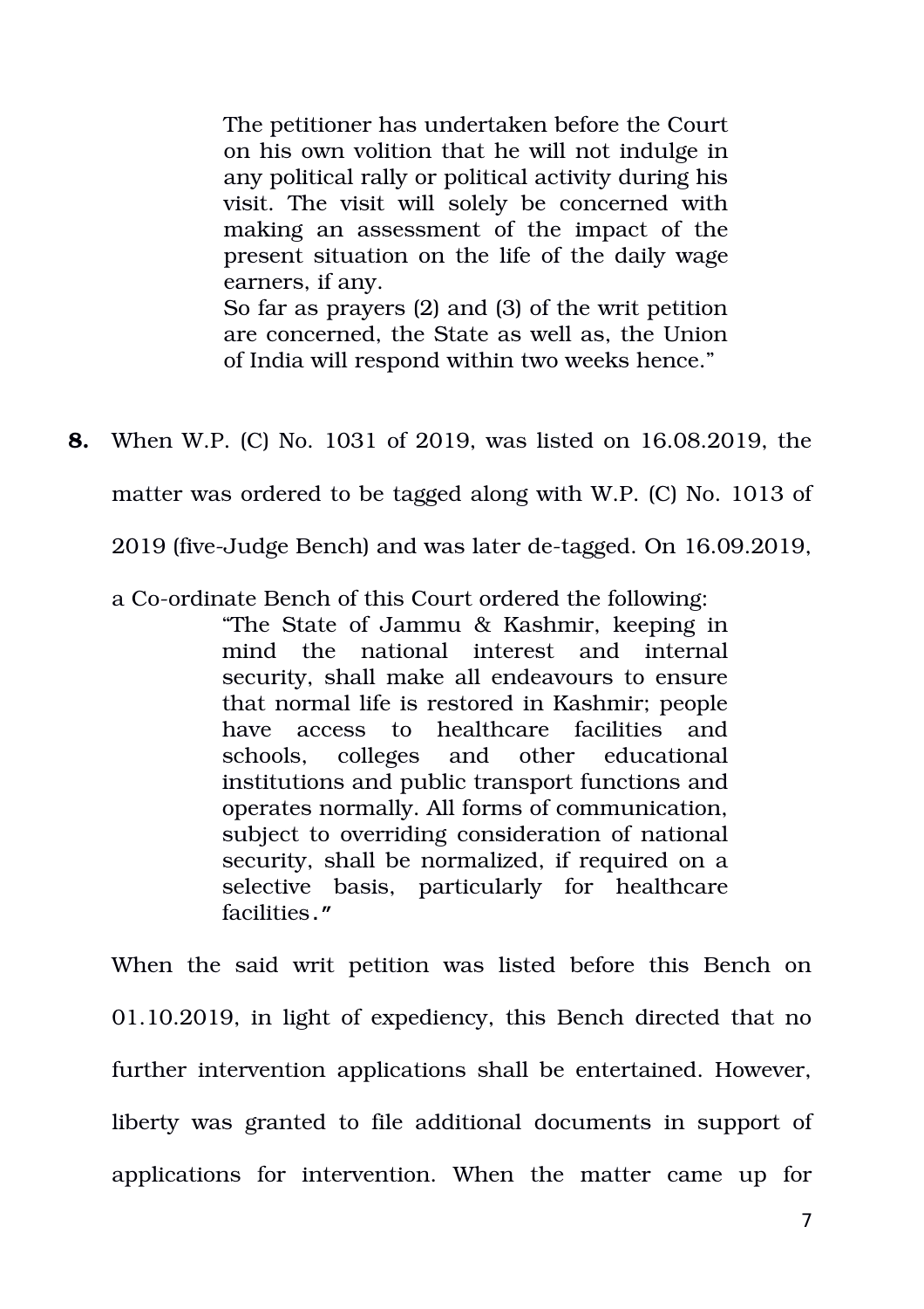> The petitioner has undertaken before the Court on his own volition that he will not indulge in any political rally or political activity during his visit. The visit will solely be concerned with making an assessment of the impact of the present situation on the life of the daily wage earners, if any.
>
> So far as prayers (2) and (3) of the writ petition are concerned, the State as well as, the Union of India will respond within two weeks hence."

**8.** When W.P. (C) No. 1031 of 2019, was listed on 16.08.2019, the matter was ordered to be tagged along with W.P. (C) No. 1013 of 2019 (five-Judge Bench) and was later de-tagged. On 16.09.2019, a Co-ordinate Bench of this Court ordered the following:

> "The State of Jammu & Kashmir, keeping in mind the national interest and internal security, shall make all endeavours to ensure that normal life is restored in Kashmir; people have access to healthcare facilities and schools, colleges and other educational institutions and public transport functions and operates normally. All forms of communication, subject to overriding consideration of national security, shall be normalized, if required on a selective basis, particularly for healthcare facilities."

When the said writ petition was listed before this Bench on 01.10.2019, in light of expediency, this Bench directed that no further intervention applications shall be entertained. However, liberty was granted to file additional documents in support of applications for intervention. When the matter came up for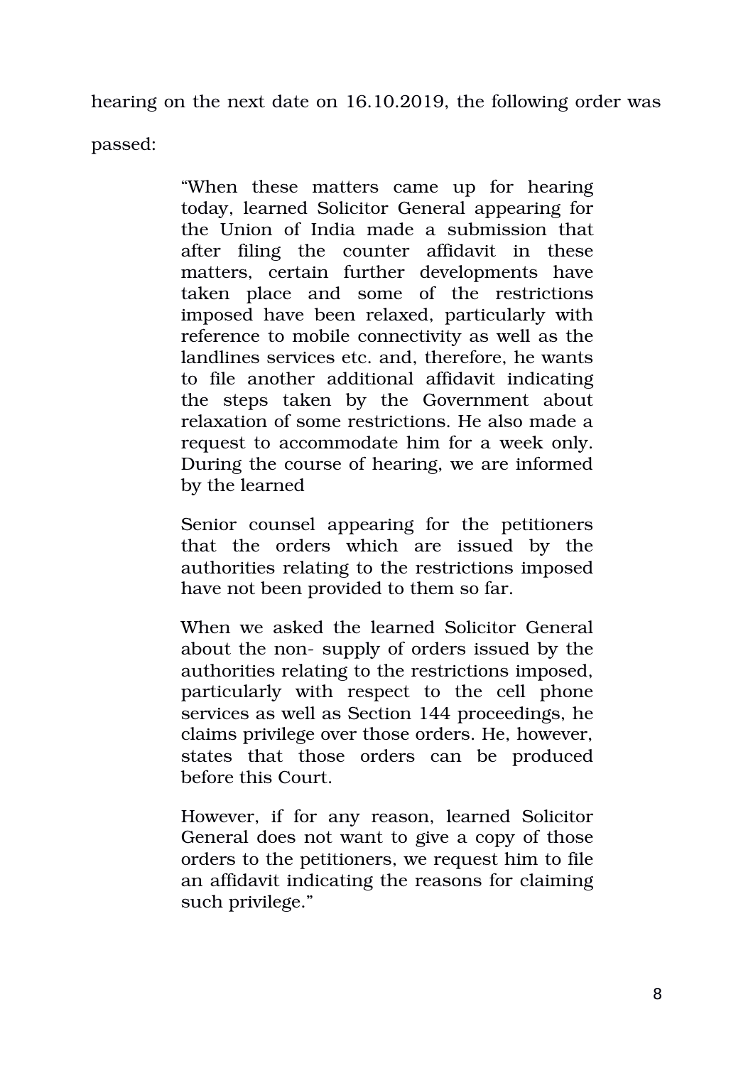hearing on the next date on 16.10.2019, the following order was passed:

> "When these matters came up for hearing today, learned Solicitor General appearing for the Union of India made a submission that after filing the counter affidavit in these matters, certain further developments have taken place and some of the restrictions imposed have been relaxed, particularly with reference to mobile connectivity as well as the landlines services etc. and, therefore, he wants to file another additional affidavit indicating the steps taken by the Government about relaxation of some restrictions. He also made a request to accommodate him for a week only. During the course of hearing, we are informed by the learned
>
> Senior counsel appearing for the petitioners that the orders which are issued by the authorities relating to the restrictions imposed have not been provided to them so far.
>
> When we asked the learned Solicitor General about the non- supply of orders issued by the authorities relating to the restrictions imposed, particularly with respect to the cell phone services as well as Section 144 proceedings, he claims privilege over those orders. He, however, states that those orders can be produced before this Court.
>
> However, if for any reason, learned Solicitor General does not want to give a copy of those orders to the petitioners, we request him to file an affidavit indicating the reasons for claiming such privilege."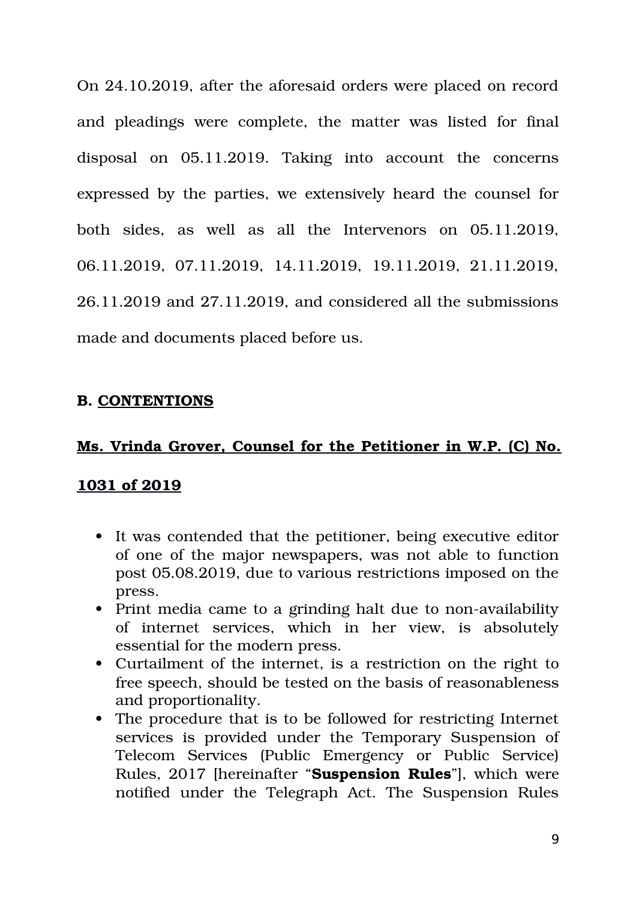On 24.10.2019, after the aforesaid orders were placed on record and pleadings were complete, the matter was listed for final disposal on 05.11.2019. Taking into account the concerns expressed by the parties, we extensively heard the counsel for both sides, as well as all the Intervenors on 05.11.2019, 06.11.2019, 07.11.2019, 14.11.2019, 19.11.2019, 21.11.2019, 26.11.2019 and 27.11.2019, and considered all the submissions made and documents placed before us.

## B. <u>CONTENTIONS</u>

### <u>Ms. Vrinda Grover, Counsel for the Petitioner in W.P. (C) No. 1031 of 2019</u>

- It was contended that the petitioner, being executive editor of one of the major newspapers, was not able to function post 05.08.2019, due to various restrictions imposed on the press.
- Print media came to a grinding halt due to non-availability of internet services, which in her view, is absolutely essential for the modern press.
- Curtailment of the internet, is a restriction on the right to free speech, should be tested on the basis of reasonableness and proportionality.
- The procedure that is to be followed for restricting Internet services is provided under the Temporary Suspension of Telecom Services (Public Emergency or Public Service) Rules, 2017 [hereinafter "**Suspension Rules**"], which were notified under the Telegraph Act. The Suspension Rules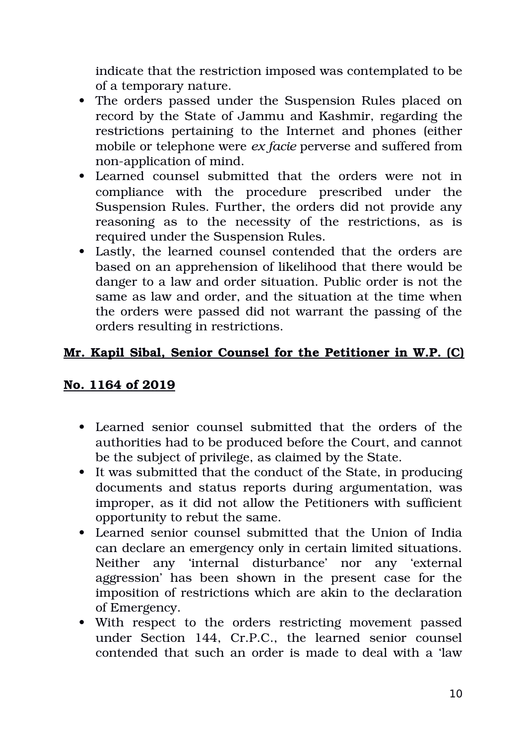indicate that the restriction imposed was contemplated to be of a temporary nature.

- The orders passed under the Suspension Rules placed on record by the State of Jammu and Kashmir, regarding the restrictions pertaining to the Internet and phones (either mobile or telephone were *ex facie* perverse and suffered from non-application of mind.
- Learned counsel submitted that the orders were not in compliance with the procedure prescribed under the Suspension Rules. Further, the orders did not provide any reasoning as to the necessity of the restrictions, as is required under the Suspension Rules.
- Lastly, the learned counsel contended that the orders are based on an apprehension of likelihood that there would be danger to a law and order situation. Public order is not the same as law and order, and the situation at the time when the orders were passed did not warrant the passing of the orders resulting in restrictions.

**Mr. Kapil Sibal, Senior Counsel for the Petitioner in W.P. (C) No. 1164 of 2019**

- Learned senior counsel submitted that the orders of the authorities had to be produced before the Court, and cannot be the subject of privilege, as claimed by the State.
- It was submitted that the conduct of the State, in producing documents and status reports during argumentation, was improper, as it did not allow the Petitioners with sufficient opportunity to rebut the same.
- Learned senior counsel submitted that the Union of India can declare an emergency only in certain limited situations. Neither any 'internal disturbance' nor any 'external aggression' has been shown in the present case for the imposition of restrictions which are akin to the declaration of Emergency.
- With respect to the orders restricting movement passed under Section 144, Cr.P.C., the learned senior counsel contended that such an order is made to deal with a 'law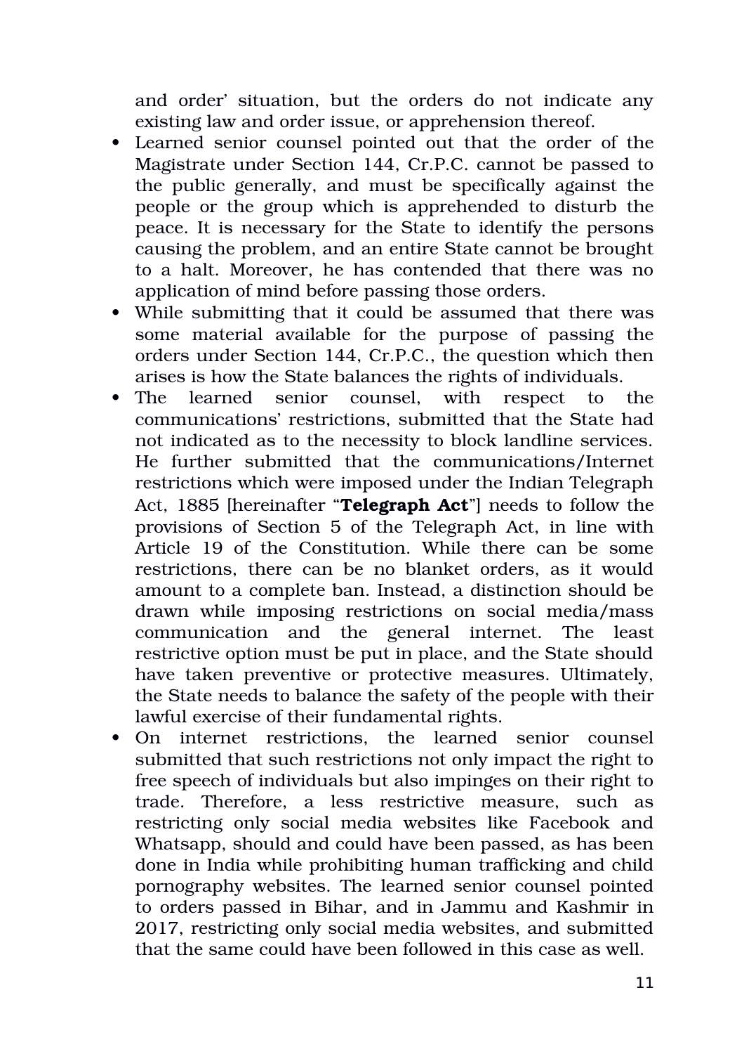and order' situation, but the orders do not indicate any existing law and order issue, or apprehension thereof.

- Learned senior counsel pointed out that the order of the Magistrate under Section 144, Cr.P.C. cannot be passed to the public generally, and must be specifically against the people or the group which is apprehended to disturb the peace. It is necessary for the State to identify the persons causing the problem, and an entire State cannot be brought to a halt. Moreover, he has contended that there was no application of mind before passing those orders.
- While submitting that it could be assumed that there was some material available for the purpose of passing the orders under Section 144, Cr.P.C., the question which then arises is how the State balances the rights of individuals.
- The learned senior counsel, with respect to the communications' restrictions, submitted that the State had not indicated as to the necessity to block landline services. He further submitted that the communications/Internet restrictions which were imposed under the Indian Telegraph Act, 1885 [hereinafter "**Telegraph Act**"] needs to follow the provisions of Section 5 of the Telegraph Act, in line with Article 19 of the Constitution. While there can be some restrictions, there can be no blanket orders, as it would amount to a complete ban. Instead, a distinction should be drawn while imposing restrictions on social media/mass communication and the general internet. The least restrictive option must be put in place, and the State should have taken preventive or protective measures. Ultimately, the State needs to balance the safety of the people with their lawful exercise of their fundamental rights.
- On internet restrictions, the learned senior counsel submitted that such restrictions not only impact the right to free speech of individuals but also impinges on their right to trade. Therefore, a less restrictive measure, such as restricting only social media websites like Facebook and Whatsapp, should and could have been passed, as has been done in India while prohibiting human trafficking and child pornography websites. The learned senior counsel pointed to orders passed in Bihar, and in Jammu and Kashmir in 2017, restricting only social media websites, and submitted that the same could have been followed in this case as well.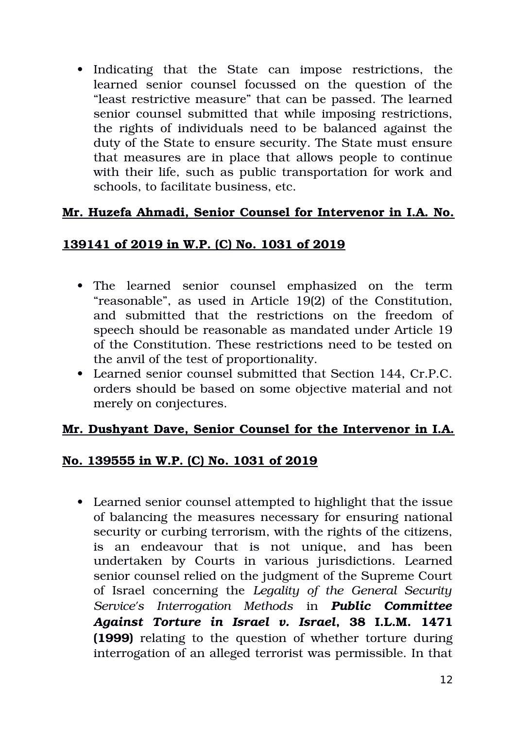- Indicating that the State can impose restrictions, the learned senior counsel focussed on the question of the "least restrictive measure" that can be passed. The learned senior counsel submitted that while imposing restrictions, the rights of individuals need to be balanced against the duty of the State to ensure security. The State must ensure that measures are in place that allows people to continue with their life, such as public transportation for work and schools, to facilitate business, etc.

**Mr. Huzefa Ahmadi, Senior Counsel for Intervenor in I.A. No. 139141 of 2019 in W.P. (C) No. 1031 of 2019**

- The learned senior counsel emphasized on the term "reasonable", as used in Article 19(2) of the Constitution, and submitted that the restrictions on the freedom of speech should be reasonable as mandated under Article 19 of the Constitution. These restrictions need to be tested on the anvil of the test of proportionality.
- Learned senior counsel submitted that Section 144, Cr.P.C. orders should be based on some objective material and not merely on conjectures.

**Mr. Dushyant Dave, Senior Counsel for the Intervenor in I.A. No. 139555 in W.P. (C) No. 1031 of 2019**

- Learned senior counsel attempted to highlight that the issue of balancing the measures necessary for ensuring national security or curbing terrorism, with the rights of the citizens, is an endeavour that is not unique, and has been undertaken by Courts in various jurisdictions. Learned senior counsel relied on the judgment of the Supreme Court of Israel concerning the *Legality of the General Security Service's Interrogation Methods* in ***Public Committee Against Torture in Israel v. Israel*, 38 I.L.M. 1471 (1999)** relating to the question of whether torture during interrogation of an alleged terrorist was permissible. In that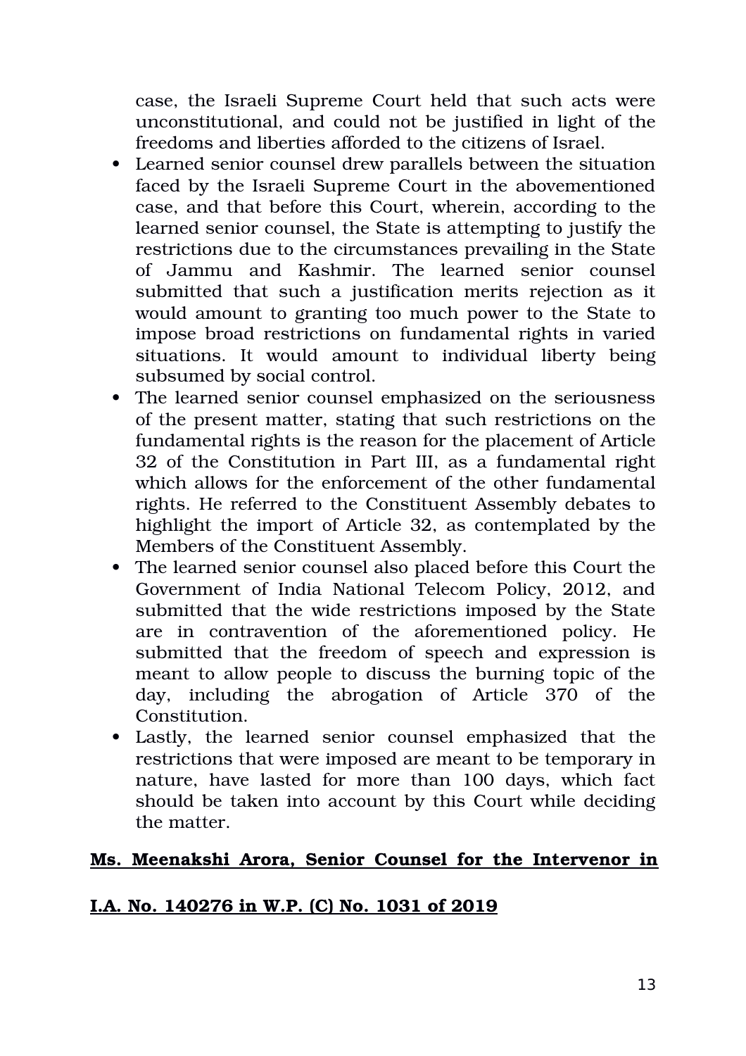case, the Israeli Supreme Court held that such acts were unconstitutional, and could not be justified in light of the freedoms and liberties afforded to the citizens of Israel.

- Learned senior counsel drew parallels between the situation faced by the Israeli Supreme Court in the abovementioned case, and that before this Court, wherein, according to the learned senior counsel, the State is attempting to justify the restrictions due to the circumstances prevailing in the State of Jammu and Kashmir. The learned senior counsel submitted that such a justification merits rejection as it would amount to granting too much power to the State to impose broad restrictions on fundamental rights in varied situations. It would amount to individual liberty being subsumed by social control.
- The learned senior counsel emphasized on the seriousness of the present matter, stating that such restrictions on the fundamental rights is the reason for the placement of Article 32 of the Constitution in Part III, as a fundamental right which allows for the enforcement of the other fundamental rights. He referred to the Constituent Assembly debates to highlight the import of Article 32, as contemplated by the Members of the Constituent Assembly.
- The learned senior counsel also placed before this Court the Government of India National Telecom Policy, 2012, and submitted that the wide restrictions imposed by the State are in contravention of the aforementioned policy. He submitted that the freedom of speech and expression is meant to allow people to discuss the burning topic of the day, including the abrogation of Article 370 of the Constitution.
- Lastly, the learned senior counsel emphasized that the restrictions that were imposed are meant to be temporary in nature, have lasted for more than 100 days, which fact should be taken into account by this Court while deciding the matter.

**Ms. Meenakshi Arora, Senior Counsel for the Intervenor in I.A. No. 140276 in W.P. (C) No. 1031 of 2019**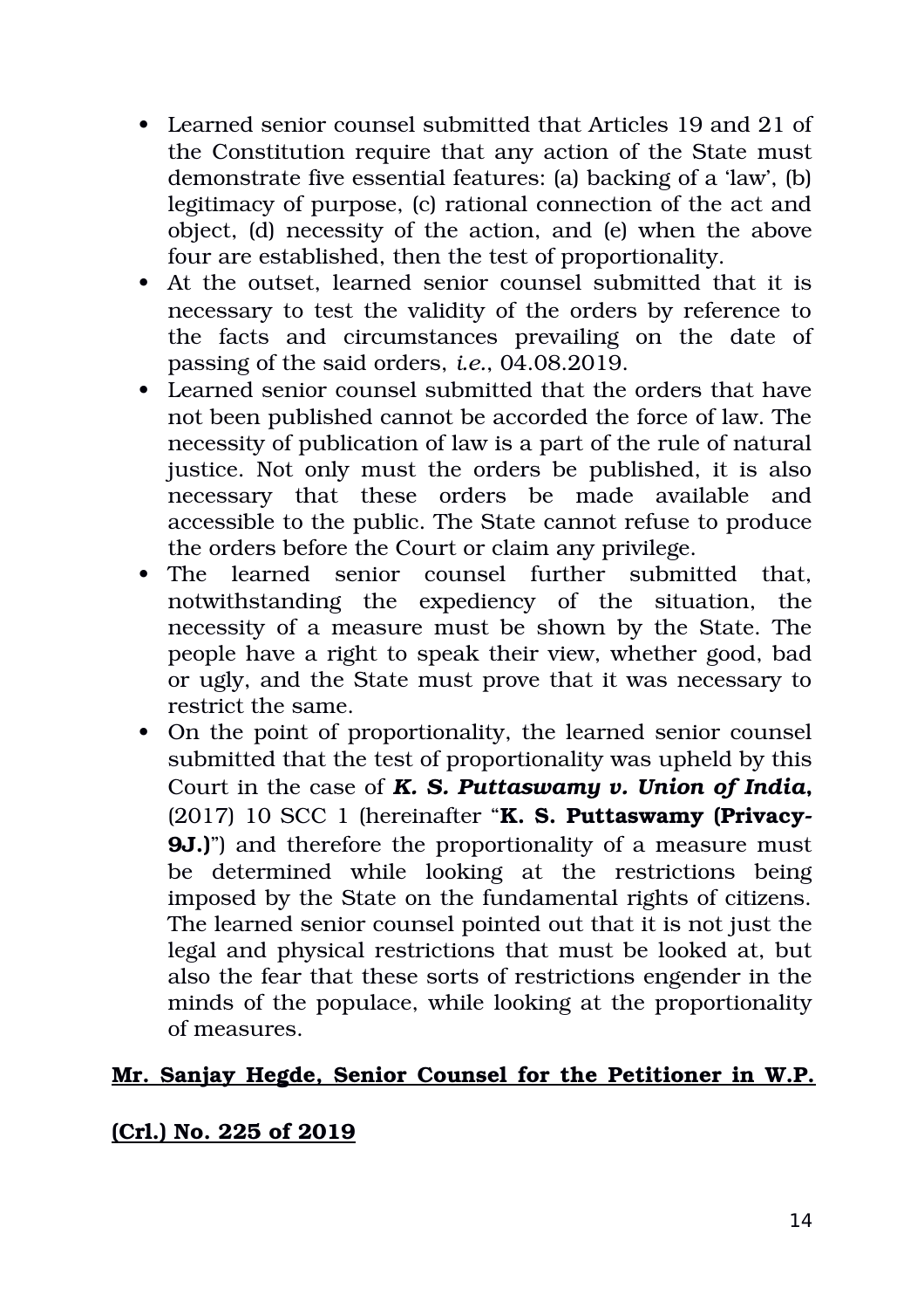- Learned senior counsel submitted that Articles 19 and 21 of the Constitution require that any action of the State must demonstrate five essential features: (a) backing of a 'law', (b) legitimacy of purpose, (c) rational connection of the act and object, (d) necessity of the action, and (e) when the above four are established, then the test of proportionality.
- At the outset, learned senior counsel submitted that it is necessary to test the validity of the orders by reference to the facts and circumstances prevailing on the date of passing of the said orders, *i.e.*, 04.08.2019.
- Learned senior counsel submitted that the orders that have not been published cannot be accorded the force of law. The necessity of publication of law is a part of the rule of natural justice. Not only must the orders be published, it is also necessary that these orders be made available and accessible to the public. The State cannot refuse to produce the orders before the Court or claim any privilege.
- The learned senior counsel further submitted that, notwithstanding the expediency of the situation, the necessity of a measure must be shown by the State. The people have a right to speak their view, whether good, bad or ugly, and the State must prove that it was necessary to restrict the same.
- On the point of proportionality, the learned senior counsel submitted that the test of proportionality was upheld by this Court in the case of ***K. S. Puttaswamy v. Union of India***, (2017) 10 SCC 1 (hereinafter "**K. S. Puttaswamy (Privacy-9J.)**") and therefore the proportionality of a measure must be determined while looking at the restrictions being imposed by the State on the fundamental rights of citizens. The learned senior counsel pointed out that it is not just the legal and physical restrictions that must be looked at, but also the fear that these sorts of restrictions engender in the minds of the populace, while looking at the proportionality of measures.

**Mr. Sanjay Hegde, Senior Counsel for the Petitioner in W.P. (Crl.) No. 225 of 2019**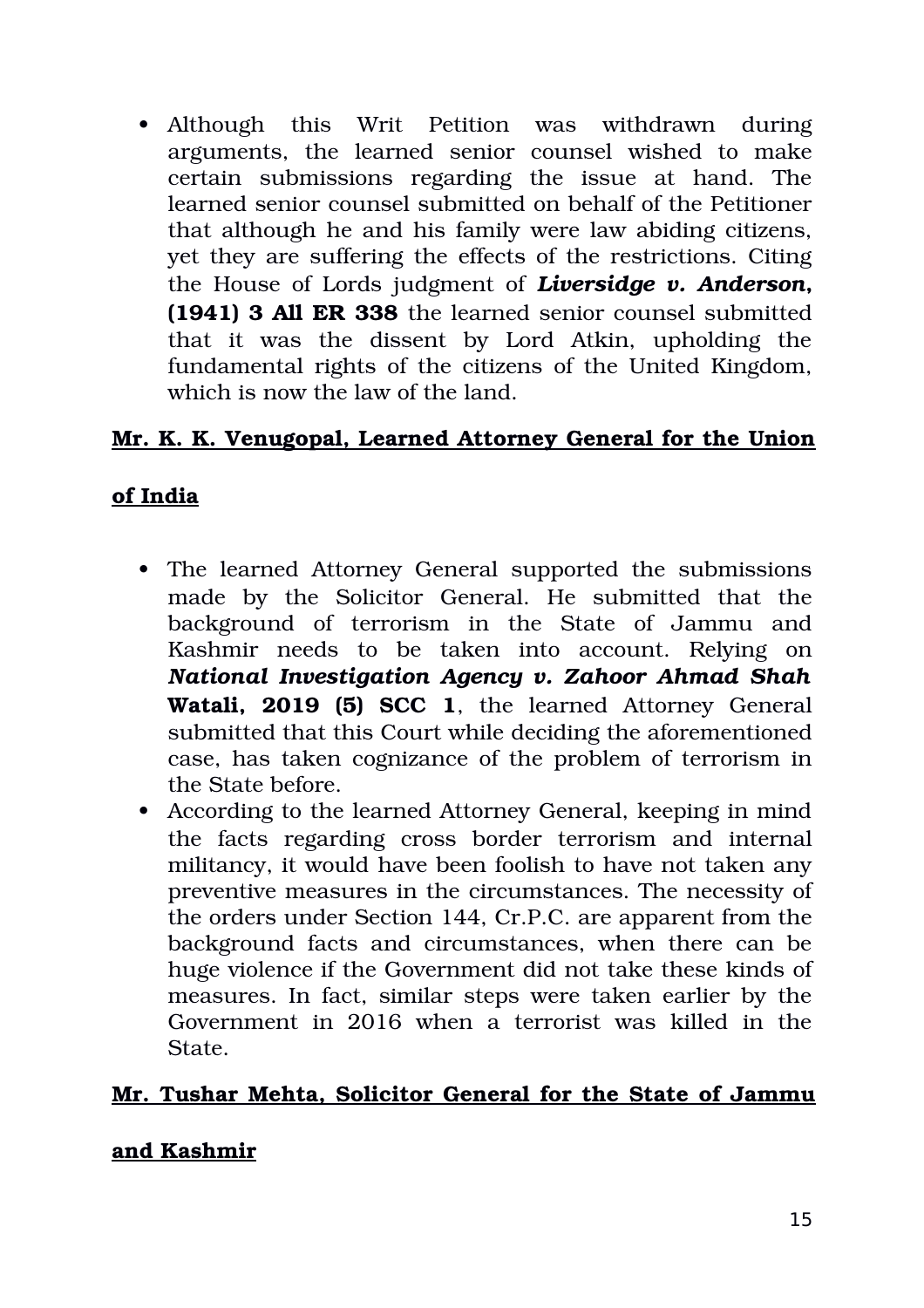- Although this Writ Petition was withdrawn during arguments, the learned senior counsel wished to make certain submissions regarding the issue at hand. The learned senior counsel submitted on behalf of the Petitioner that although he and his family were law abiding citizens, yet they are suffering the effects of the restrictions. Citing the House of Lords judgment of ***Liversidge v. Anderson*, (1941) 3 All ER 338** the learned senior counsel submitted that it was the dissent by Lord Atkin, upholding the fundamental rights of the citizens of the United Kingdom, which is now the law of the land.

**<u>Mr. K. K. Venugopal, Learned Attorney General for the Union of India</u>**

- The learned Attorney General supported the submissions made by the Solicitor General. He submitted that the background of terrorism in the State of Jammu and Kashmir needs to be taken into account. Relying on ***National Investigation Agency v. Zahoor Ahmad Shah* Watali, 2019 (5) SCC 1**, the learned Attorney General submitted that this Court while deciding the aforementioned case, has taken cognizance of the problem of terrorism in the State before.
- According to the learned Attorney General, keeping in mind the facts regarding cross border terrorism and internal militancy, it would have been foolish to have not taken any preventive measures in the circumstances. The necessity of the orders under Section 144, Cr.P.C. are apparent from the background facts and circumstances, when there can be huge violence if the Government did not take these kinds of measures. In fact, similar steps were taken earlier by the Government in 2016 when a terrorist was killed in the State.

**<u>Mr. Tushar Mehta, Solicitor General for the State of Jammu and Kashmir</u>**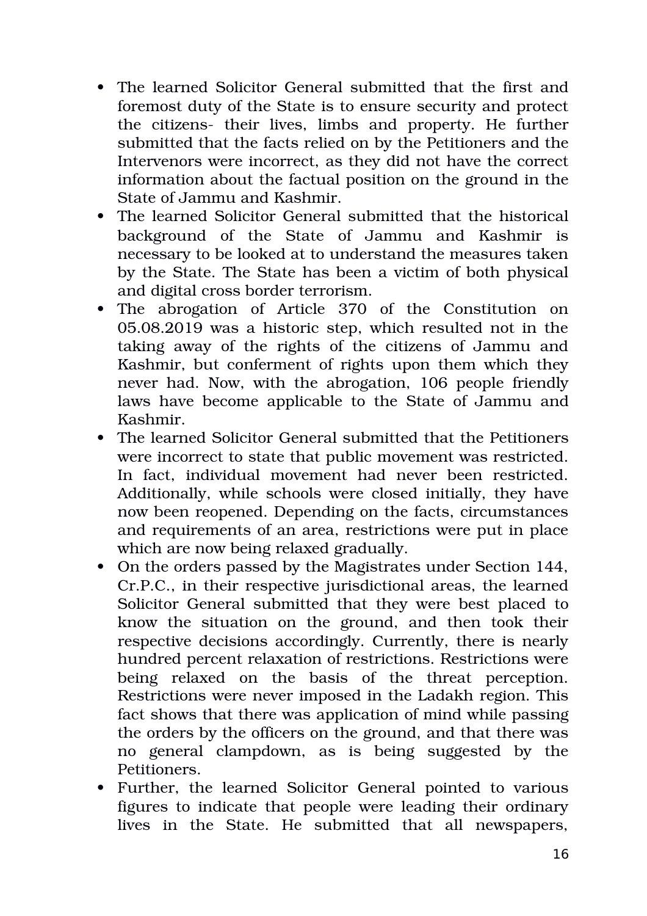- The learned Solicitor General submitted that the first and foremost duty of the State is to ensure security and protect the citizens- their lives, limbs and property. He further submitted that the facts relied on by the Petitioners and the Intervenors were incorrect, as they did not have the correct information about the factual position on the ground in the State of Jammu and Kashmir.
- The learned Solicitor General submitted that the historical background of the State of Jammu and Kashmir is necessary to be looked at to understand the measures taken by the State. The State has been a victim of both physical and digital cross border terrorism.
- The abrogation of Article 370 of the Constitution on 05.08.2019 was a historic step, which resulted not in the taking away of the rights of the citizens of Jammu and Kashmir, but conferment of rights upon them which they never had. Now, with the abrogation, 106 people friendly laws have become applicable to the State of Jammu and Kashmir.
- The learned Solicitor General submitted that the Petitioners were incorrect to state that public movement was restricted. In fact, individual movement had never been restricted. Additionally, while schools were closed initially, they have now been reopened. Depending on the facts, circumstances and requirements of an area, restrictions were put in place which are now being relaxed gradually.
- On the orders passed by the Magistrates under Section 144, Cr.P.C., in their respective jurisdictional areas, the learned Solicitor General submitted that they were best placed to know the situation on the ground, and then took their respective decisions accordingly. Currently, there is nearly hundred percent relaxation of restrictions. Restrictions were being relaxed on the basis of the threat perception. Restrictions were never imposed in the Ladakh region. This fact shows that there was application of mind while passing the orders by the officers on the ground, and that there was no general clampdown, as is being suggested by the Petitioners.
- Further, the learned Solicitor General pointed to various figures to indicate that people were leading their ordinary lives in the State. He submitted that all newspapers,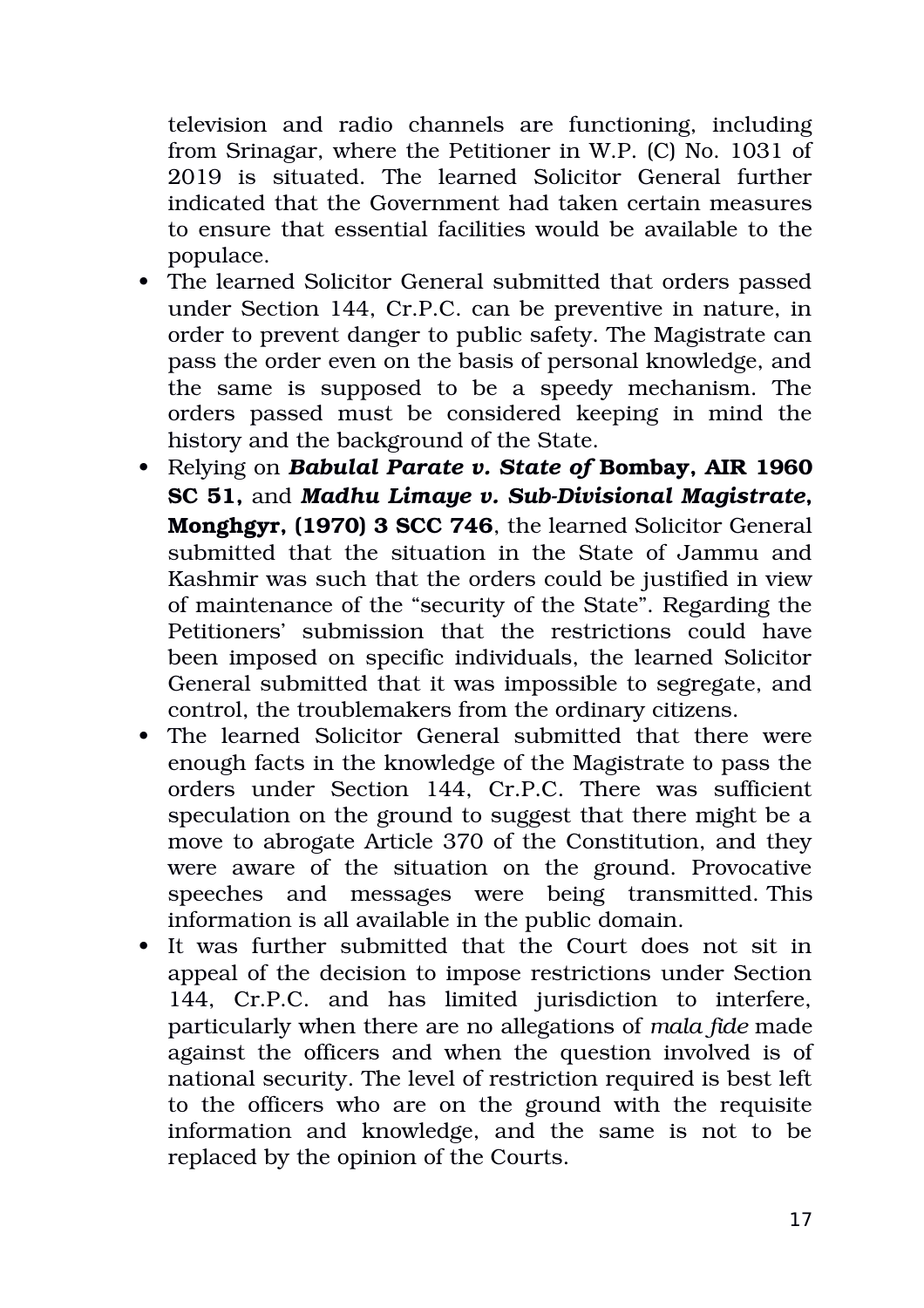television and radio channels are functioning, including from Srinagar, where the Petitioner in W.P. (C) No. 1031 of 2019 is situated. The learned Solicitor General further indicated that the Government had taken certain measures to ensure that essential facilities would be available to the populace.

- The learned Solicitor General submitted that orders passed under Section 144, Cr.P.C. can be preventive in nature, in order to prevent danger to public safety. The Magistrate can pass the order even on the basis of personal knowledge, and the same is supposed to be a speedy mechanism. The orders passed must be considered keeping in mind the history and the background of the State.
- Relying on ***Babulal Parate v. State of* Bombay, AIR 1960 SC 51,** and ***Madhu Limaye v. Sub-Divisional Magistrate*, Monghgyr, (1970) 3 SCC 746**, the learned Solicitor General submitted that the situation in the State of Jammu and Kashmir was such that the orders could be justified in view of maintenance of the "security of the State". Regarding the Petitioners' submission that the restrictions could have been imposed on specific individuals, the learned Solicitor General submitted that it was impossible to segregate, and control, the troublemakers from the ordinary citizens.
- The learned Solicitor General submitted that there were enough facts in the knowledge of the Magistrate to pass the orders under Section 144, Cr.P.C. There was sufficient speculation on the ground to suggest that there might be a move to abrogate Article 370 of the Constitution, and they were aware of the situation on the ground. Provocative speeches and messages were being transmitted. This information is all available in the public domain.
- It was further submitted that the Court does not sit in appeal of the decision to impose restrictions under Section 144, Cr.P.C. and has limited jurisdiction to interfere, particularly when there are no allegations of *mala fide* made against the officers and when the question involved is of national security. The level of restriction required is best left to the officers who are on the ground with the requisite information and knowledge, and the same is not to be replaced by the opinion of the Courts.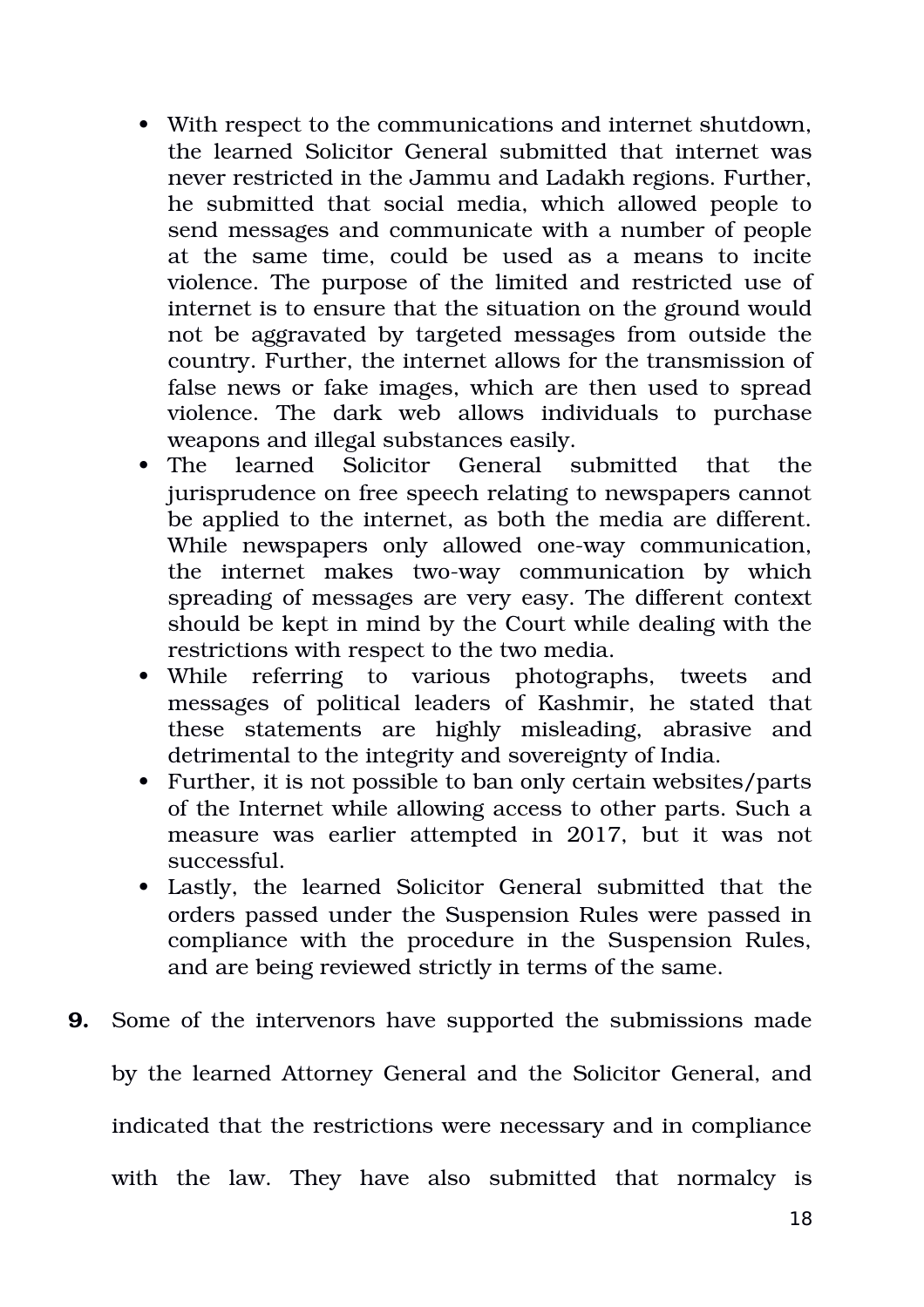- With respect to the communications and internet shutdown, the learned Solicitor General submitted that internet was never restricted in the Jammu and Ladakh regions. Further, he submitted that social media, which allowed people to send messages and communicate with a number of people at the same time, could be used as a means to incite violence. The purpose of the limited and restricted use of internet is to ensure that the situation on the ground would not be aggravated by targeted messages from outside the country. Further, the internet allows for the transmission of false news or fake images, which are then used to spread violence. The dark web allows individuals to purchase weapons and illegal substances easily.
- The learned Solicitor General submitted that the jurisprudence on free speech relating to newspapers cannot be applied to the internet, as both the media are different. While newspapers only allowed one-way communication, the internet makes two-way communication by which spreading of messages are very easy. The different context should be kept in mind by the Court while dealing with the restrictions with respect to the two media.
- While referring to various photographs, tweets and messages of political leaders of Kashmir, he stated that these statements are highly misleading, abrasive and detrimental to the integrity and sovereignty of India.
- Further, it is not possible to ban only certain websites/parts of the Internet while allowing access to other parts. Such a measure was earlier attempted in 2017, but it was not successful.
- Lastly, the learned Solicitor General submitted that the orders passed under the Suspension Rules were passed in compliance with the procedure in the Suspension Rules, and are being reviewed strictly in terms of the same.

**9.** Some of the intervenors have supported the submissions made by the learned Attorney General and the Solicitor General, and indicated that the restrictions were necessary and in compliance with the law. They have also submitted that normalcy is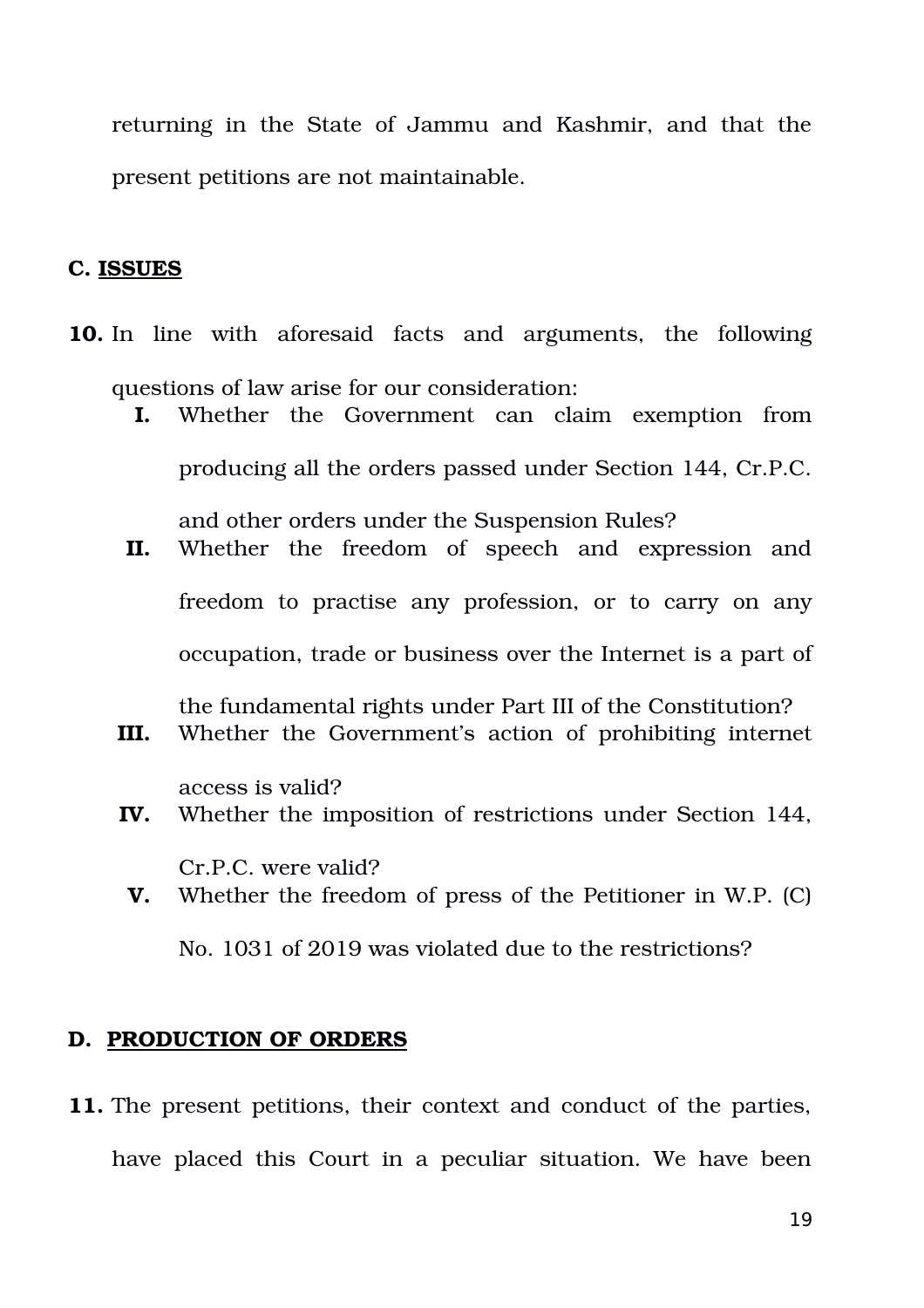returning in the State of Jammu and Kashmir, and that the present petitions are not maintainable.

## C. ISSUES

**10.** In line with aforesaid facts and arguments, the following questions of law arise for our consideration:

**I.** Whether the Government can claim exemption from producing all the orders passed under Section 144, Cr.P.C. and other orders under the Suspension Rules?

**II.** Whether the freedom of speech and expression and freedom to practise any profession, or to carry on any occupation, trade or business over the Internet is a part of the fundamental rights under Part III of the Constitution?

**III.** Whether the Government's action of prohibiting internet access is valid?

**IV.** Whether the imposition of restrictions under Section 144, Cr.P.C. were valid?

**V.** Whether the freedom of press of the Petitioner in W.P. (C) No. 1031 of 2019 was violated due to the restrictions?

## D. PRODUCTION OF ORDERS

**11.** The present petitions, their context and conduct of the parties, have placed this Court in a peculiar situation. We have been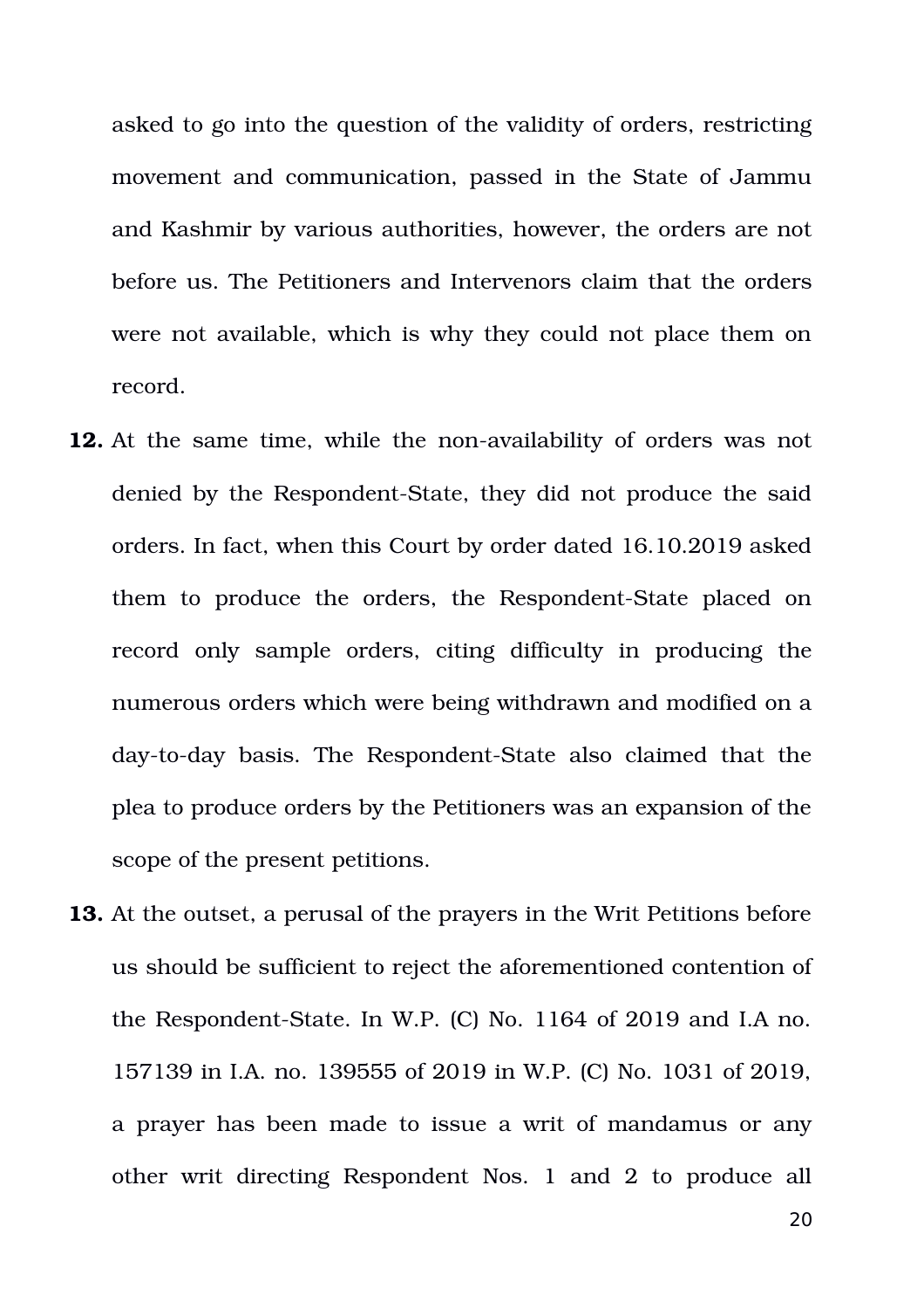asked to go into the question of the validity of orders, restricting movement and communication, passed in the State of Jammu and Kashmir by various authorities, however, the orders are not before us. The Petitioners and Intervenors claim that the orders were not available, which is why they could not place them on record.

**12.** At the same time, while the non-availability of orders was not denied by the Respondent-State, they did not produce the said orders. In fact, when this Court by order dated 16.10.2019 asked them to produce the orders, the Respondent-State placed on record only sample orders, citing difficulty in producing the numerous orders which were being withdrawn and modified on a day-to-day basis. The Respondent-State also claimed that the plea to produce orders by the Petitioners was an expansion of the scope of the present petitions.

**13.** At the outset, a perusal of the prayers in the Writ Petitions before us should be sufficient to reject the aforementioned contention of the Respondent-State. In W.P. (C) No. 1164 of 2019 and I.A no. 157139 in I.A. no. 139555 of 2019 in W.P. (C) No. 1031 of 2019, a prayer has been made to issue a writ of mandamus or any other writ directing Respondent Nos. 1 and 2 to produce all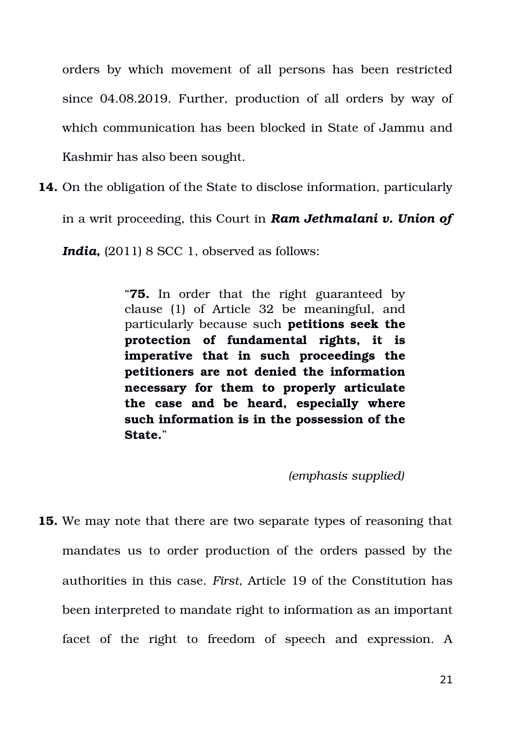orders by which movement of all persons has been restricted since 04.08.2019. Further, production of all orders by way of which communication has been blocked in State of Jammu and Kashmir has also been sought.

**14.** On the obligation of the State to disclose information, particularly in a writ proceeding, this Court in ***Ram Jethmalani v. Union of India,*** (2011) 8 SCC 1, observed as follows:

> "**75.** In order that the right guaranteed by clause (1) of Article 32 be meaningful, and particularly because such **petitions seek the protection of fundamental rights, it is imperative that in such proceedings the petitioners are not denied the information necessary for them to properly articulate the case and be heard, especially where such information is in the possession of the State.**"
>
> *(emphasis supplied)*

**15.** We may note that there are two separate types of reasoning that mandates us to order production of the orders passed by the authorities in this case. *First*, Article 19 of the Constitution has been interpreted to mandate right to information as an important facet of the right to freedom of speech and expression. A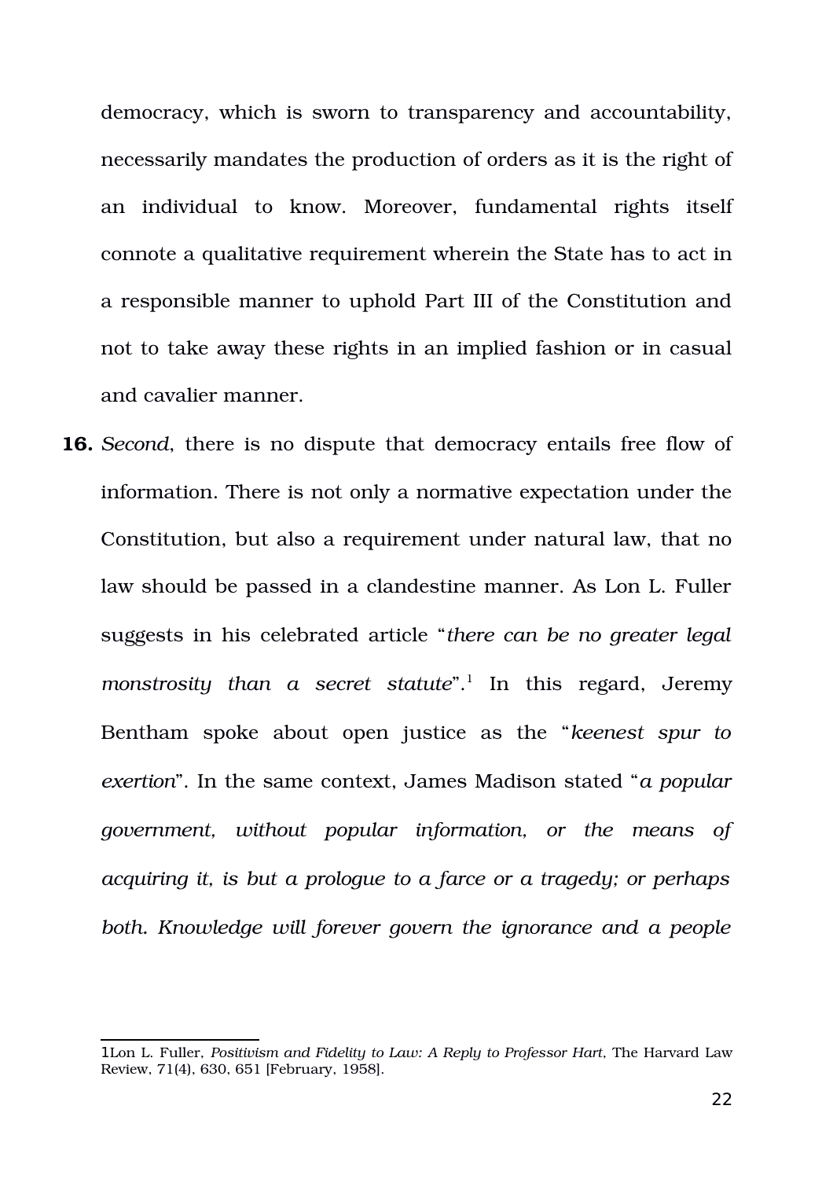democracy, which is sworn to transparency and accountability, necessarily mandates the production of orders as it is the right of an individual to know. Moreover, fundamental rights itself connote a qualitative requirement wherein the State has to act in a responsible manner to uphold Part III of the Constitution and not to take away these rights in an implied fashion or in casual and cavalier manner.

**16.** *Second*, there is no dispute that democracy entails free flow of information. There is not only a normative expectation under the Constitution, but also a requirement under natural law, that no law should be passed in a clandestine manner. As Lon L. Fuller suggests in his celebrated article "*there can be no greater legal monstrosity than a secret statute*".[1] In this regard, Jeremy Bentham spoke about open justice as the "*keenest spur to exertion*". In the same context, James Madison stated "*a popular government, without popular information, or the means of acquiring it, is but a prologue to a farce or a tragedy; or perhaps both. Knowledge will forever govern the ignorance and a people*

---

1Lon L. Fuller, *Positivism and Fidelity to Law: A Reply to Professor Hart*, The Harvard Law Review, 71(4), 630, 651 [February, 1958].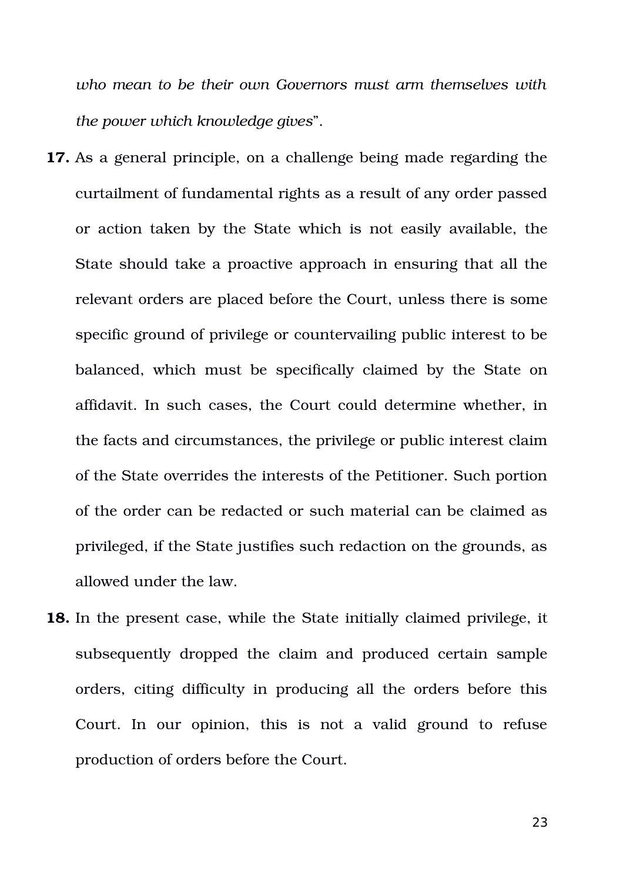*who mean to be their own Governors must arm themselves with the power which knowledge gives*".

**17.** As a general principle, on a challenge being made regarding the curtailment of fundamental rights as a result of any order passed or action taken by the State which is not easily available, the State should take a proactive approach in ensuring that all the relevant orders are placed before the Court, unless there is some specific ground of privilege or countervailing public interest to be balanced, which must be specifically claimed by the State on affidavit. In such cases, the Court could determine whether, in the facts and circumstances, the privilege or public interest claim of the State overrides the interests of the Petitioner. Such portion of the order can be redacted or such material can be claimed as privileged, if the State justifies such redaction on the grounds, as allowed under the law.

**18.** In the present case, while the State initially claimed privilege, it subsequently dropped the claim and produced certain sample orders, citing difficulty in producing all the orders before this Court. In our opinion, this is not a valid ground to refuse production of orders before the Court.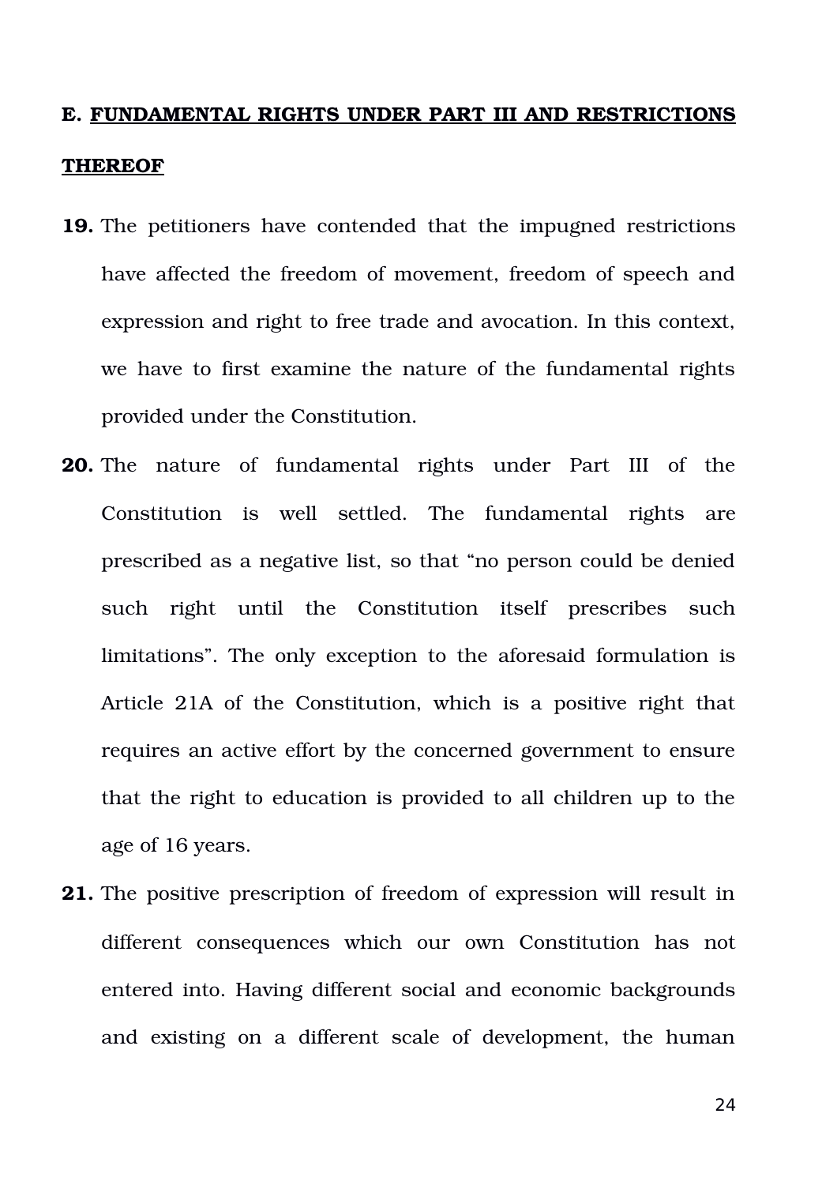## E. FUNDAMENTAL RIGHTS UNDER PART III AND RESTRICTIONS THEREOF

**19.** The petitioners have contended that the impugned restrictions have affected the freedom of movement, freedom of speech and expression and right to free trade and avocation. In this context, we have to first examine the nature of the fundamental rights provided under the Constitution.

**20.** The nature of fundamental rights under Part III of the Constitution is well settled. The fundamental rights are prescribed as a negative list, so that "no person could be denied such right until the Constitution itself prescribes such limitations". The only exception to the aforesaid formulation is Article 21A of the Constitution, which is a positive right that requires an active effort by the concerned government to ensure that the right to education is provided to all children up to the age of 16 years.

**21.** The positive prescription of freedom of expression will result in different consequences which our own Constitution has not entered into. Having different social and economic backgrounds and existing on a different scale of development, the human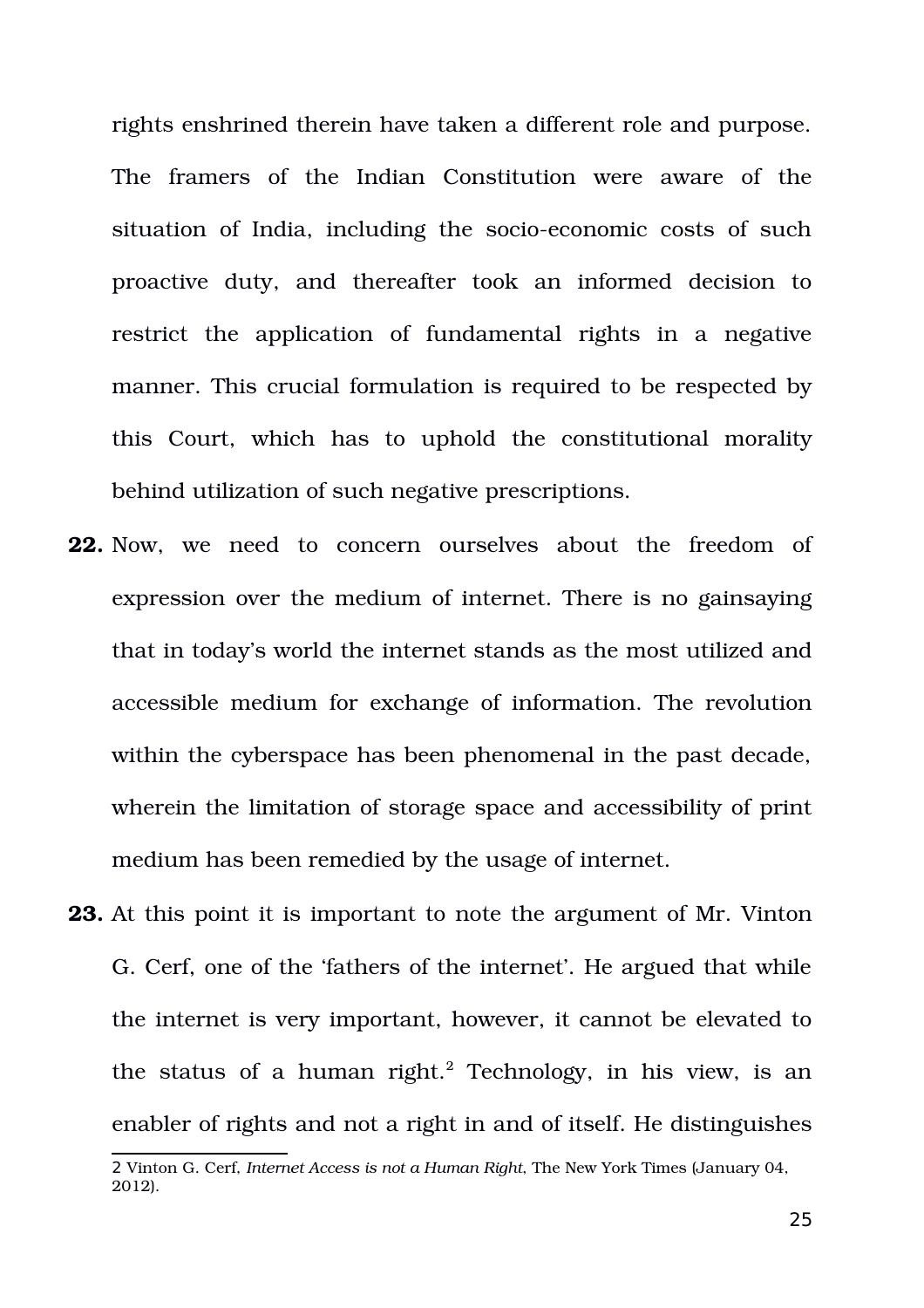rights enshrined therein have taken a different role and purpose. The framers of the Indian Constitution were aware of the situation of India, including the socio-economic costs of such proactive duty, and thereafter took an informed decision to restrict the application of fundamental rights in a negative manner. This crucial formulation is required to be respected by this Court, which has to uphold the constitutional morality behind utilization of such negative prescriptions.

**22.** Now, we need to concern ourselves about the freedom of expression over the medium of internet. There is no gainsaying that in today's world the internet stands as the most utilized and accessible medium for exchange of information. The revolution within the cyberspace has been phenomenal in the past decade, wherein the limitation of storage space and accessibility of print medium has been remedied by the usage of internet.

**23.** At this point it is important to note the argument of Mr. Vinton G. Cerf, one of the 'fathers of the internet'. He argued that while the internet is very important, however, it cannot be elevated to the status of a human right.[2] Technology, in his view, is an enabler of rights and not a right in and of itself. He distinguishes

---

2 Vinton G. Cerf, *Internet Access is not a Human Right*, The New York Times (January 04, 2012).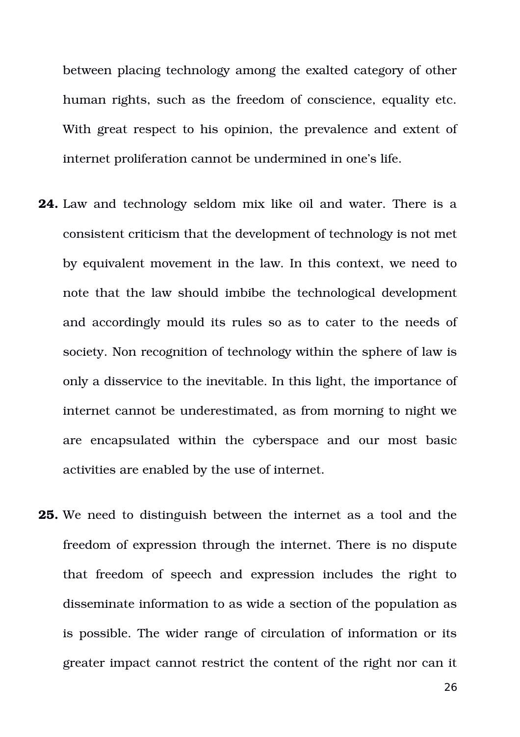between placing technology among the exalted category of other human rights, such as the freedom of conscience, equality etc. With great respect to his opinion, the prevalence and extent of internet proliferation cannot be undermined in one's life.

**24.** Law and technology seldom mix like oil and water. There is a consistent criticism that the development of technology is not met by equivalent movement in the law. In this context, we need to note that the law should imbibe the technological development and accordingly mould its rules so as to cater to the needs of society. Non recognition of technology within the sphere of law is only a disservice to the inevitable. In this light, the importance of internet cannot be underestimated, as from morning to night we are encapsulated within the cyberspace and our most basic activities are enabled by the use of internet.

**25.** We need to distinguish between the internet as a tool and the freedom of expression through the internet. There is no dispute that freedom of speech and expression includes the right to disseminate information to as wide a section of the population as is possible. The wider range of circulation of information or its greater impact cannot restrict the content of the right nor can it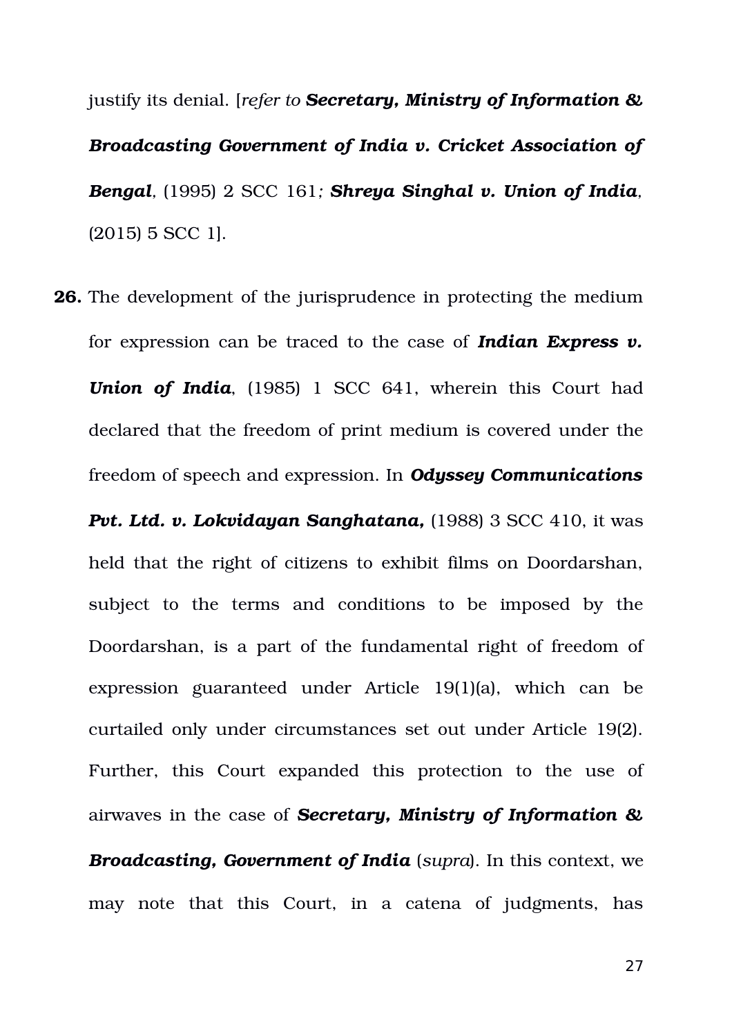justify its denial. [*refer to* ***Secretary, Ministry of Information & Broadcasting Government of India v. Cricket Association of Bengal***, (1995) 2 SCC 161*;* ***Shreya Singhal v. Union of India***, (2015) 5 SCC 1].

**26.** The development of the jurisprudence in protecting the medium for expression can be traced to the case of ***Indian Express v. Union of India***, (1985) 1 SCC 641, wherein this Court had declared that the freedom of print medium is covered under the freedom of speech and expression. In ***Odyssey Communications Pvt. Ltd. v. Lokvidayan Sanghatana,*** (1988) 3 SCC 410, it was held that the right of citizens to exhibit films on Doordarshan, subject to the terms and conditions to be imposed by the Doordarshan, is a part of the fundamental right of freedom of expression guaranteed under Article 19(1)(a), which can be curtailed only under circumstances set out under Article 19(2). Further, this Court expanded this protection to the use of airwaves in the case of ***Secretary, Ministry of Information & Broadcasting, Government of India*** (*supra*). In this context, we may note that this Court, in a catena of judgments, has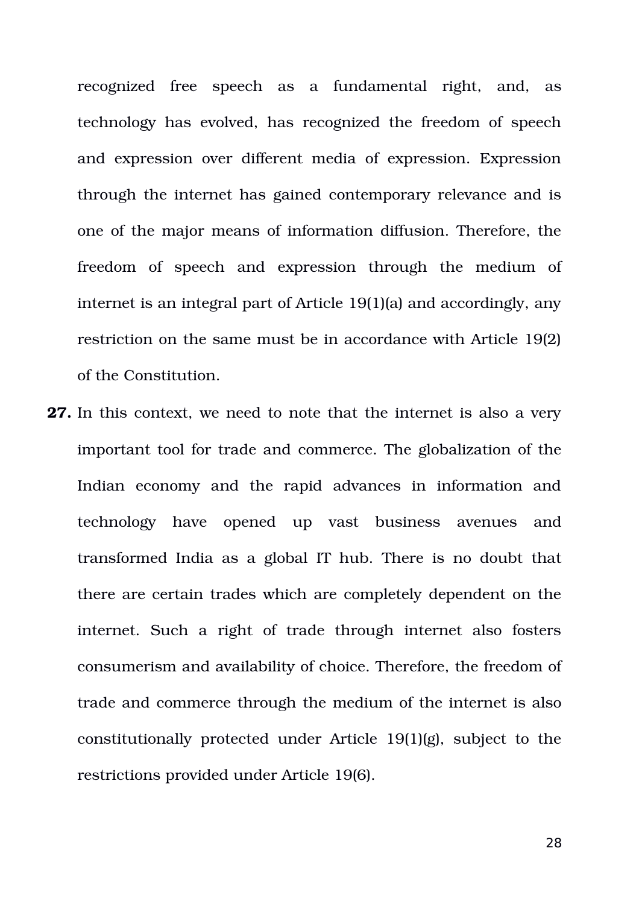recognized free speech as a fundamental right, and, as technology has evolved, has recognized the freedom of speech and expression over different media of expression. Expression through the internet has gained contemporary relevance and is one of the major means of information diffusion. Therefore, the freedom of speech and expression through the medium of internet is an integral part of Article 19(1)(a) and accordingly, any restriction on the same must be in accordance with Article 19(2) of the Constitution.

**27.** In this context, we need to note that the internet is also a very important tool for trade and commerce. The globalization of the Indian economy and the rapid advances in information and technology have opened up vast business avenues and transformed India as a global IT hub. There is no doubt that there are certain trades which are completely dependent on the internet. Such a right of trade through internet also fosters consumerism and availability of choice. Therefore, the freedom of trade and commerce through the medium of the internet is also constitutionally protected under Article 19(1)(g), subject to the restrictions provided under Article 19(6).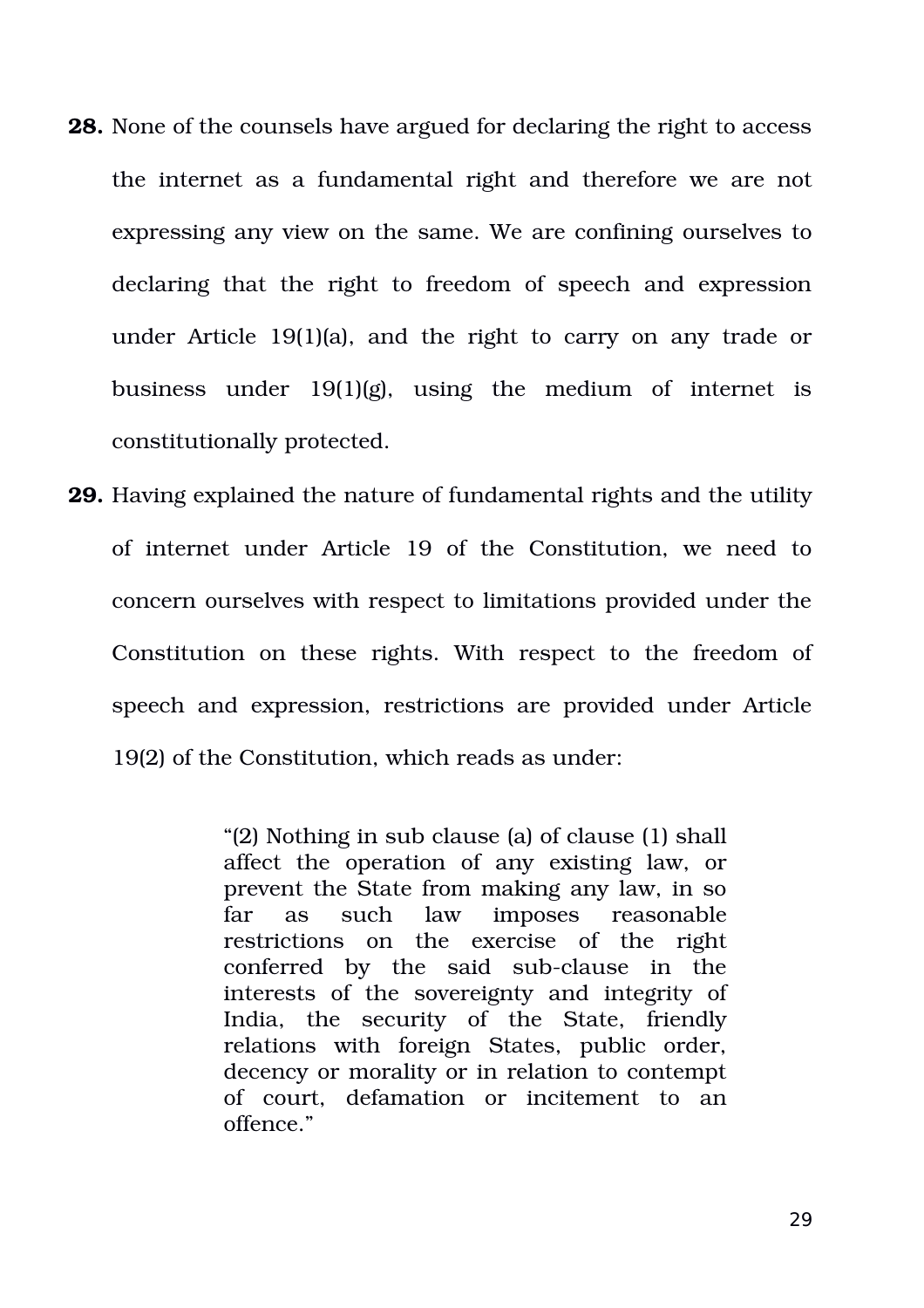**28.** None of the counsels have argued for declaring the right to access the internet as a fundamental right and therefore we are not expressing any view on the same. We are confining ourselves to declaring that the right to freedom of speech and expression under Article 19(1)(a), and the right to carry on any trade or business under 19(1)(g), using the medium of internet is constitutionally protected.

**29.** Having explained the nature of fundamental rights and the utility of internet under Article 19 of the Constitution, we need to concern ourselves with respect to limitations provided under the Constitution on these rights. With respect to the freedom of speech and expression, restrictions are provided under Article 19(2) of the Constitution, which reads as under:

> "(2) Nothing in sub clause (a) of clause (1) shall affect the operation of any existing law, or prevent the State from making any law, in so far as such law imposes reasonable restrictions on the exercise of the right conferred by the said sub-clause in the interests of the sovereignty and integrity of India, the security of the State, friendly relations with foreign States, public order, decency or morality or in relation to contempt of court, defamation or incitement to an offence."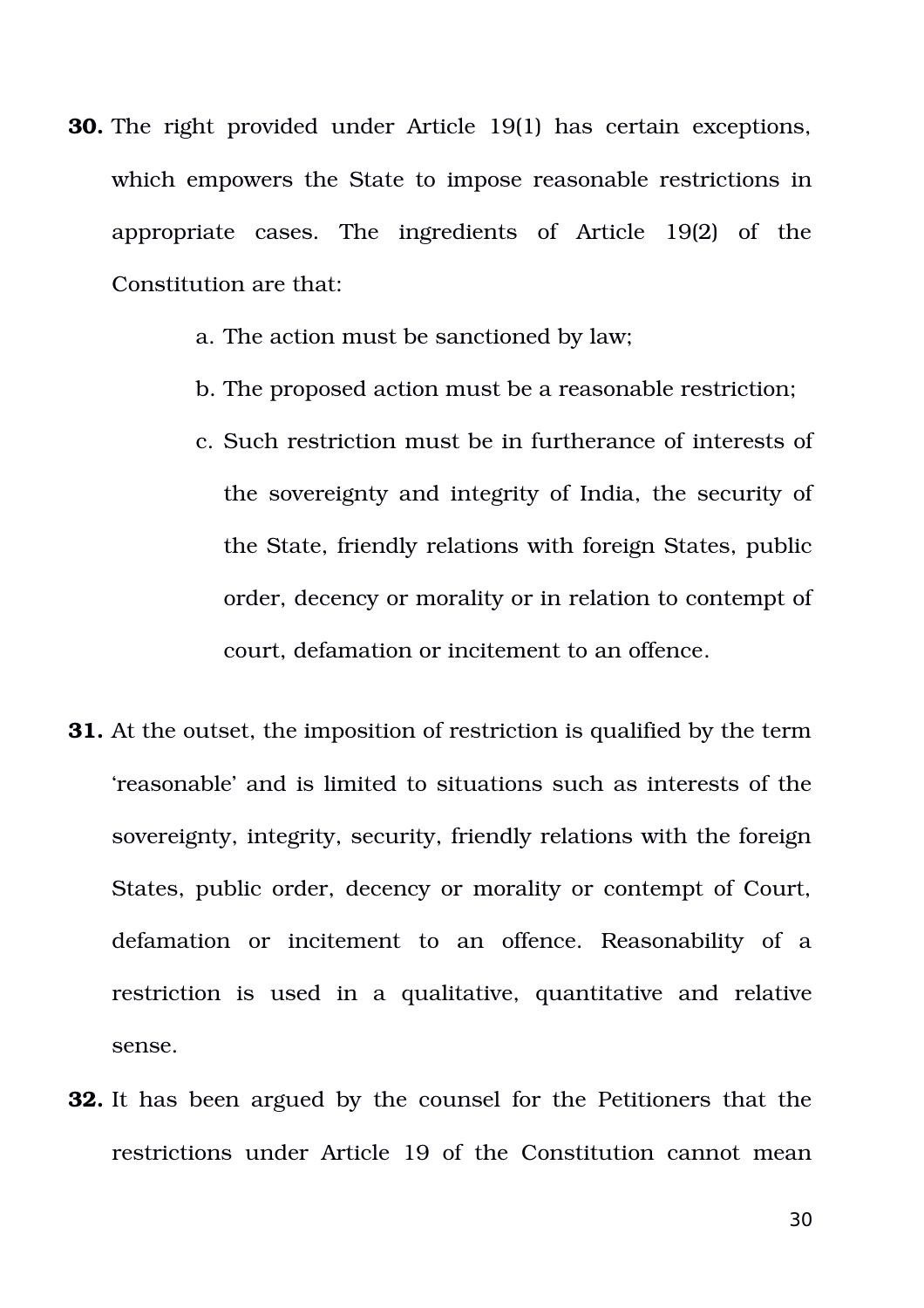**30.** The right provided under Article 19(1) has certain exceptions, which empowers the State to impose reasonable restrictions in appropriate cases. The ingredients of Article 19(2) of the Constitution are that:

a. The action must be sanctioned by law;

b. The proposed action must be a reasonable restriction;

c. Such restriction must be in furtherance of interests of the sovereignty and integrity of India, the security of the State, friendly relations with foreign States, public order, decency or morality or in relation to contempt of court, defamation or incitement to an offence.

**31.** At the outset, the imposition of restriction is qualified by the term 'reasonable' and is limited to situations such as interests of the sovereignty, integrity, security, friendly relations with the foreign States, public order, decency or morality or contempt of Court, defamation or incitement to an offence. Reasonability of a restriction is used in a qualitative, quantitative and relative sense.

**32.** It has been argued by the counsel for the Petitioners that the restrictions under Article 19 of the Constitution cannot mean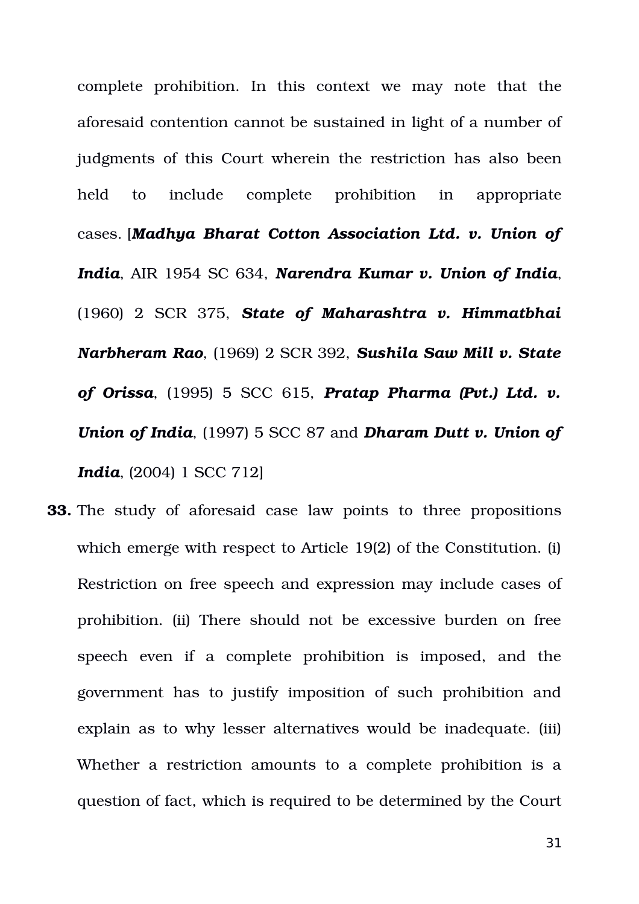complete prohibition. In this context we may note that the aforesaid contention cannot be sustained in light of a number of judgments of this Court wherein the restriction has also been held to include complete prohibition in appropriate cases. [***Madhya Bharat Cotton Association Ltd. v. Union of India***, AIR 1954 SC 634, ***Narendra Kumar v. Union of India***, (1960) 2 SCR 375, ***State of Maharashtra v. Himmatbhai Narbheram Rao***, (1969) 2 SCR 392, ***Sushila Saw Mill v. State of Orissa***, (1995) 5 SCC 615, ***Pratap Pharma (Pvt.) Ltd. v. Union of India***, (1997) 5 SCC 87 and ***Dharam Dutt v. Union of India***, (2004) 1 SCC 712]

**33.** The study of aforesaid case law points to three propositions which emerge with respect to Article 19(2) of the Constitution. (i) Restriction on free speech and expression may include cases of prohibition. (ii) There should not be excessive burden on free speech even if a complete prohibition is imposed, and the government has to justify imposition of such prohibition and explain as to why lesser alternatives would be inadequate. (iii) Whether a restriction amounts to a complete prohibition is a question of fact, which is required to be determined by the Court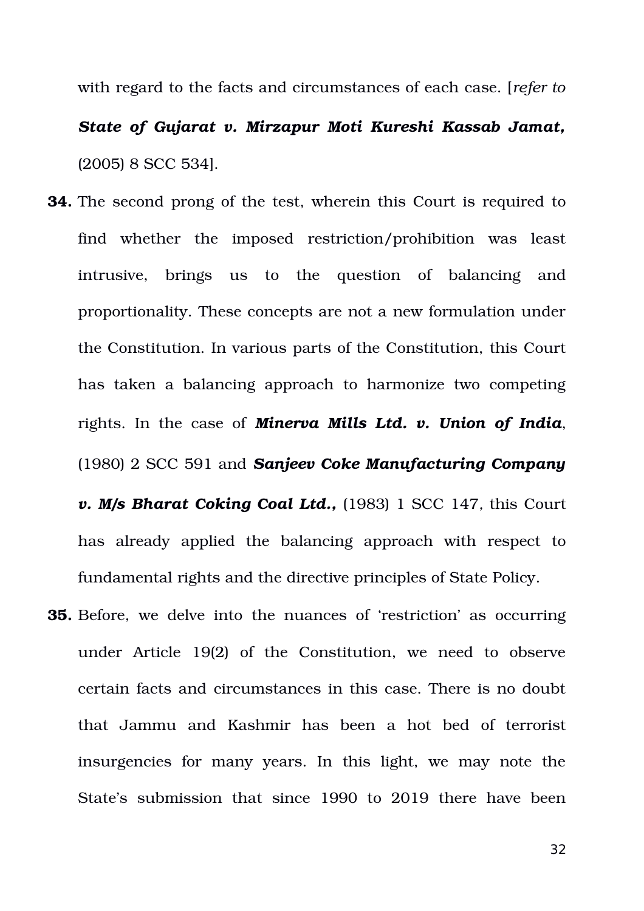with regard to the facts and circumstances of each case. [*refer to* ***State of Gujarat v. Mirzapur Moti Kureshi Kassab Jamat,*** (2005) 8 SCC 534].

**34.** The second prong of the test, wherein this Court is required to find whether the imposed restriction/prohibition was least intrusive, brings us to the question of balancing and proportionality. These concepts are not a new formulation under the Constitution. In various parts of the Constitution, this Court has taken a balancing approach to harmonize two competing rights. In the case of ***Minerva Mills Ltd. v. Union of India***, (1980) 2 SCC 591 and ***Sanjeev Coke Manufacturing Company v. M/s Bharat Coking Coal Ltd.,*** (1983) 1 SCC 147, this Court has already applied the balancing approach with respect to fundamental rights and the directive principles of State Policy.

**35.** Before, we delve into the nuances of 'restriction' as occurring under Article 19(2) of the Constitution, we need to observe certain facts and circumstances in this case. There is no doubt that Jammu and Kashmir has been a hot bed of terrorist insurgencies for many years. In this light, we may note the State's submission that since 1990 to 2019 there have been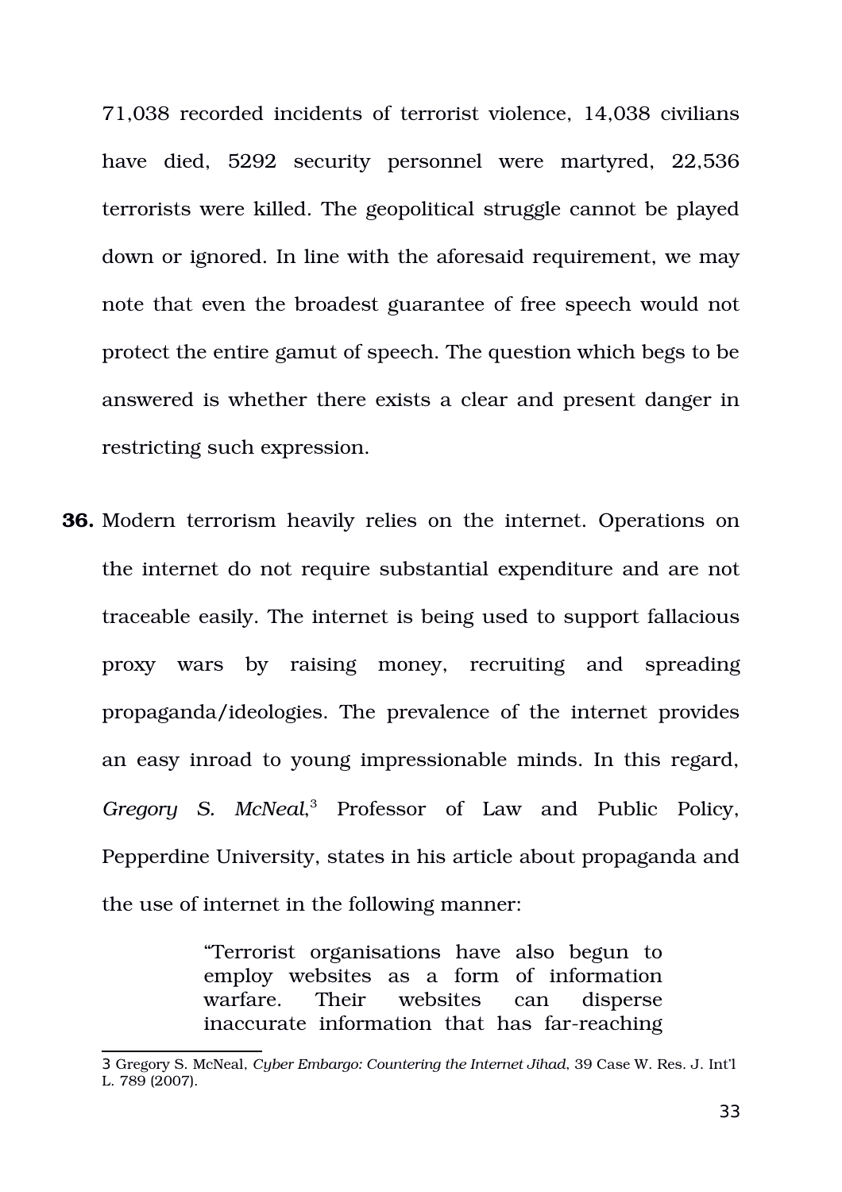71,038 recorded incidents of terrorist violence, 14,038 civilians have died, 5292 security personnel were martyred, 22,536 terrorists were killed. The geopolitical struggle cannot be played down or ignored. In line with the aforesaid requirement, we may note that even the broadest guarantee of free speech would not protect the entire gamut of speech. The question which begs to be answered is whether there exists a clear and present danger in restricting such expression.

**36.** Modern terrorism heavily relies on the internet. Operations on the internet do not require substantial expenditure and are not traceable easily. The internet is being used to support fallacious proxy wars by raising money, recruiting and spreading propaganda/ideologies. The prevalence of the internet provides an easy inroad to young impressionable minds. In this regard, *Gregory S. McNeal*,[3] Professor of Law and Public Policy, Pepperdine University, states in his article about propaganda and the use of internet in the following manner:

> "Terrorist organisations have also begun to employ websites as a form of information warfare. Their websites can disperse inaccurate information that has far-reaching

---

3 Gregory S. McNeal, *Cyber Embargo: Countering the Internet Jihad*, 39 Case W. Res. J. Int'l L. 789 (2007).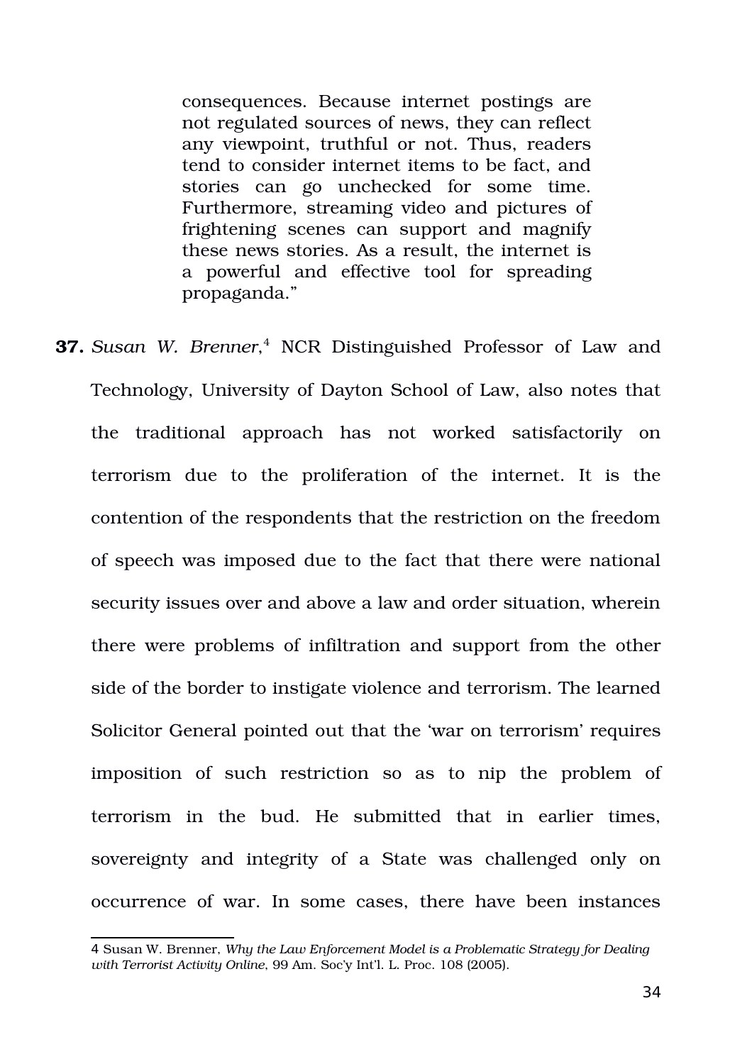> consequences. Because internet postings are not regulated sources of news, they can reflect any viewpoint, truthful or not. Thus, readers tend to consider internet items to be fact, and stories can go unchecked for some time. Furthermore, streaming video and pictures of frightening scenes can support and magnify these news stories. As a result, the internet is a powerful and effective tool for spreading propaganda."

**37.** *Susan W. Brenner*,[4] NCR Distinguished Professor of Law and Technology, University of Dayton School of Law, also notes that the traditional approach has not worked satisfactorily on terrorism due to the proliferation of the internet. It is the contention of the respondents that the restriction on the freedom of speech was imposed due to the fact that there were national security issues over and above a law and order situation, wherein there were problems of infiltration and support from the other side of the border to instigate violence and terrorism. The learned Solicitor General pointed out that the 'war on terrorism' requires imposition of such restriction so as to nip the problem of terrorism in the bud. He submitted that in earlier times, sovereignty and integrity of a State was challenged only on occurrence of war. In some cases, there have been instances

---

4 Susan W. Brenner, *Why the Law Enforcement Model is a Problematic Strategy for Dealing with Terrorist Activity Online*, 99 Am. Soc'y Int'l. L. Proc. 108 (2005).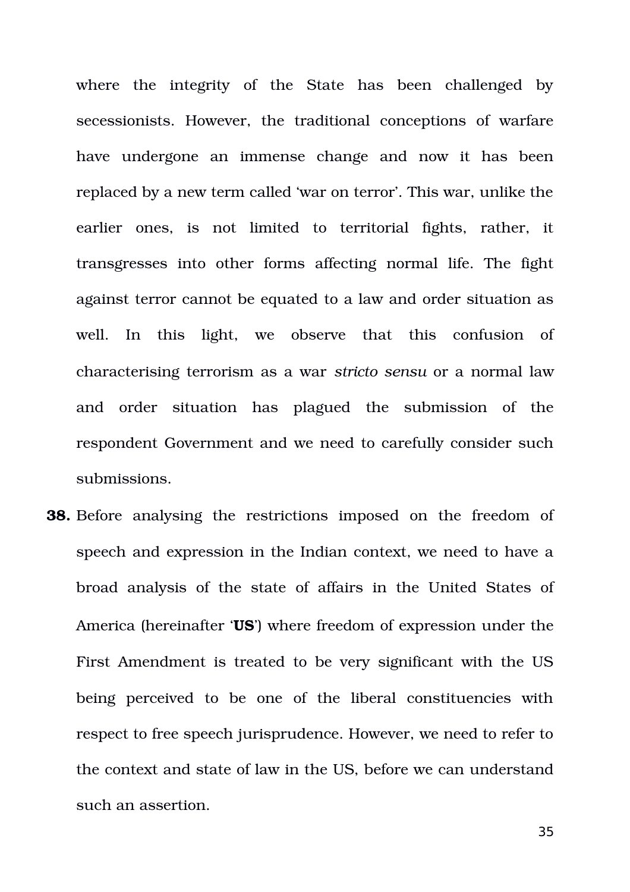where the integrity of the State has been challenged by secessionists. However, the traditional conceptions of warfare have undergone an immense change and now it has been replaced by a new term called 'war on terror'. This war, unlike the earlier ones, is not limited to territorial fights, rather, it transgresses into other forms affecting normal life. The fight against terror cannot be equated to a law and order situation as well. In this light, we observe that this confusion of characterising terrorism as a war *stricto sensu* or a normal law and order situation has plagued the submission of the respondent Government and we need to carefully consider such submissions.

**38.** Before analysing the restrictions imposed on the freedom of speech and expression in the Indian context, we need to have a broad analysis of the state of affairs in the United States of America (hereinafter '**US**') where freedom of expression under the First Amendment is treated to be very significant with the US being perceived to be one of the liberal constituencies with respect to free speech jurisprudence. However, we need to refer to the context and state of law in the US, before we can understand such an assertion.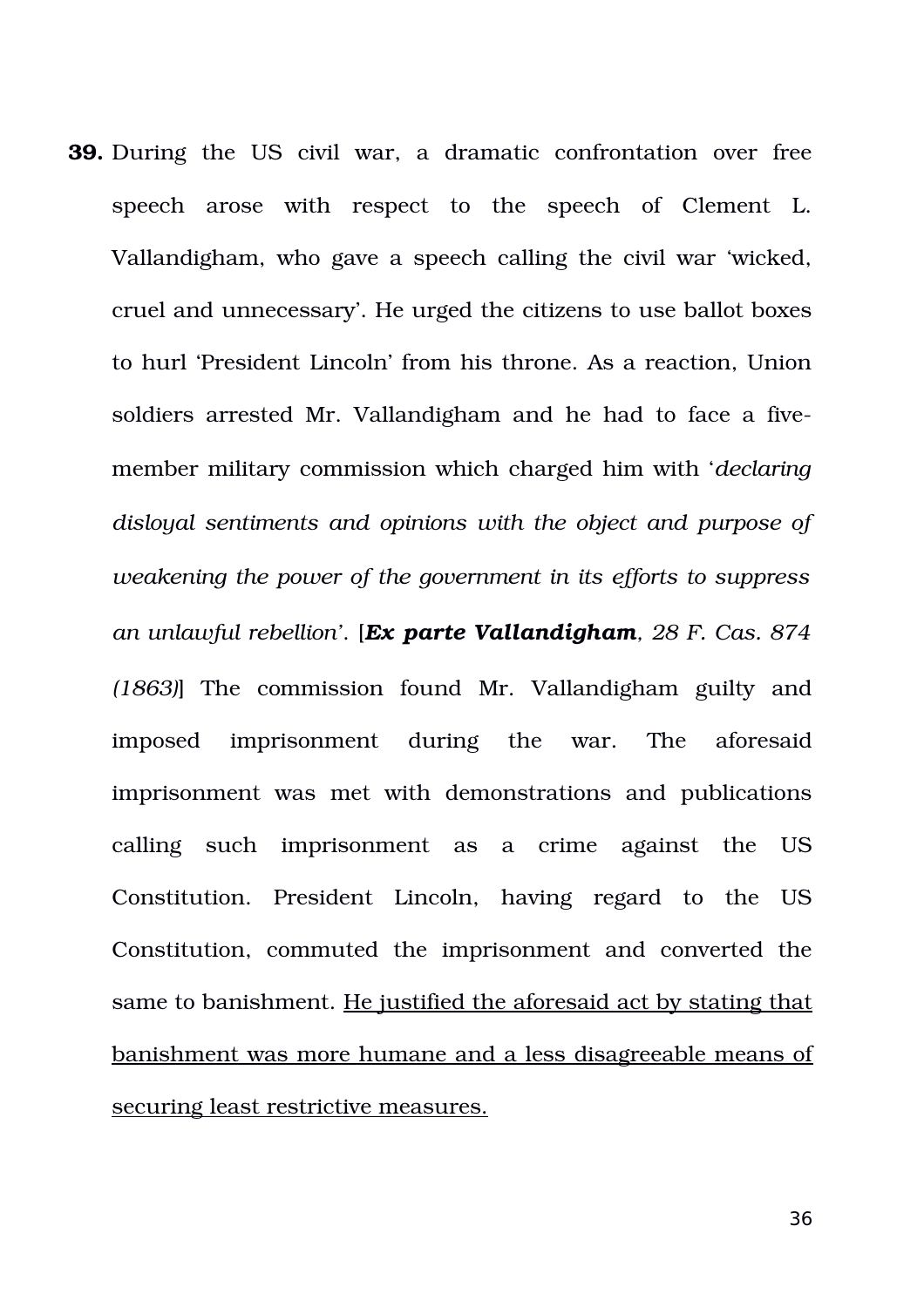**39.** During the US civil war, a dramatic confrontation over free speech arose with respect to the speech of Clement L. Vallandigham, who gave a speech calling the civil war 'wicked, cruel and unnecessary'. He urged the citizens to use ballot boxes to hurl 'President Lincoln' from his throne. As a reaction, Union soldiers arrested Mr. Vallandigham and he had to face a five-member military commission which charged him with '*declaring disloyal sentiments and opinions with the object and purpose of weakening the power of the government in its efforts to suppress an unlawful rebellion*'. [***Ex parte Vallandigham****, 28 F. Cas. 874 (1863)*] The commission found Mr. Vallandigham guilty and imposed imprisonment during the war. The aforesaid imprisonment was met with demonstrations and publications calling such imprisonment as a crime against the US Constitution. President Lincoln, having regard to the US Constitution, commuted the imprisonment and converted the same to banishment. <u>He justified the aforesaid act by stating that banishment was more humane and a less disagreeable means of securing least restrictive measures.</u>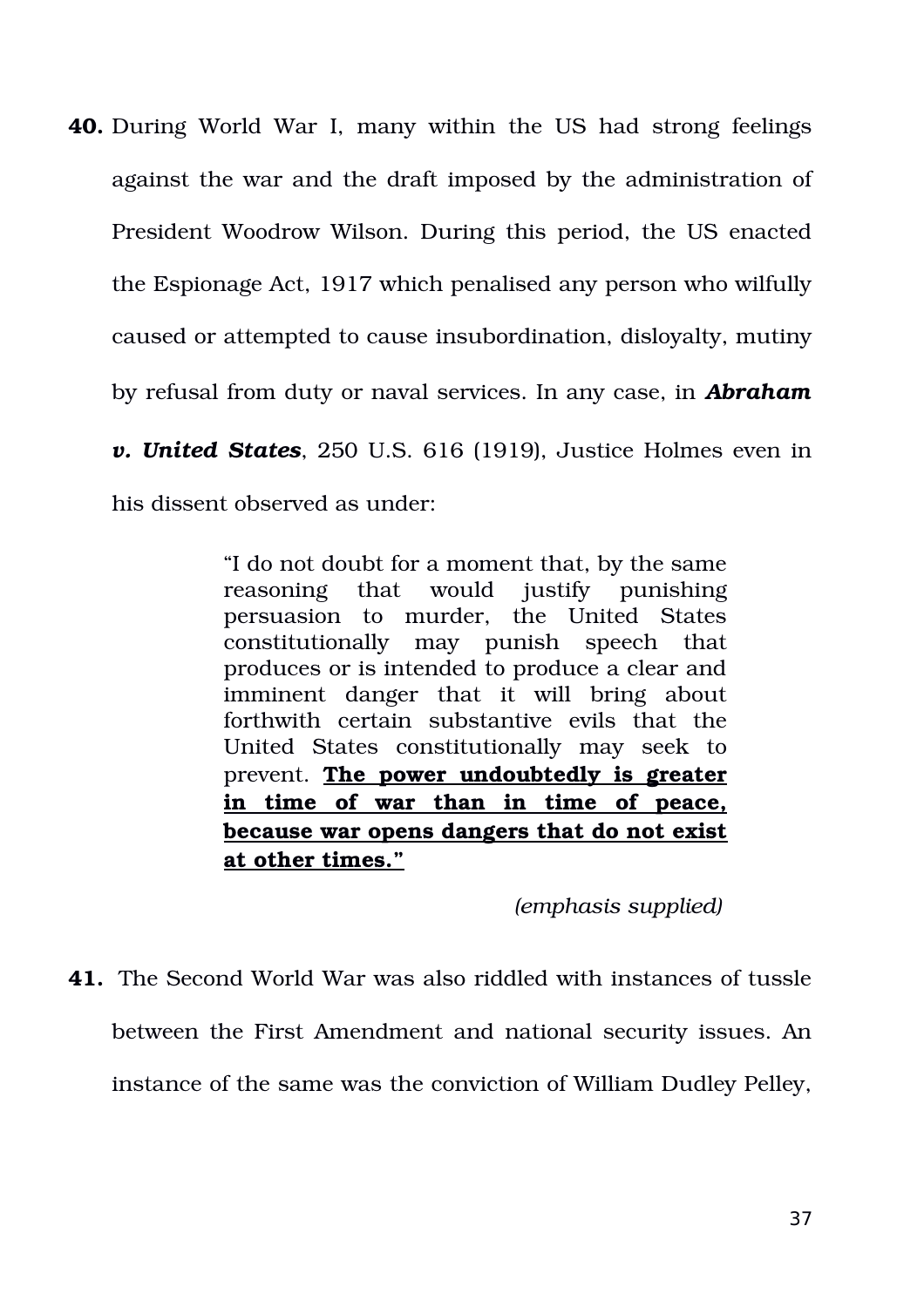**40.** During World War I, many within the US had strong feelings against the war and the draft imposed by the administration of President Woodrow Wilson. During this period, the US enacted the Espionage Act, 1917 which penalised any person who wilfully caused or attempted to cause insubordination, disloyalty, mutiny by refusal from duty or naval services. In any case, in ***Abraham v. United States***, 250 U.S. 616 (1919), Justice Holmes even in his dissent observed as under:

> "I do not doubt for a moment that, by the same reasoning that would justify punishing persuasion to murder, the United States constitutionally may punish speech that produces or is intended to produce a clear and imminent danger that it will bring about forthwith certain substantive evils that the United States constitutionally may seek to prevent. <u>**The power undoubtedly is greater in time of war than in time of peace, because war opens dangers that do not exist at other times."**</u>
>
> *(emphasis supplied)*

**41.** The Second World War was also riddled with instances of tussle between the First Amendment and national security issues. An instance of the same was the conviction of William Dudley Pelley,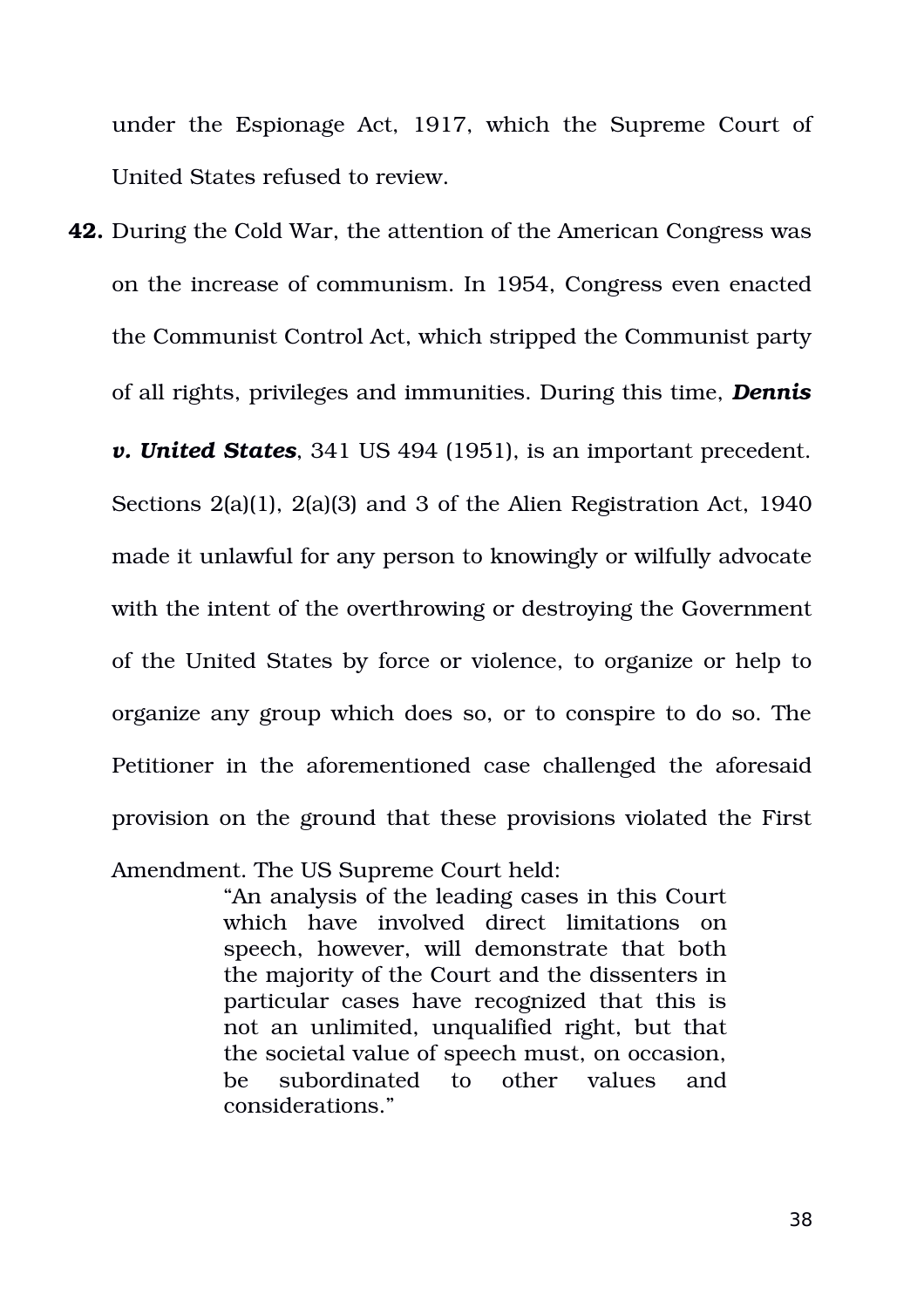under the Espionage Act, 1917, which the Supreme Court of United States refused to review.

**42.** During the Cold War, the attention of the American Congress was on the increase of communism. In 1954, Congress even enacted the Communist Control Act, which stripped the Communist party of all rights, privileges and immunities. During this time, ***Dennis v. United States***, 341 US 494 (1951), is an important precedent. Sections 2(a)(1), 2(a)(3) and 3 of the Alien Registration Act, 1940 made it unlawful for any person to knowingly or wilfully advocate with the intent of the overthrowing or destroying the Government of the United States by force or violence, to organize or help to organize any group which does so, or to conspire to do so. The Petitioner in the aforementioned case challenged the aforesaid provision on the ground that these provisions violated the First Amendment. The US Supreme Court held:

> "An analysis of the leading cases in this Court which have involved direct limitations on speech, however, will demonstrate that both the majority of the Court and the dissenters in particular cases have recognized that this is not an unlimited, unqualified right, but that the societal value of speech must, on occasion, be subordinated to other values and considerations."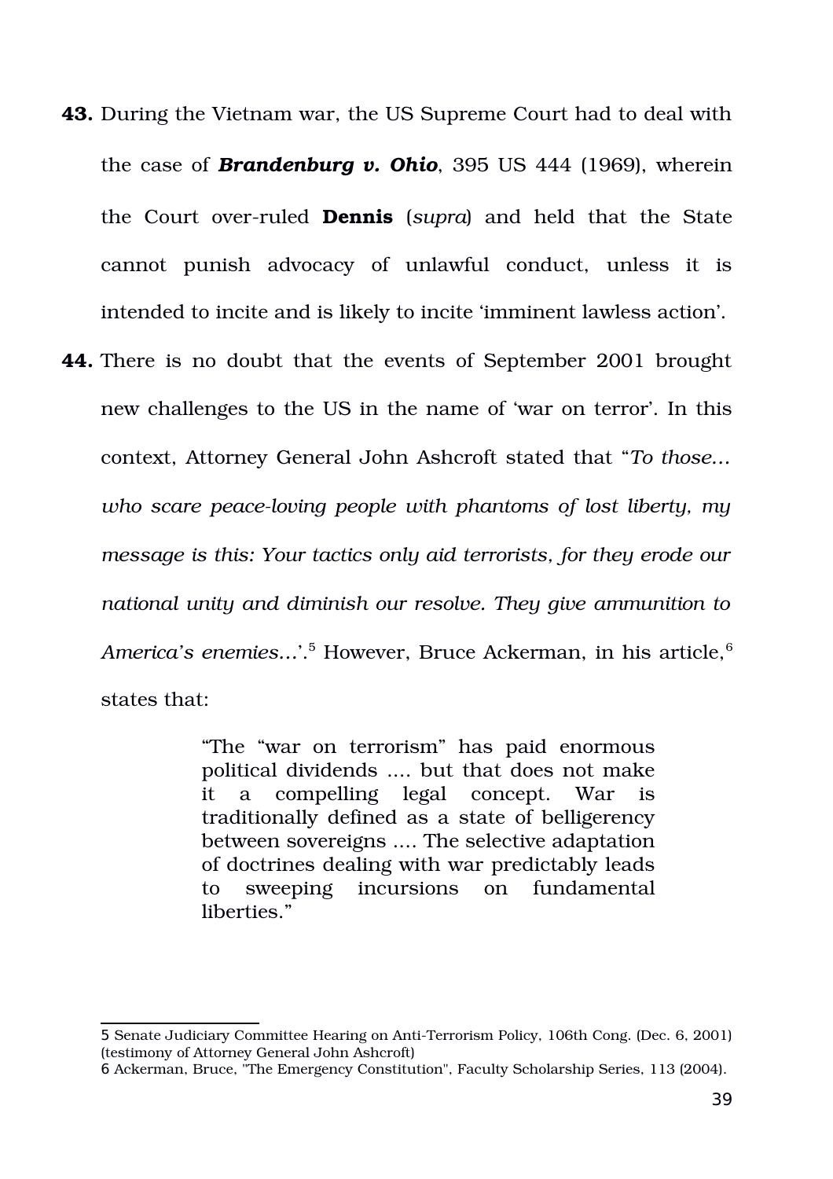**43.** During the Vietnam war, the US Supreme Court had to deal with the case of ***Brandenburg v. Ohio***, 395 US 444 (1969), wherein the Court over-ruled **Dennis** (*supra*) and held that the State cannot punish advocacy of unlawful conduct, unless it is intended to incite and is likely to incite 'imminent lawless action'.

**44.** There is no doubt that the events of September 2001 brought new challenges to the US in the name of 'war on terror'. In this context, Attorney General John Ashcroft stated that "*To those... who scare peace-loving people with phantoms of lost liberty, my message is this: Your tactics only aid terrorists, for they erode our national unity and diminish our resolve. They give ammunition to America's enemies...*'.[5] However, Bruce Ackerman, in his article,[6] states that:

> "The "war on terrorism" has paid enormous political dividends .... but that does not make it a compelling legal concept. War is traditionally defined as a state of belligerency between sovereigns .... The selective adaptation of doctrines dealing with war predictably leads to sweeping incursions on fundamental liberties."

---

5 Senate Judiciary Committee Hearing on Anti-Terrorism Policy, 106th Cong. (Dec. 6, 2001) (testimony of Attorney General John Ashcroft)

6 Ackerman, Bruce, "The Emergency Constitution", Faculty Scholarship Series, 113 (2004).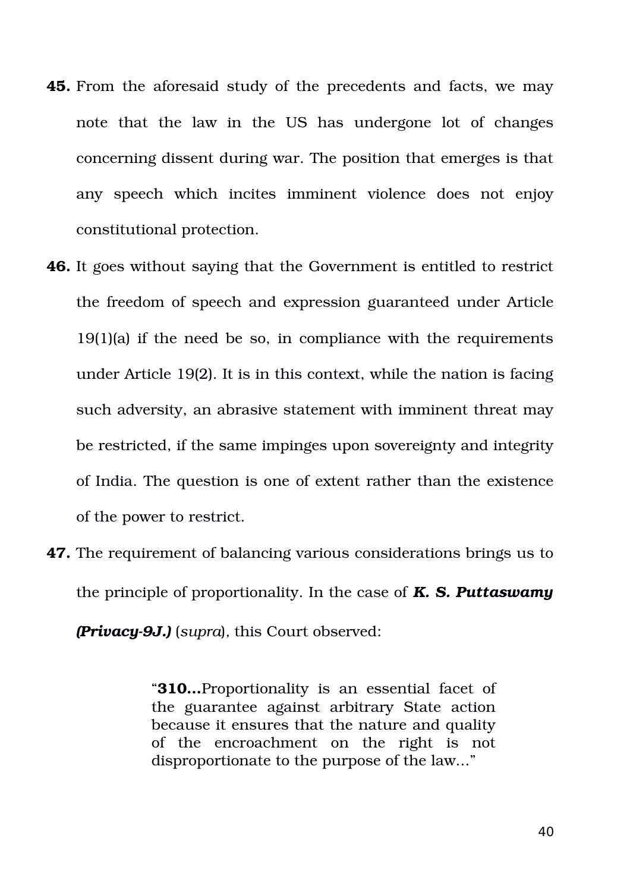**45.** From the aforesaid study of the precedents and facts, we may note that the law in the US has undergone lot of changes concerning dissent during war. The position that emerges is that any speech which incites imminent violence does not enjoy constitutional protection.

**46.** It goes without saying that the Government is entitled to restrict the freedom of speech and expression guaranteed under Article 19(1)(a) if the need be so, in compliance with the requirements under Article 19(2). It is in this context, while the nation is facing such adversity, an abrasive statement with imminent threat may be restricted, if the same impinges upon sovereignty and integrity of India. The question is one of extent rather than the existence of the power to restrict.

**47.** The requirement of balancing various considerations brings us to the principle of proportionality. In the case of ***K. S. Puttaswamy (Privacy-9J.)*** (*supra*), this Court observed:

> "**310...**Proportionality is an essential facet of the guarantee against arbitrary State action because it ensures that the nature and quality of the encroachment on the right is not disproportionate to the purpose of the law..."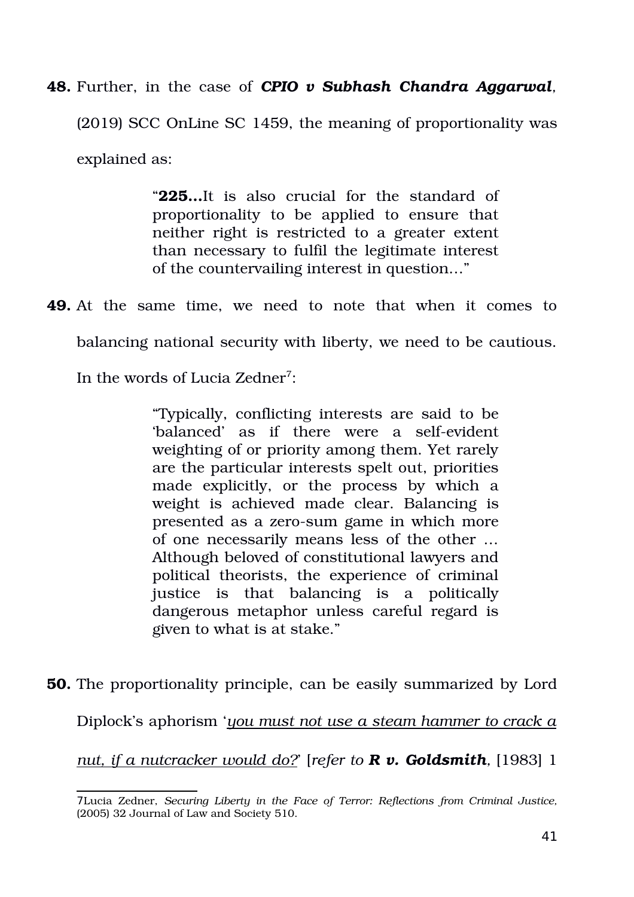**48.** Further, in the case of ***CPIO v Subhash Chandra Aggarwal***, (2019) SCC OnLine SC 1459, the meaning of proportionality was explained as:

> "**225...**It is also crucial for the standard of proportionality to be applied to ensure that neither right is restricted to a greater extent than necessary to fulfil the legitimate interest of the countervailing interest in question..."

**49.** At the same time, we need to note that when it comes to balancing national security with liberty, we need to be cautious. In the words of Lucia Zedner[7]:

> "Typically, conflicting interests are said to be 'balanced' as if there were a self-evident weighting of or priority among them. Yet rarely are the particular interests spelt out, priorities made explicitly, or the process by which a weight is achieved made clear. Balancing is presented as a zero-sum game in which more of one necessarily means less of the other ... Although beloved of constitutional lawyers and political theorists, the experience of criminal justice is that balancing is a politically dangerous metaphor unless careful regard is given to what is at stake."

**50.** The proportionality principle, can be easily summarized by Lord Diplock's aphorism '*<u>you must not use a steam hammer to crack a nut, if a nutcracker would do?</u>*' [*refer to* ***R v. Goldsmith***, [1983] 1

---

7 Lucia Zedner, *Securing Liberty in the Face of Terror: Reflections from Criminal Justice*, (2005) 32 Journal of Law and Society 510.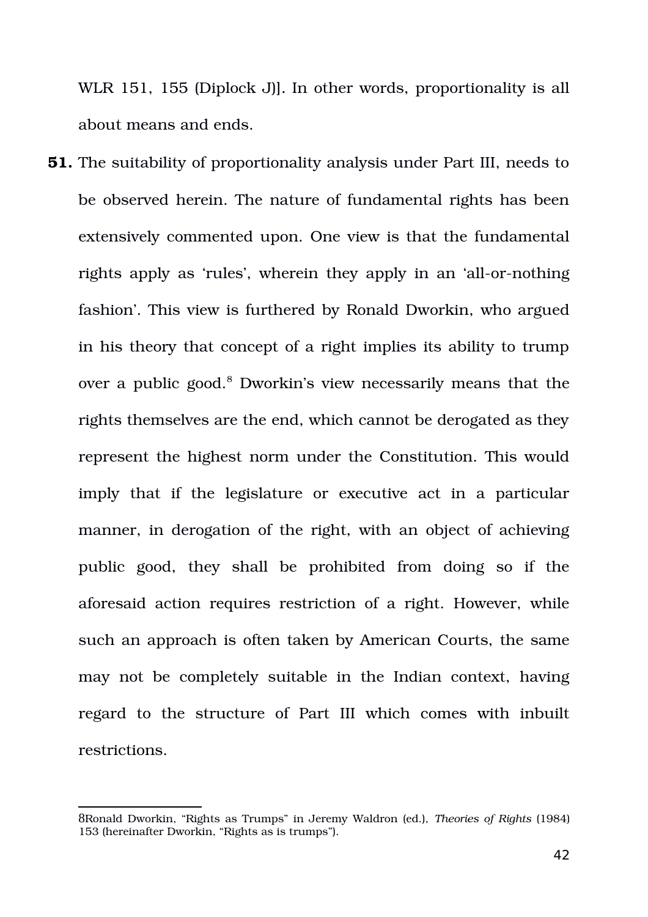WLR 151, 155 (Diplock J)]. In other words, proportionality is all about means and ends.

**51.** The suitability of proportionality analysis under Part III, needs to be observed herein. The nature of fundamental rights has been extensively commented upon. One view is that the fundamental rights apply as 'rules', wherein they apply in an 'all-or-nothing fashion'. This view is furthered by Ronald Dworkin, who argued in his theory that concept of a right implies its ability to trump over a public good.[8] Dworkin's view necessarily means that the rights themselves are the end, which cannot be derogated as they represent the highest norm under the Constitution. This would imply that if the legislature or executive act in a particular manner, in derogation of the right, with an object of achieving public good, they shall be prohibited from doing so if the aforesaid action requires restriction of a right. However, while such an approach is often taken by American Courts, the same may not be completely suitable in the Indian context, having regard to the structure of Part III which comes with inbuilt restrictions.

---

8Ronald Dworkin, "Rights as Trumps" in Jeremy Waldron (ed.), *Theories of Rights* (1984) 153 (hereinafter Dworkin, "Rights as is trumps").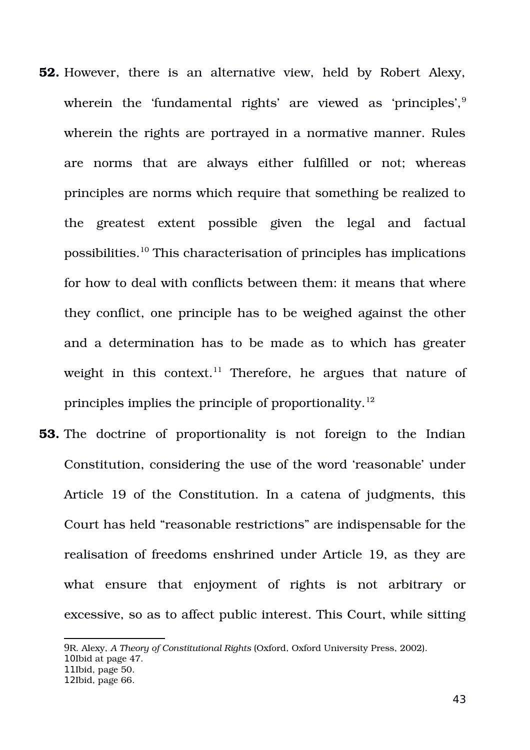**52.** However, there is an alternative view, held by Robert Alexy, wherein the 'fundamental rights' are viewed as 'principles',[9] wherein the rights are portrayed in a normative manner. Rules are norms that are always either fulfilled or not; whereas principles are norms which require that something be realized to the greatest extent possible given the legal and factual possibilities.[10] This characterisation of principles has implications for how to deal with conflicts between them: it means that where they conflict, one principle has to be weighed against the other and a determination has to be made as to which has greater weight in this context.[11] Therefore, he argues that nature of principles implies the principle of proportionality.[12]

**53.** The doctrine of proportionality is not foreign to the Indian Constitution, considering the use of the word 'reasonable' under Article 19 of the Constitution. In a catena of judgments, this Court has held "reasonable restrictions" are indispensable for the realisation of freedoms enshrined under Article 19, as they are what ensure that enjoyment of rights is not arbitrary or excessive, so as to affect public interest. This Court, while sitting

---

9 R. Alexy, *A Theory of Constitutional Rights* (Oxford, Oxford University Press, 2002).
10 Ibid at page 47.
11 Ibid, page 50.
12 Ibid, page 66.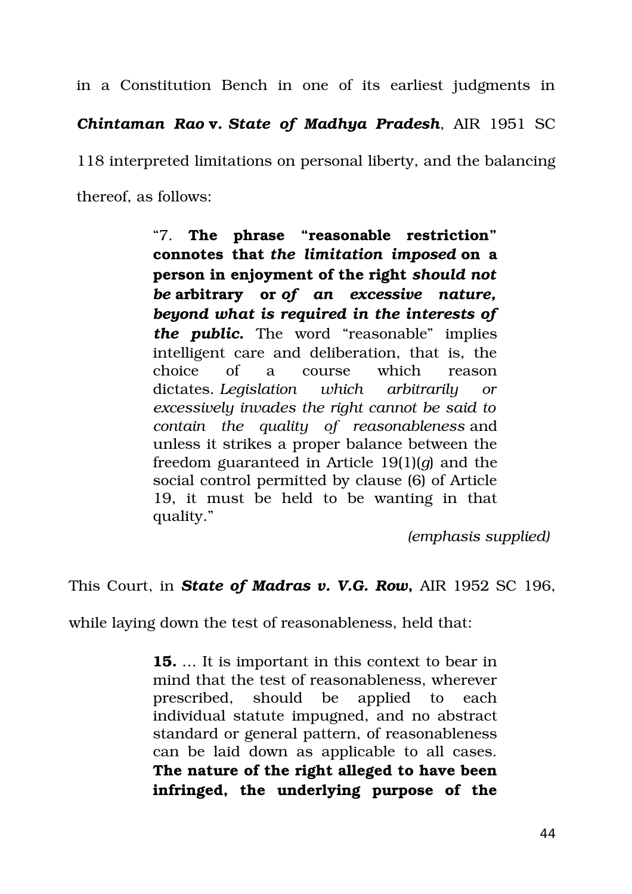in a Constitution Bench in one of its earliest judgments in ***Chintaman Rao* v. *State of Madhya Pradesh***, AIR 1951 SC 118 interpreted limitations on personal liberty, and the balancing thereof, as follows:

> "7. **The phrase "reasonable restriction" connotes that *the limitation imposed* on a person in enjoyment of the right *should not be* arbitrary or *of an excessive nature, beyond what is required in the interests of the public.*** The word "reasonable" implies intelligent care and deliberation, that is, the choice of a course which reason dictates. *Legislation which arbitrarily or excessively invades the right cannot be said to contain the quality of reasonableness* and unless it strikes a proper balance between the freedom guaranteed in Article 19(1)(*g*) and the social control permitted by clause (6) of Article 19, it must be held to be wanting in that quality."
>
> *(emphasis supplied)*

This Court, in ***State of Madras v. V.G. Row,*** AIR 1952 SC 196, while laying down the test of reasonableness, held that:

> **15.** … It is important in this context to bear in mind that the test of reasonableness, wherever prescribed, should be applied to each individual statute impugned, and no abstract standard or general pattern, of reasonableness can be laid down as applicable to all cases. **The nature of the right alleged to have been infringed, the underlying purpose of the**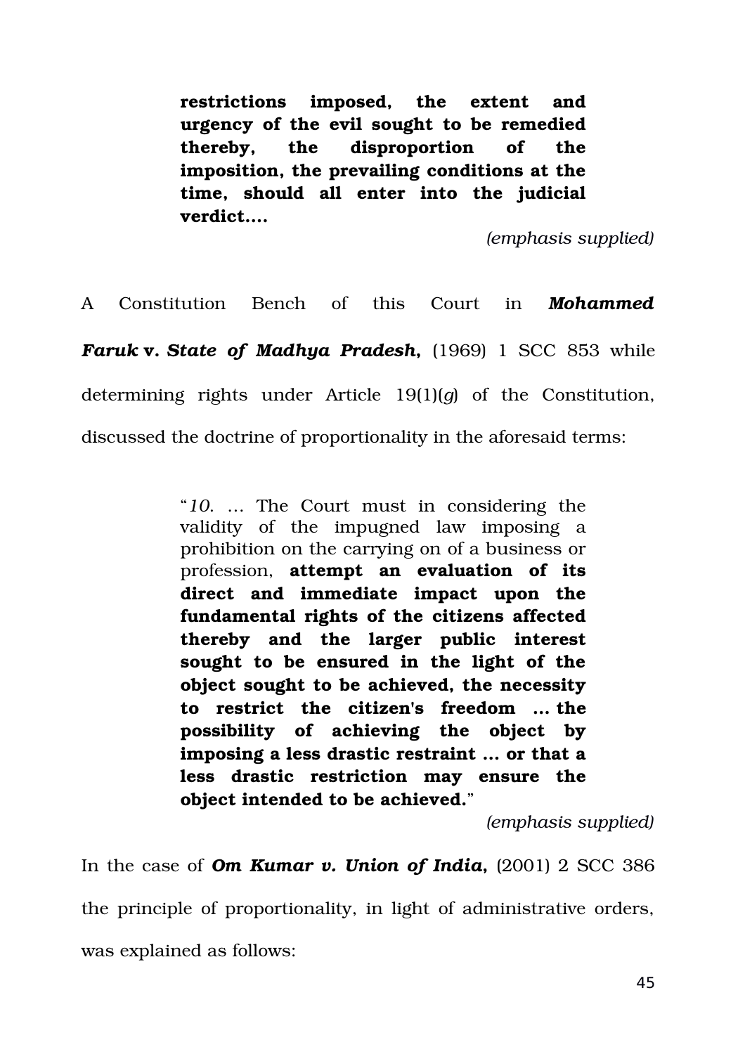> **restrictions imposed, the extent and urgency of the evil sought to be remedied thereby, the disproportion of the imposition, the prevailing conditions at the time, should all enter into the judicial verdict....**
>
> *(emphasis supplied)*

A Constitution Bench of this Court in ***Mohammed Faruk* v. *State of Madhya Pradesh*,** (1969) 1 SCC 853 while determining rights under Article 19(1)(*g*) of the Constitution, discussed the doctrine of proportionality in the aforesaid terms:

> "*10*. … The Court must in considering the validity of the impugned law imposing a prohibition on the carrying on of a business or profession, **attempt an evaluation of its direct and immediate impact upon the fundamental rights of the citizens affected thereby and the larger public interest sought to be ensured in the light of the object sought to be achieved, the necessity to restrict the citizen's freedom … the possibility of achieving the object by imposing a less drastic restraint … or that a less drastic restriction may ensure the object intended to be achieved.**"
>
> *(emphasis supplied)*

In the case of ***Om Kumar v. Union of India*,** (2001) 2 SCC 386 the principle of proportionality, in light of administrative orders, was explained as follows: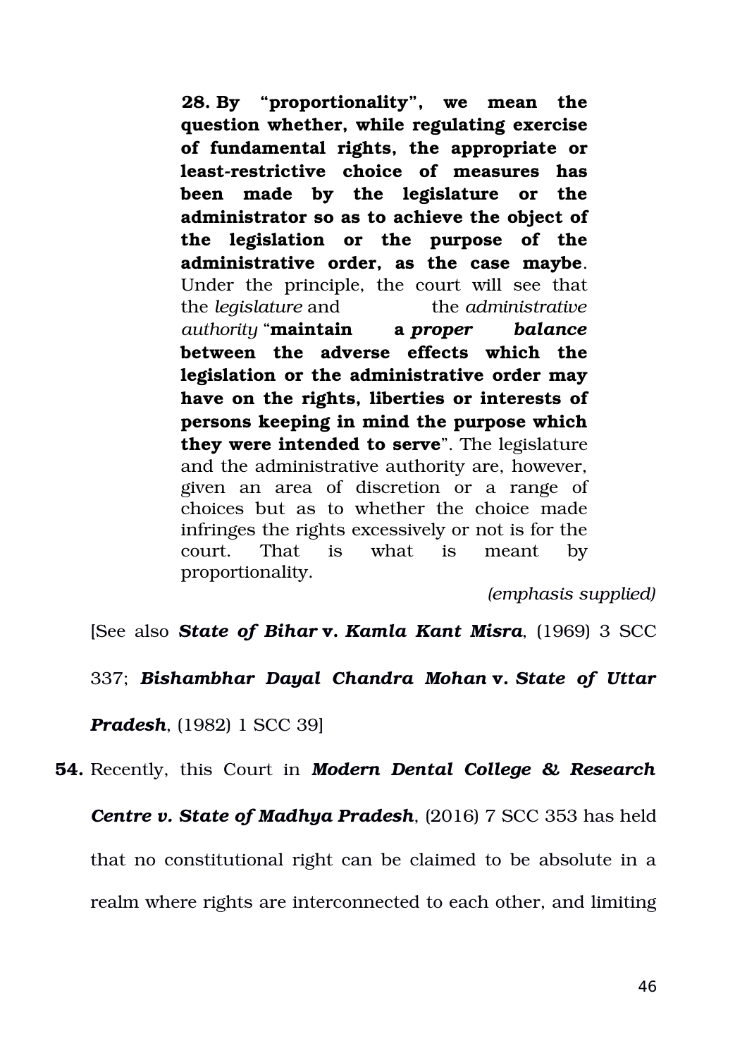> **28.** **By "proportionality", we mean the question whether, while regulating exercise of fundamental rights, the appropriate or least-restrictive choice of measures has been made by the legislature or the administrator so as to achieve the object of the legislation or the purpose of the administrative order, as the case maybe**. Under the principle, the court will see that the *legislature* and the *administrative authority* "**maintain a *proper balance* between the adverse effects which the legislation or the administrative order may have on the rights, liberties or interests of persons keeping in mind the purpose which they were intended to serve**". The legislature and the administrative authority are, however, given an area of discretion or a range of choices but as to whether the choice made infringes the rights excessively or not is for the court. That is what is meant by proportionality.
>
> *(emphasis supplied)*

[See also ***State of Bihar* v. *Kamla Kant Misra***, (1969) 3 SCC 337; ***Bishambhar Dayal Chandra Mohan* v. *State of Uttar Pradesh***, (1982) 1 SCC 39]

**54.** Recently, this Court in ***Modern Dental College & Research Centre v. State of Madhya Pradesh***, (2016) 7 SCC 353 has held that no constitutional right can be claimed to be absolute in a realm where rights are interconnected to each other, and limiting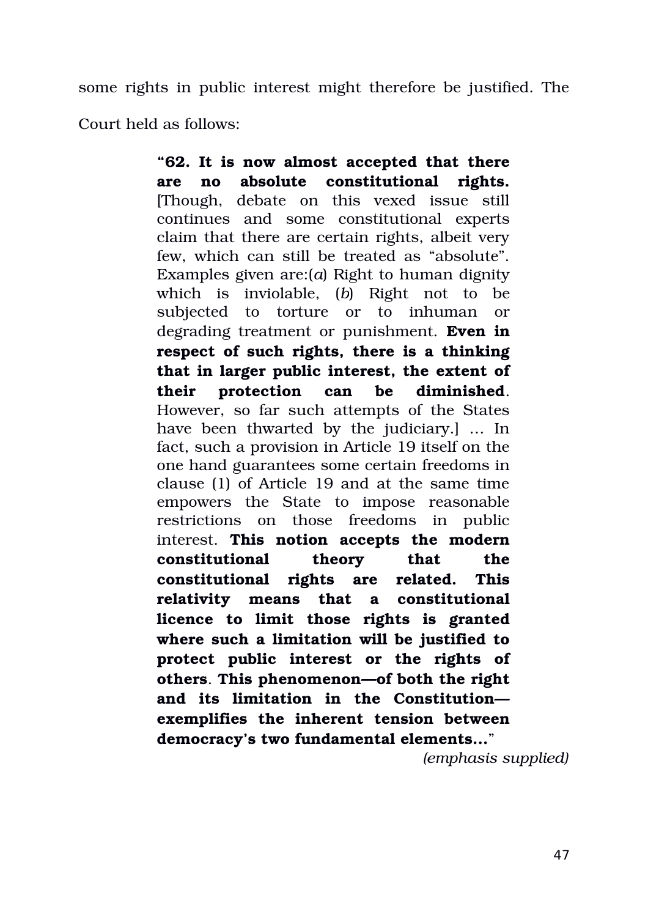some rights in public interest might therefore be justified. The Court held as follows:

> "**62. It is now almost accepted that there are no absolute constitutional rights.** [Though, debate on this vexed issue still continues and some constitutional experts claim that there are certain rights, albeit very few, which can still be treated as "absolute". Examples given are:(*a*) Right to human dignity which is inviolable, (*b*) Right not to be subjected to torture or to inhuman or degrading treatment or punishment. **Even in respect of such rights, there is a thinking that in larger public interest, the extent of their protection can be diminished**. However, so far such attempts of the States have been thwarted by the judiciary.] … In fact, such a provision in Article 19 itself on the one hand guarantees some certain freedoms in clause (1) of Article 19 and at the same time empowers the State to impose reasonable restrictions on those freedoms in public interest. **This notion accepts the modern constitutional theory that the constitutional rights are related. This relativity means that a constitutional licence to limit those rights is granted where such a limitation will be justified to protect public interest or the rights of others**. **This phenomenon—of both the right and its limitation in the Constitution—exemplifies the inherent tension between democracy's two fundamental elements…**"
>
> *(emphasis supplied)*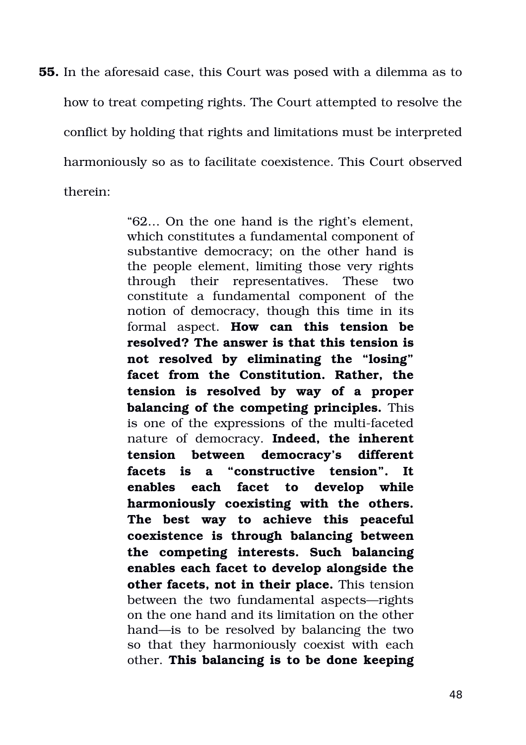**55.** In the aforesaid case, this Court was posed with a dilemma as to how to treat competing rights. The Court attempted to resolve the conflict by holding that rights and limitations must be interpreted harmoniously so as to facilitate coexistence. This Court observed therein:

> "62… On the one hand is the right's element, which constitutes a fundamental component of substantive democracy; on the other hand is the people element, limiting those very rights through their representatives. These two constitute a fundamental component of the notion of democracy, though this time in its formal aspect. **How can this tension be resolved? The answer is that this tension is not resolved by eliminating the "losing" facet from the Constitution. Rather, the tension is resolved by way of a proper balancing of the competing principles.** This is one of the expressions of the multi-faceted nature of democracy. **Indeed, the inherent tension between democracy's different facets is a "constructive tension". It enables each facet to develop while harmoniously coexisting with the others. The best way to achieve this peaceful coexistence is through balancing between the competing interests. Such balancing enables each facet to develop alongside the other facets, not in their place.** This tension between the two fundamental aspects—rights on the one hand and its limitation on the other hand—is to be resolved by balancing the two so that they harmoniously coexist with each other. **This balancing is to be done keeping**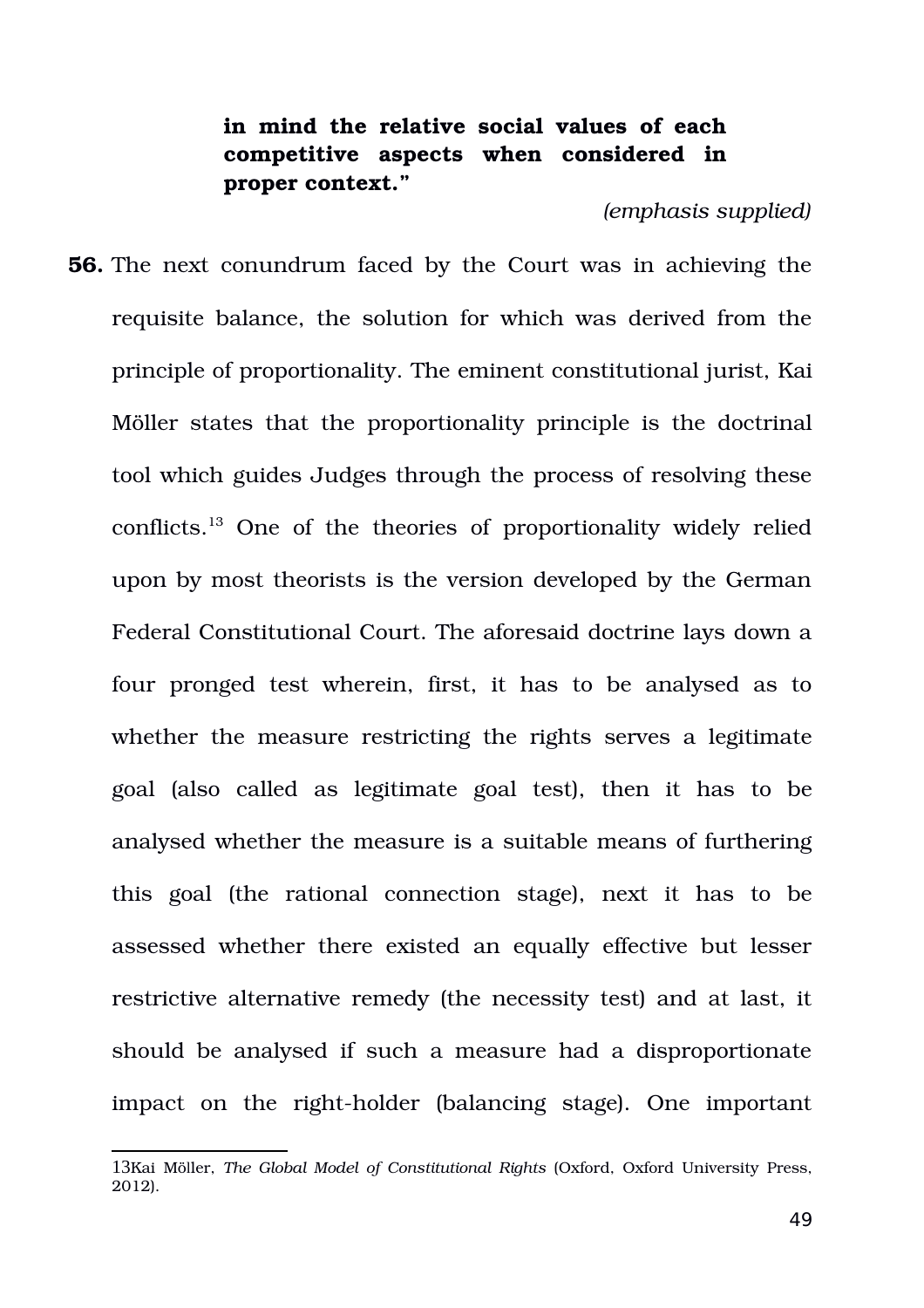> **in mind the relative social values of each competitive aspects when considered in proper context."**
>
> *(emphasis supplied)*

**56.** The next conundrum faced by the Court was in achieving the requisite balance, the solution for which was derived from the principle of proportionality. The eminent constitutional jurist, Kai Möller states that the proportionality principle is the doctrinal tool which guides Judges through the process of resolving these conflicts.[13] One of the theories of proportionality widely relied upon by most theorists is the version developed by the German Federal Constitutional Court. The aforesaid doctrine lays down a four pronged test wherein, first, it has to be analysed as to whether the measure restricting the rights serves a legitimate goal (also called as legitimate goal test), then it has to be analysed whether the measure is a suitable means of furthering this goal (the rational connection stage), next it has to be assessed whether there existed an equally effective but lesser restrictive alternative remedy (the necessity test) and at last, it should be analysed if such a measure had a disproportionate impact on the right-holder (balancing stage). One important

---

13 Kai Möller, *The Global Model of Constitutional Rights* (Oxford, Oxford University Press, 2012).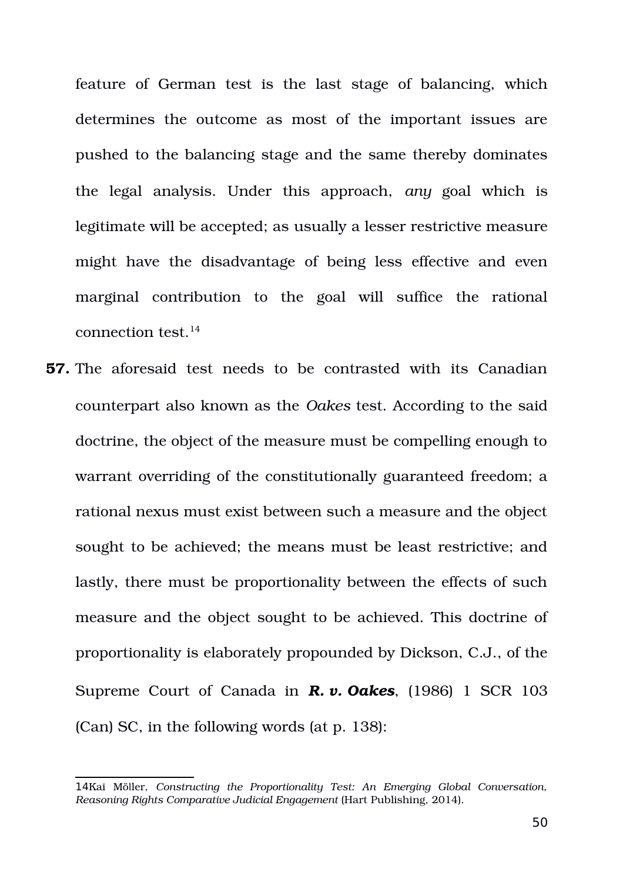feature of German test is the last stage of balancing, which determines the outcome as most of the important issues are pushed to the balancing stage and the same thereby dominates the legal analysis. Under this approach, *any* goal which is legitimate will be accepted; as usually a lesser restrictive measure might have the disadvantage of being less effective and even marginal contribution to the goal will suffice the rational connection test.[14]

**57.** The aforesaid test needs to be contrasted with its Canadian counterpart also known as the *Oakes* test. According to the said doctrine, the object of the measure must be compelling enough to warrant overriding of the constitutionally guaranteed freedom; a rational nexus must exist between such a measure and the object sought to be achieved; the means must be least restrictive; and lastly, there must be proportionality between the effects of such measure and the object sought to be achieved. This doctrine of proportionality is elaborately propounded by Dickson, C.J., of the Supreme Court of Canada in ***R. v. Oakes***, (1986) 1 SCR 103 (Can) SC, in the following words (at p. 138):

---

14Kai Möller, *Constructing the Proportionality Test: An Emerging Global Conversation, Reasoning Rights Comparative Judicial Engagement* (Hart Publishing, 2014).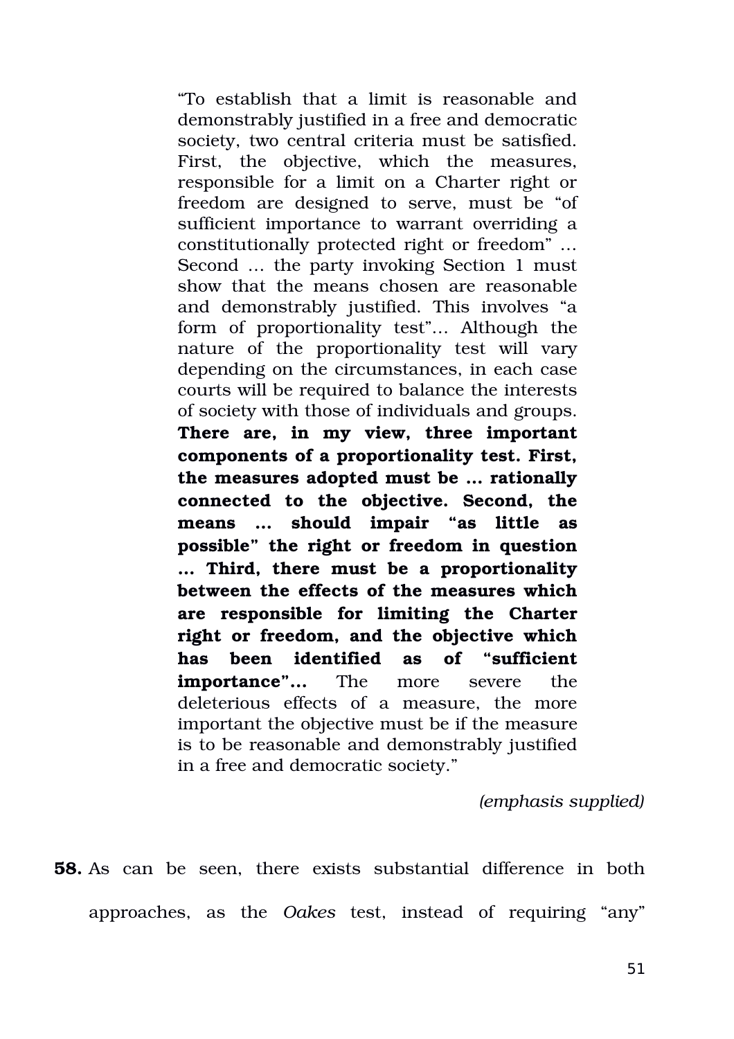> "To establish that a limit is reasonable and demonstrably justified in a free and democratic society, two central criteria must be satisfied. First, the objective, which the measures, responsible for a limit on a Charter right or freedom are designed to serve, must be "of sufficient importance to warrant overriding a constitutionally protected right or freedom" … Second … the party invoking Section 1 must show that the means chosen are reasonable and demonstrably justified. This involves "a form of proportionality test"… Although the nature of the proportionality test will vary depending on the circumstances, in each case courts will be required to balance the interests of society with those of individuals and groups. **There are, in my view, three important components of a proportionality test. First, the measures adopted must be … rationally connected to the objective. Second, the means … should impair "as little as possible" the right or freedom in question … Third, there must be a proportionality between the effects of the measures which are responsible for limiting the Charter right or freedom, and the objective which has been identified as of "sufficient importance"…** The more severe the deleterious effects of a measure, the more important the objective must be if the measure is to be reasonable and demonstrably justified in a free and democratic society."
>
> *(emphasis supplied)*

**58.** As can be seen, there exists substantial difference in both approaches, as the *Oakes* test, instead of requiring "any"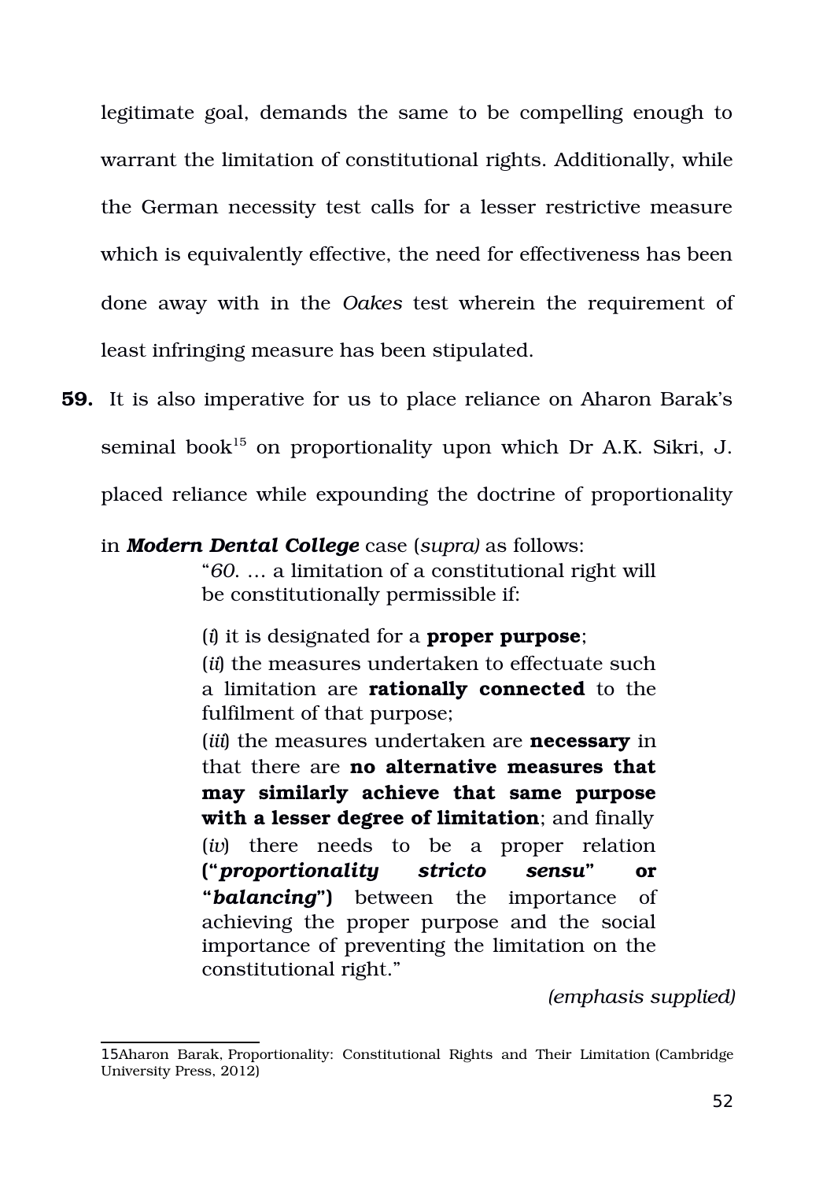legitimate goal, demands the same to be compelling enough to warrant the limitation of constitutional rights. Additionally, while the German necessity test calls for a lesser restrictive measure which is equivalently effective, the need for effectiveness has been done away with in the *Oakes* test wherein the requirement of least infringing measure has been stipulated.

**59.** It is also imperative for us to place reliance on Aharon Barak's seminal book[15] on proportionality upon which Dr A.K. Sikri, J. placed reliance while expounding the doctrine of proportionality in ***Modern Dental College*** case (*supra)* as follows:

> "*60*. … a limitation of a constitutional right will be constitutionally permissible if:
>
> (*i*) it is designated for a **proper purpose**;
>
> (*ii*) the measures undertaken to effectuate such a limitation are **rationally connected** to the fulfilment of that purpose;
>
> (*iii*) the measures undertaken are **necessary** in that there are **no alternative measures that may similarly achieve that same purpose with a lesser degree of limitation**; and finally
>
> (*iv*) there needs to be a proper relation **("*proportionality stricto sensu*" or "*balancing*")** between the importance of achieving the proper purpose and the social importance of preventing the limitation on the constitutional right."

*(emphasis supplied)*

---

15Aharon Barak, Proportionality: Constitutional Rights and Their Limitation (Cambridge University Press, 2012)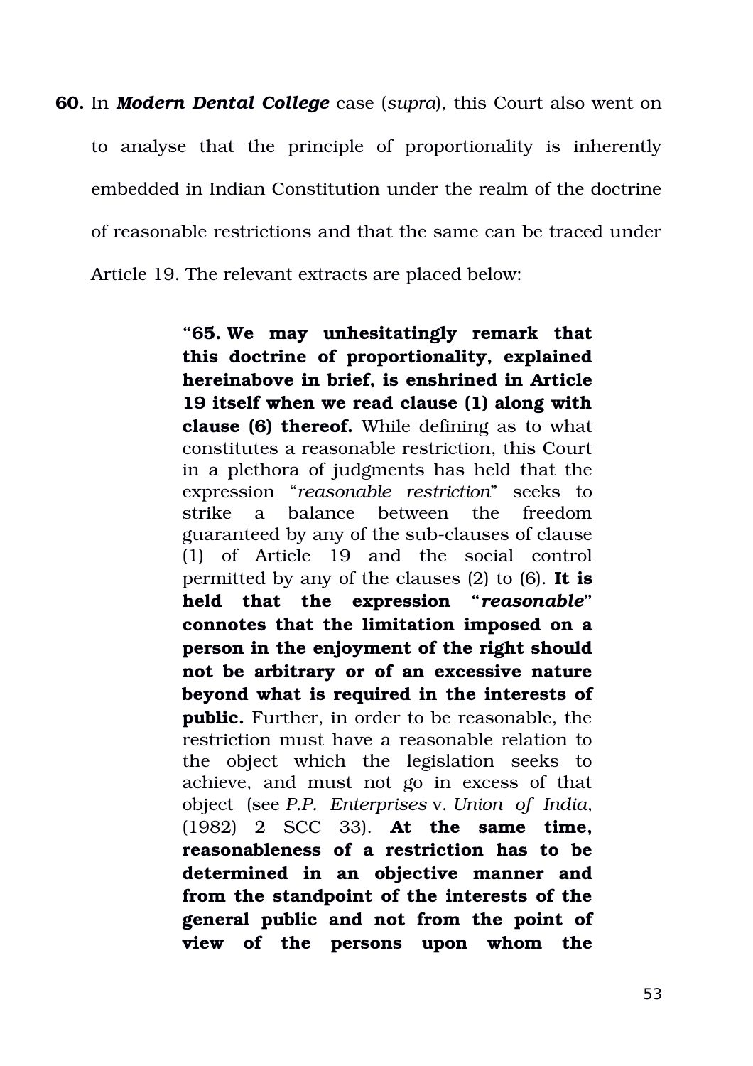**60.** In ***Modern Dental College*** case (*supra*), this Court also went on to analyse that the principle of proportionality is inherently embedded in Indian Constitution under the realm of the doctrine of reasonable restrictions and that the same can be traced under Article 19. The relevant extracts are placed below:

> **"65. We may unhesitatingly remark that this doctrine of proportionality, explained hereinabove in brief, is enshrined in Article 19 itself when we read clause (1) along with clause (6) thereof.** While defining as to what constitutes a reasonable restriction, this Court in a plethora of judgments has held that the expression "*reasonable restriction*" seeks to strike a balance between the freedom guaranteed by any of the sub-clauses of clause (1) of Article 19 and the social control permitted by any of the clauses (2) to (6). **It is held that the expression "*reasonable*" connotes that the limitation imposed on a person in the enjoyment of the right should not be arbitrary or of an excessive nature beyond what is required in the interests of public.** Further, in order to be reasonable, the restriction must have a reasonable relation to the object which the legislation seeks to achieve, and must not go in excess of that object (see *P.P. Enterprises* v. *Union of India*, (1982) 2 SCC 33). **At the same time, reasonableness of a restriction has to be determined in an objective manner and from the standpoint of the interests of the general public and not from the point of view of the persons upon whom the**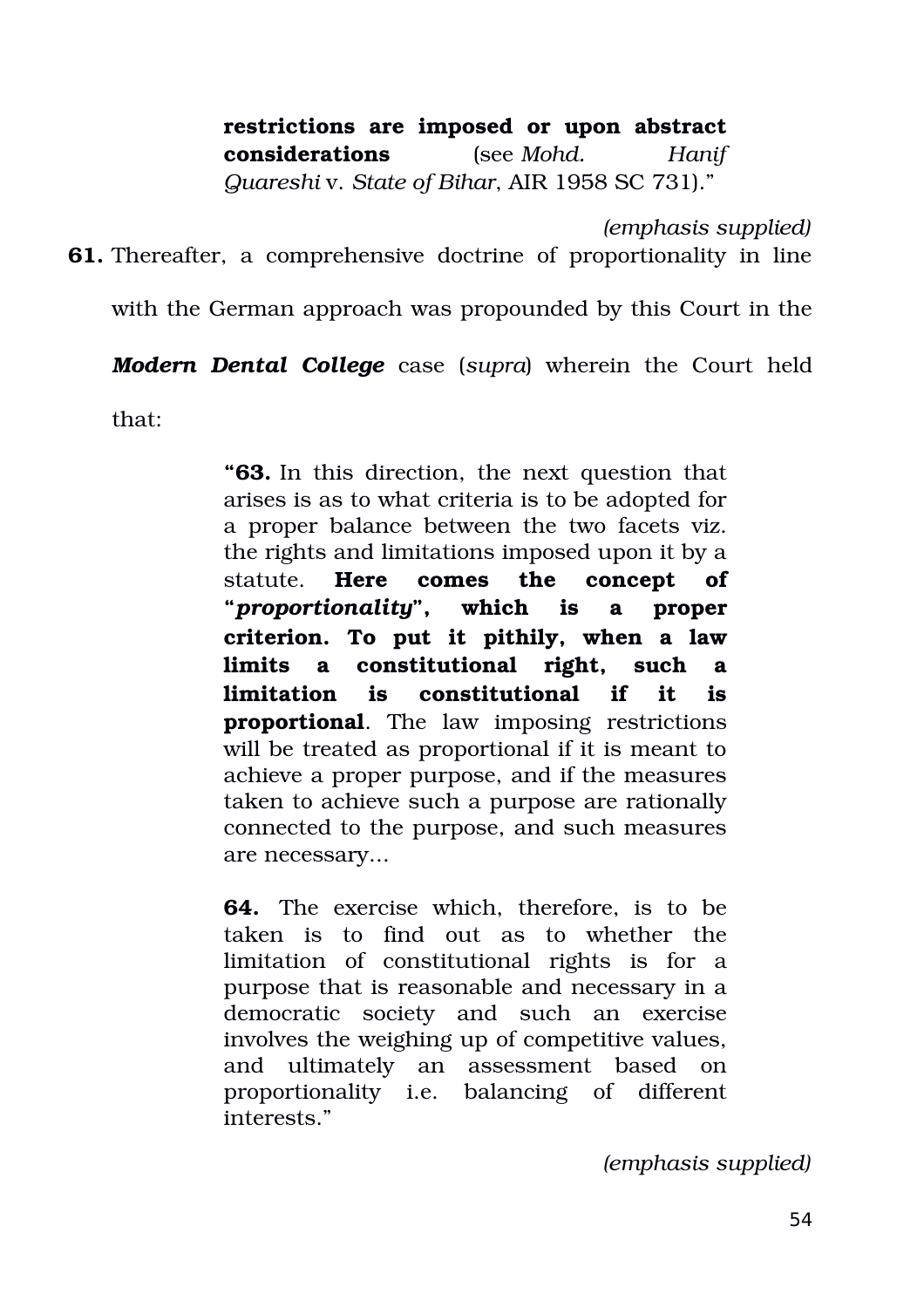> **restrictions are imposed or upon abstract considerations** (see *Mohd. Hanif Quareshi* v. *State of Bihar*, AIR 1958 SC 731)."

*(emphasis supplied)*

**61.** Thereafter, a comprehensive doctrine of proportionality in line with the German approach was propounded by this Court in the ***Modern Dental College*** case (*supra*) wherein the Court held that:

> **"63.** In this direction, the next question that arises is as to what criteria is to be adopted for a proper balance between the two facets viz. the rights and limitations imposed upon it by a statute. **Here comes the concept of "*proportionality*", which is a proper criterion. To put it pithily, when a law limits a constitutional right, such a limitation is constitutional if it is proportional**. The law imposing restrictions will be treated as proportional if it is meant to achieve a proper purpose, and if the measures taken to achieve such a purpose are rationally connected to the purpose, and such measures are necessary...
>
> **64.** The exercise which, therefore, is to be taken is to find out as to whether the limitation of constitutional rights is for a purpose that is reasonable and necessary in a democratic society and such an exercise involves the weighing up of competitive values, and ultimately an assessment based on proportionality i.e. balancing of different interests."

*(emphasis supplied)*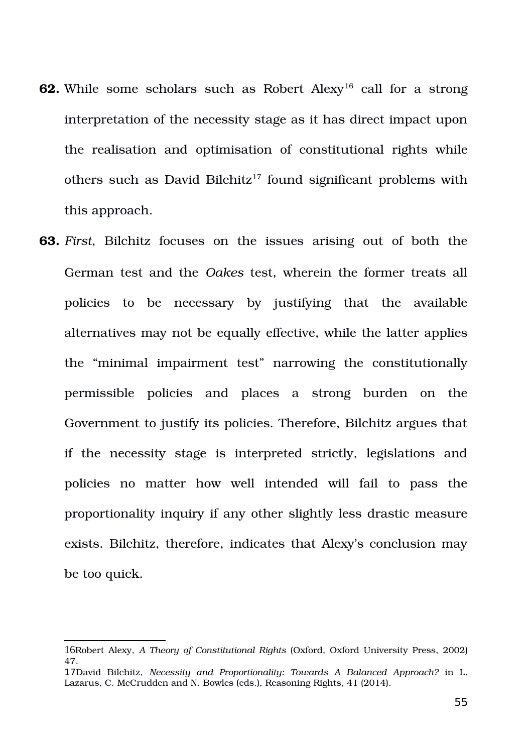**62.** While some scholars such as Robert Alexy[16] call for a strong interpretation of the necessity stage as it has direct impact upon the realisation and optimisation of constitutional rights while others such as David Bilchitz[17] found significant problems with this approach.

**63.** *First*, Bilchitz focuses on the issues arising out of both the German test and the *Oakes* test, wherein the former treats all policies to be necessary by justifying that the available alternatives may not be equally effective, while the latter applies the "minimal impairment test" narrowing the constitutionally permissible policies and places a strong burden on the Government to justify its policies. Therefore, Bilchitz argues that if the necessity stage is interpreted strictly, legislations and policies no matter how well intended will fail to pass the proportionality inquiry if any other slightly less drastic measure exists. Bilchitz, therefore, indicates that Alexy's conclusion may be too quick.

---

16Robert Alexy, *A Theory of Constitutional Rights* (Oxford, Oxford University Press, 2002) 47.

17David Bilchitz, *Necessity and Proportionality: Towards A Balanced Approach?* in L. Lazarus, C. McCrudden and N. Bowles (eds.), Reasoning Rights, 41 (2014).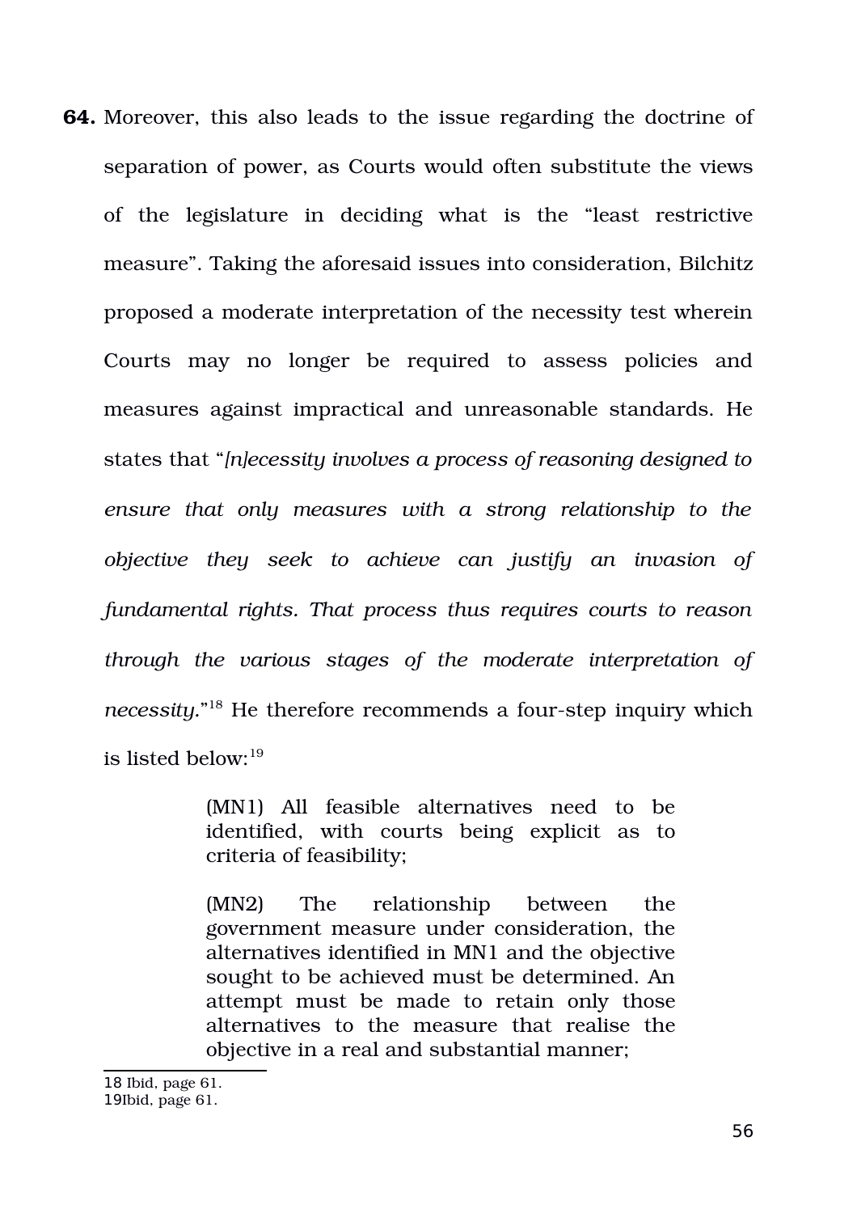**64.** Moreover, this also leads to the issue regarding the doctrine of separation of power, as Courts would often substitute the views of the legislature in deciding what is the "least restrictive measure". Taking the aforesaid issues into consideration, Bilchitz proposed a moderate interpretation of the necessity test wherein Courts may no longer be required to assess policies and measures against impractical and unreasonable standards. He states that "*[n]ecessity involves a process of reasoning designed to ensure that only measures with a strong relationship to the objective they seek to achieve can justify an invasion of fundamental rights. That process thus requires courts to reason through the various stages of the moderate interpretation of necessity.*"[18] He therefore recommends a four-step inquiry which is listed below:[19]

> (MN1) All feasible alternatives need to be identified, with courts being explicit as to criteria of feasibility;
>
> (MN2) The relationship between the government measure under consideration, the alternatives identified in MN1 and the objective sought to be achieved must be determined. An attempt must be made to retain only those alternatives to the measure that realise the objective in a real and substantial manner;

---

18 Ibid, page 61.

19 Ibid, page 61.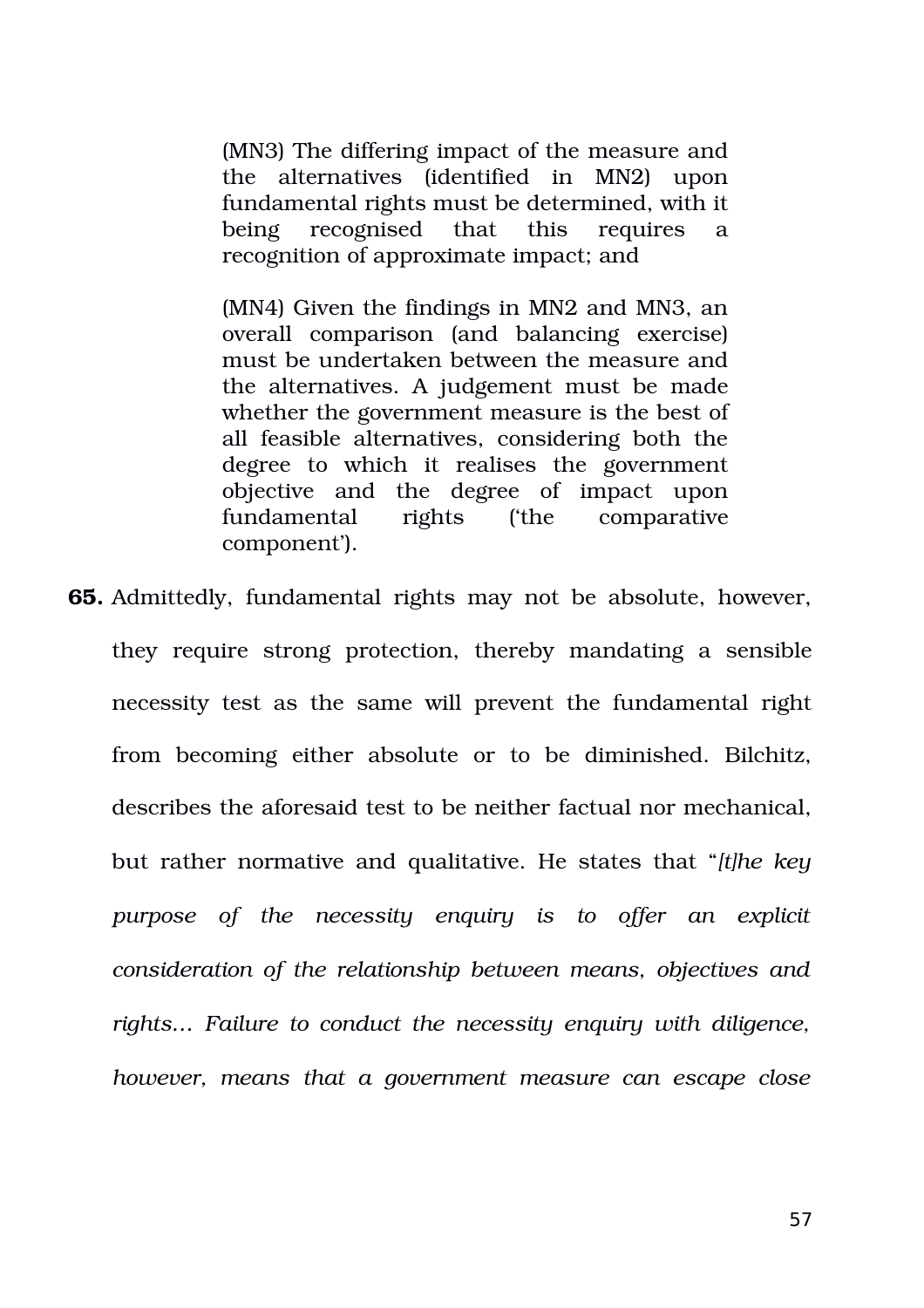> (MN3) The differing impact of the measure and the alternatives (identified in MN2) upon fundamental rights must be determined, with it being recognised that this requires a recognition of approximate impact; and
>
> (MN4) Given the findings in MN2 and MN3, an overall comparison (and balancing exercise) must be undertaken between the measure and the alternatives. A judgement must be made whether the government measure is the best of all feasible alternatives, considering both the degree to which it realises the government objective and the degree of impact upon fundamental rights ('the comparative component').

**65.** Admittedly, fundamental rights may not be absolute, however, they require strong protection, thereby mandating a sensible necessity test as the same will prevent the fundamental right from becoming either absolute or to be diminished. Bilchitz, describes the aforesaid test to be neither factual nor mechanical, but rather normative and qualitative. He states that "*[t]he key purpose of the necessity enquiry is to offer an explicit consideration of the relationship between means, objectives and rights… Failure to conduct the necessity enquiry with diligence, however, means that a government measure can escape close*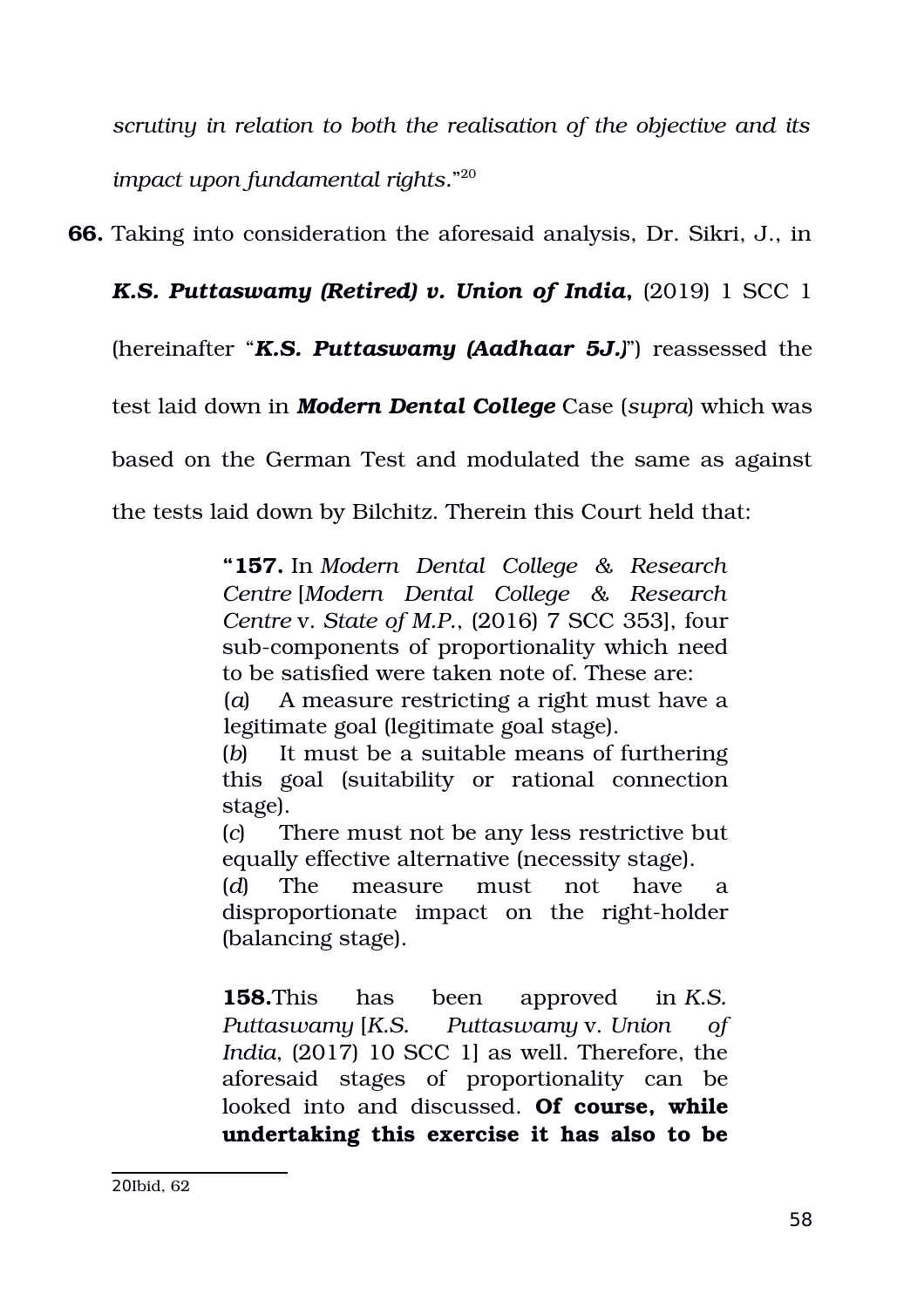*scrutiny in relation to both the realisation of the objective and its impact upon fundamental rights.*"[20]

**66.** Taking into consideration the aforesaid analysis, Dr. Sikri, J., in ***K.S. Puttaswamy (Retired) v. Union of India***, (2019) 1 SCC 1 (hereinafter "***K.S. Puttaswamy (Aadhaar 5J.)***") reassessed the test laid down in ***Modern Dental College*** Case (*supra*) which was based on the German Test and modulated the same as against the tests laid down by Bilchitz. Therein this Court held that:

> "**157.** In *Modern Dental College & Research Centre* [*Modern Dental College & Research Centre* v. *State of M.P.*, (2016) 7 SCC 353], four sub-components of proportionality which need to be satisfied were taken note of. These are:
>
> (*a*) A measure restricting a right must have a legitimate goal (legitimate goal stage).
>
> (*b*) It must be a suitable means of furthering this goal (suitability or rational connection stage).
>
> (*c*) There must not be any less restrictive but equally effective alternative (necessity stage).
>
> (*d*) The measure must not have a disproportionate impact on the right-holder (balancing stage).
>
> **158.** This has been approved in *K.S. Puttaswamy* [*K.S. Puttaswamy* v. *Union of India*, (2017) 10 SCC 1] as well. Therefore, the aforesaid stages of proportionality can be looked into and discussed. **Of course, while undertaking this exercise it has also to be**

---

[20] Ibid, 62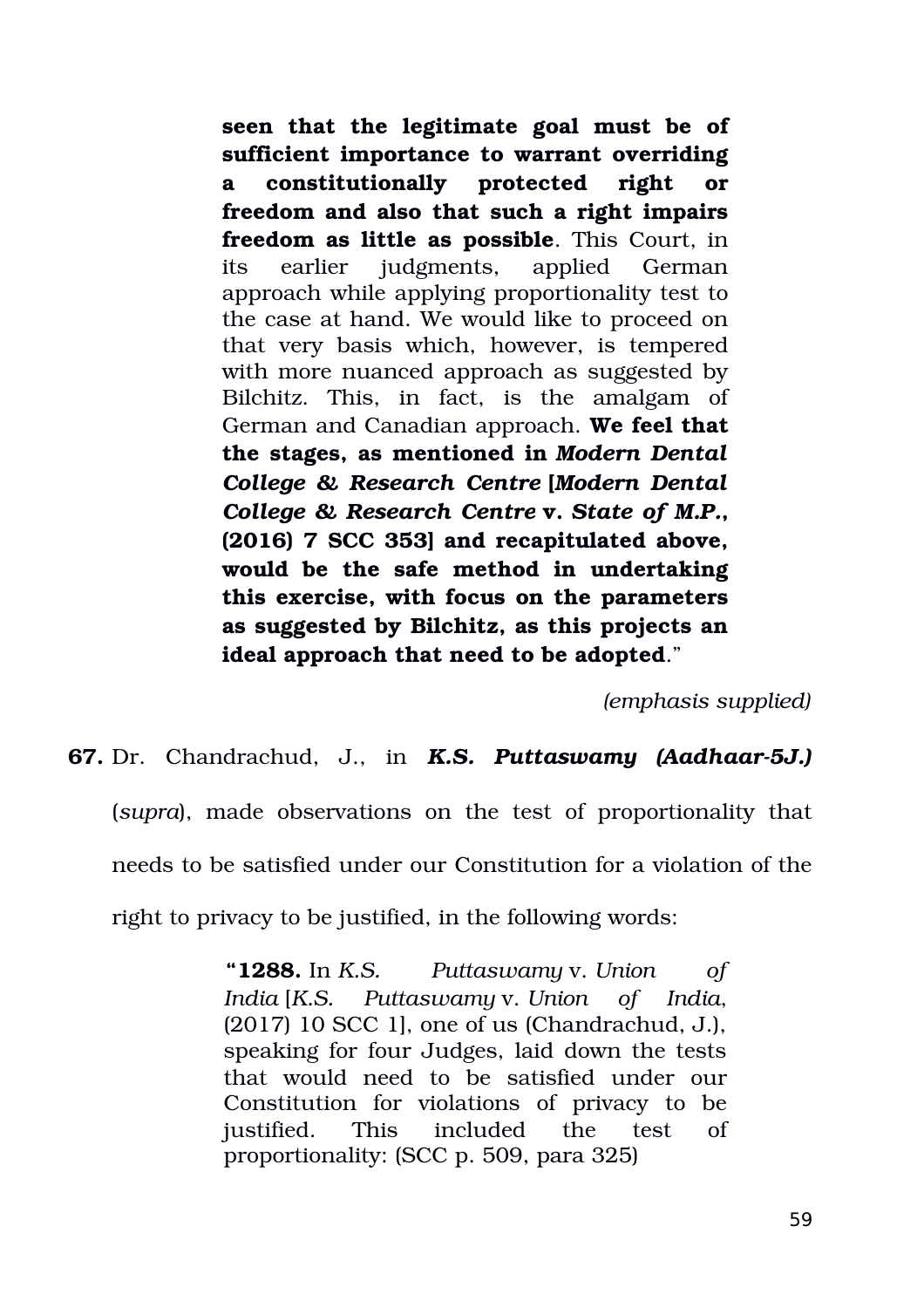> **seen that the legitimate goal must be of sufficient importance to warrant overriding a constitutionally protected right or freedom and also that such a right impairs freedom as little as possible**. This Court, in its earlier judgments, applied German approach while applying proportionality test to the case at hand. We would like to proceed on that very basis which, however, is tempered with more nuanced approach as suggested by Bilchitz. This, in fact, is the amalgam of German and Canadian approach. **We feel that the stages, as mentioned in *Modern Dental College & Research Centre* [*Modern Dental College & Research Centre* v. *State of M.P.*, (2016) 7 SCC 353] and recapitulated above, would be the safe method in undertaking this exercise, with focus on the parameters as suggested by Bilchitz, as this projects an ideal approach that need to be adopted**."
>
> *(emphasis supplied)*

**67.** Dr. Chandrachud, J., in ***K.S. Puttaswamy (Aadhaar-5J.)*** (*supra*), made observations on the test of proportionality that needs to be satisfied under our Constitution for a violation of the right to privacy to be justified, in the following words:

> "**1288.** In *K.S. Puttaswamy* v. *Union of India* [*K.S. Puttaswamy* v. *Union of India*, (2017) 10 SCC 1], one of us (Chandrachud, J.), speaking for four Judges, laid down the tests that would need to be satisfied under our Constitution for violations of privacy to be justified. This included the test of proportionality: (SCC p. 509, para 325)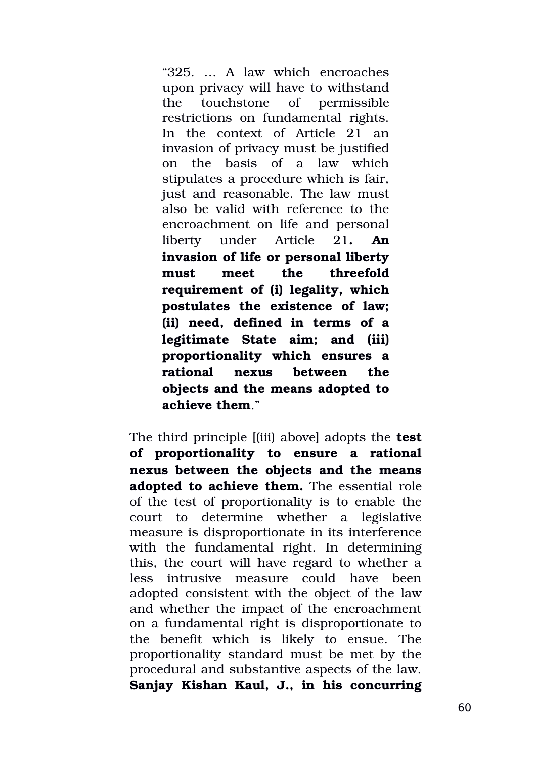> "325. … A law which encroaches upon privacy will have to withstand the touchstone of permissible restrictions on fundamental rights. In the context of Article 21 an invasion of privacy must be justified on the basis of a law which stipulates a procedure which is fair, just and reasonable. The law must also be valid with reference to the encroachment on life and personal liberty under Article 21**. An invasion of life or personal liberty must meet the threefold requirement of (i) legality, which postulates the existence of law; (ii) need, defined in terms of a legitimate State aim; and (iii) proportionality which ensures a rational nexus between the objects and the means adopted to achieve them**."

The third principle [(iii) above] adopts the **test of proportionality to ensure a rational nexus between the objects and the means adopted to achieve them.** The essential role of the test of proportionality is to enable the court to determine whether a legislative measure is disproportionate in its interference with the fundamental right. In determining this, the court will have regard to whether a less intrusive measure could have been adopted consistent with the object of the law and whether the impact of the encroachment on a fundamental right is disproportionate to the benefit which is likely to ensue. The proportionality standard must be met by the procedural and substantive aspects of the law. **Sanjay Kishan Kaul, J., in his concurring**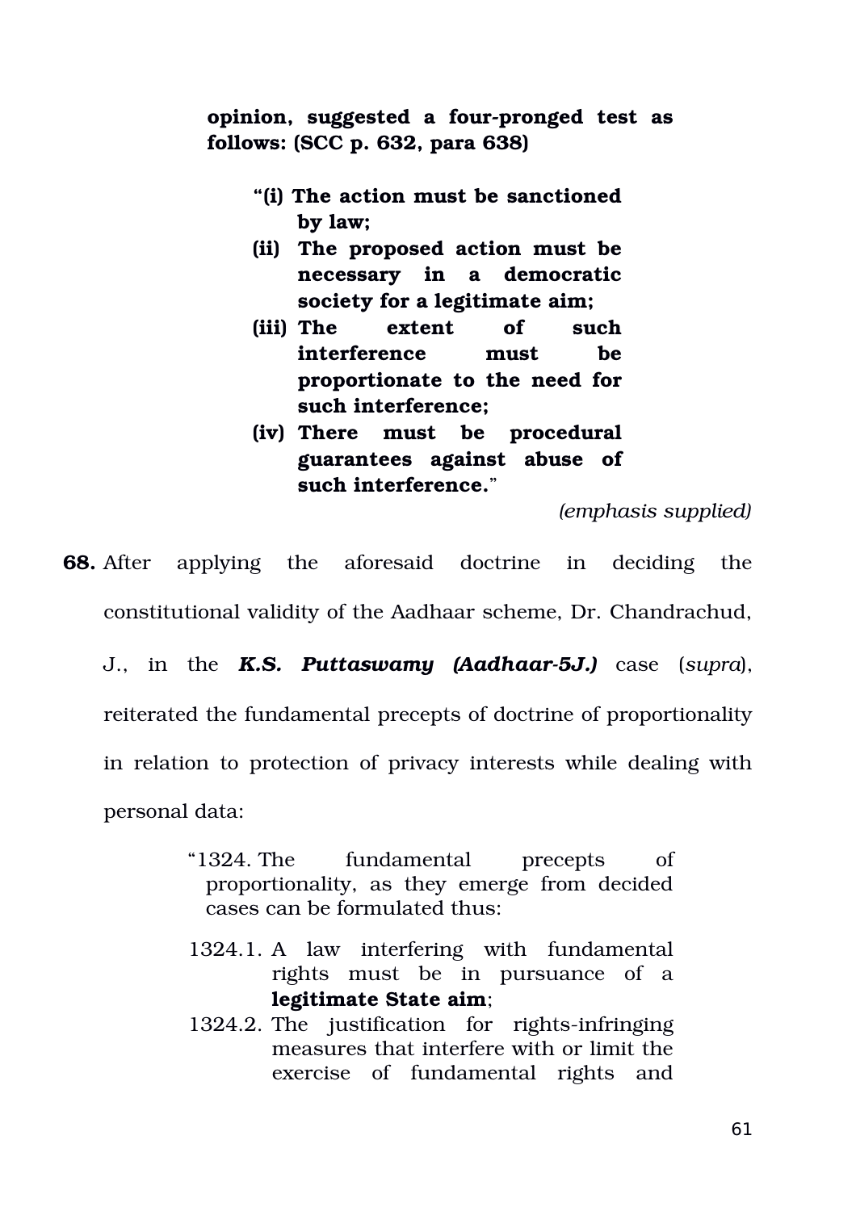> **opinion, suggested a four-pronged test as follows: (SCC p. 632, para 638)**
>
> > **"(i) The action must be sanctioned by law;**
> > **(ii) The proposed action must be necessary in a democratic society for a legitimate aim;**
> > **(iii) The extent of such interference must be proportionate to the need for such interference;**
> > **(iv) There must be procedural guarantees against abuse of such interference."**
>
> *(emphasis supplied)*

**68.** After applying the aforesaid doctrine in deciding the constitutional validity of the Aadhaar scheme, Dr. Chandrachud, J., in the ***K.S. Puttaswamy (Aadhaar-5J.)*** case (*supra*), reiterated the fundamental precepts of doctrine of proportionality in relation to protection of privacy interests while dealing with personal data:

> "1324. The fundamental precepts of proportionality, as they emerge from decided cases can be formulated thus:
>
> 1324.1. A law interfering with fundamental rights must be in pursuance of a **legitimate State aim**;
>
> 1324.2. The justification for rights-infringing measures that interfere with or limit the exercise of fundamental rights and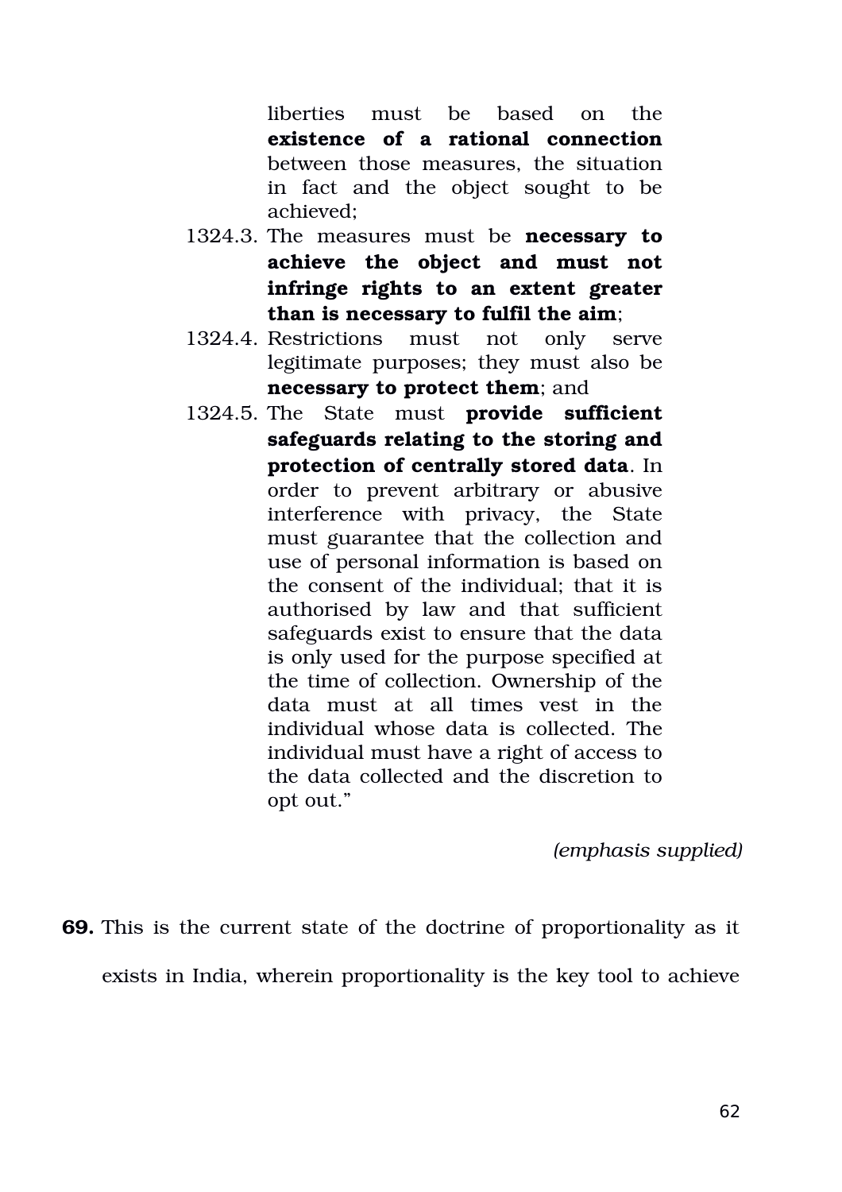> liberties must be based on the **existence of a rational connection** between those measures, the situation in fact and the object sought to be achieved;
>
> 1324.3. The measures must be **necessary to achieve the object and must not infringe rights to an extent greater than is necessary to fulfil the aim**;
>
> 1324.4. Restrictions must not only serve legitimate purposes; they must also be **necessary to protect them**; and
>
> 1324.5. The State must **provide sufficient safeguards relating to the storing and protection of centrally stored data**. In order to prevent arbitrary or abusive interference with privacy, the State must guarantee that the collection and use of personal information is based on the consent of the individual; that it is authorised by law and that sufficient safeguards exist to ensure that the data is only used for the purpose specified at the time of collection. Ownership of the data must at all times vest in the individual whose data is collected. The individual must have a right of access to the data collected and the discretion to opt out."

*(emphasis supplied)*

**69.** This is the current state of the doctrine of proportionality as it exists in India, wherein proportionality is the key tool to achieve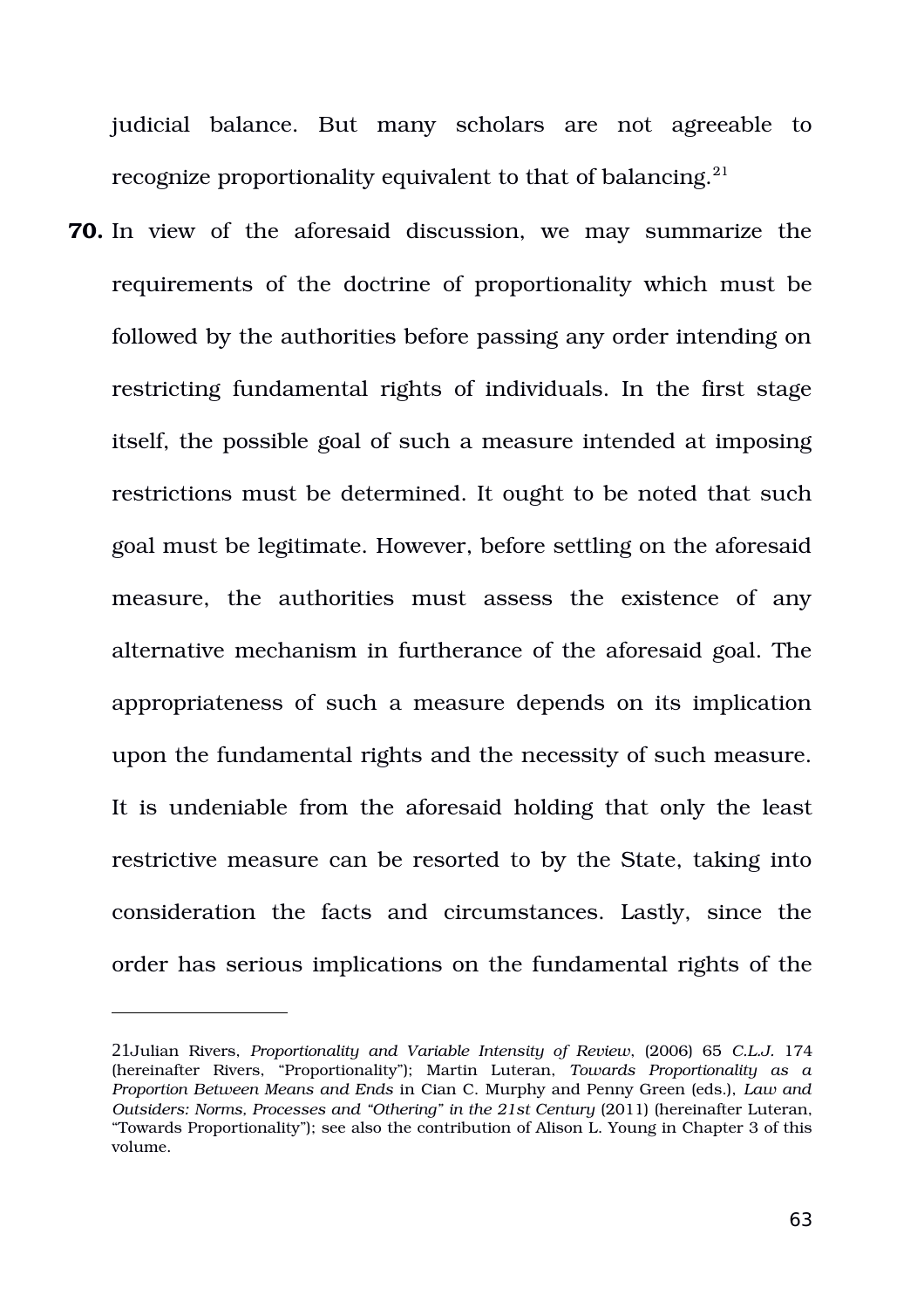judicial balance. But many scholars are not agreeable to recognize proportionality equivalent to that of balancing.[21]

**70.** In view of the aforesaid discussion, we may summarize the requirements of the doctrine of proportionality which must be followed by the authorities before passing any order intending on restricting fundamental rights of individuals. In the first stage itself, the possible goal of such a measure intended at imposing restrictions must be determined. It ought to be noted that such goal must be legitimate. However, before settling on the aforesaid measure, the authorities must assess the existence of any alternative mechanism in furtherance of the aforesaid goal. The appropriateness of such a measure depends on its implication upon the fundamental rights and the necessity of such measure. It is undeniable from the aforesaid holding that only the least restrictive measure can be resorted to by the State, taking into consideration the facts and circumstances. Lastly, since the order has serious implications on the fundamental rights of the

---

21Julian Rivers, *Proportionality and Variable Intensity of Review*, (2006) 65 *C.L.J.* 174 (hereinafter Rivers, "Proportionality"); Martin Luteran, *Towards Proportionality as a Proportion Between Means and Ends* in Cian C. Murphy and Penny Green (eds.), *Law and Outsiders: Norms, Processes and "Othering" in the 21st Century* (2011) (hereinafter Luteran, "Towards Proportionality"); see also the contribution of Alison L. Young in Chapter 3 of this volume.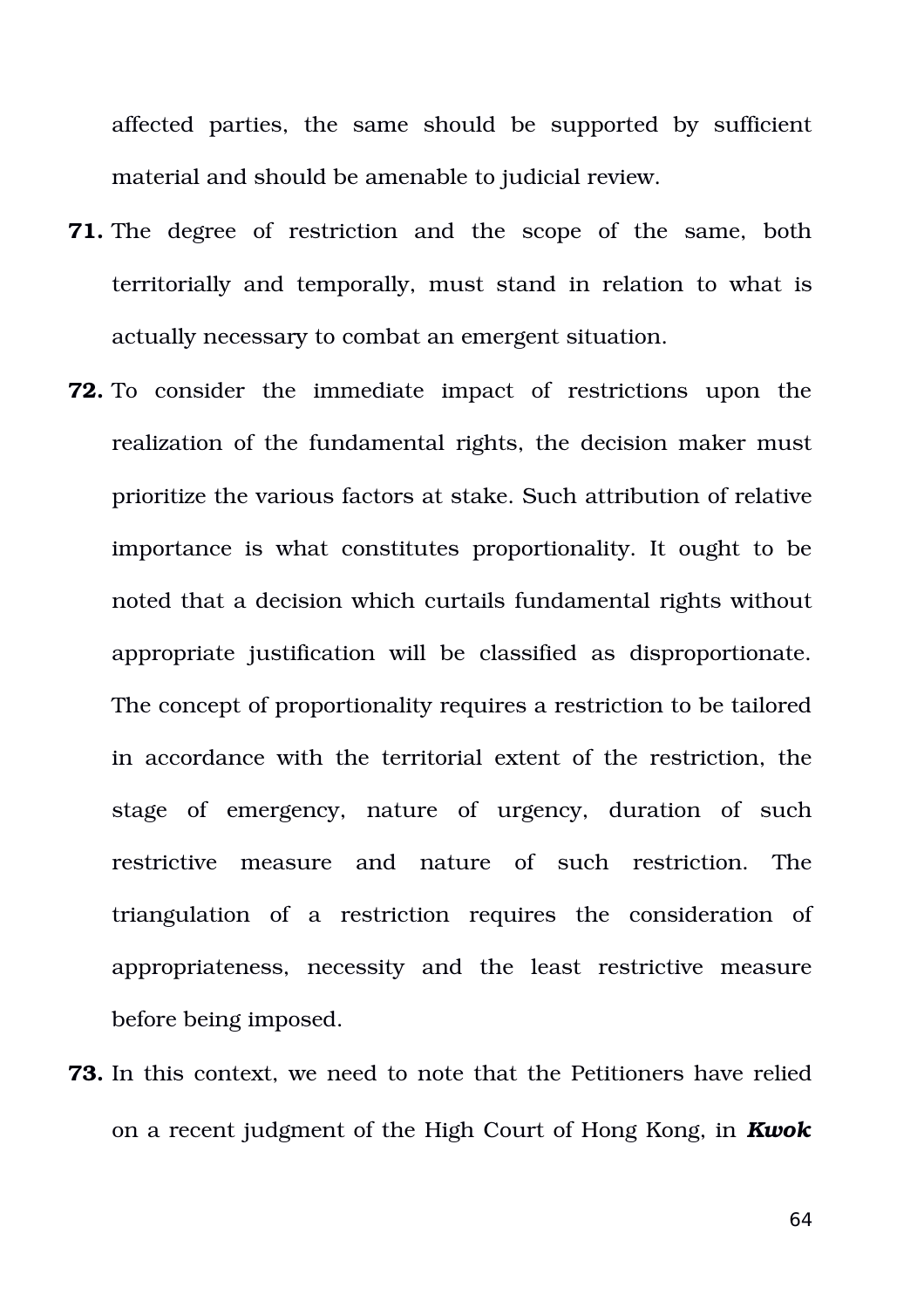affected parties, the same should be supported by sufficient material and should be amenable to judicial review.

**71.** The degree of restriction and the scope of the same, both territorially and temporally, must stand in relation to what is actually necessary to combat an emergent situation.

**72.** To consider the immediate impact of restrictions upon the realization of the fundamental rights, the decision maker must prioritize the various factors at stake. Such attribution of relative importance is what constitutes proportionality. It ought to be noted that a decision which curtails fundamental rights without appropriate justification will be classified as disproportionate. The concept of proportionality requires a restriction to be tailored in accordance with the territorial extent of the restriction, the stage of emergency, nature of urgency, duration of such restrictive measure and nature of such restriction. The triangulation of a restriction requires the consideration of appropriateness, necessity and the least restrictive measure before being imposed.

**73.** In this context, we need to note that the Petitioners have relied on a recent judgment of the High Court of Hong Kong, in ***Kwok***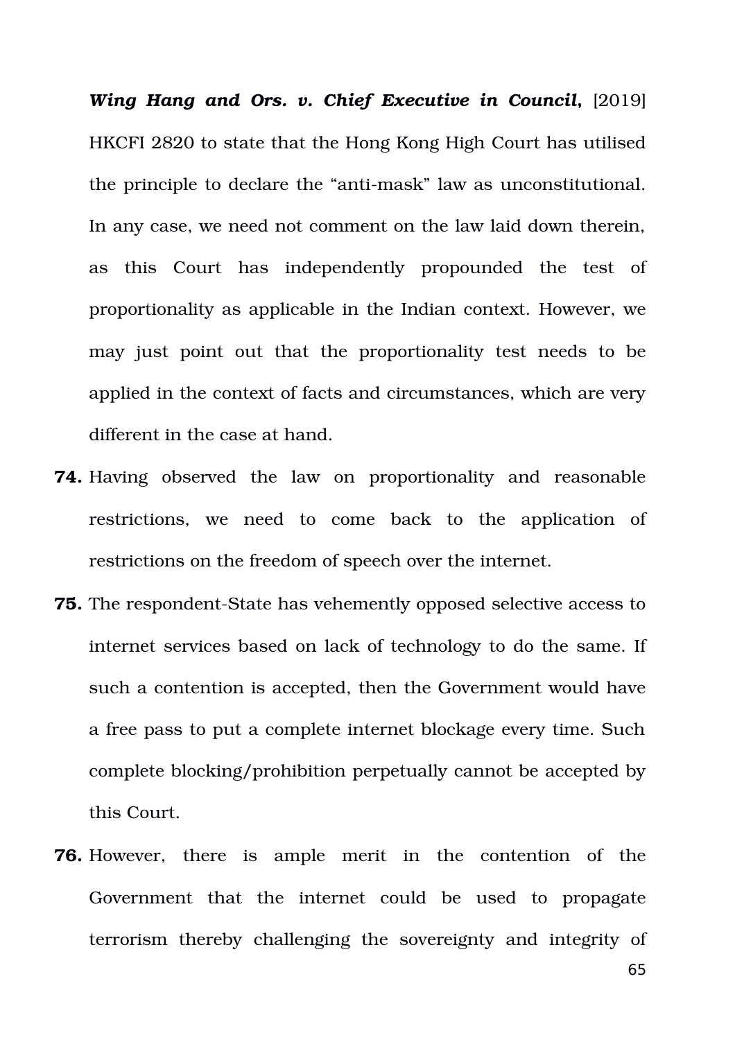***Wing Hang and Ors. v. Chief Executive in Council***, [2019] HKCFI 2820 to state that the Hong Kong High Court has utilised the principle to declare the "anti-mask" law as unconstitutional. In any case, we need not comment on the law laid down therein, as this Court has independently propounded the test of proportionality as applicable in the Indian context. However, we may just point out that the proportionality test needs to be applied in the context of facts and circumstances, which are very different in the case at hand.

**74.** Having observed the law on proportionality and reasonable restrictions, we need to come back to the application of restrictions on the freedom of speech over the internet.

**75.** The respondent-State has vehemently opposed selective access to internet services based on lack of technology to do the same. If such a contention is accepted, then the Government would have a free pass to put a complete internet blockage every time. Such complete blocking/prohibition perpetually cannot be accepted by this Court.

**76.** However, there is ample merit in the contention of the Government that the internet could be used to propagate terrorism thereby challenging the sovereignty and integrity of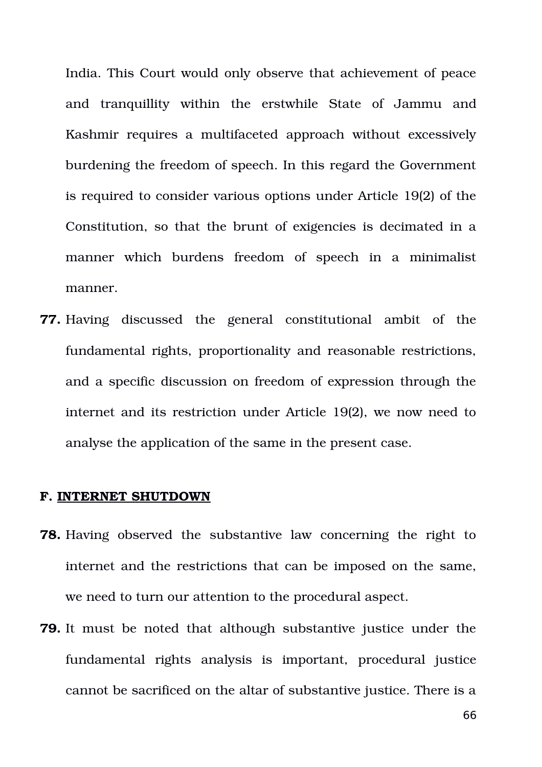India. This Court would only observe that achievement of peace and tranquillity within the erstwhile State of Jammu and Kashmir requires a multifaceted approach without excessively burdening the freedom of speech. In this regard the Government is required to consider various options under Article 19(2) of the Constitution, so that the brunt of exigencies is decimated in a manner which burdens freedom of speech in a minimalist manner.

**77.** Having discussed the general constitutional ambit of the fundamental rights, proportionality and reasonable restrictions, and a specific discussion on freedom of expression through the internet and its restriction under Article 19(2), we now need to analyse the application of the same in the present case.

## F. <u>INTERNET SHUTDOWN</u>

**78.** Having observed the substantive law concerning the right to internet and the restrictions that can be imposed on the same, we need to turn our attention to the procedural aspect.

**79.** It must be noted that although substantive justice under the fundamental rights analysis is important, procedural justice cannot be sacrificed on the altar of substantive justice. There is a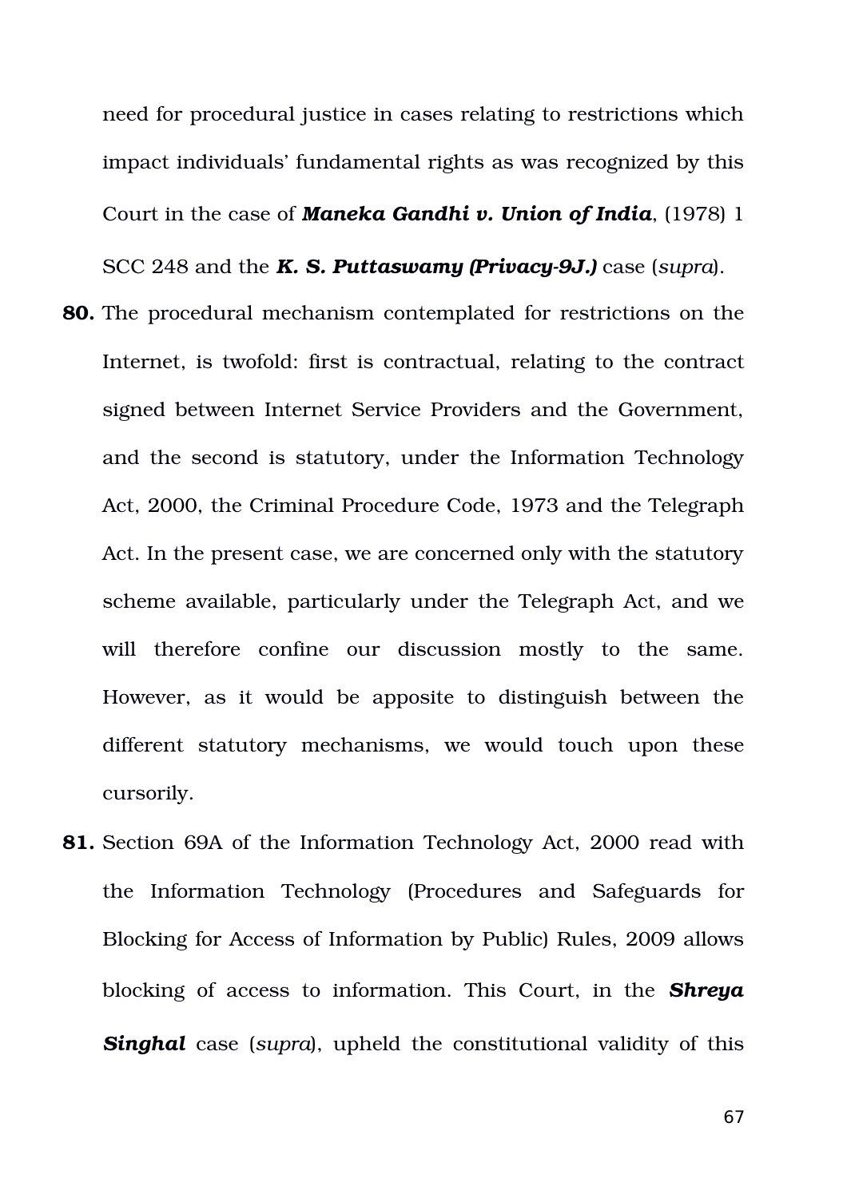need for procedural justice in cases relating to restrictions which impact individuals' fundamental rights as was recognized by this Court in the case of ***Maneka Gandhi v. Union of India***, (1978) 1 SCC 248 and the ***K. S. Puttaswamy (Privacy-9J.)*** case (*supra*).

**80.** The procedural mechanism contemplated for restrictions on the Internet, is twofold: first is contractual, relating to the contract signed between Internet Service Providers and the Government, and the second is statutory, under the Information Technology Act, 2000, the Criminal Procedure Code, 1973 and the Telegraph Act. In the present case, we are concerned only with the statutory scheme available, particularly under the Telegraph Act, and we will therefore confine our discussion mostly to the same. However, as it would be apposite to distinguish between the different statutory mechanisms, we would touch upon these cursorily.

**81.** Section 69A of the Information Technology Act, 2000 read with the Information Technology (Procedures and Safeguards for Blocking for Access of Information by Public) Rules, 2009 allows blocking of access to information. This Court, in the ***Shreya Singhal*** case (*supra*), upheld the constitutional validity of this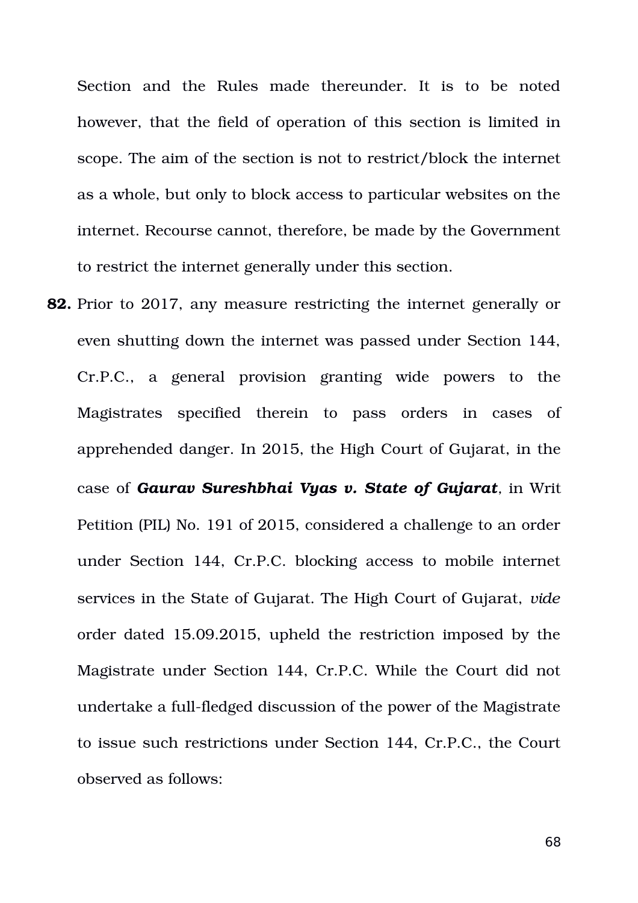Section and the Rules made thereunder. It is to be noted however, that the field of operation of this section is limited in scope. The aim of the section is not to restrict/block the internet as a whole, but only to block access to particular websites on the internet. Recourse cannot, therefore, be made by the Government to restrict the internet generally under this section.

**82.** Prior to 2017, any measure restricting the internet generally or even shutting down the internet was passed under Section 144, Cr.P.C., a general provision granting wide powers to the Magistrates specified therein to pass orders in cases of apprehended danger. In 2015, the High Court of Gujarat, in the case of ***Gaurav Sureshbhai Vyas v. State of Gujarat***, in Writ Petition (PIL) No. 191 of 2015, considered a challenge to an order under Section 144, Cr.P.C. blocking access to mobile internet services in the State of Gujarat. The High Court of Gujarat, *vide* order dated 15.09.2015, upheld the restriction imposed by the Magistrate under Section 144, Cr.P.C. While the Court did not undertake a full-fledged discussion of the power of the Magistrate to issue such restrictions under Section 144, Cr.P.C., the Court observed as follows: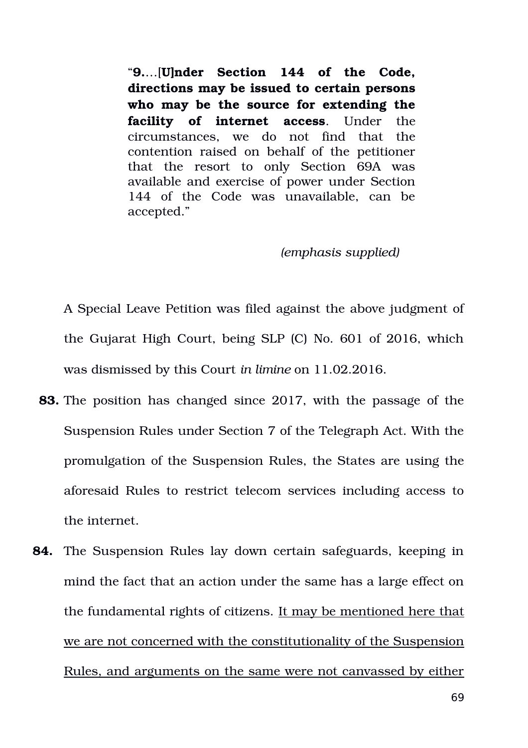> "**9.**…[**U]nder Section 144 of the Code, directions may be issued to certain persons who may be the source for extending the facility of internet access**. Under the circumstances, we do not find that the contention raised on behalf of the petitioner that the resort to only Section 69A was available and exercise of power under Section 144 of the Code was unavailable, can be accepted."
>
> *(emphasis supplied)*

A Special Leave Petition was filed against the above judgment of the Gujarat High Court, being SLP (C) No. 601 of 2016, which was dismissed by this Court *in limine* on 11.02.2016.

**83.** The position has changed since 2017, with the passage of the Suspension Rules under Section 7 of the Telegraph Act. With the promulgation of the Suspension Rules, the States are using the aforesaid Rules to restrict telecom services including access to the internet.

**84.** The Suspension Rules lay down certain safeguards, keeping in mind the fact that an action under the same has a large effect on the fundamental rights of citizens. <u>It may be mentioned here that we are not concerned with the constitutionality of the Suspension Rules, and arguments on the same were not canvassed by either</u>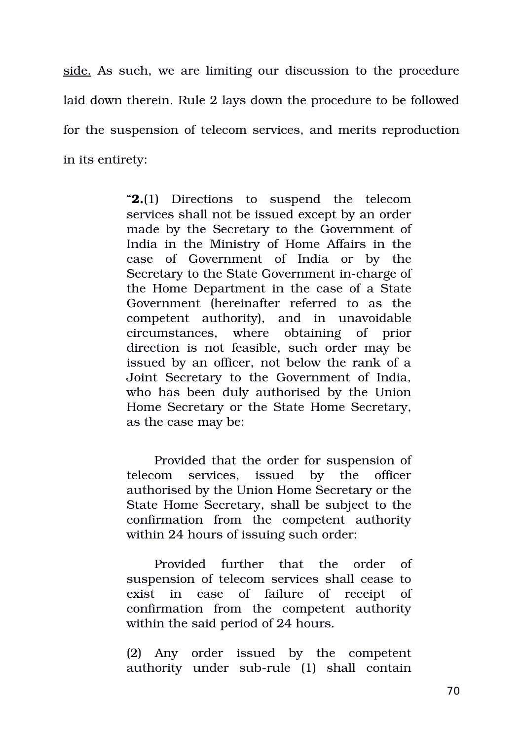side. As such, we are limiting our discussion to the procedure laid down therein. Rule 2 lays down the procedure to be followed for the suspension of telecom services, and merits reproduction in its entirety:

> "**2.**(1) Directions to suspend the telecom services shall not be issued except by an order made by the Secretary to the Government of India in the Ministry of Home Affairs in the case of Government of India or by the Secretary to the State Government in-charge of the Home Department in the case of a State Government (hereinafter referred to as the competent authority), and in unavoidable circumstances, where obtaining of prior direction is not feasible, such order may be issued by an officer, not below the rank of a Joint Secretary to the Government of India, who has been duly authorised by the Union Home Secretary or the State Home Secretary, as the case may be:
>
> Provided that the order for suspension of telecom services, issued by the officer authorised by the Union Home Secretary or the State Home Secretary, shall be subject to the confirmation from the competent authority within 24 hours of issuing such order:
>
> Provided further that the order of suspension of telecom services shall cease to exist in case of failure of receipt of confirmation from the competent authority within the said period of 24 hours.
>
> (2) Any order issued by the competent authority under sub-rule (1) shall contain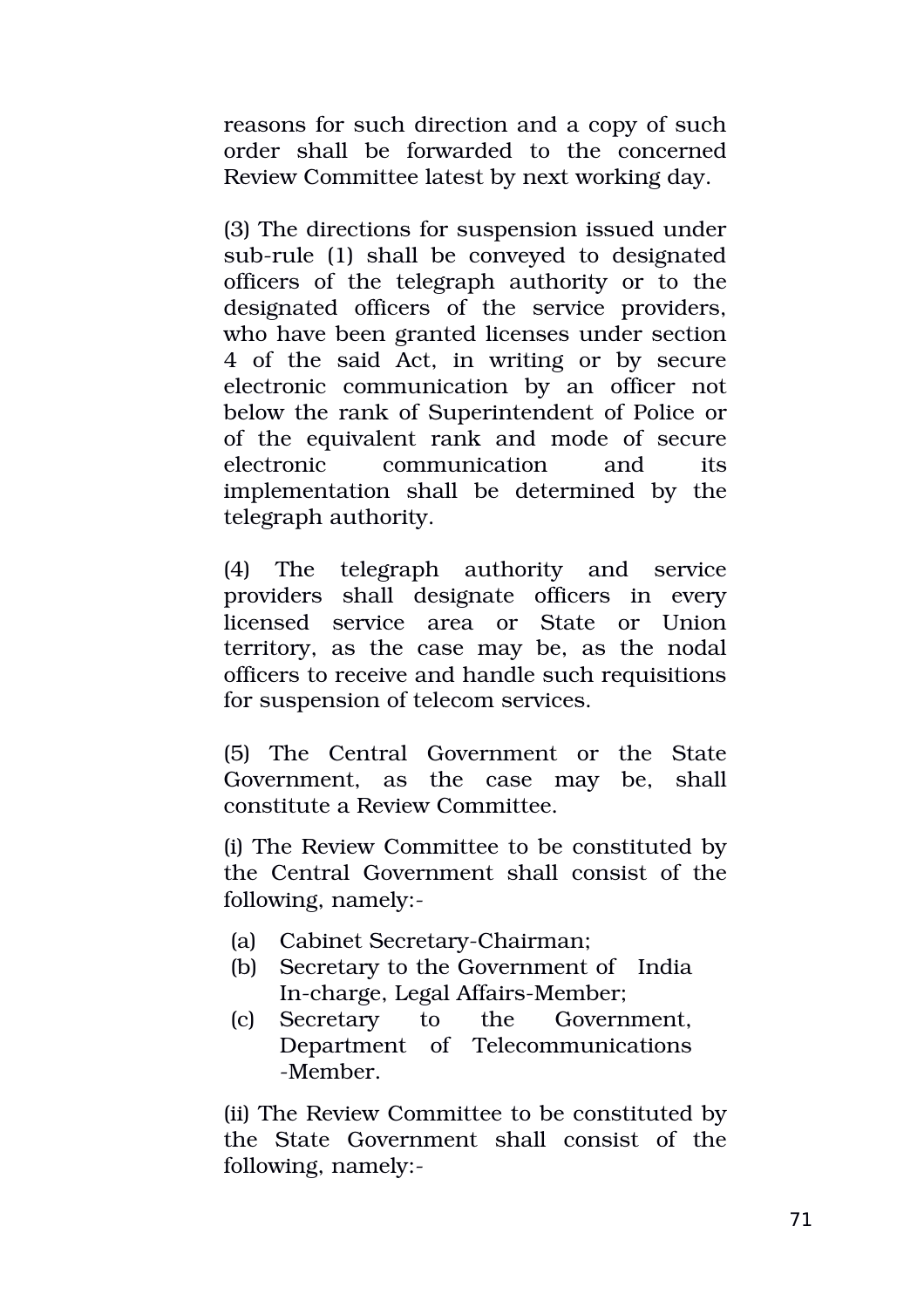reasons for such direction and a copy of such order shall be forwarded to the concerned Review Committee latest by next working day.

(3) The directions for suspension issued under sub-rule (1) shall be conveyed to designated officers of the telegraph authority or to the designated officers of the service providers, who have been granted licenses under section 4 of the said Act, in writing or by secure electronic communication by an officer not below the rank of Superintendent of Police or of the equivalent rank and mode of secure electronic communication and its implementation shall be determined by the telegraph authority.

(4) The telegraph authority and service providers shall designate officers in every licensed service area or State or Union territory, as the case may be, as the nodal officers to receive and handle such requisitions for suspension of telecom services.

(5) The Central Government or the State Government, as the case may be, shall constitute a Review Committee.

(i) The Review Committee to be constituted by the Central Government shall consist of the following, namely:-

(a) Cabinet Secretary-Chairman;
(b) Secretary to the Government of India In-charge, Legal Affairs-Member;
(c) Secretary to the Government, Department of Telecommunications -Member.

(ii) The Review Committee to be constituted by the State Government shall consist of the following, namely:-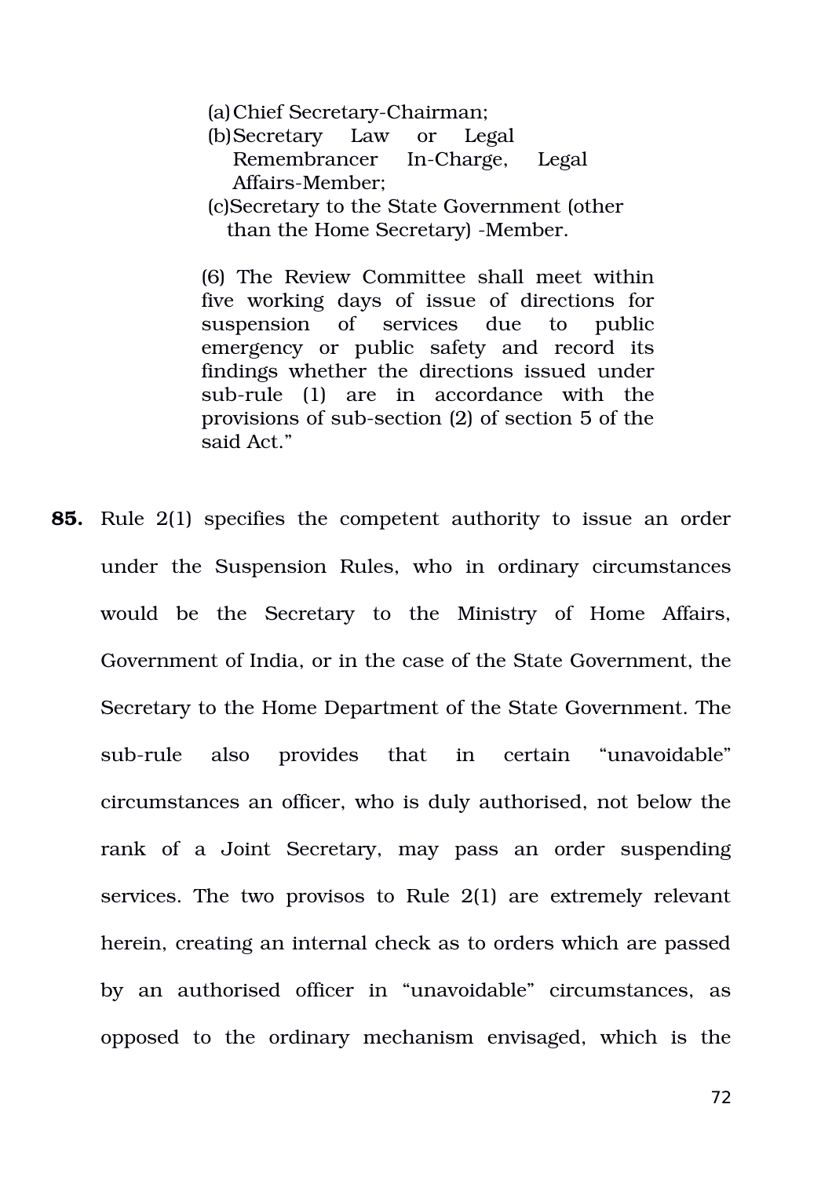> (a) Chief Secretary-Chairman;
> (b) Secretary Law or Legal Remembrancer In-Charge, Legal Affairs-Member;
> (c) Secretary to the State Government (other than the Home Secretary) -Member.
>
> (6) The Review Committee shall meet within five working days of issue of directions for suspension of services due to public emergency or public safety and record its findings whether the directions issued under sub-rule (1) are in accordance with the provisions of sub-section (2) of section 5 of the said Act."

**85.** Rule 2(1) specifies the competent authority to issue an order under the Suspension Rules, who in ordinary circumstances would be the Secretary to the Ministry of Home Affairs, Government of India, or in the case of the State Government, the Secretary to the Home Department of the State Government. The sub-rule also provides that in certain "unavoidable" circumstances an officer, who is duly authorised, not below the rank of a Joint Secretary, may pass an order suspending services. The two provisos to Rule 2(1) are extremely relevant herein, creating an internal check as to orders which are passed by an authorised officer in "unavoidable" circumstances, as opposed to the ordinary mechanism envisaged, which is the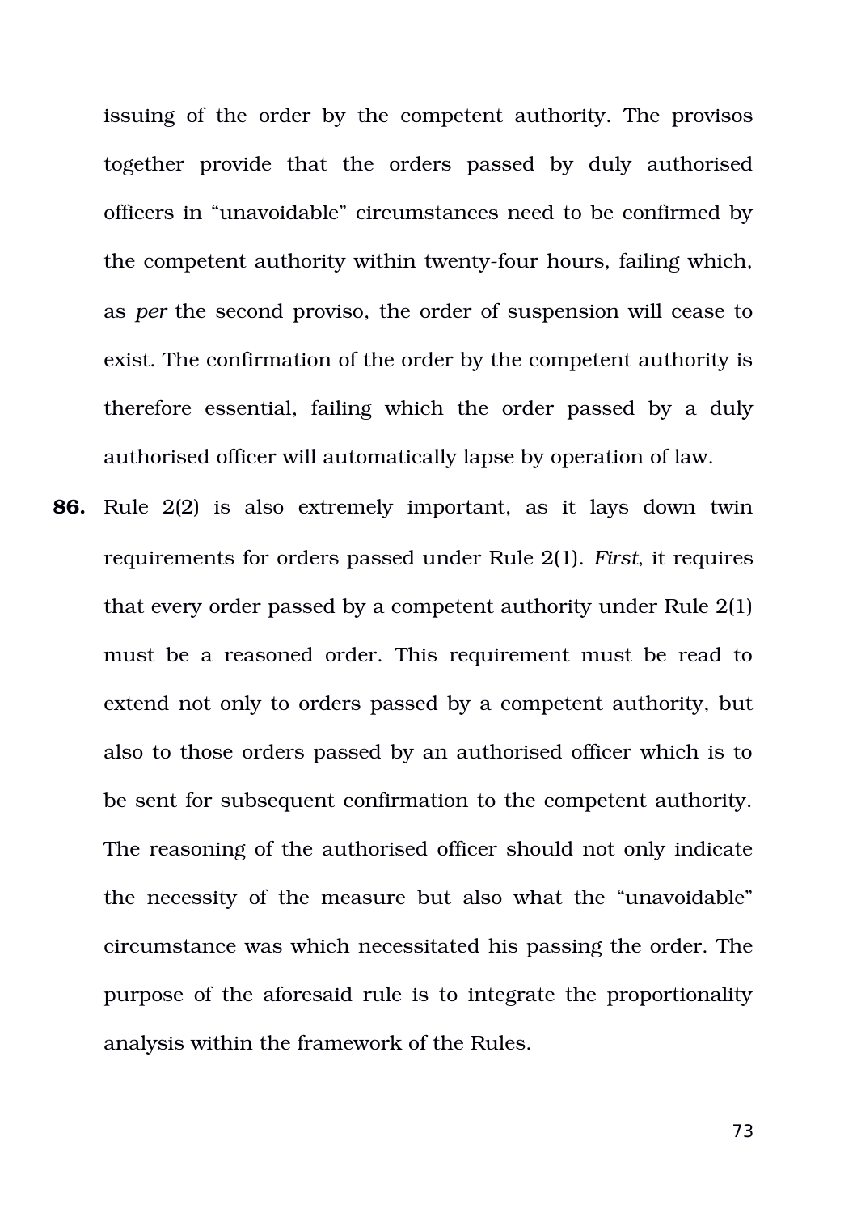issuing of the order by the competent authority. The provisos together provide that the orders passed by duly authorised officers in "unavoidable" circumstances need to be confirmed by the competent authority within twenty-four hours, failing which, as *per* the second proviso, the order of suspension will cease to exist. The confirmation of the order by the competent authority is therefore essential, failing which the order passed by a duly authorised officer will automatically lapse by operation of law.

**86.** Rule 2(2) is also extremely important, as it lays down twin requirements for orders passed under Rule 2(1). *First*, it requires that every order passed by a competent authority under Rule 2(1) must be a reasoned order. This requirement must be read to extend not only to orders passed by a competent authority, but also to those orders passed by an authorised officer which is to be sent for subsequent confirmation to the competent authority. The reasoning of the authorised officer should not only indicate the necessity of the measure but also what the "unavoidable" circumstance was which necessitated his passing the order. The purpose of the aforesaid rule is to integrate the proportionality analysis within the framework of the Rules.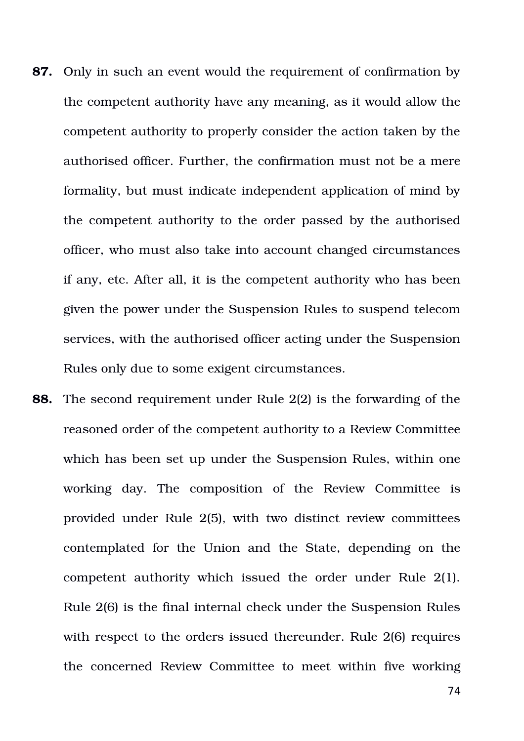**87.** Only in such an event would the requirement of confirmation by the competent authority have any meaning, as it would allow the competent authority to properly consider the action taken by the authorised officer. Further, the confirmation must not be a mere formality, but must indicate independent application of mind by the competent authority to the order passed by the authorised officer, who must also take into account changed circumstances if any, etc. After all, it is the competent authority who has been given the power under the Suspension Rules to suspend telecom services, with the authorised officer acting under the Suspension Rules only due to some exigent circumstances.

**88.** The second requirement under Rule 2(2) is the forwarding of the reasoned order of the competent authority to a Review Committee which has been set up under the Suspension Rules, within one working day. The composition of the Review Committee is provided under Rule 2(5), with two distinct review committees contemplated for the Union and the State, depending on the competent authority which issued the order under Rule 2(1). Rule 2(6) is the final internal check under the Suspension Rules with respect to the orders issued thereunder. Rule 2(6) requires the concerned Review Committee to meet within five working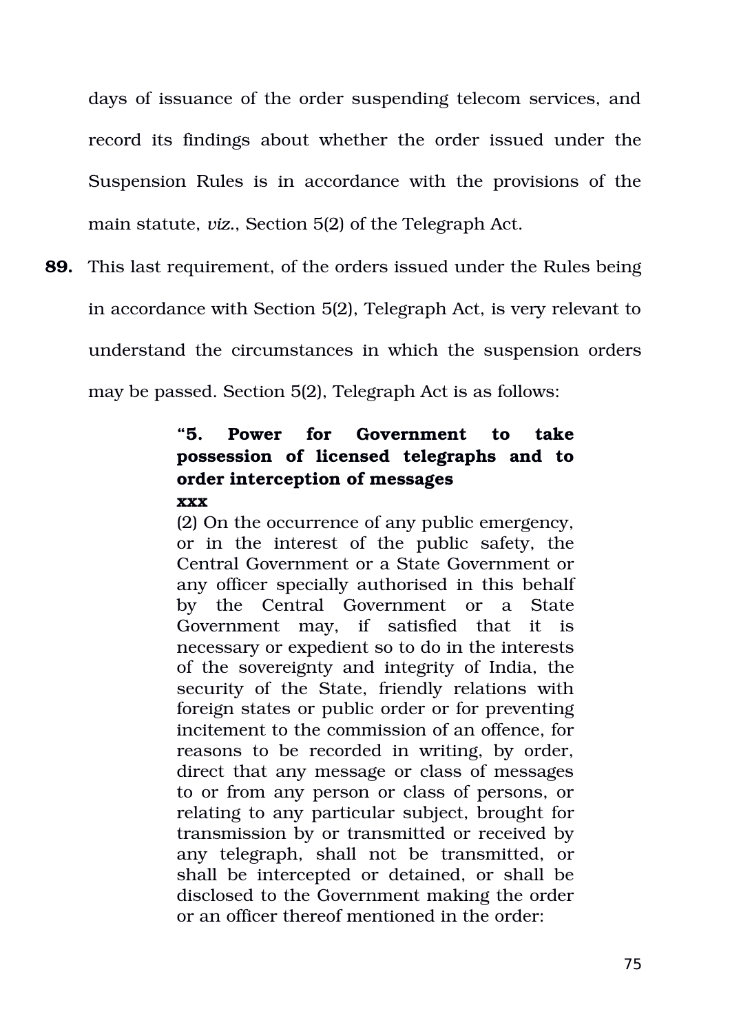days of issuance of the order suspending telecom services, and record its findings about whether the order issued under the Suspension Rules is in accordance with the provisions of the main statute, *viz.*, Section 5(2) of the Telegraph Act.

**89.** This last requirement, of the orders issued under the Rules being in accordance with Section 5(2), Telegraph Act, is very relevant to understand the circumstances in which the suspension orders may be passed. Section 5(2), Telegraph Act is as follows:

> **"5. Power for Government to take possession of licensed telegraphs and to order interception of messages**
> **xxx**
> (2) On the occurrence of any public emergency, or in the interest of the public safety, the Central Government or a State Government or any officer specially authorised in this behalf by the Central Government or a State Government may, if satisfied that it is necessary or expedient so to do in the interests of the sovereignty and integrity of India, the security of the State, friendly relations with foreign states or public order or for preventing incitement to the commission of an offence, for reasons to be recorded in writing, by order, direct that any message or class of messages to or from any person or class of persons, or relating to any particular subject, brought for transmission by or transmitted or received by any telegraph, shall not be transmitted, or shall be intercepted or detained, or shall be disclosed to the Government making the order or an officer thereof mentioned in the order: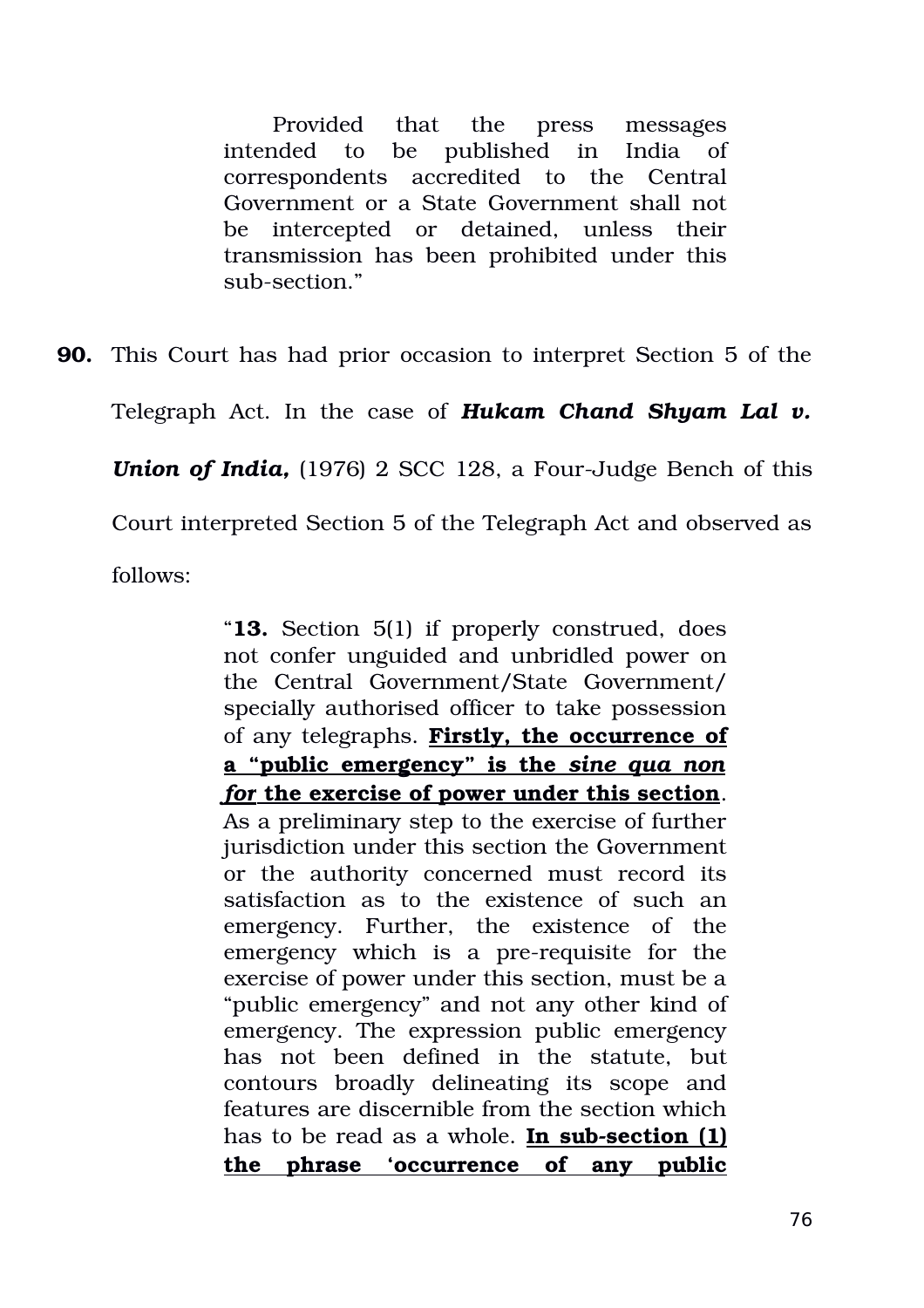> Provided that the press messages intended to be published in India of correspondents accredited to the Central Government or a State Government shall not be intercepted or detained, unless their transmission has been prohibited under this sub-section."

**90.** This Court has had prior occasion to interpret Section 5 of the Telegraph Act. In the case of ***Hukam Chand Shyam Lal v. Union of India,*** (1976) 2 SCC 128, a Four-Judge Bench of this Court interpreted Section 5 of the Telegraph Act and observed as follows:

> "**13.** Section 5(1) if properly construed, does not confer unguided and unbridled power on the Central Government/State Government/ specially authorised officer to take possession of any telegraphs. **Firstly, the occurrence of a "public emergency" is the *sine qua non for* the exercise of power under this section**. As a preliminary step to the exercise of further jurisdiction under this section the Government or the authority concerned must record its satisfaction as to the existence of such an emergency. Further, the existence of the emergency which is a pre-requisite for the exercise of power under this section, must be a "public emergency" and not any other kind of emergency. The expression public emergency has not been defined in the statute, but contours broadly delineating its scope and features are discernible from the section which has to be read as a whole. **In sub-section (1) the phrase 'occurrence of any public**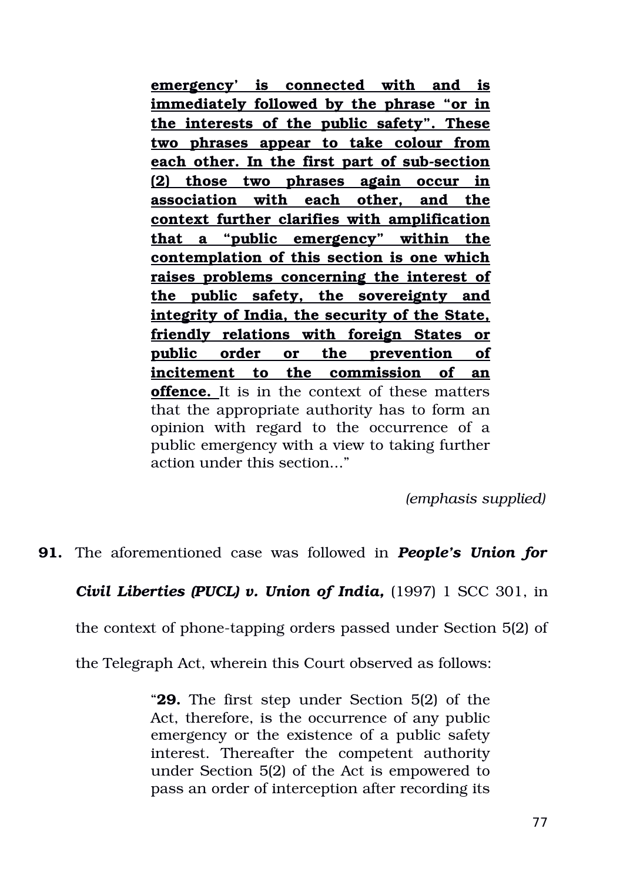> **emergency' is connected with and is immediately followed by the phrase "or in the interests of the public safety". These two phrases appear to take colour from each other. In the first part of sub-section (2) those two phrases again occur in association with each other, and the context further clarifies with amplification that a "public emergency" within the contemplation of this section is one which raises problems concerning the interest of the public safety, the sovereignty and integrity of India, the security of the State, friendly relations with foreign States or public order or the prevention of incitement to the commission of an offence.** It is in the context of these matters that the appropriate authority has to form an opinion with regard to the occurrence of a public emergency with a view to taking further action under this section..."

*(emphasis supplied)*

**91.** The aforementioned case was followed in ***People's Union for Civil Liberties (PUCL) v. Union of India,*** (1997) 1 SCC 301, in the context of phone-tapping orders passed under Section 5(2) of the Telegraph Act, wherein this Court observed as follows:

> "**29.** The first step under Section 5(2) of the Act, therefore, is the occurrence of any public emergency or the existence of a public safety interest. Thereafter the competent authority under Section 5(2) of the Act is empowered to pass an order of interception after recording its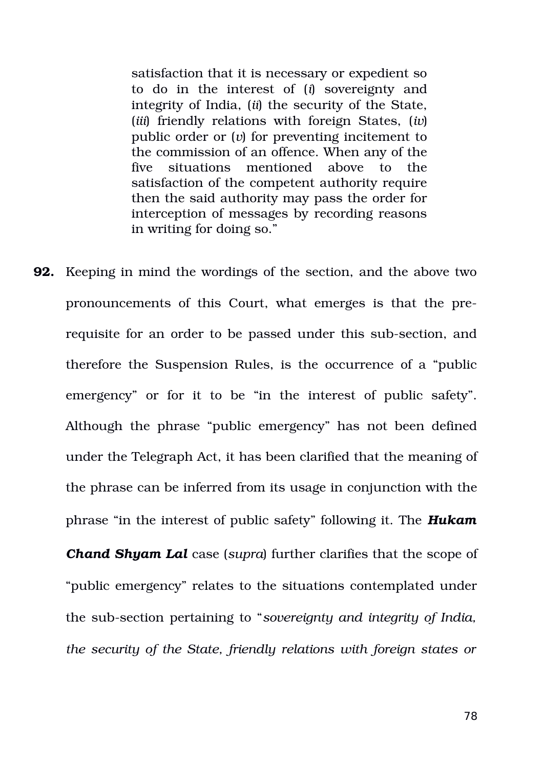> satisfaction that it is necessary or expedient so to do in the interest of (*i*) sovereignty and integrity of India, (*ii*) the security of the State, (*iii*) friendly relations with foreign States, (*iv*) public order or (*v*) for preventing incitement to the commission of an offence. When any of the five situations mentioned above to the satisfaction of the competent authority require then the said authority may pass the order for interception of messages by recording reasons in writing for doing so."

**92.** Keeping in mind the wordings of the section, and the above two pronouncements of this Court, what emerges is that the pre-requisite for an order to be passed under this sub-section, and therefore the Suspension Rules, is the occurrence of a "public emergency" or for it to be "in the interest of public safety". Although the phrase "public emergency" has not been defined under the Telegraph Act, it has been clarified that the meaning of the phrase can be inferred from its usage in conjunction with the phrase "in the interest of public safety" following it. The ***Hukam Chand Shyam Lal*** case (*supra*) further clarifies that the scope of "public emergency" relates to the situations contemplated under the sub-section pertaining to "*sovereignty and integrity of India, the security of the State, friendly relations with foreign states or*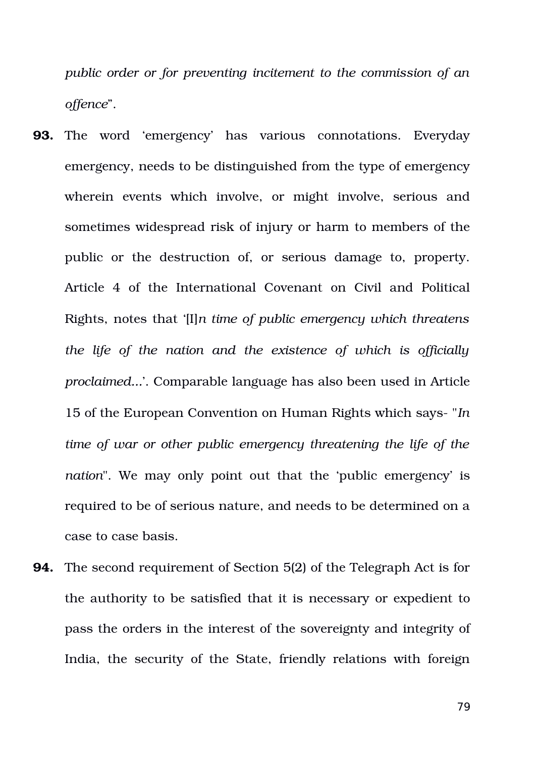*public order or for preventing incitement to the commission of an offence*".

**93.** The word 'emergency' has various connotations. Everyday emergency, needs to be distinguished from the type of emergency wherein events which involve, or might involve, serious and sometimes widespread risk of injury or harm to members of the public or the destruction of, or serious damage to, property. Article 4 of the International Covenant on Civil and Political Rights, notes that '[I]*n time of public emergency which threatens the life of the nation and the existence of which is officially proclaimed*...'. Comparable language has also been used in Article 15 of the European Convention on Human Rights which says- "*In time of war or other public emergency threatening the life of the nation*". We may only point out that the 'public emergency' is required to be of serious nature, and needs to be determined on a case to case basis.

**94.** The second requirement of Section 5(2) of the Telegraph Act is for the authority to be satisfied that it is necessary or expedient to pass the orders in the interest of the sovereignty and integrity of India, the security of the State, friendly relations with foreign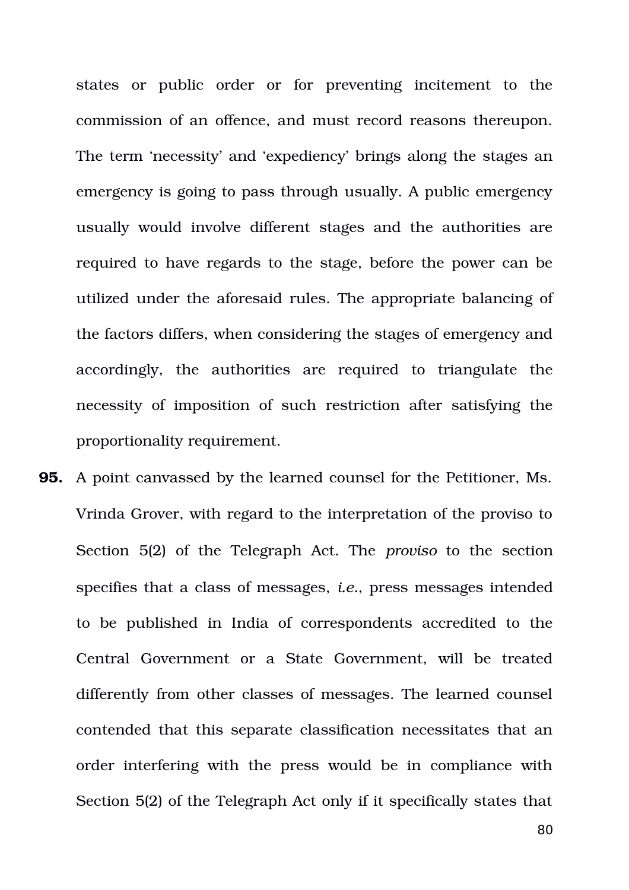states or public order or for preventing incitement to the commission of an offence, and must record reasons thereupon. The term 'necessity' and 'expediency' brings along the stages an emergency is going to pass through usually. A public emergency usually would involve different stages and the authorities are required to have regards to the stage, before the power can be utilized under the aforesaid rules. The appropriate balancing of the factors differs, when considering the stages of emergency and accordingly, the authorities are required to triangulate the necessity of imposition of such restriction after satisfying the proportionality requirement.

**95.** A point canvassed by the learned counsel for the Petitioner, Ms. Vrinda Grover, with regard to the interpretation of the proviso to Section 5(2) of the Telegraph Act. The *proviso* to the section specifies that a class of messages, *i.e.*, press messages intended to be published in India of correspondents accredited to the Central Government or a State Government, will be treated differently from other classes of messages. The learned counsel contended that this separate classification necessitates that an order interfering with the press would be in compliance with Section 5(2) of the Telegraph Act only if it specifically states that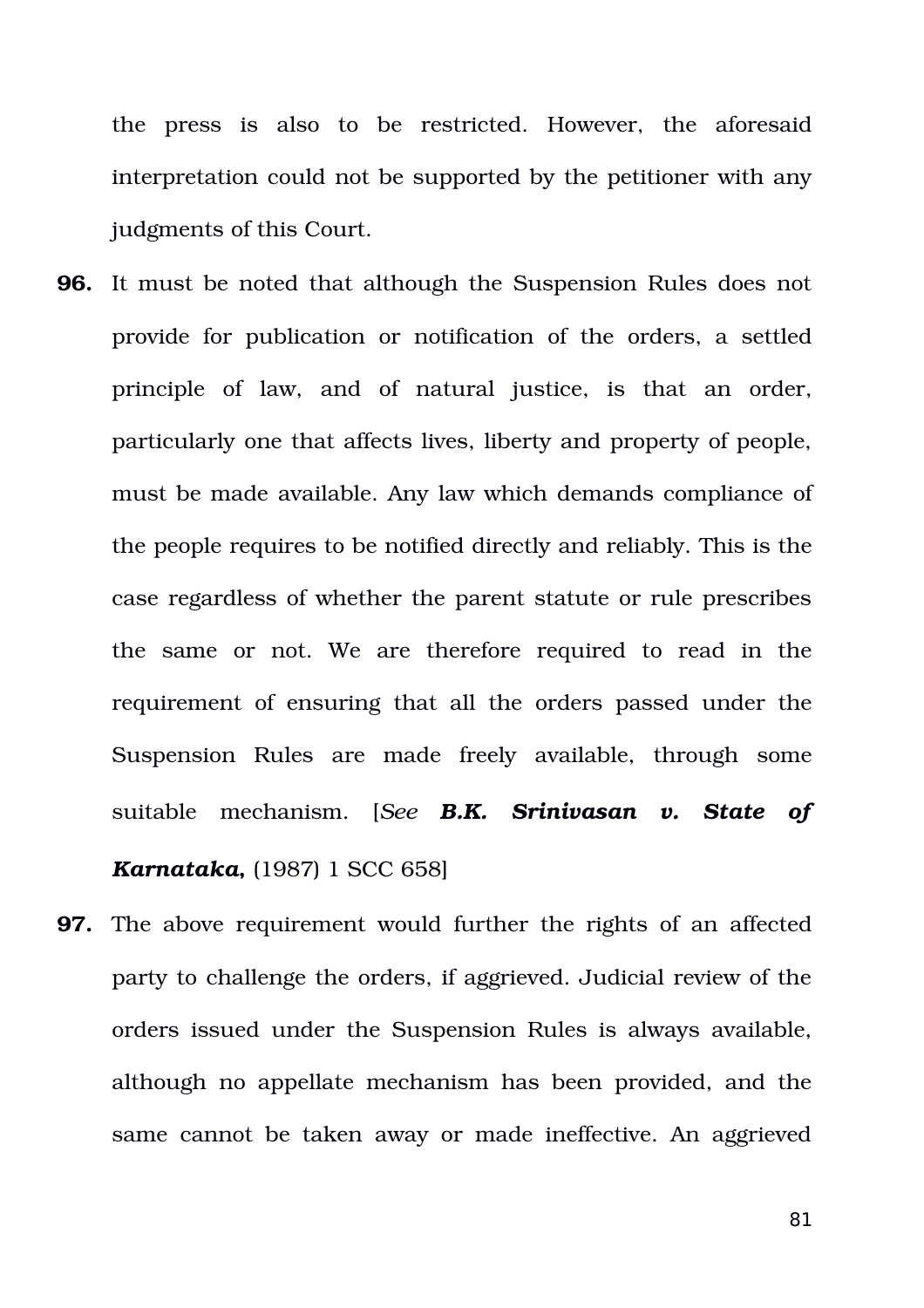the press is also to be restricted. However, the aforesaid interpretation could not be supported by the petitioner with any judgments of this Court.

**96.** It must be noted that although the Suspension Rules does not provide for publication or notification of the orders, a settled principle of law, and of natural justice, is that an order, particularly one that affects lives, liberty and property of people, must be made available. Any law which demands compliance of the people requires to be notified directly and reliably. This is the case regardless of whether the parent statute or rule prescribes the same or not. We are therefore required to read in the requirement of ensuring that all the orders passed under the Suspension Rules are made freely available, through some suitable mechanism. [*See* ***B.K. Srinivasan v. State of Karnataka,*** (1987) 1 SCC 658]

**97.** The above requirement would further the rights of an affected party to challenge the orders, if aggrieved. Judicial review of the orders issued under the Suspension Rules is always available, although no appellate mechanism has been provided, and the same cannot be taken away or made ineffective. An aggrieved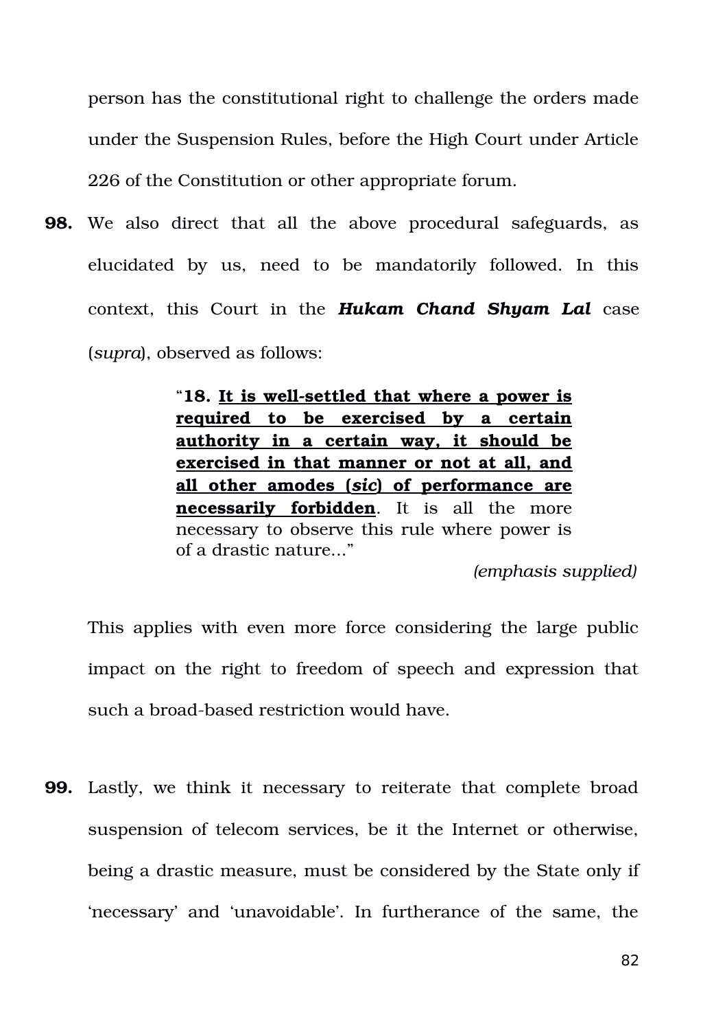person has the constitutional right to challenge the orders made under the Suspension Rules, before the High Court under Article 226 of the Constitution or other appropriate forum.

**98.** We also direct that all the above procedural safeguards, as elucidated by us, need to be mandatorily followed. In this context, this Court in the ***Hukam Chand Shyam Lal*** case (*supra*), observed as follows:

> "**18. <u>It is well-settled that where a power is required to be exercised by a certain authority in a certain way, it should be exercised in that manner or not at all, and all other amodes (*sic*) of performance are necessarily forbidden</u>**. It is all the more necessary to observe this rule where power is of a drastic nature..."
>
> *(emphasis supplied)*

This applies with even more force considering the large public impact on the right to freedom of speech and expression that such a broad-based restriction would have.

**99.** Lastly, we think it necessary to reiterate that complete broad suspension of telecom services, be it the Internet or otherwise, being a drastic measure, must be considered by the State only if 'necessary' and 'unavoidable'. In furtherance of the same, the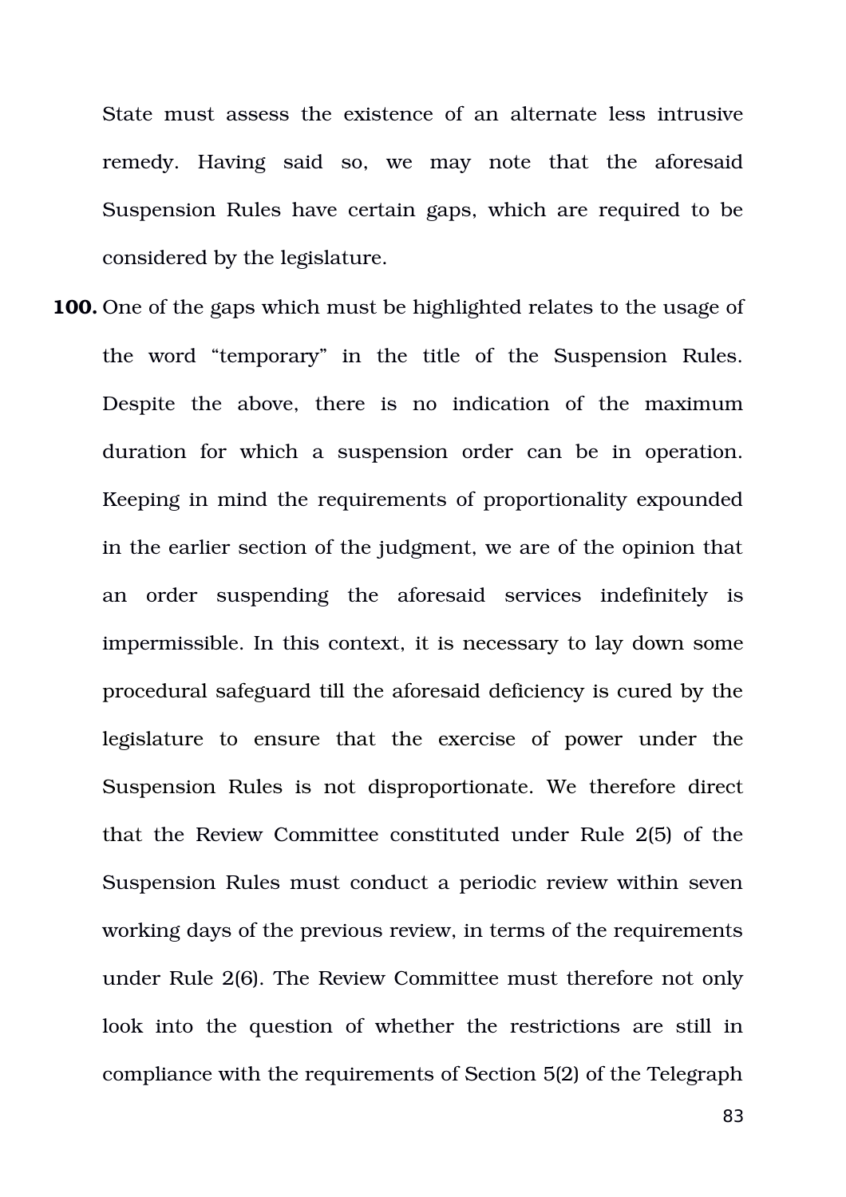State must assess the existence of an alternate less intrusive remedy. Having said so, we may note that the aforesaid Suspension Rules have certain gaps, which are required to be considered by the legislature.

**100.** One of the gaps which must be highlighted relates to the usage of the word "temporary" in the title of the Suspension Rules. Despite the above, there is no indication of the maximum duration for which a suspension order can be in operation. Keeping in mind the requirements of proportionality expounded in the earlier section of the judgment, we are of the opinion that an order suspending the aforesaid services indefinitely is impermissible. In this context, it is necessary to lay down some procedural safeguard till the aforesaid deficiency is cured by the legislature to ensure that the exercise of power under the Suspension Rules is not disproportionate. We therefore direct that the Review Committee constituted under Rule 2(5) of the Suspension Rules must conduct a periodic review within seven working days of the previous review, in terms of the requirements under Rule 2(6). The Review Committee must therefore not only look into the question of whether the restrictions are still in compliance with the requirements of Section 5(2) of the Telegraph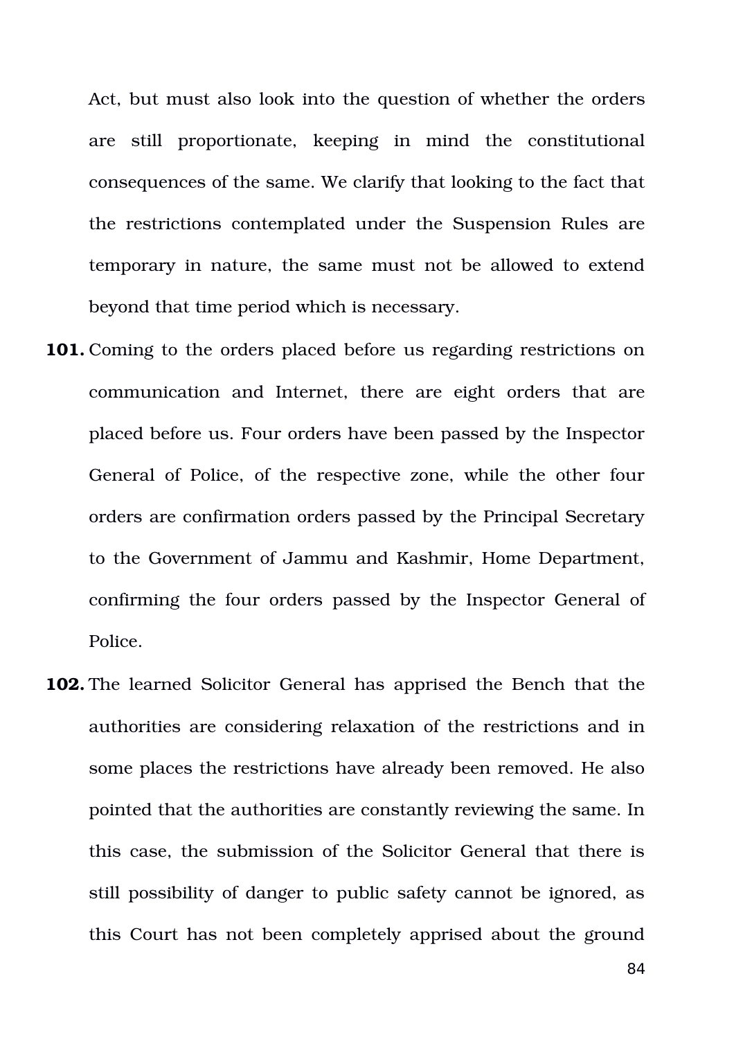Act, but must also look into the question of whether the orders are still proportionate, keeping in mind the constitutional consequences of the same. We clarify that looking to the fact that the restrictions contemplated under the Suspension Rules are temporary in nature, the same must not be allowed to extend beyond that time period which is necessary.

**101.** Coming to the orders placed before us regarding restrictions on communication and Internet, there are eight orders that are placed before us. Four orders have been passed by the Inspector General of Police, of the respective zone, while the other four orders are confirmation orders passed by the Principal Secretary to the Government of Jammu and Kashmir, Home Department, confirming the four orders passed by the Inspector General of Police.

**102.** The learned Solicitor General has apprised the Bench that the authorities are considering relaxation of the restrictions and in some places the restrictions have already been removed. He also pointed that the authorities are constantly reviewing the same. In this case, the submission of the Solicitor General that there is still possibility of danger to public safety cannot be ignored, as this Court has not been completely apprised about the ground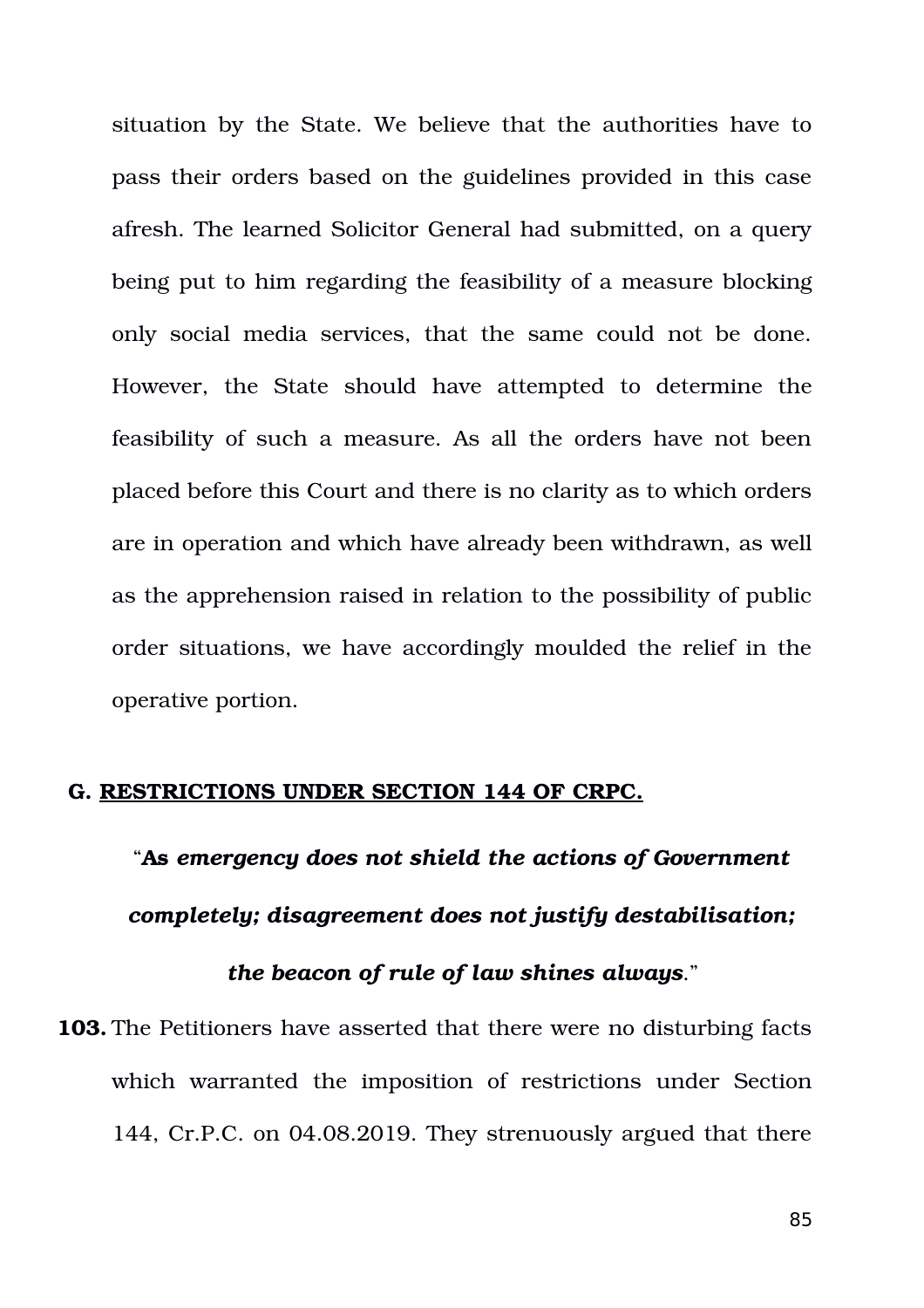situation by the State. We believe that the authorities have to pass their orders based on the guidelines provided in this case afresh. The learned Solicitor General had submitted, on a query being put to him regarding the feasibility of a measure blocking only social media services, that the same could not be done. However, the State should have attempted to determine the feasibility of such a measure. As all the orders have not been placed before this Court and there is no clarity as to which orders are in operation and which have already been withdrawn, as well as the apprehension raised in relation to the possibility of public order situations, we have accordingly moulded the relief in the operative portion.

## G. RESTRICTIONS UNDER SECTION 144 OF CRPC.

"***As emergency does not shield the actions of Government completely; disagreement does not justify destabilisation; the beacon of rule of law shines always***."

**103.** The Petitioners have asserted that there were no disturbing facts which warranted the imposition of restrictions under Section 144, Cr.P.C. on 04.08.2019. They strenuously argued that there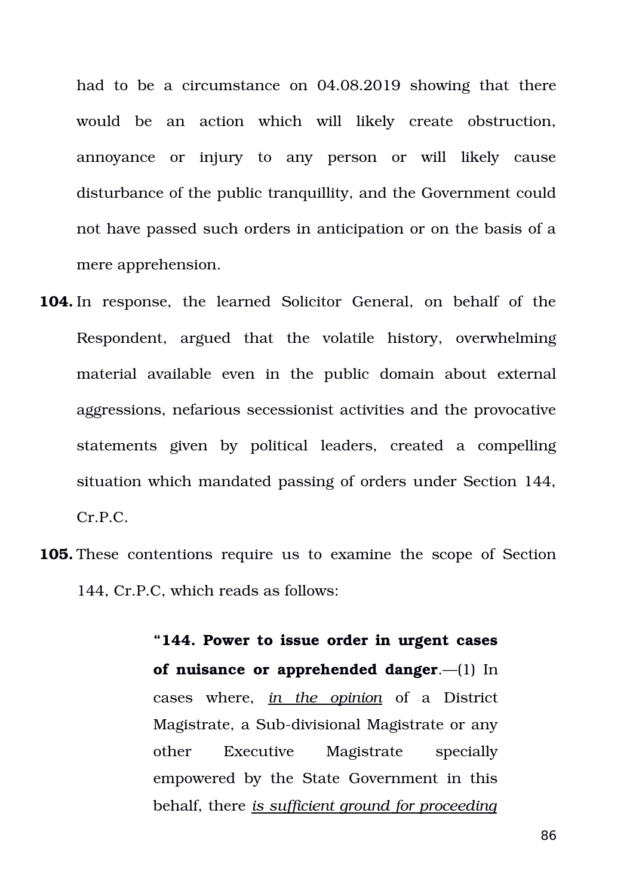had to be a circumstance on 04.08.2019 showing that there would be an action which will likely create obstruction, annoyance or injury to any person or will likely cause disturbance of the public tranquillity, and the Government could not have passed such orders in anticipation or on the basis of a mere apprehension.

**104.** In response, the learned Solicitor General, on behalf of the Respondent, argued that the volatile history, overwhelming material available even in the public domain about external aggressions, nefarious secessionist activities and the provocative statements given by political leaders, created a compelling situation which mandated passing of orders under Section 144, Cr.P.C.

**105.** These contentions require us to examine the scope of Section 144, Cr.P.C, which reads as follows:

> "**144. Power to issue order in urgent cases of nuisance or apprehended danger**.—(1) In cases where, *in the opinion* of a District Magistrate, a Sub-divisional Magistrate or any other Executive Magistrate specially empowered by the State Government in this behalf, there *is sufficient ground for proceeding*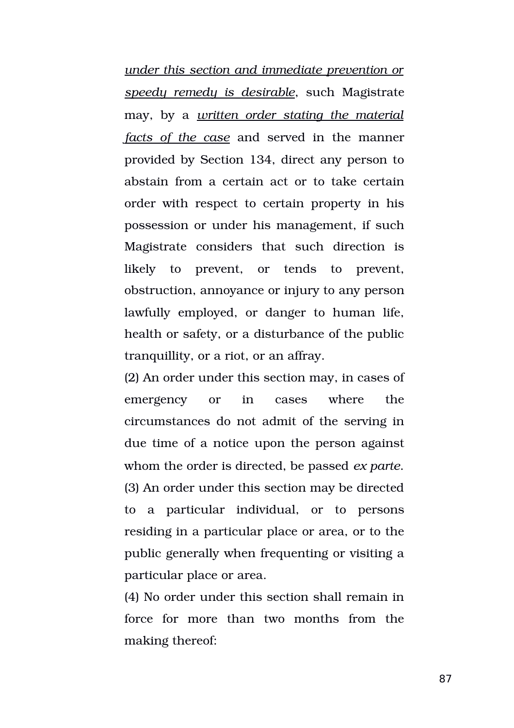*under this section and immediate prevention or speedy remedy is desirable*, such Magistrate may, by a *written order stating the material facts of the case* and served in the manner provided by Section 134, direct any person to abstain from a certain act or to take certain order with respect to certain property in his possession or under his management, if such Magistrate considers that such direction is likely to prevent, or tends to prevent, obstruction, annoyance or injury to any person lawfully employed, or danger to human life, health or safety, or a disturbance of the public tranquillity, or a riot, or an affray.

(2) An order under this section may, in cases of emergency or in cases where the circumstances do not admit of the serving in due time of a notice upon the person against whom the order is directed, be passed *ex parte*.

(3) An order under this section may be directed to a particular individual, or to persons residing in a particular place or area, or to the public generally when frequenting or visiting a particular place or area.

(4) No order under this section shall remain in force for more than two months from the making thereof: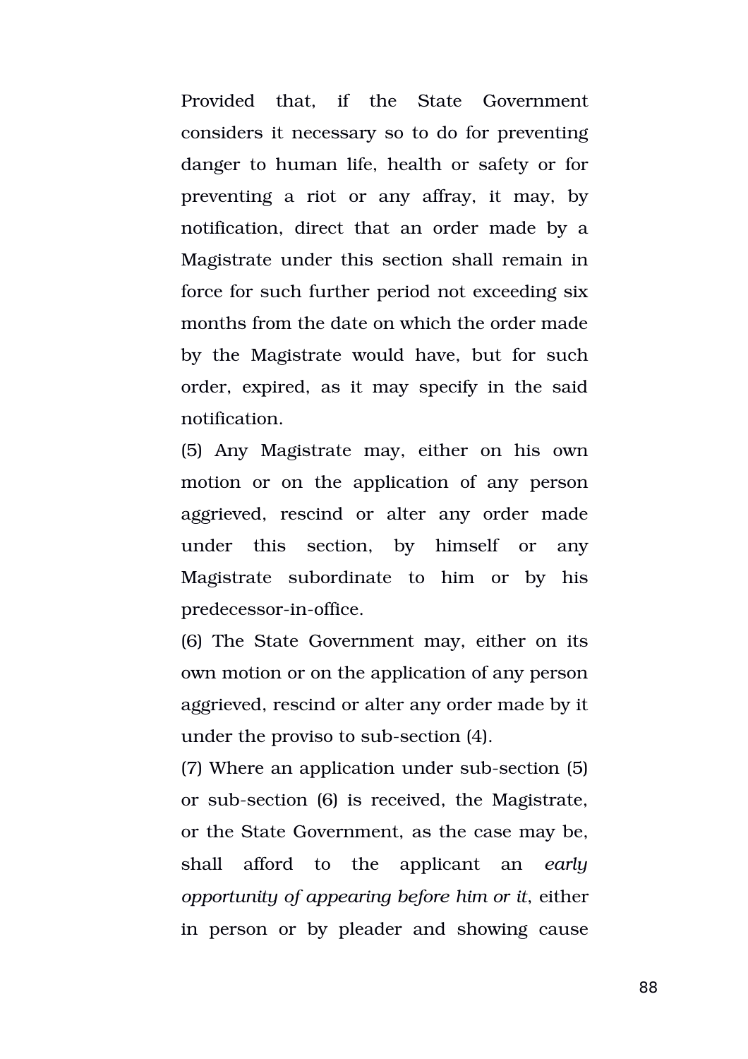Provided that, if the State Government considers it necessary so to do for preventing danger to human life, health or safety or for preventing a riot or any affray, it may, by notification, direct that an order made by a Magistrate under this section shall remain in force for such further period not exceeding six months from the date on which the order made by the Magistrate would have, but for such order, expired, as it may specify in the said notification.

(5) Any Magistrate may, either on his own motion or on the application of any person aggrieved, rescind or alter any order made under this section, by himself or any Magistrate subordinate to him or by his predecessor-in-office.

(6) The State Government may, either on its own motion or on the application of any person aggrieved, rescind or alter any order made by it under the proviso to sub-section (4).

(7) Where an application under sub-section (5) or sub-section (6) is received, the Magistrate, or the State Government, as the case may be, shall afford to the applicant an *early opportunity of appearing before him or it*, either in person or by pleader and showing cause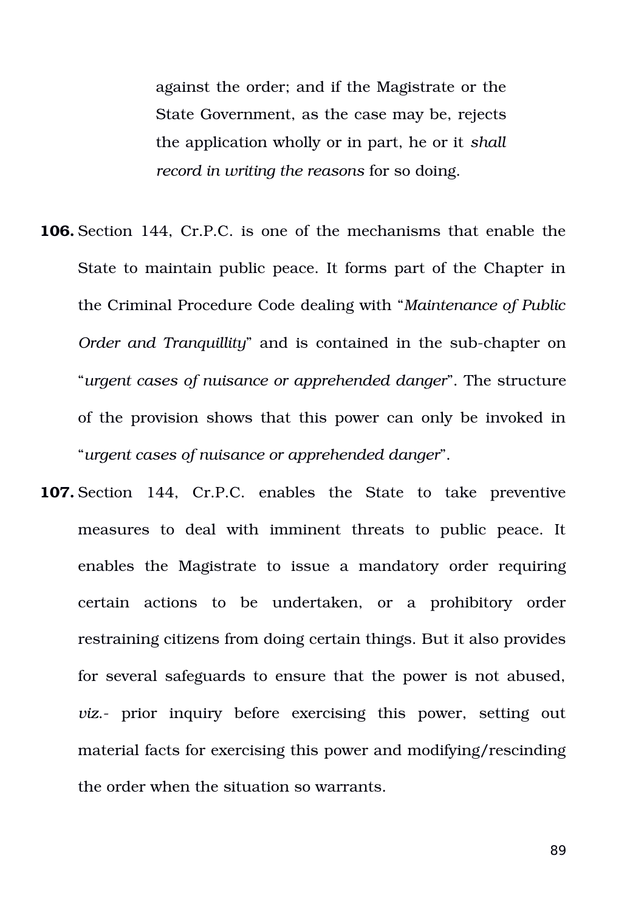> against the order; and if the Magistrate or the State Government, as the case may be, rejects the application wholly or in part, he or it *shall record in writing the reasons* for so doing.

**106.** Section 144, Cr.P.C. is one of the mechanisms that enable the State to maintain public peace. It forms part of the Chapter in the Criminal Procedure Code dealing with "*Maintenance of Public Order and Tranquillity*" and is contained in the sub-chapter on "*urgent cases of nuisance or apprehended danger*". The structure of the provision shows that this power can only be invoked in "*urgent cases of nuisance or apprehended danger*".

**107.** Section 144, Cr.P.C. enables the State to take preventive measures to deal with imminent threats to public peace. It enables the Magistrate to issue a mandatory order requiring certain actions to be undertaken, or a prohibitory order restraining citizens from doing certain things. But it also provides for several safeguards to ensure that the power is not abused, *viz.*- prior inquiry before exercising this power, setting out material facts for exercising this power and modifying/rescinding the order when the situation so warrants.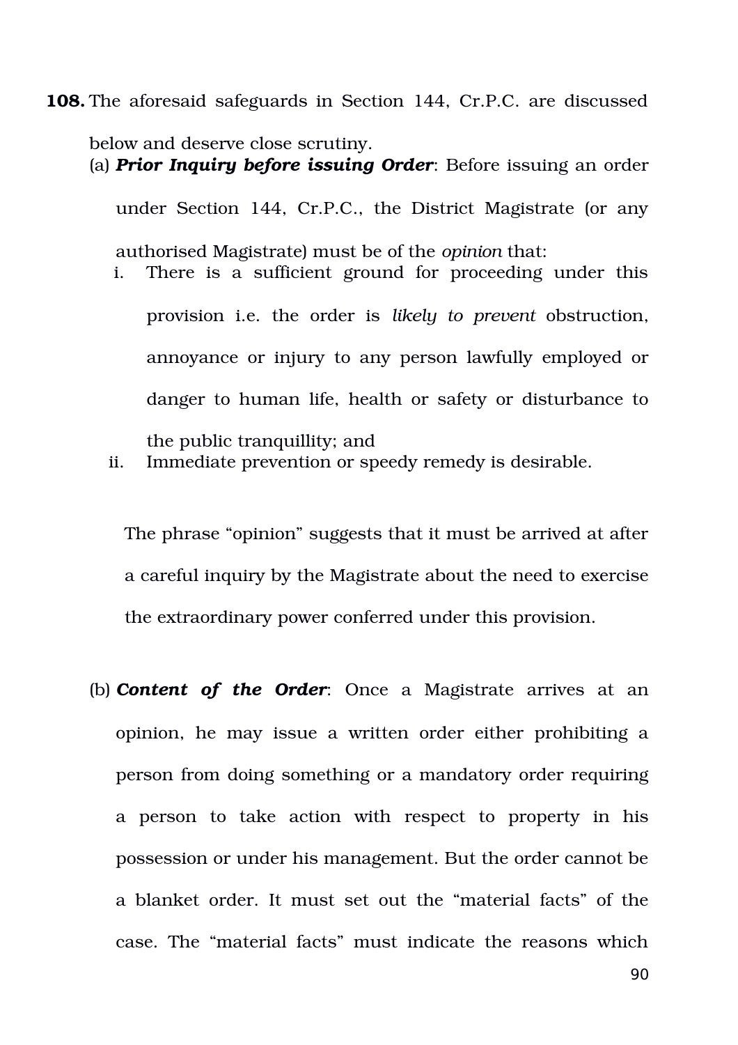**108.** The aforesaid safeguards in Section 144, Cr.P.C. are discussed below and deserve close scrutiny.

(a) ***Prior Inquiry before issuing Order***: Before issuing an order under Section 144, Cr.P.C., the District Magistrate (or any authorised Magistrate) must be of the *opinion* that:

i. There is a sufficient ground for proceeding under this provision i.e. the order is *likely to prevent* obstruction, annoyance or injury to any person lawfully employed or danger to human life, health or safety or disturbance to the public tranquillity; and

ii. Immediate prevention or speedy remedy is desirable.

The phrase "opinion" suggests that it must be arrived at after a careful inquiry by the Magistrate about the need to exercise the extraordinary power conferred under this provision.

(b) ***Content of the Order***: Once a Magistrate arrives at an opinion, he may issue a written order either prohibiting a person from doing something or a mandatory order requiring a person to take action with respect to property in his possession or under his management. But the order cannot be a blanket order. It must set out the "material facts" of the case. The "material facts" must indicate the reasons which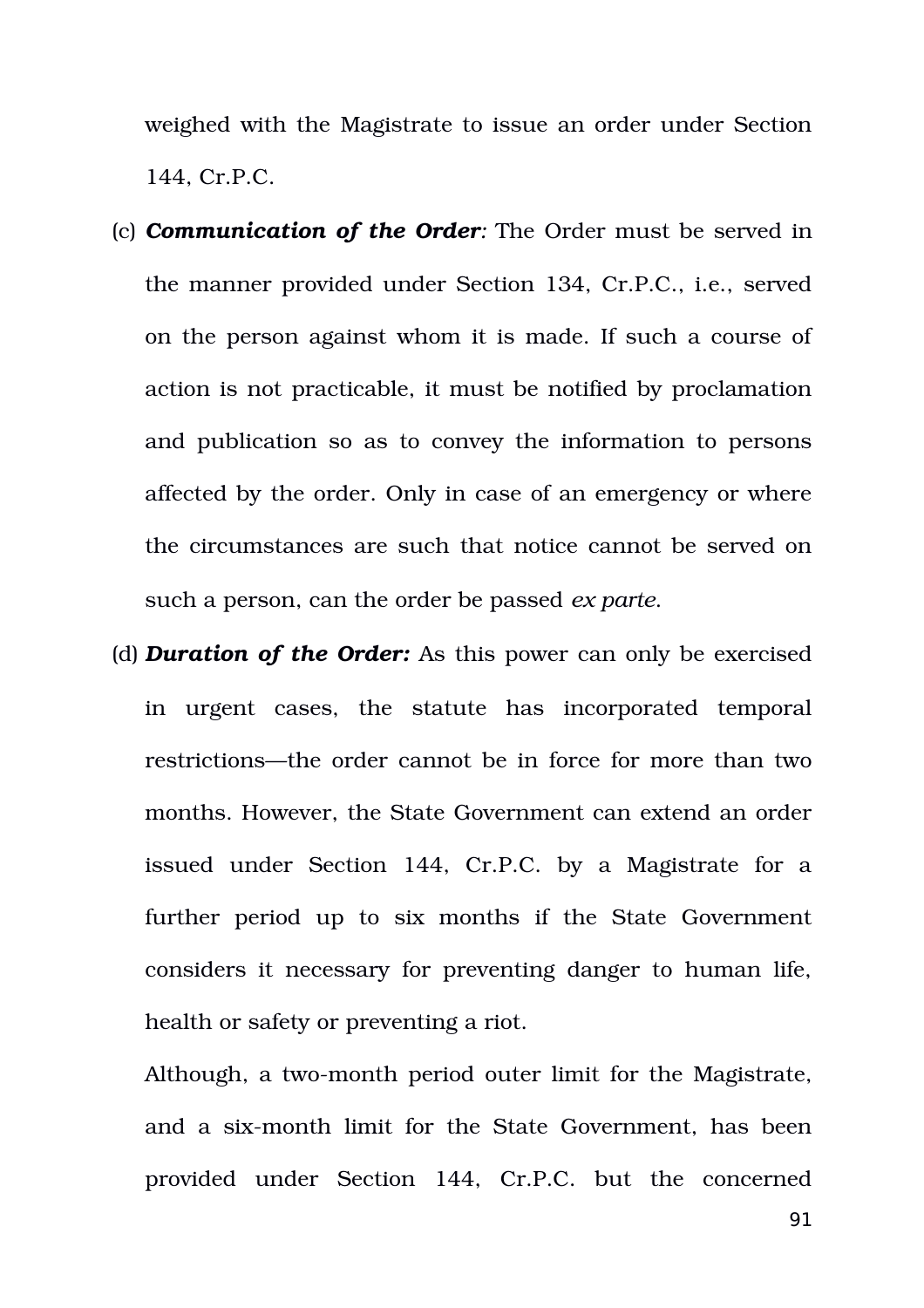weighed with the Magistrate to issue an order under Section 144, Cr.P.C.

(c) ***Communication of the Order:*** The Order must be served in the manner provided under Section 134, Cr.P.C., i.e., served on the person against whom it is made. If such a course of action is not practicable, it must be notified by proclamation and publication so as to convey the information to persons affected by the order. Only in case of an emergency or where the circumstances are such that notice cannot be served on such a person, can the order be passed *ex parte*.

(d) ***Duration of the Order:*** As this power can only be exercised in urgent cases, the statute has incorporated temporal restrictions—the order cannot be in force for more than two months. However, the State Government can extend an order issued under Section 144, Cr.P.C. by a Magistrate for a further period up to six months if the State Government considers it necessary for preventing danger to human life, health or safety or preventing a riot.

Although, a two-month period outer limit for the Magistrate, and a six-month limit for the State Government, has been provided under Section 144, Cr.P.C. but the concerned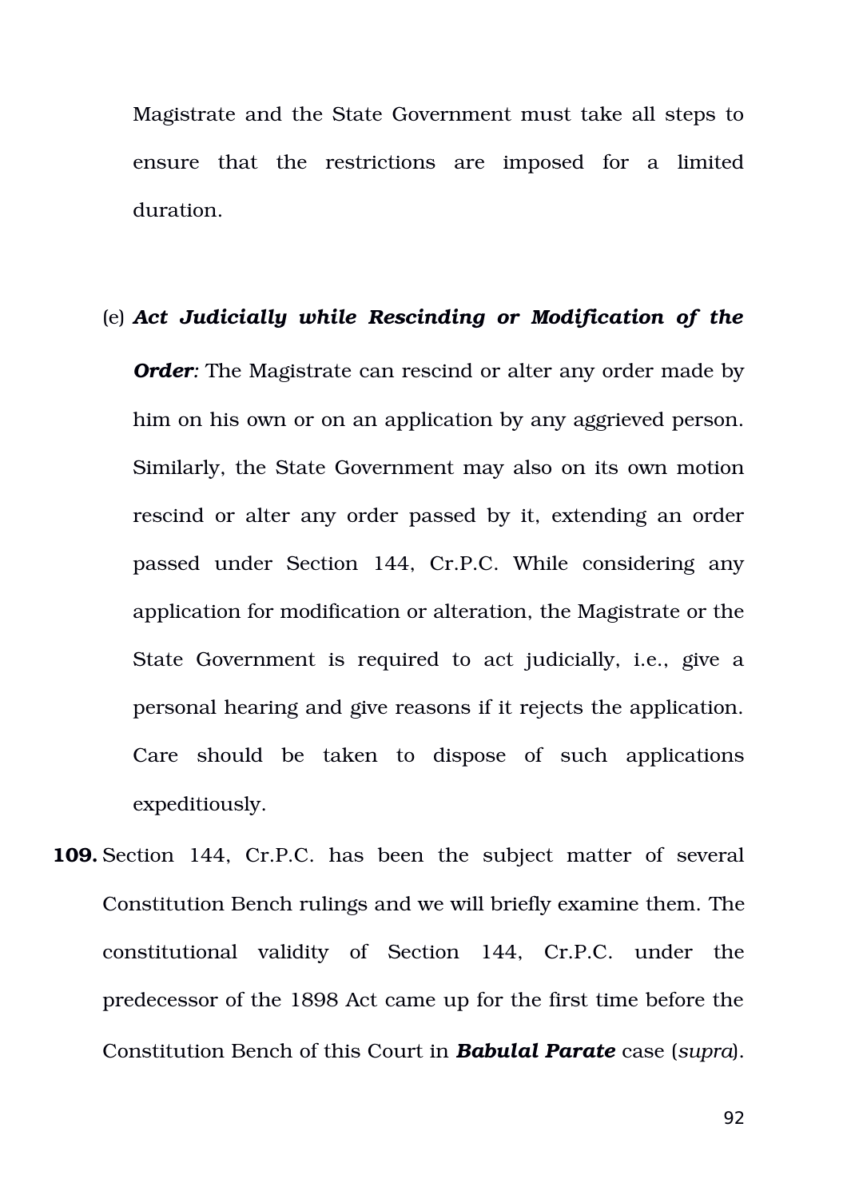Magistrate and the State Government must take all steps to ensure that the restrictions are imposed for a limited duration.

(e) ***Act Judicially while Rescinding or Modification of the Order**:* The Magistrate can rescind or alter any order made by him on his own or on an application by any aggrieved person. Similarly, the State Government may also on its own motion rescind or alter any order passed by it, extending an order passed under Section 144, Cr.P.C. While considering any application for modification or alteration, the Magistrate or the State Government is required to act judicially, i.e., give a personal hearing and give reasons if it rejects the application. Care should be taken to dispose of such applications expeditiously.

**109.** Section 144, Cr.P.C. has been the subject matter of several Constitution Bench rulings and we will briefly examine them. The constitutional validity of Section 144, Cr.P.C. under the predecessor of the 1898 Act came up for the first time before the Constitution Bench of this Court in ***Babulal Parate*** case (*supra*).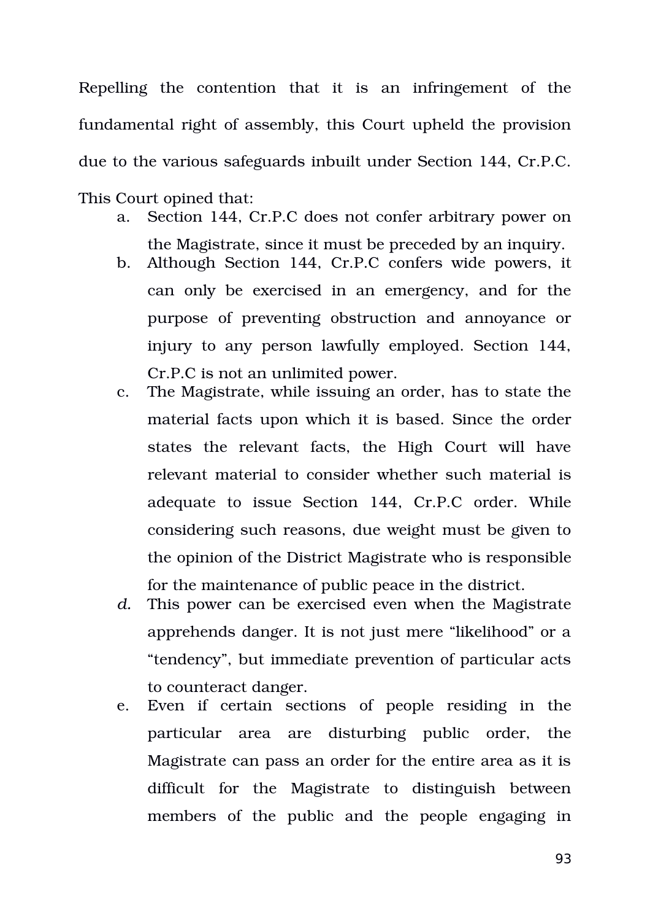Repelling the contention that it is an infringement of the fundamental right of assembly, this Court upheld the provision due to the various safeguards inbuilt under Section 144, Cr.P.C. This Court opined that:

a. Section 144, Cr.P.C does not confer arbitrary power on the Magistrate, since it must be preceded by an inquiry.
b. Although Section 144, Cr.P.C confers wide powers, it can only be exercised in an emergency, and for the purpose of preventing obstruction and annoyance or injury to any person lawfully employed. Section 144, Cr.P.C is not an unlimited power.
c. The Magistrate, while issuing an order, has to state the material facts upon which it is based. Since the order states the relevant facts, the High Court will have relevant material to consider whether such material is adequate to issue Section 144, Cr.P.C order. While considering such reasons, due weight must be given to the opinion of the District Magistrate who is responsible for the maintenance of public peace in the district.
*d.* This power can be exercised even when the Magistrate apprehends danger. It is not just mere "likelihood" or a "tendency", but immediate prevention of particular acts to counteract danger.
e. Even if certain sections of people residing in the particular area are disturbing public order, the Magistrate can pass an order for the entire area as it is difficult for the Magistrate to distinguish between members of the public and the people engaging in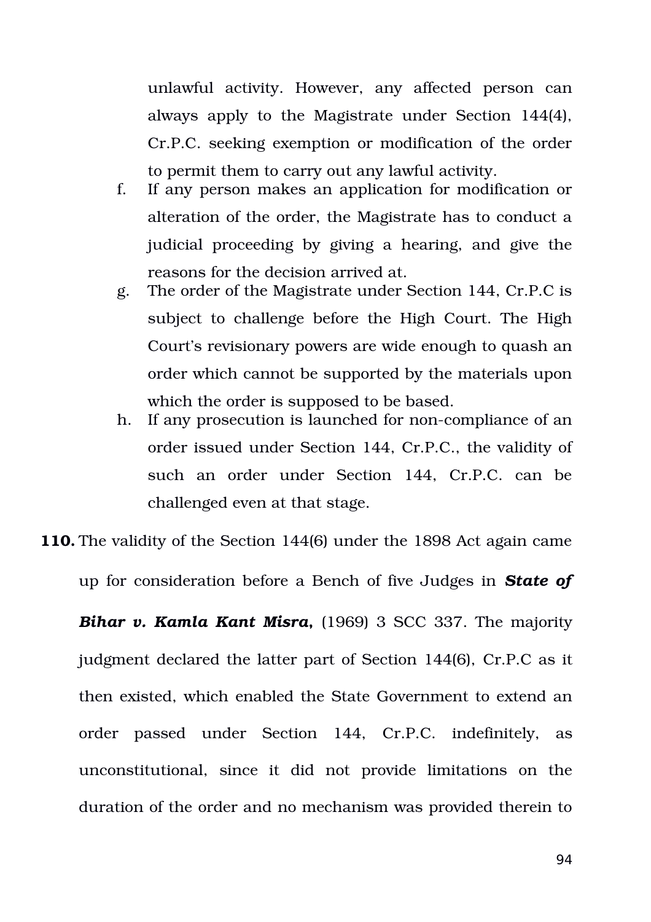unlawful activity. However, any affected person can always apply to the Magistrate under Section 144(4), Cr.P.C. seeking exemption or modification of the order to permit them to carry out any lawful activity.

f. If any person makes an application for modification or alteration of the order, the Magistrate has to conduct a judicial proceeding by giving a hearing, and give the reasons for the decision arrived at.

g. The order of the Magistrate under Section 144, Cr.P.C is subject to challenge before the High Court. The High Court's revisionary powers are wide enough to quash an order which cannot be supported by the materials upon which the order is supposed to be based.

h. If any prosecution is launched for non-compliance of an order issued under Section 144, Cr.P.C., the validity of such an order under Section 144, Cr.P.C. can be challenged even at that stage.

**110.** The validity of the Section 144(6) under the 1898 Act again came up for consideration before a Bench of five Judges in ***State of Bihar v. Kamla Kant Misra***, (1969) 3 SCC 337. The majority judgment declared the latter part of Section 144(6), Cr.P.C as it then existed, which enabled the State Government to extend an order passed under Section 144, Cr.P.C. indefinitely, as unconstitutional, since it did not provide limitations on the duration of the order and no mechanism was provided therein to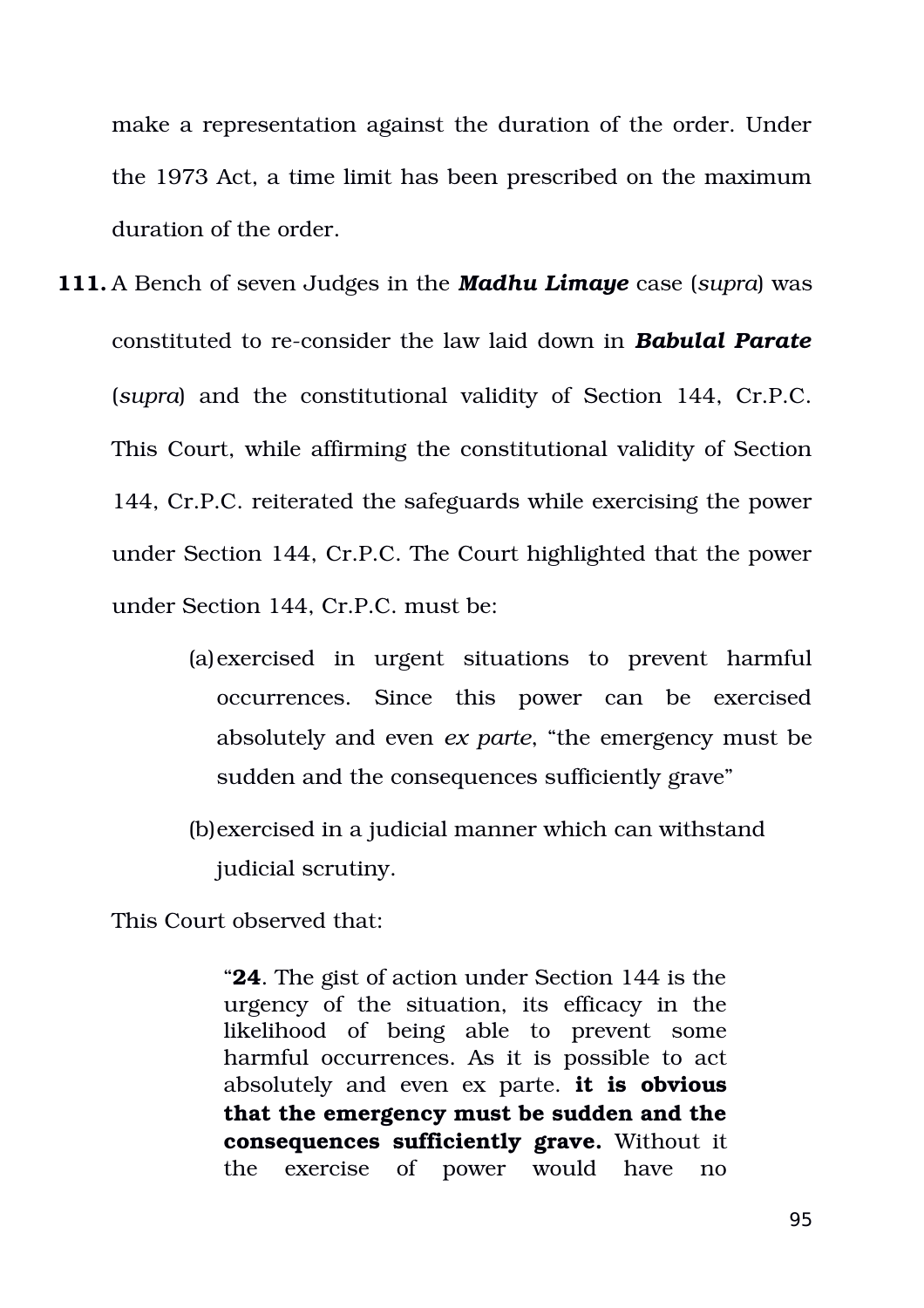make a representation against the duration of the order. Under the 1973 Act, a time limit has been prescribed on the maximum duration of the order.

**111.** A Bench of seven Judges in the ***Madhu Limaye*** case (*supra*) was constituted to re-consider the law laid down in ***Babulal Parate*** (*supra*) and the constitutional validity of Section 144, Cr.P.C. This Court, while affirming the constitutional validity of Section 144, Cr.P.C. reiterated the safeguards while exercising the power under Section 144, Cr.P.C. The Court highlighted that the power under Section 144, Cr.P.C. must be:

> (a) exercised in urgent situations to prevent harmful occurrences. Since this power can be exercised absolutely and even *ex parte*, "the emergency must be sudden and the consequences sufficiently grave"
>
> (b) exercised in a judicial manner which can withstand judicial scrutiny.

This Court observed that:

> "**24**. The gist of action under Section 144 is the urgency of the situation, its efficacy in the likelihood of being able to prevent some harmful occurrences. As it is possible to act absolutely and even ex parte. **it is obvious that the emergency must be sudden and the consequences sufficiently grave.** Without it the exercise of power would have no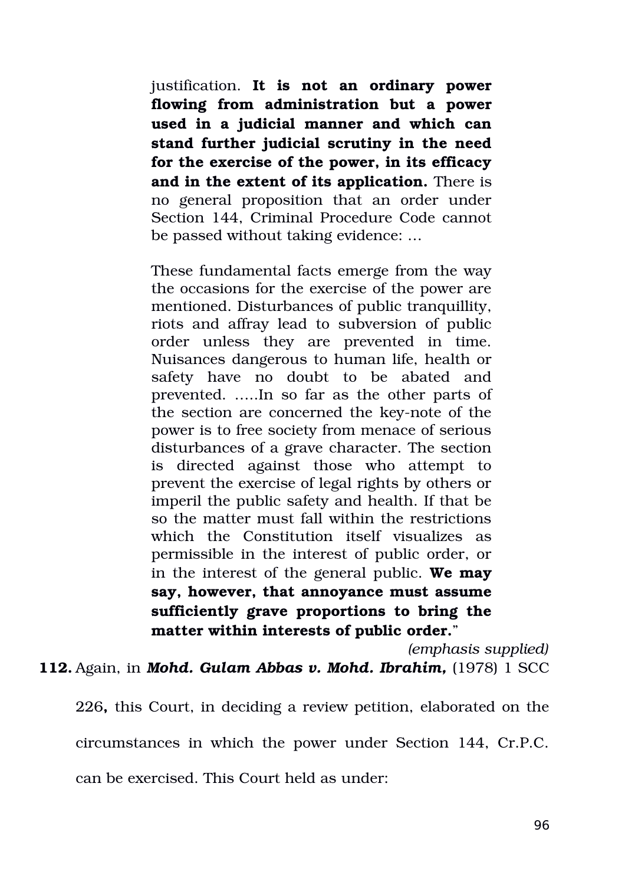> justification. **It is not an ordinary power flowing from administration but a power used in a judicial manner and which can stand further judicial scrutiny in the need for the exercise of the power, in its efficacy and in the extent of its application.** There is no general proposition that an order under Section 144, Criminal Procedure Code cannot be passed without taking evidence: …
>
> These fundamental facts emerge from the way the occasions for the exercise of the power are mentioned. Disturbances of public tranquillity, riots and affray lead to subversion of public order unless they are prevented in time. Nuisances dangerous to human life, health or safety have no doubt to be abated and prevented. …..In so far as the other parts of the section are concerned the key-note of the power is to free society from menace of serious disturbances of a grave character. The section is directed against those who attempt to prevent the exercise of legal rights by others or imperil the public safety and health. If that be so the matter must fall within the restrictions which the Constitution itself visualizes as permissible in the interest of public order, or in the interest of the general public. **We may say, however, that annoyance must assume sufficiently grave proportions to bring the matter within interests of public order.**"
>
> *(emphasis supplied)*

**112.** Again, in ***Mohd. Gulam Abbas v. Mohd. Ibrahim,*** (1978) 1 SCC 226**,** this Court, in deciding a review petition, elaborated on the circumstances in which the power under Section 144, Cr.P.C. can be exercised. This Court held as under: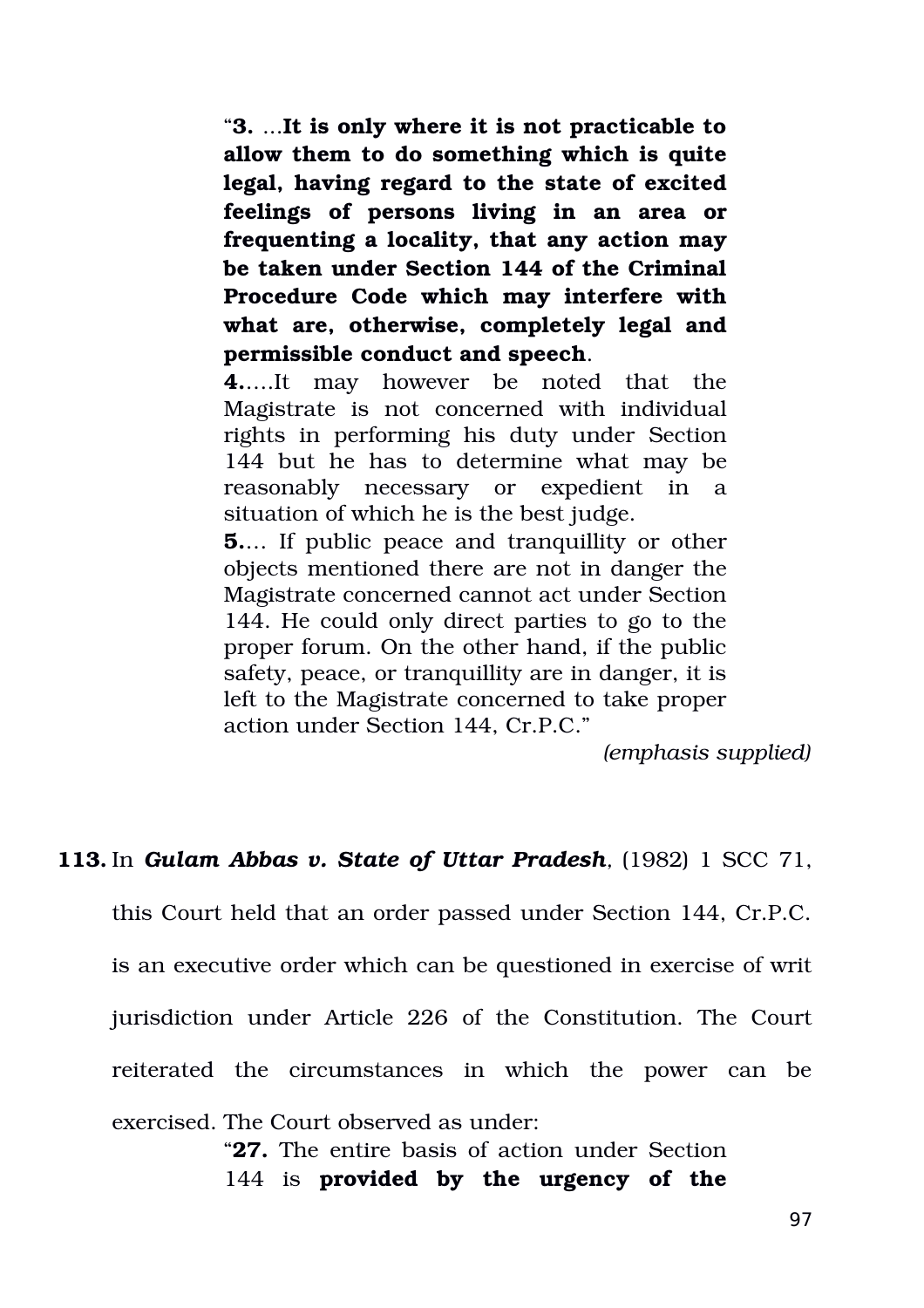> "**3.** ...**It is only where it is not practicable to allow them to do something which is quite legal, having regard to the state of excited feelings of persons living in an area or frequenting a locality, that any action may be taken under Section 144 of the Criminal Procedure Code which may interfere with what are, otherwise, completely legal and permissible conduct and speech**.
>
> **4.**....It may however be noted that the Magistrate is not concerned with individual rights in performing his duty under Section 144 but he has to determine what may be reasonably necessary or expedient in a situation of which he is the best judge.
>
> **5.**... If public peace and tranquillity or other objects mentioned there are not in danger the Magistrate concerned cannot act under Section 144. He could only direct parties to go to the proper forum. On the other hand, if the public safety, peace, or tranquillity are in danger, it is left to the Magistrate concerned to take proper action under Section 144, Cr.P.C."
>
> *(emphasis supplied)*

**113.** In ***Gulam Abbas v. State of Uttar Pradesh***, (1982) 1 SCC 71, this Court held that an order passed under Section 144, Cr.P.C. is an executive order which can be questioned in exercise of writ jurisdiction under Article 226 of the Constitution. The Court reiterated the circumstances in which the power can be exercised. The Court observed as under:

> "**27.** The entire basis of action under Section 144 is **provided by the urgency of the**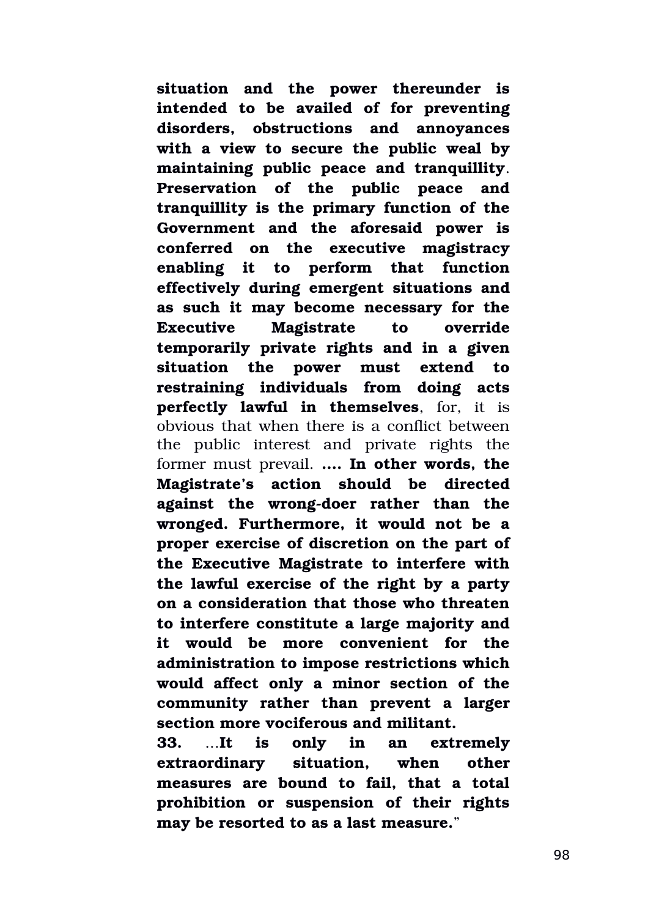**situation and the power thereunder is intended to be availed of for preventing disorders, obstructions and annoyances with a view to secure the public weal by maintaining public peace and tranquillity**. **Preservation of the public peace and tranquillity is the primary function of the Government and the aforesaid power is conferred on the executive magistracy enabling it to perform that function effectively during emergent situations and as such it may become necessary for the Executive Magistrate to override temporarily private rights and in a given situation the power must extend to restraining individuals from doing acts perfectly lawful in themselves**, for, it is obvious that when there is a conflict between the public interest and private rights the former must prevail. **.... In other words, the Magistrate's action should be directed against the wrong-doer rather than the wronged. Furthermore, it would not be a proper exercise of discretion on the part of the Executive Magistrate to interfere with the lawful exercise of the right by a party on a consideration that those who threaten to interfere constitute a large majority and it would be more convenient for the administration to impose restrictions which would affect only a minor section of the community rather than prevent a larger section more vociferous and militant.**

**33.** ...**It is only in an extremely extraordinary situation, when other measures are bound to fail, that a total prohibition or suspension of their rights may be resorted to as a last measure.**"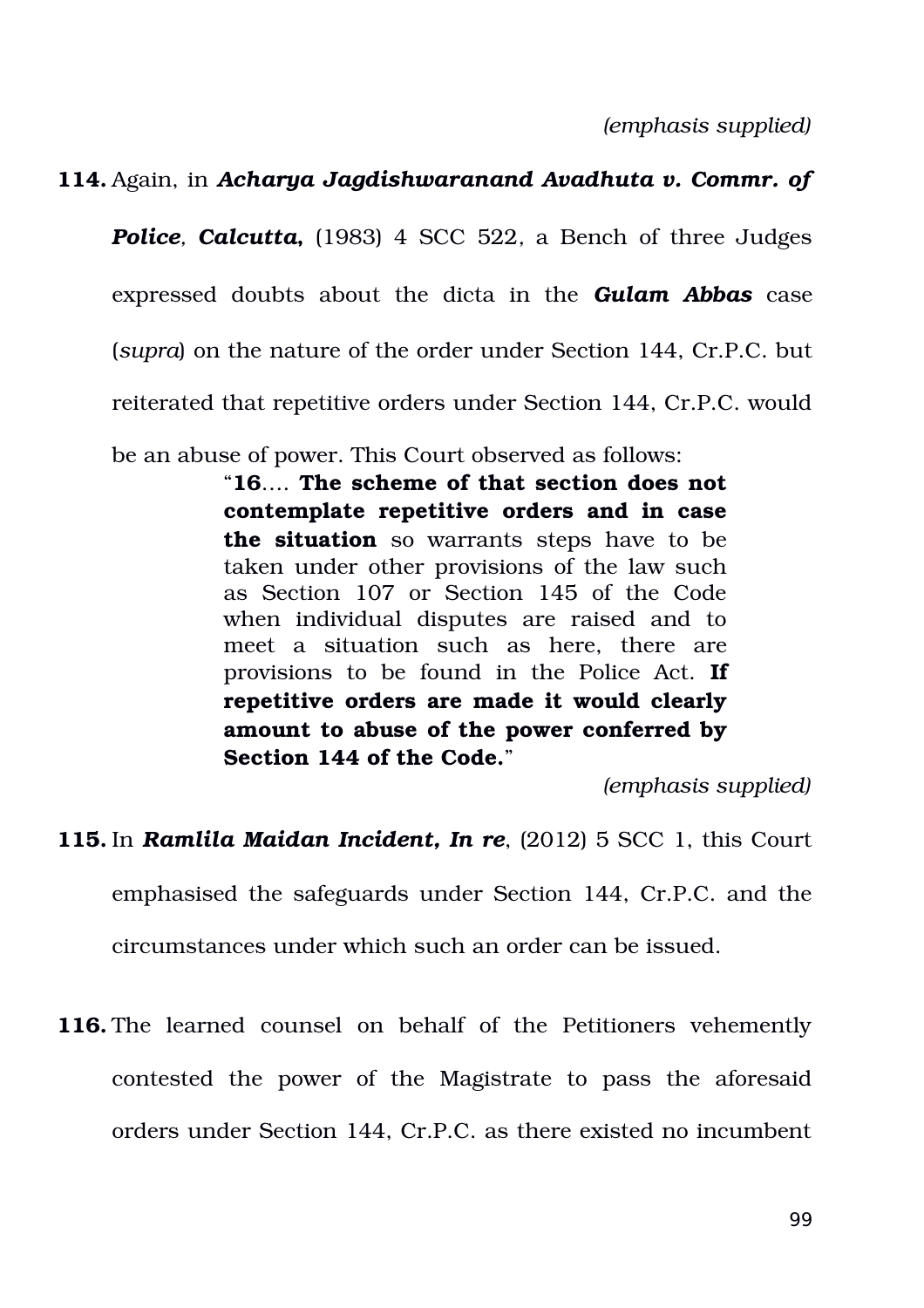*(emphasis supplied)*

**114.** Again, in ***Acharya Jagdishwaranand Avadhuta v. Commr. of Police*, *Calcutta*,** (1983) 4 SCC 522, a Bench of three Judges expressed doubts about the dicta in the ***Gulam Abbas*** case (*supra*) on the nature of the order under Section 144, Cr.P.C. but reiterated that repetitive orders under Section 144, Cr.P.C. would be an abuse of power. This Court observed as follows:

> "**16**…. **The scheme of that section does not contemplate repetitive orders and in case the situation** so warrants steps have to be taken under other provisions of the law such as Section 107 or Section 145 of the Code when individual disputes are raised and to meet a situation such as here, there are provisions to be found in the Police Act. **If repetitive orders are made it would clearly amount to abuse of the power conferred by Section 144 of the Code.**"

*(emphasis supplied)*

**115.** In ***Ramlila Maidan Incident, In re***, (2012) 5 SCC 1, this Court emphasised the safeguards under Section 144, Cr.P.C. and the circumstances under which such an order can be issued.

**116.** The learned counsel on behalf of the Petitioners vehemently contested the power of the Magistrate to pass the aforesaid orders under Section 144, Cr.P.C. as there existed no incumbent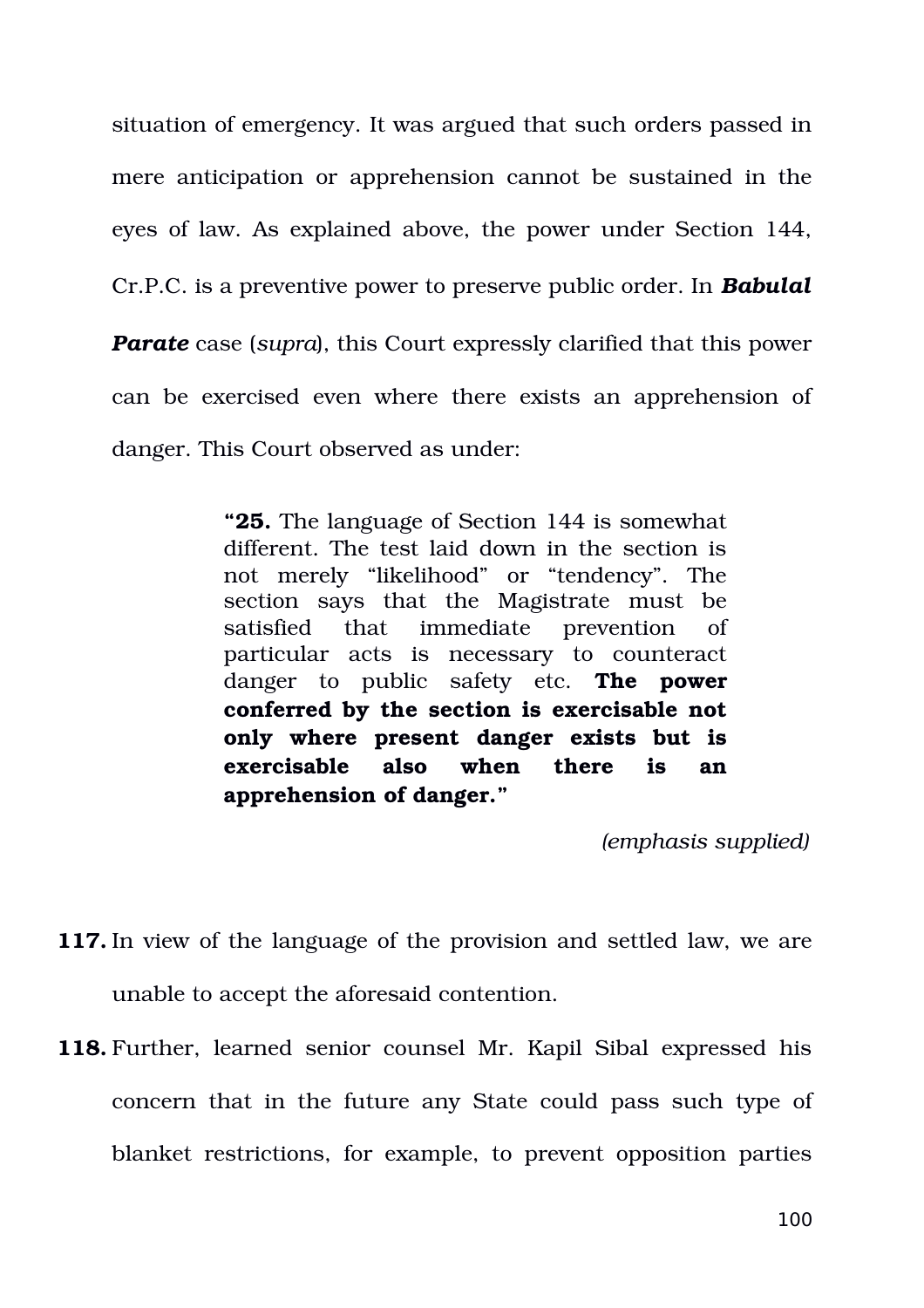situation of emergency. It was argued that such orders passed in mere anticipation or apprehension cannot be sustained in the eyes of law. As explained above, the power under Section 144, Cr.P.C. is a preventive power to preserve public order. In ***Babulal Parate*** case (*supra*), this Court expressly clarified that this power can be exercised even where there exists an apprehension of danger. This Court observed as under:

> **"25.** The language of Section 144 is somewhat different. The test laid down in the section is not merely "likelihood" or "tendency". The section says that the Magistrate must be satisfied that immediate prevention of particular acts is necessary to counteract danger to public safety etc. **The power conferred by the section is exercisable not only where present danger exists but is exercisable also when there is an apprehension of danger."**
>
> *(emphasis supplied)*

**117.** In view of the language of the provision and settled law, we are unable to accept the aforesaid contention.

**118.** Further, learned senior counsel Mr. Kapil Sibal expressed his concern that in the future any State could pass such type of blanket restrictions, for example, to prevent opposition parties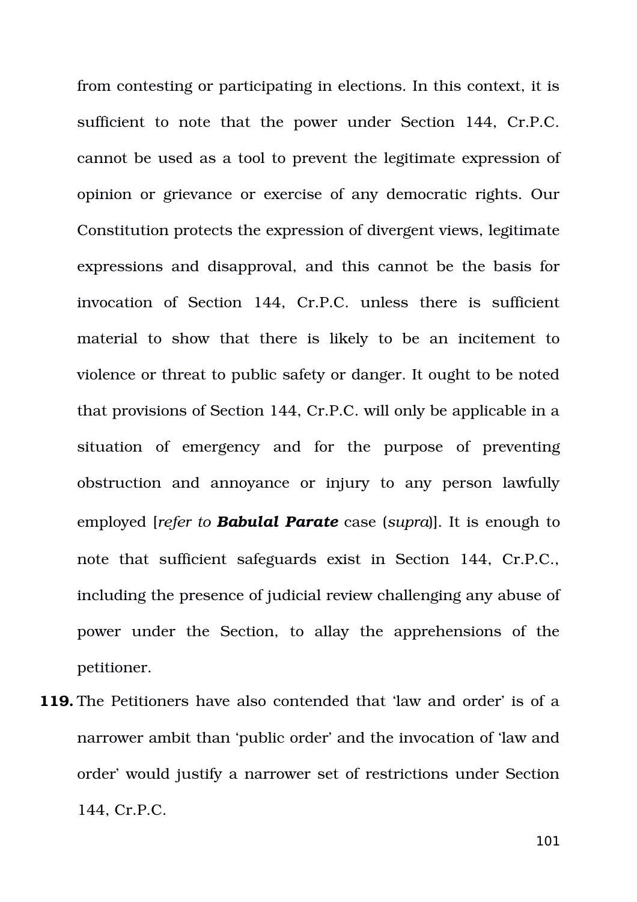from contesting or participating in elections. In this context, it is sufficient to note that the power under Section 144, Cr.P.C. cannot be used as a tool to prevent the legitimate expression of opinion or grievance or exercise of any democratic rights. Our Constitution protects the expression of divergent views, legitimate expressions and disapproval, and this cannot be the basis for invocation of Section 144, Cr.P.C. unless there is sufficient material to show that there is likely to be an incitement to violence or threat to public safety or danger. It ought to be noted that provisions of Section 144, Cr.P.C. will only be applicable in a situation of emergency and for the purpose of preventing obstruction and annoyance or injury to any person lawfully employed [*refer to* ***Babulal Parate*** case (*supra*)]. It is enough to note that sufficient safeguards exist in Section 144, Cr.P.C., including the presence of judicial review challenging any abuse of power under the Section, to allay the apprehensions of the petitioner.

**119.** The Petitioners have also contended that 'law and order' is of a narrower ambit than 'public order' and the invocation of 'law and order' would justify a narrower set of restrictions under Section 144, Cr.P.C.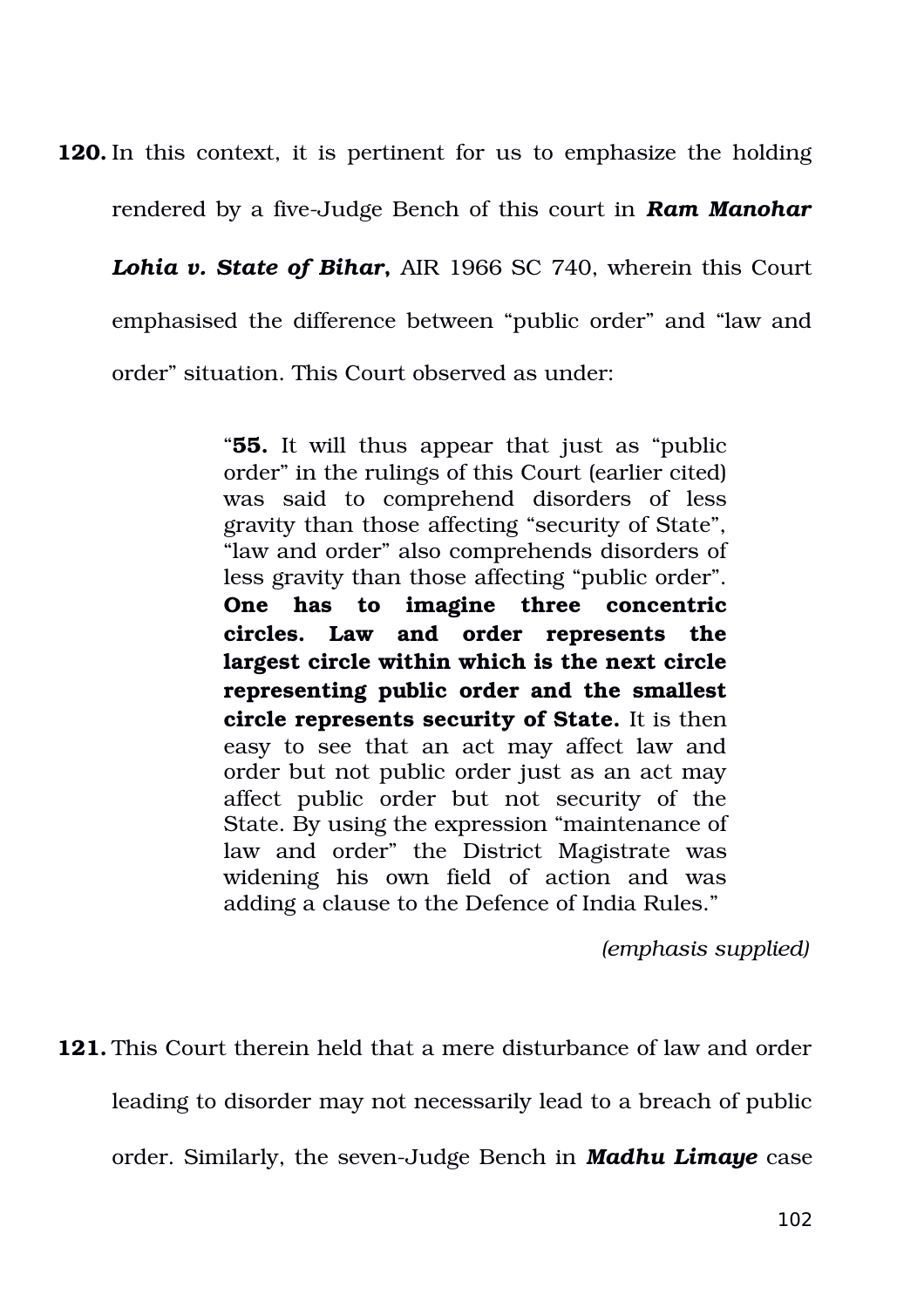**120.** In this context, it is pertinent for us to emphasize the holding rendered by a five-Judge Bench of this court in ***Ram Manohar Lohia v. State of Bihar,*** AIR 1966 SC 740, wherein this Court emphasised the difference between "public order" and "law and order" situation. This Court observed as under:

> "**55.** It will thus appear that just as "public order" in the rulings of this Court (earlier cited) was said to comprehend disorders of less gravity than those affecting "security of State", "law and order" also comprehends disorders of less gravity than those affecting "public order". **One has to imagine three concentric circles. Law and order represents the largest circle within which is the next circle representing public order and the smallest circle represents security of State.** It is then easy to see that an act may affect law and order but not public order just as an act may affect public order but not security of the State. By using the expression "maintenance of law and order" the District Magistrate was widening his own field of action and was adding a clause to the Defence of India Rules."
>
> *(emphasis supplied)*

**121.** This Court therein held that a mere disturbance of law and order leading to disorder may not necessarily lead to a breach of public order. Similarly, the seven-Judge Bench in ***Madhu Limaye*** case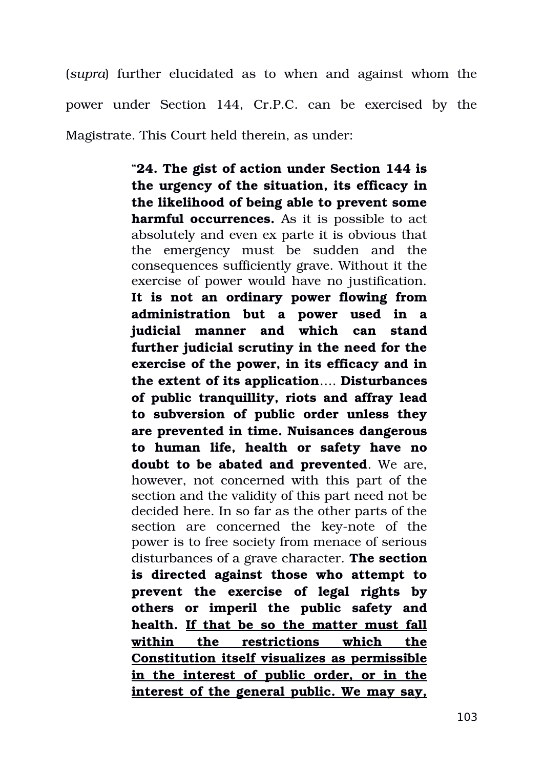(*supra*) further elucidated as to when and against whom the power under Section 144, Cr.P.C. can be exercised by the Magistrate. This Court held therein, as under:

> "**24. The gist of action under Section 144 is the urgency of the situation, its efficacy in the likelihood of being able to prevent some harmful occurrences.** As it is possible to act absolutely and even ex parte it is obvious that the emergency must be sudden and the consequences sufficiently grave. Without it the exercise of power would have no justification. **It is not an ordinary power flowing from administration but a power used in a judicial manner and which can stand further judicial scrutiny in the need for the exercise of the power, in its efficacy and in the extent of its application**…. **Disturbances of public tranquillity, riots and affray lead to subversion of public order unless they are prevented in time. Nuisances dangerous to human life, health or safety have no doubt to be abated and prevented**. We are, however, not concerned with this part of the section and the validity of this part need not be decided here. In so far as the other parts of the section are concerned the key-note of the power is to free society from menace of serious disturbances of a grave character. **The section is directed against those who attempt to prevent the exercise of legal rights by others or imperil the public safety and health.** <u>**If that be so the matter must fall within the restrictions which the Constitution itself visualizes as permissible in the interest of public order, or in the interest of the general public. We may say,**</u>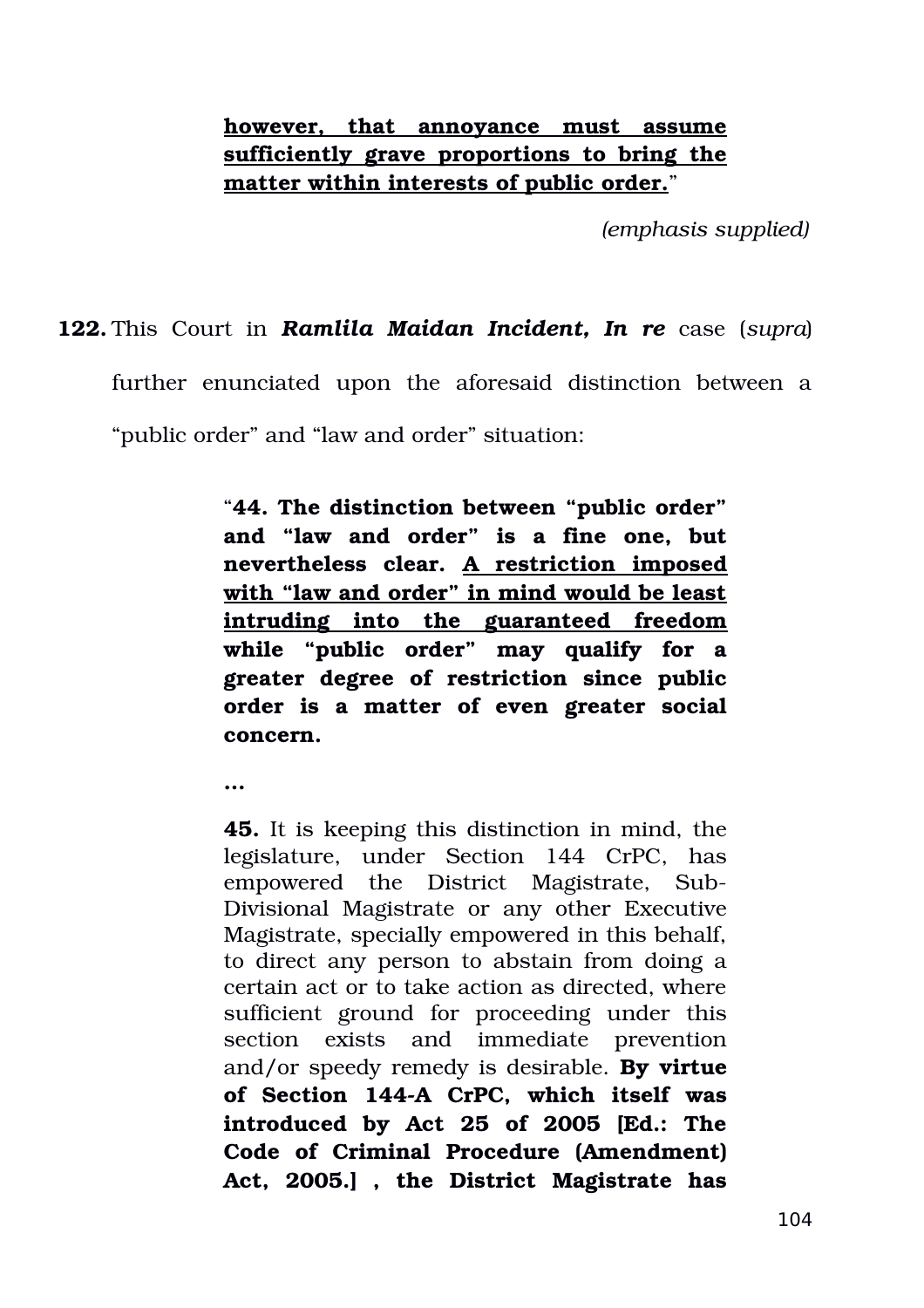> **<u>however, that annoyance must assume sufficiently grave proportions to bring the matter within interests of public order.</u>**"
>
> *(emphasis supplied)*

**122.** This Court in ***Ramlila Maidan Incident, In re*** case (*supra*) further enunciated upon the aforesaid distinction between a "public order" and "law and order" situation:

> "**44. The distinction between "public order" and "law and order" is a fine one, but nevertheless clear. <u>A restriction imposed with "law and order" in mind would be least intruding into the guaranteed freedom</u> while "public order" may qualify for a greater degree of restriction since public order is a matter of even greater social concern.**
>
> **...**
>
> **45.** It is keeping this distinction in mind, the legislature, under Section 144 CrPC, has empowered the District Magistrate, Sub-Divisional Magistrate or any other Executive Magistrate, specially empowered in this behalf, to direct any person to abstain from doing a certain act or to take action as directed, where sufficient ground for proceeding under this section exists and immediate prevention and/or speedy remedy is desirable. **By virtue of Section 144-A CrPC, which itself was introduced by Act 25 of 2005 [Ed.: The Code of Criminal Procedure (Amendment) Act, 2005.] , the District Magistrate has**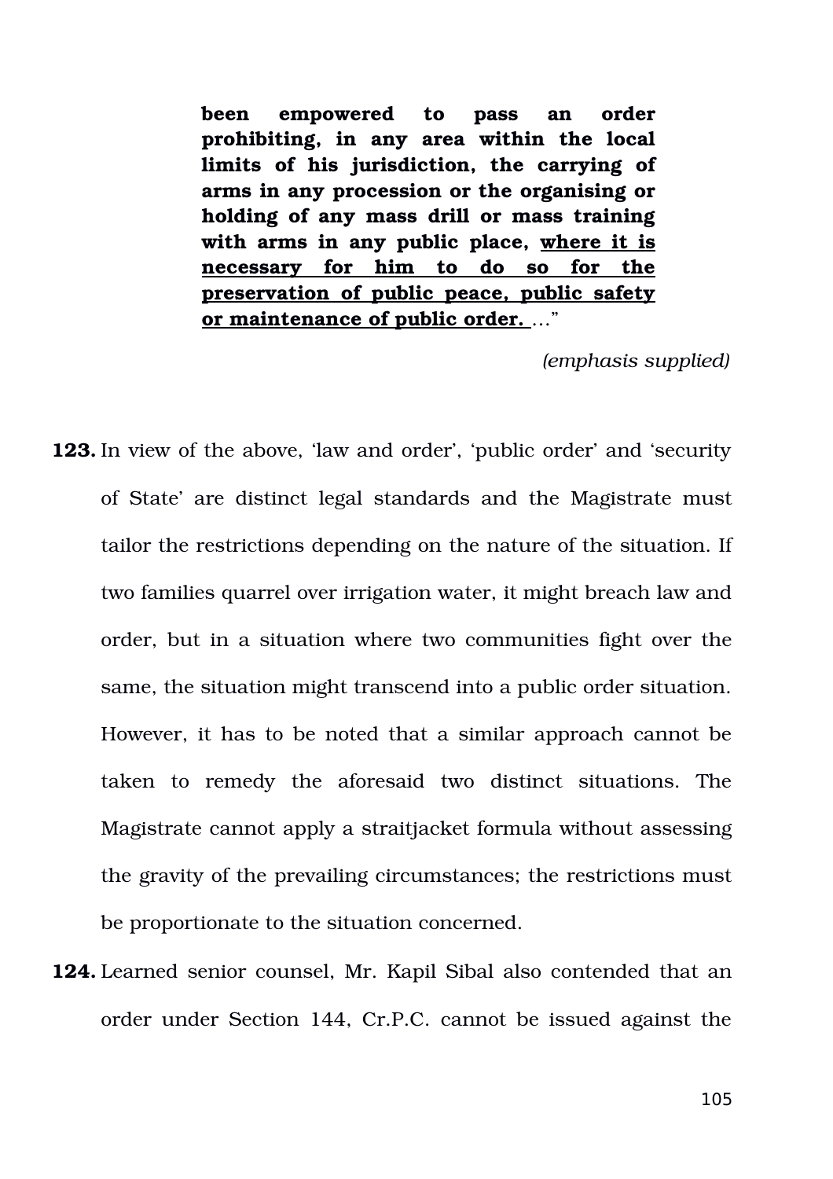> **been empowered to pass an order prohibiting, in any area within the local limits of his jurisdiction, the carrying of arms in any procession or the organising or holding of any mass drill or mass training with arms in any public place, <u>where it is necessary for him to do so for the preservation of public peace, public safety or maintenance of public order.</u>** …"
>
> *(emphasis supplied)*

**123.** In view of the above, 'law and order', 'public order' and 'security of State' are distinct legal standards and the Magistrate must tailor the restrictions depending on the nature of the situation. If two families quarrel over irrigation water, it might breach law and order, but in a situation where two communities fight over the same, the situation might transcend into a public order situation. However, it has to be noted that a similar approach cannot be taken to remedy the aforesaid two distinct situations. The Magistrate cannot apply a straitjacket formula without assessing the gravity of the prevailing circumstances; the restrictions must be proportionate to the situation concerned.

**124.** Learned senior counsel, Mr. Kapil Sibal also contended that an order under Section 144, Cr.P.C. cannot be issued against the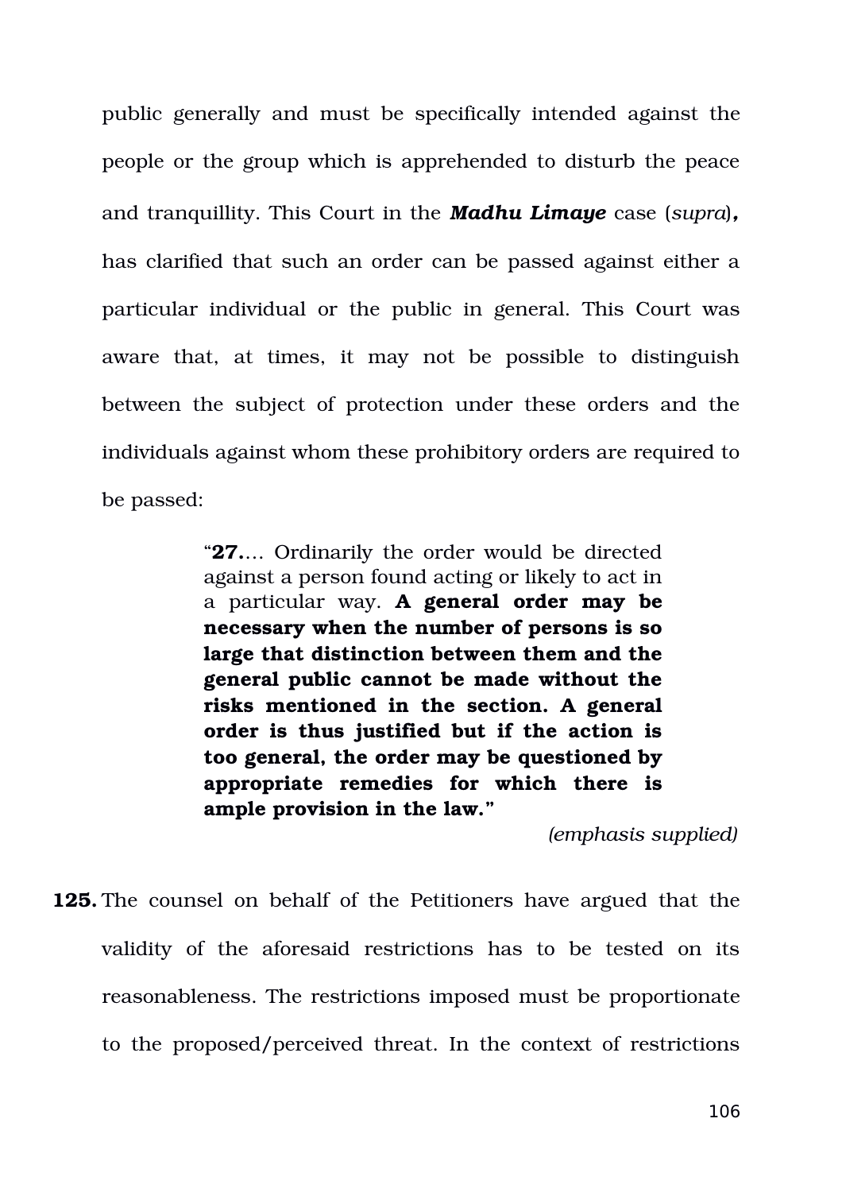public generally and must be specifically intended against the people or the group which is apprehended to disturb the peace and tranquillity. This Court in the ***Madhu Limaye*** case (*supra*)**,** has clarified that such an order can be passed against either a particular individual or the public in general. This Court was aware that, at times, it may not be possible to distinguish between the subject of protection under these orders and the individuals against whom these prohibitory orders are required to be passed:

> "**27.**… Ordinarily the order would be directed against a person found acting or likely to act in a particular way. **A general order may be necessary when the number of persons is so large that distinction between them and the general public cannot be made without the risks mentioned in the section. A general order is thus justified but if the action is too general, the order may be questioned by appropriate remedies for which there is ample provision in the law."**
>
> *(emphasis supplied)*

**125.** The counsel on behalf of the Petitioners have argued that the validity of the aforesaid restrictions has to be tested on its reasonableness. The restrictions imposed must be proportionate to the proposed/perceived threat. In the context of restrictions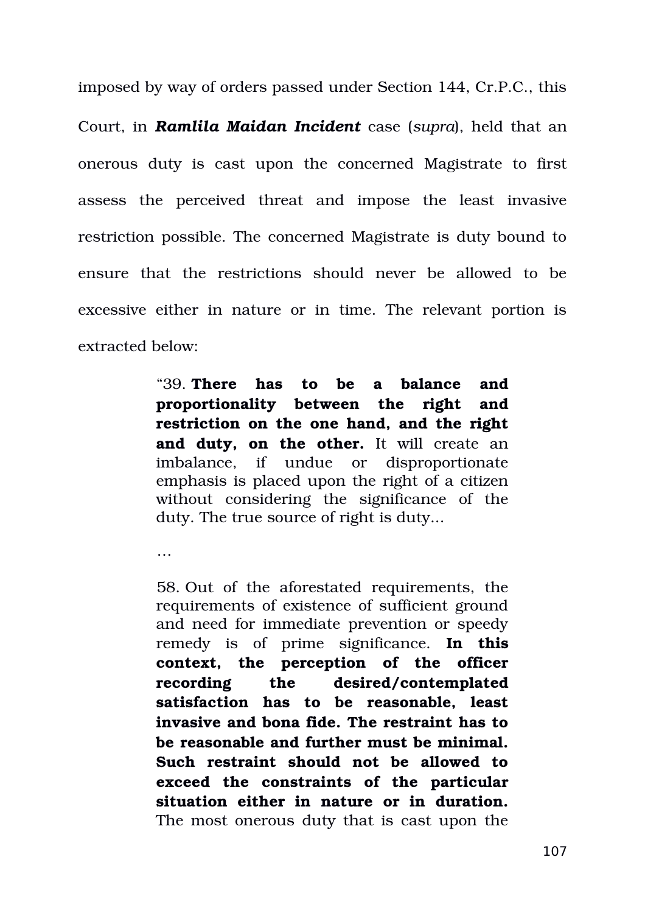imposed by way of orders passed under Section 144, Cr.P.C., this Court, in ***Ramlila Maidan Incident*** case (*supra*), held that an onerous duty is cast upon the concerned Magistrate to first assess the perceived threat and impose the least invasive restriction possible. The concerned Magistrate is duty bound to ensure that the restrictions should never be allowed to be excessive either in nature or in time. The relevant portion is extracted below:

> "39. **There has to be a balance and proportionality between the right and restriction on the one hand, and the right and duty, on the other.** It will create an imbalance, if undue or disproportionate emphasis is placed upon the right of a citizen without considering the significance of the duty. The true source of right is duty...
>
> …
>
> 58. Out of the aforestated requirements, the requirements of existence of sufficient ground and need for immediate prevention or speedy remedy is of prime significance. **In this context, the perception of the officer recording the desired/contemplated satisfaction has to be reasonable, least invasive and bona fide. The restraint has to be reasonable and further must be minimal. Such restraint should not be allowed to exceed the constraints of the particular situation either in nature or in duration.** The most onerous duty that is cast upon the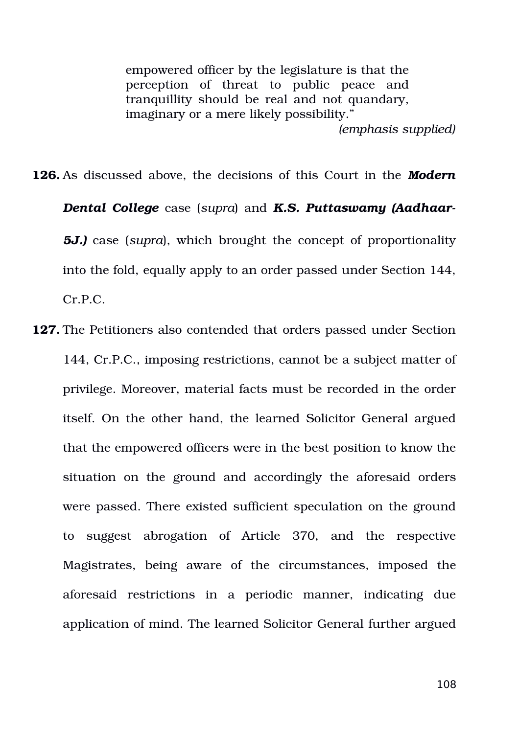> empowered officer by the legislature is that the perception of threat to public peace and tranquillity should be real and not quandary, imaginary or a mere likely possibility."
>
> *(emphasis supplied)*

**126.** As discussed above, the decisions of this Court in the ***Modern Dental College*** case (*supra*) and ***K.S. Puttaswamy (Aadhaar-5J.)*** case (*supra*), which brought the concept of proportionality into the fold, equally apply to an order passed under Section 144, Cr.P.C.

**127.** The Petitioners also contended that orders passed under Section 144, Cr.P.C., imposing restrictions, cannot be a subject matter of privilege. Moreover, material facts must be recorded in the order itself. On the other hand, the learned Solicitor General argued that the empowered officers were in the best position to know the situation on the ground and accordingly the aforesaid orders were passed. There existed sufficient speculation on the ground to suggest abrogation of Article 370, and the respective Magistrates, being aware of the circumstances, imposed the aforesaid restrictions in a periodic manner, indicating due application of mind. The learned Solicitor General further argued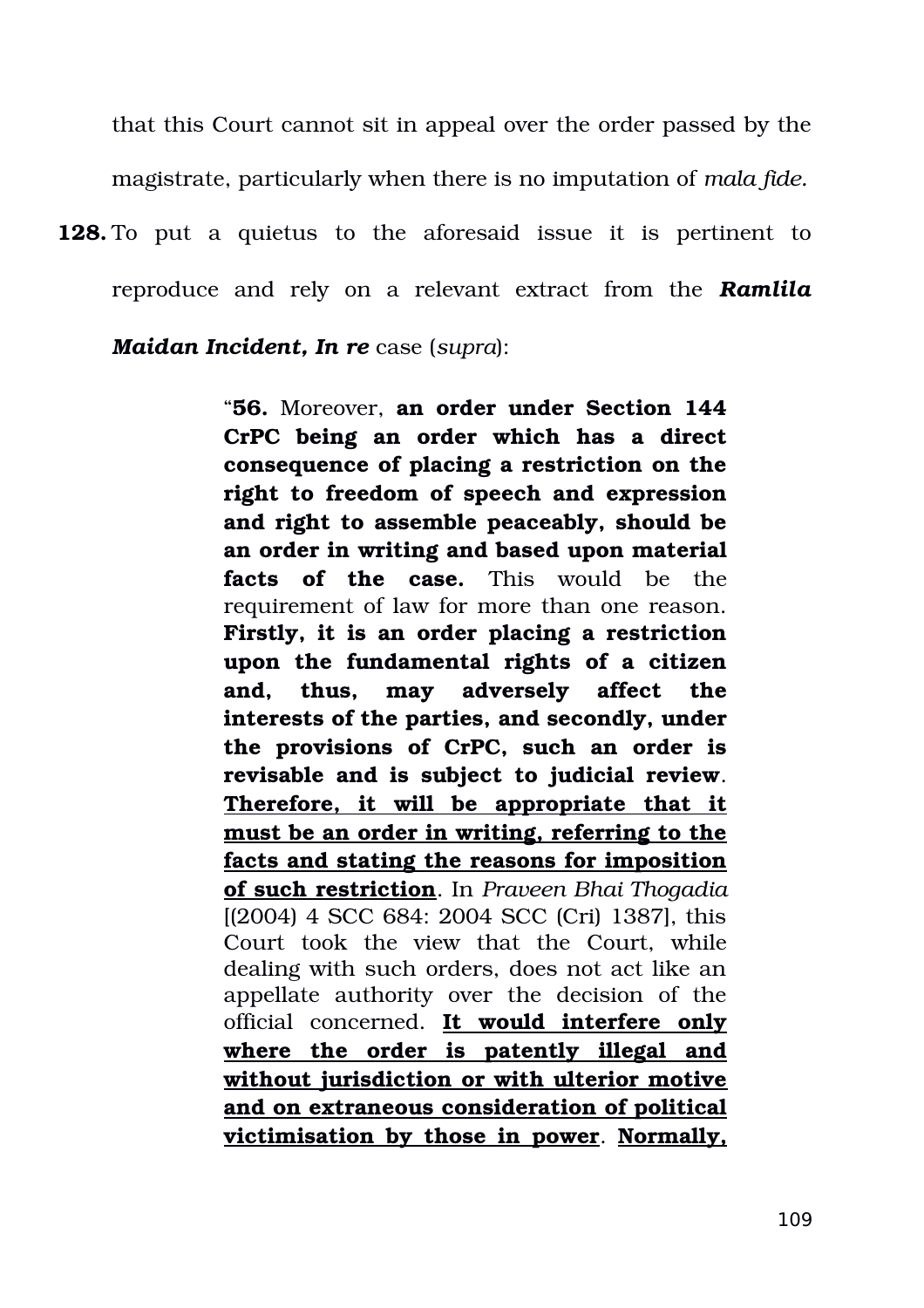that this Court cannot sit in appeal over the order passed by the magistrate, particularly when there is no imputation of *mala fide*.

**128.** To put a quietus to the aforesaid issue it is pertinent to reproduce and rely on a relevant extract from the ***Ramlila Maidan Incident, In re*** case (*supra*):

> "**56.** Moreover, **an order under Section 144 CrPC being an order which has a direct consequence of placing a restriction on the right to freedom of speech and expression and right to assemble peaceably, should be an order in writing and based upon material facts of the case.** This would be the requirement of law for more than one reason. **Firstly, it is an order placing a restriction upon the fundamental rights of a citizen and, thus, may adversely affect the interests of the parties, and secondly, under the provisions of CrPC, such an order is revisable and is subject to judicial review**. <u>**Therefore, it will be appropriate that it must be an order in writing, referring to the facts and stating the reasons for imposition of such restriction**</u>. In *Praveen Bhai Thogadia* [(2004) 4 SCC 684: 2004 SCC (Cri) 1387], this Court took the view that the Court, while dealing with such orders, does not act like an appellate authority over the decision of the official concerned. <u>**It would interfere only where the order is patently illegal and without jurisdiction or with ulterior motive and on extraneous consideration of political victimisation by those in power**</u>. <u>**Normally,**</u>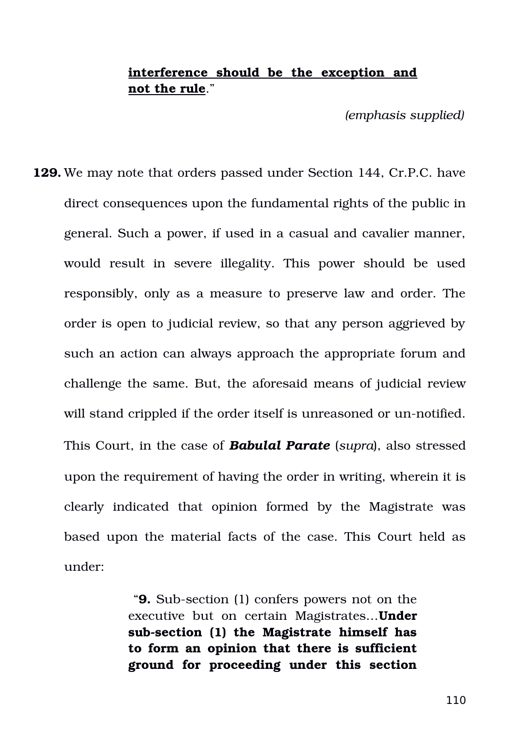> **interference should be the exception and not the rule**."
>
> *(emphasis supplied)*

**129.** We may note that orders passed under Section 144, Cr.P.C. have direct consequences upon the fundamental rights of the public in general. Such a power, if used in a casual and cavalier manner, would result in severe illegality. This power should be used responsibly, only as a measure to preserve law and order. The order is open to judicial review, so that any person aggrieved by such an action can always approach the appropriate forum and challenge the same. But, the aforesaid means of judicial review will stand crippled if the order itself is unreasoned or un-notified. This Court, in the case of ***Babulal Parate*** (*supra*), also stressed upon the requirement of having the order in writing, wherein it is clearly indicated that opinion formed by the Magistrate was based upon the material facts of the case. This Court held as under:

> "**9.** Sub-section (1) confers powers not on the executive but on certain Magistrates…**Under sub-section (1) the Magistrate himself has to form an opinion that there is sufficient ground for proceeding under this section**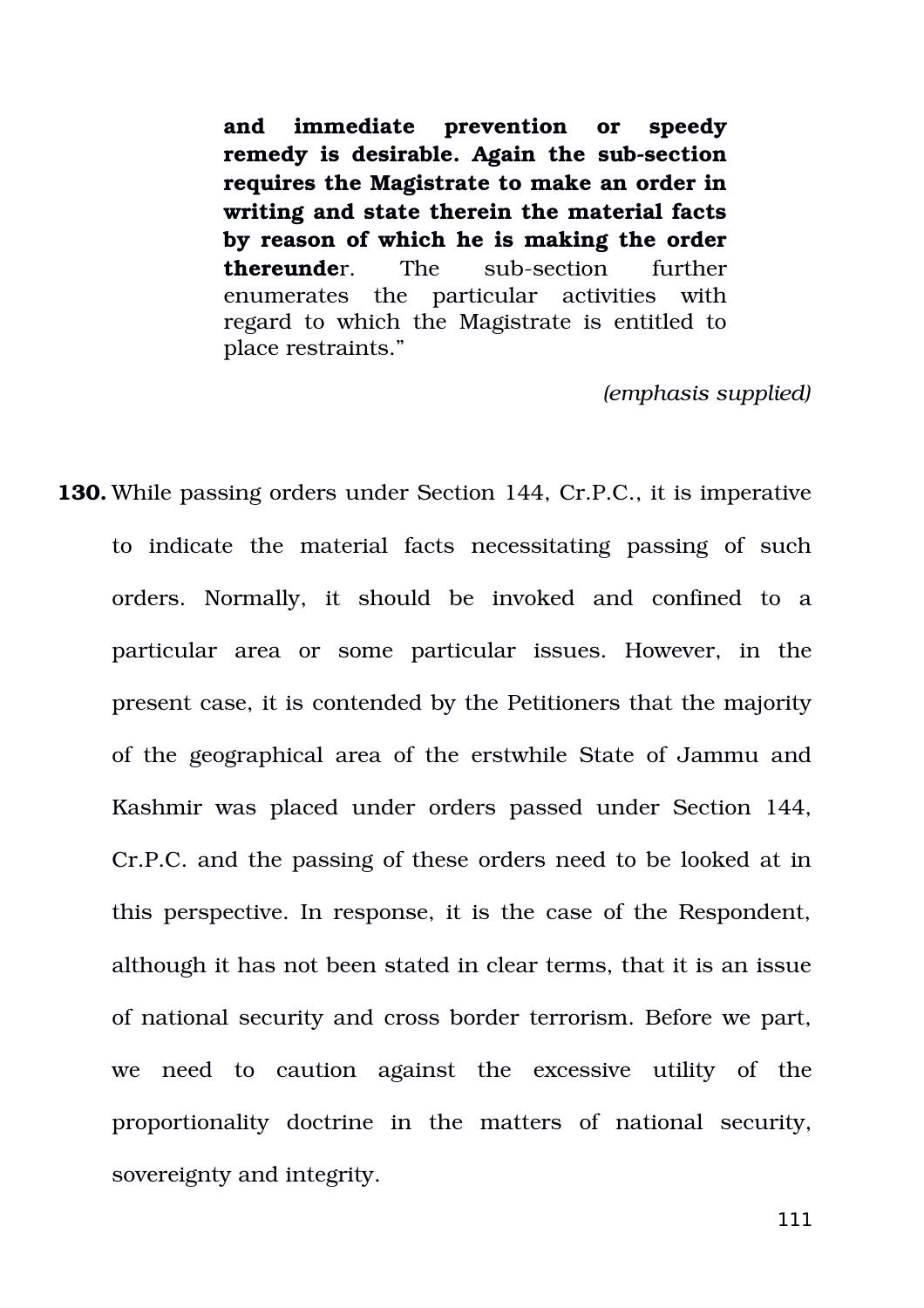> **and immediate prevention or speedy remedy is desirable. Again the sub-section requires the Magistrate to make an order in writing and state therein the material facts by reason of which he is making the order thereunde**r. The sub-section further enumerates the particular activities with regard to which the Magistrate is entitled to place restraints."
>
> *(emphasis supplied)*

**130.** While passing orders under Section 144, Cr.P.C., it is imperative to indicate the material facts necessitating passing of such orders. Normally, it should be invoked and confined to a particular area or some particular issues. However, in the present case, it is contended by the Petitioners that the majority of the geographical area of the erstwhile State of Jammu and Kashmir was placed under orders passed under Section 144, Cr.P.C. and the passing of these orders need to be looked at in this perspective. In response, it is the case of the Respondent, although it has not been stated in clear terms, that it is an issue of national security and cross border terrorism. Before we part, we need to caution against the excessive utility of the proportionality doctrine in the matters of national security, sovereignty and integrity.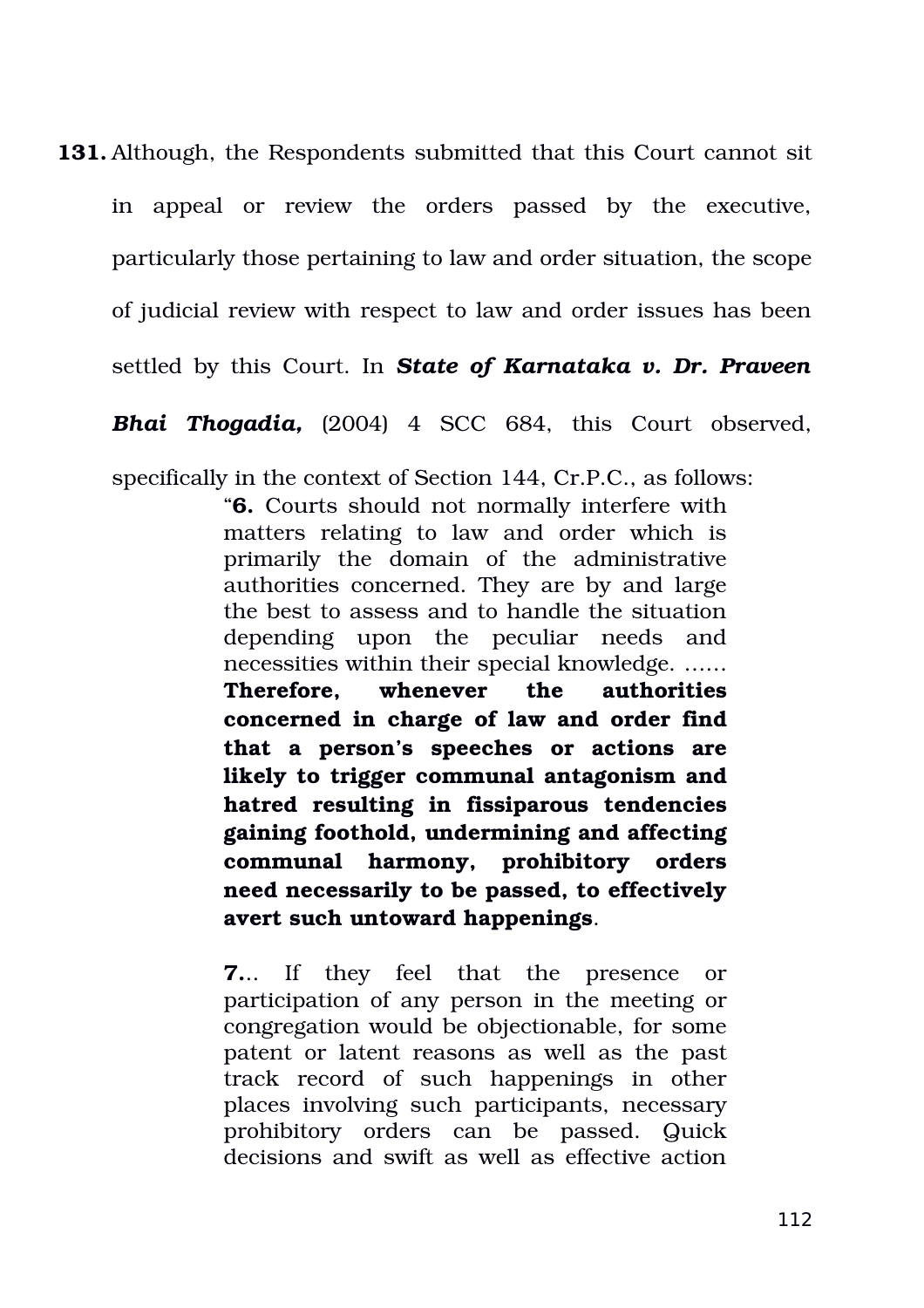**131.** Although, the Respondents submitted that this Court cannot sit in appeal or review the orders passed by the executive, particularly those pertaining to law and order situation, the scope of judicial review with respect to law and order issues has been settled by this Court. In ***State of Karnataka v. Dr. Praveen Bhai Thogadia,*** (2004) 4 SCC 684, this Court observed, specifically in the context of Section 144, Cr.P.C., as follows:

> "**6.** Courts should not normally interfere with matters relating to law and order which is primarily the domain of the administrative authorities concerned. They are by and large the best to assess and to handle the situation depending upon the peculiar needs and necessities within their special knowledge. …… **Therefore, whenever the authorities concerned in charge of law and order find that a person's speeches or actions are likely to trigger communal antagonism and hatred resulting in fissiparous tendencies gaining foothold, undermining and affecting communal harmony, prohibitory orders need necessarily to be passed, to effectively avert such untoward happenings**.
>
> **7.**.. If they feel that the presence or participation of any person in the meeting or congregation would be objectionable, for some patent or latent reasons as well as the past track record of such happenings in other places involving such participants, necessary prohibitory orders can be passed. Quick decisions and swift as well as effective action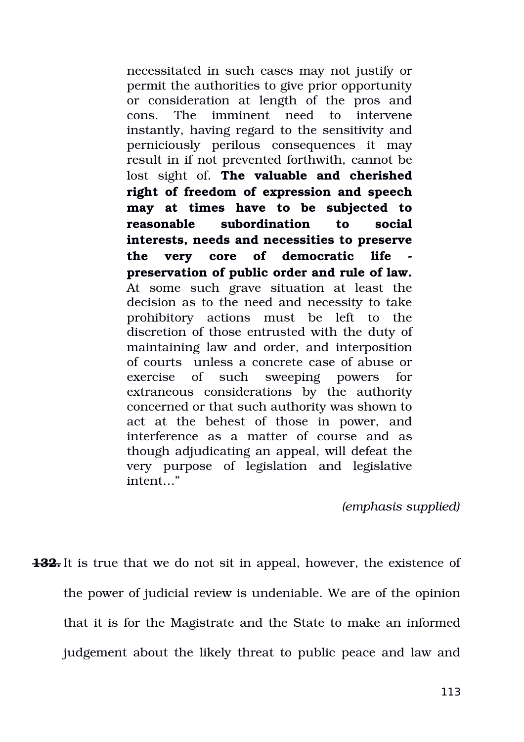> necessitated in such cases may not justify or permit the authorities to give prior opportunity or consideration at length of the pros and cons. The imminent need to intervene instantly, having regard to the sensitivity and perniciously perilous consequences it may result in if not prevented forthwith, cannot be lost sight of. **The valuable and cherished right of freedom of expression and speech may at times have to be subjected to reasonable subordination to social interests, needs and necessities to preserve the very core of democratic life - preservation of public order and rule of law.** At some such grave situation at least the decision as to the need and necessity to take prohibitory actions must be left to the discretion of those entrusted with the duty of maintaining law and order, and interposition of courts unless a concrete case of abuse or exercise of such sweeping powers for extraneous considerations by the authority concerned or that such authority was shown to act at the behest of those in power, and interference as a matter of course and as though adjudicating an appeal, will defeat the very purpose of legislation and legislative intent…"
>
> *(emphasis supplied)*

**132.** It is true that we do not sit in appeal, however, the existence of the power of judicial review is undeniable. We are of the opinion that it is for the Magistrate and the State to make an informed judgement about the likely threat to public peace and law and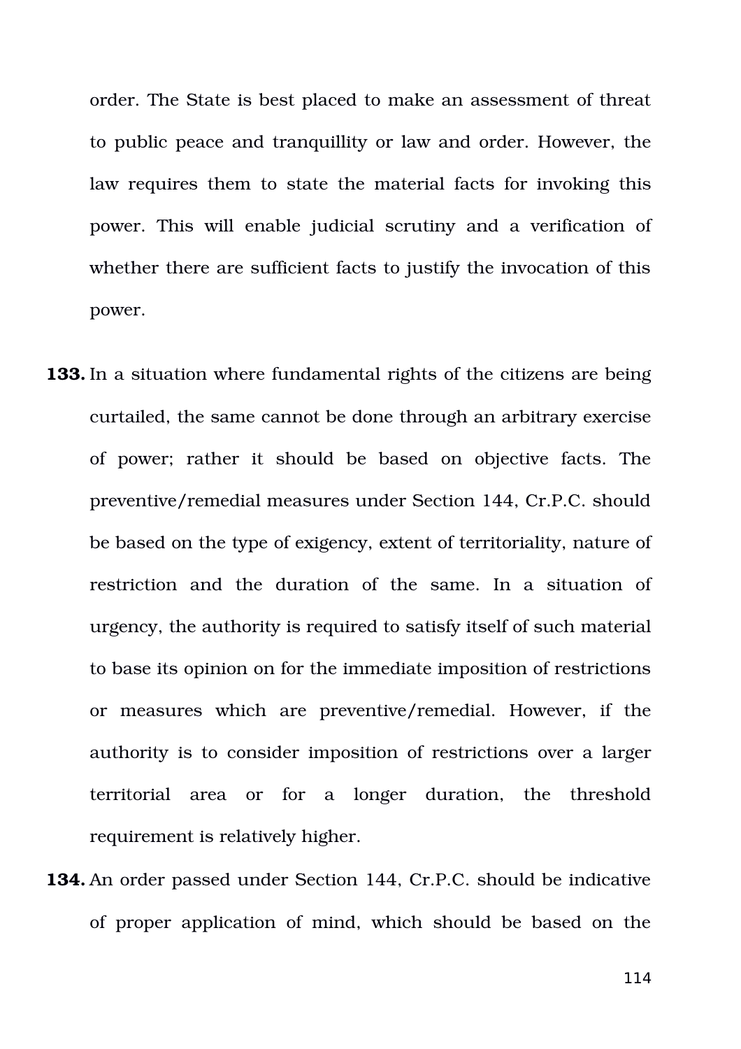order. The State is best placed to make an assessment of threat to public peace and tranquillity or law and order. However, the law requires them to state the material facts for invoking this power. This will enable judicial scrutiny and a verification of whether there are sufficient facts to justify the invocation of this power.

**133.** In a situation where fundamental rights of the citizens are being curtailed, the same cannot be done through an arbitrary exercise of power; rather it should be based on objective facts. The preventive/remedial measures under Section 144, Cr.P.C. should be based on the type of exigency, extent of territoriality, nature of restriction and the duration of the same. In a situation of urgency, the authority is required to satisfy itself of such material to base its opinion on for the immediate imposition of restrictions or measures which are preventive/remedial. However, if the authority is to consider imposition of restrictions over a larger territorial area or for a longer duration, the threshold requirement is relatively higher.

**134.** An order passed under Section 144, Cr.P.C. should be indicative of proper application of mind, which should be based on the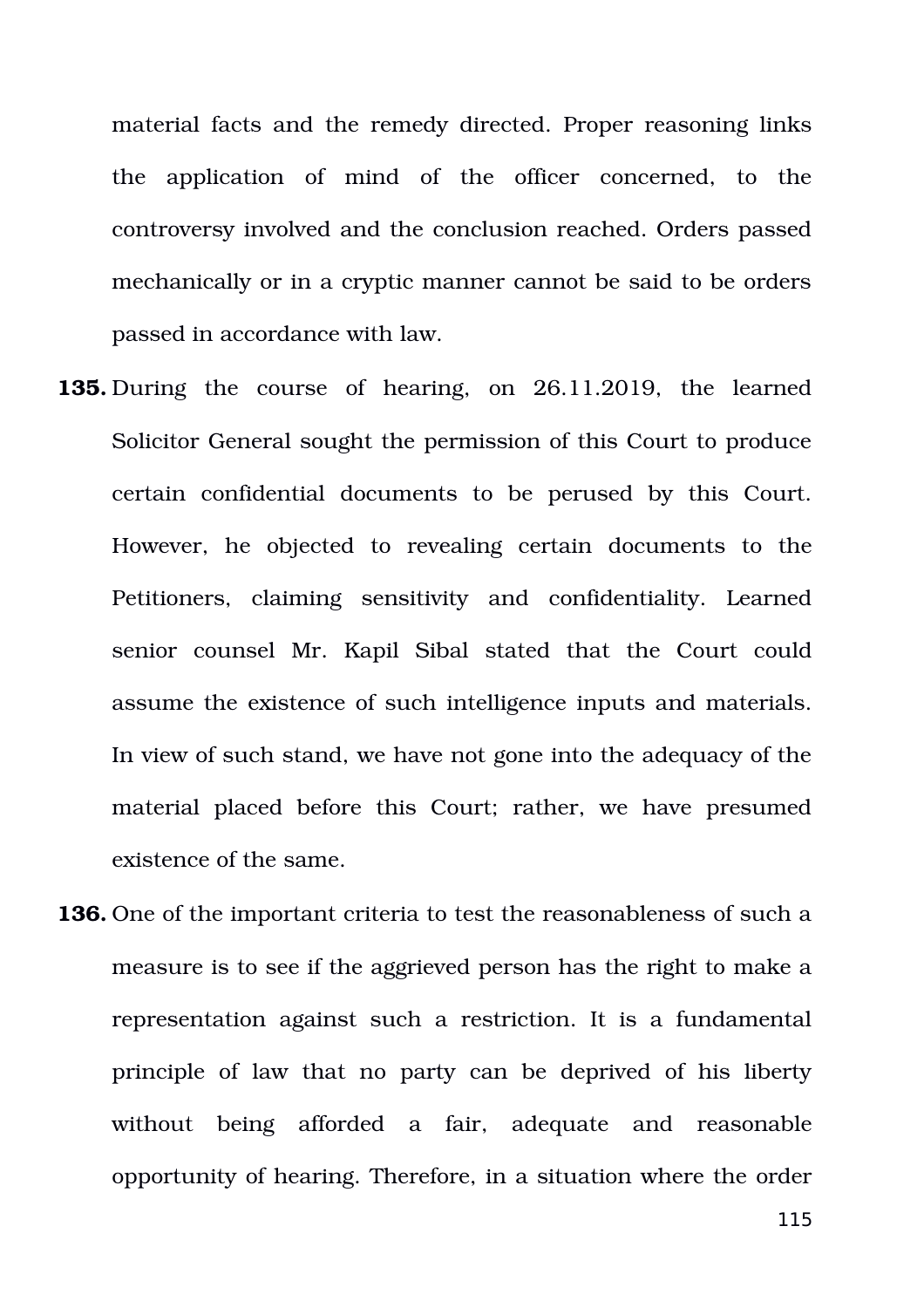material facts and the remedy directed. Proper reasoning links the application of mind of the officer concerned, to the controversy involved and the conclusion reached. Orders passed mechanically or in a cryptic manner cannot be said to be orders passed in accordance with law.

**135.** During the course of hearing, on 26.11.2019, the learned Solicitor General sought the permission of this Court to produce certain confidential documents to be perused by this Court. However, he objected to revealing certain documents to the Petitioners, claiming sensitivity and confidentiality. Learned senior counsel Mr. Kapil Sibal stated that the Court could assume the existence of such intelligence inputs and materials. In view of such stand, we have not gone into the adequacy of the material placed before this Court; rather, we have presumed existence of the same.

**136.** One of the important criteria to test the reasonableness of such a measure is to see if the aggrieved person has the right to make a representation against such a restriction. It is a fundamental principle of law that no party can be deprived of his liberty without being afforded a fair, adequate and reasonable opportunity of hearing. Therefore, in a situation where the order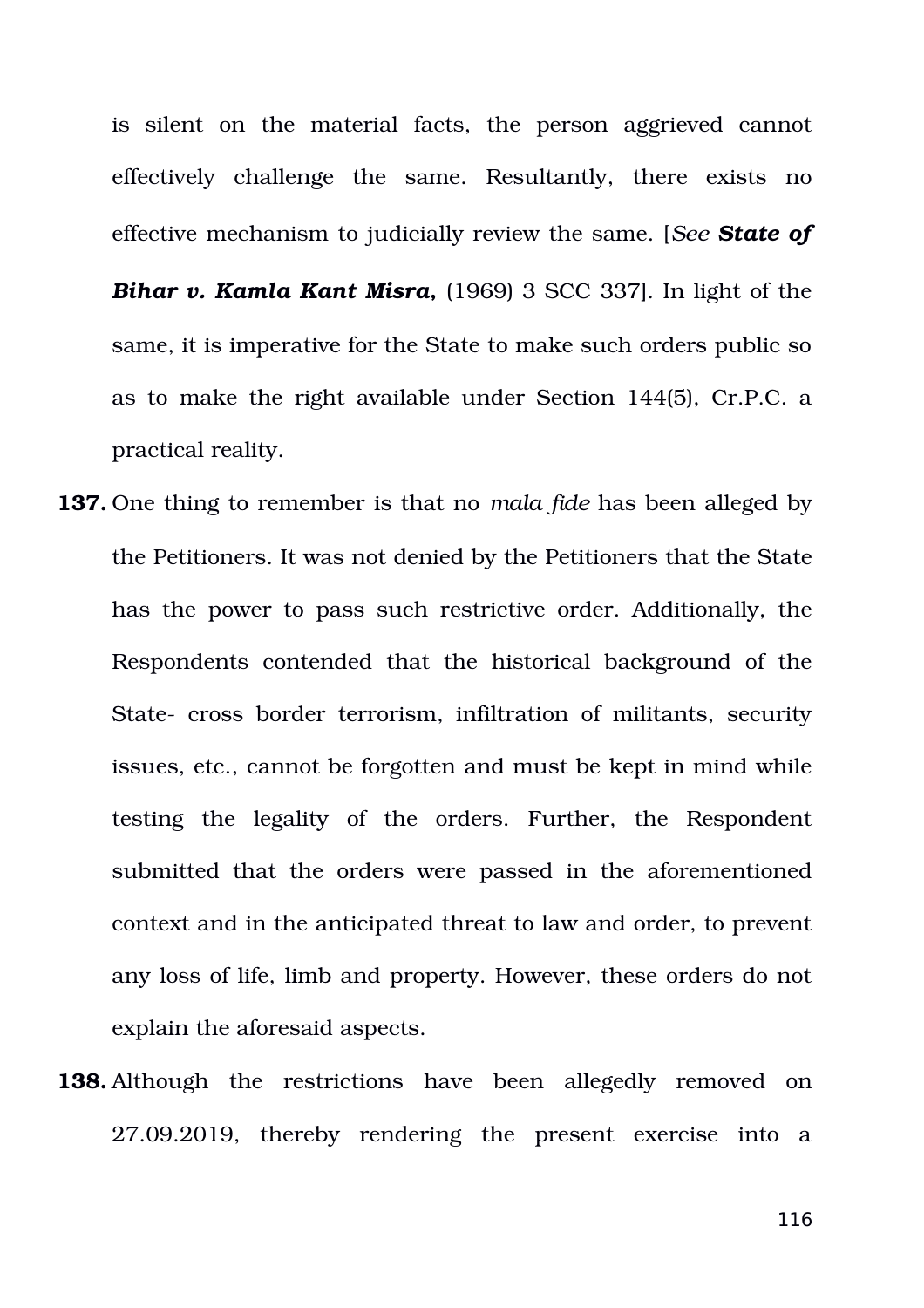is silent on the material facts, the person aggrieved cannot effectively challenge the same. Resultantly, there exists no effective mechanism to judicially review the same. [*See* ***State of Bihar v. Kamla Kant Misra***, (1969) 3 SCC 337]. In light of the same, it is imperative for the State to make such orders public so as to make the right available under Section 144(5), Cr.P.C. a practical reality.

**137.** One thing to remember is that no *mala fide* has been alleged by the Petitioners. It was not denied by the Petitioners that the State has the power to pass such restrictive order. Additionally, the Respondents contended that the historical background of the State- cross border terrorism, infiltration of militants, security issues, etc., cannot be forgotten and must be kept in mind while testing the legality of the orders. Further, the Respondent submitted that the orders were passed in the aforementioned context and in the anticipated threat to law and order, to prevent any loss of life, limb and property. However, these orders do not explain the aforesaid aspects.

**138.** Although the restrictions have been allegedly removed on 27.09.2019, thereby rendering the present exercise into a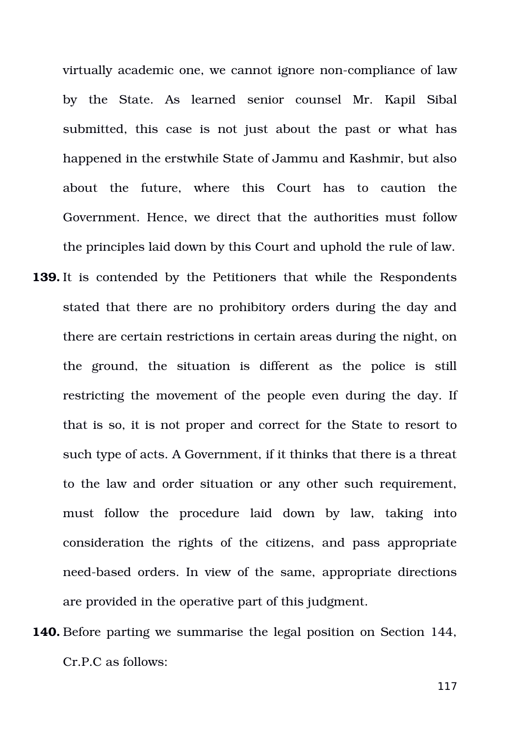virtually academic one, we cannot ignore non-compliance of law by the State. As learned senior counsel Mr. Kapil Sibal submitted, this case is not just about the past or what has happened in the erstwhile State of Jammu and Kashmir, but also about the future, where this Court has to caution the Government. Hence, we direct that the authorities must follow the principles laid down by this Court and uphold the rule of law.

**139.** It is contended by the Petitioners that while the Respondents stated that there are no prohibitory orders during the day and there are certain restrictions in certain areas during the night, on the ground, the situation is different as the police is still restricting the movement of the people even during the day. If that is so, it is not proper and correct for the State to resort to such type of acts. A Government, if it thinks that there is a threat to the law and order situation or any other such requirement, must follow the procedure laid down by law, taking into consideration the rights of the citizens, and pass appropriate need-based orders. In view of the same, appropriate directions are provided in the operative part of this judgment.

**140.** Before parting we summarise the legal position on Section 144, Cr.P.C as follows: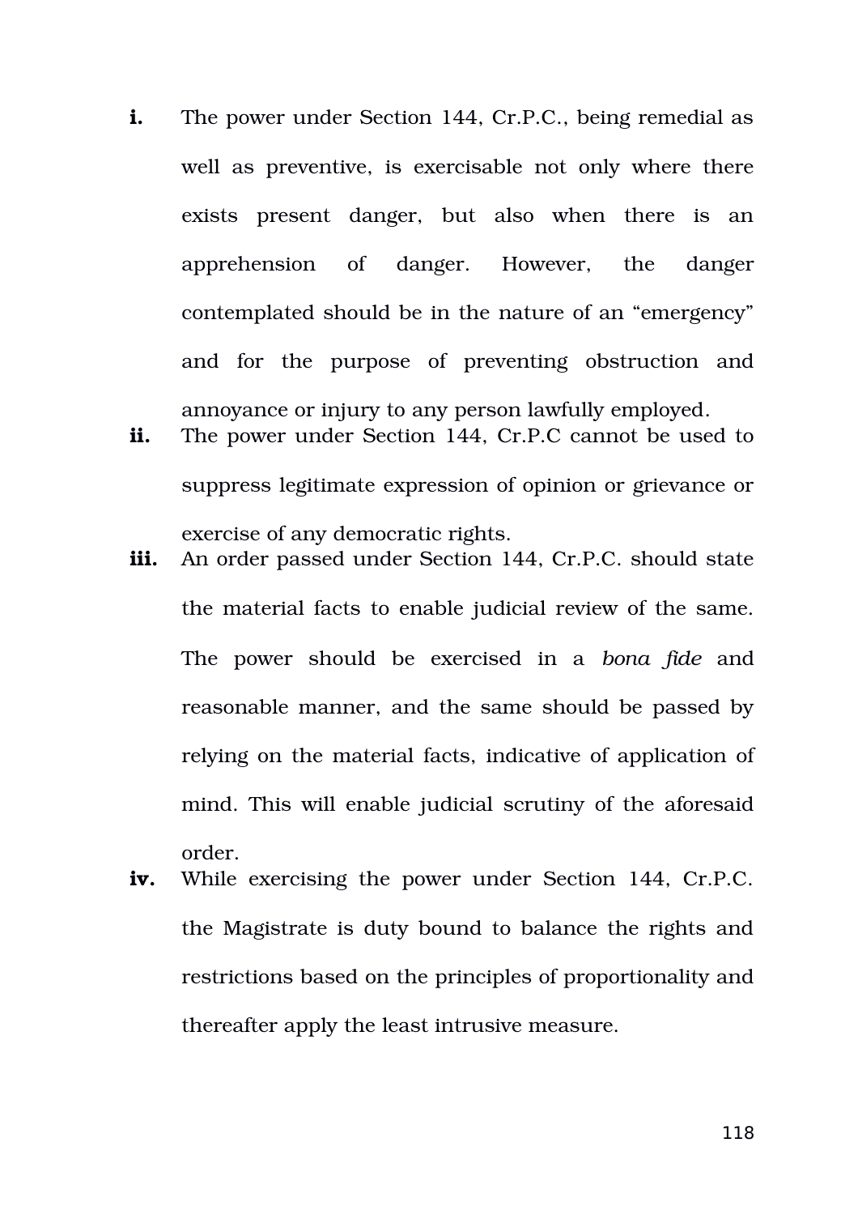**i.** The power under Section 144, Cr.P.C., being remedial as well as preventive, is exercisable not only where there exists present danger, but also when there is an apprehension of danger. However, the danger contemplated should be in the nature of an "emergency" and for the purpose of preventing obstruction and annoyance or injury to any person lawfully employed.

**ii.** The power under Section 144, Cr.P.C cannot be used to suppress legitimate expression of opinion or grievance or exercise of any democratic rights.

**iii.** An order passed under Section 144, Cr.P.C. should state the material facts to enable judicial review of the same. The power should be exercised in a *bona fide* and reasonable manner, and the same should be passed by relying on the material facts, indicative of application of mind. This will enable judicial scrutiny of the aforesaid order.

**iv.** While exercising the power under Section 144, Cr.P.C. the Magistrate is duty bound to balance the rights and restrictions based on the principles of proportionality and thereafter apply the least intrusive measure.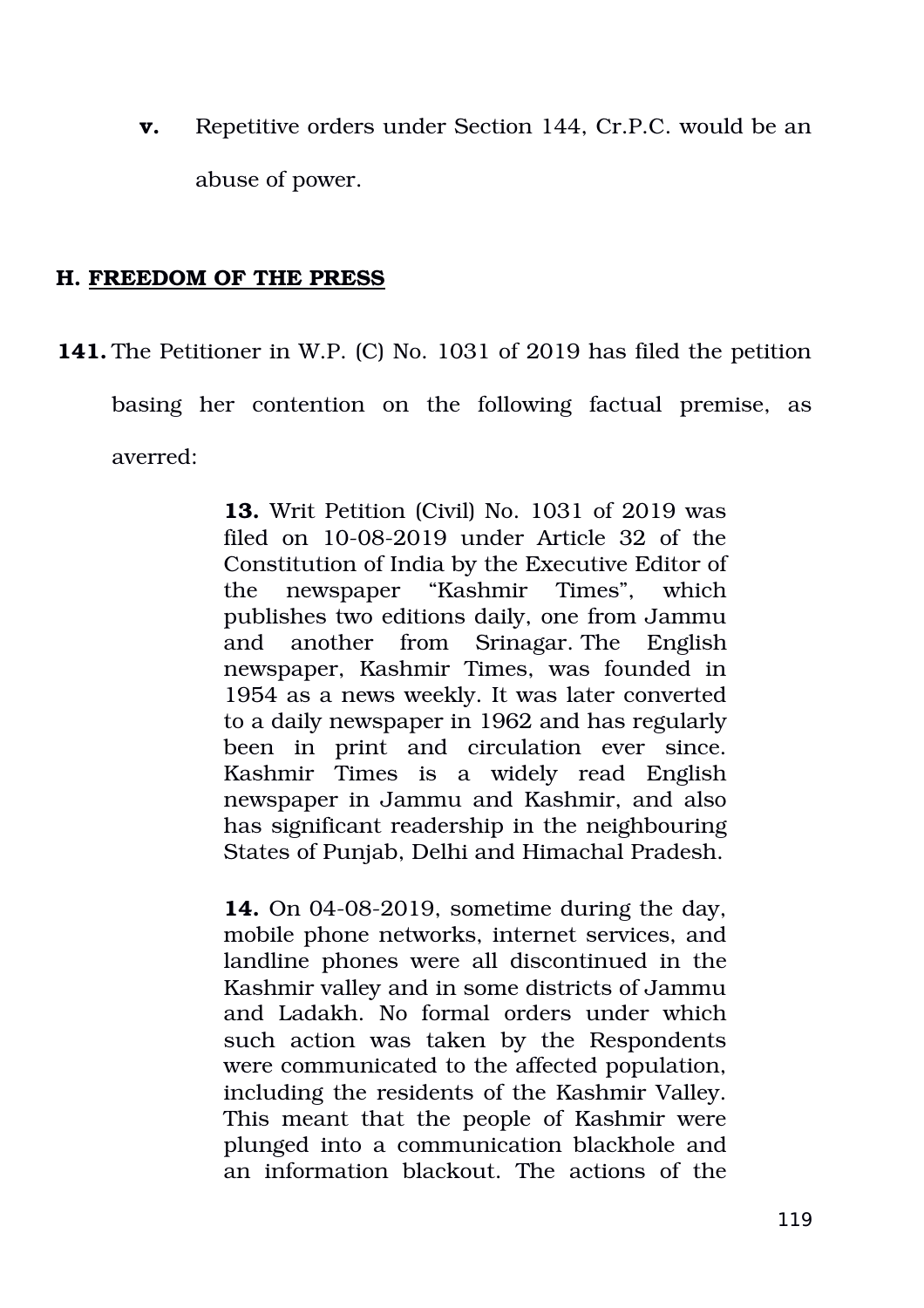**v.** Repetitive orders under Section 144, Cr.P.C. would be an abuse of power.

## H. <u>FREEDOM OF THE PRESS</u>

**141.** The Petitioner in W.P. (C) No. 1031 of 2019 has filed the petition basing her contention on the following factual premise, as averred:

> **13.** Writ Petition (Civil) No. 1031 of 2019 was filed on 10-08-2019 under Article 32 of the Constitution of India by the Executive Editor of the newspaper "Kashmir Times", which publishes two editions daily, one from Jammu and another from Srinagar. The English newspaper, Kashmir Times, was founded in 1954 as a news weekly. It was later converted to a daily newspaper in 1962 and has regularly been in print and circulation ever since. Kashmir Times is a widely read English newspaper in Jammu and Kashmir, and also has significant readership in the neighbouring States of Punjab, Delhi and Himachal Pradesh.
>
> **14.** On 04-08-2019, sometime during the day, mobile phone networks, internet services, and landline phones were all discontinued in the Kashmir valley and in some districts of Jammu and Ladakh. No formal orders under which such action was taken by the Respondents were communicated to the affected population, including the residents of the Kashmir Valley. This meant that the people of Kashmir were plunged into a communication blackhole and an information blackout. The actions of the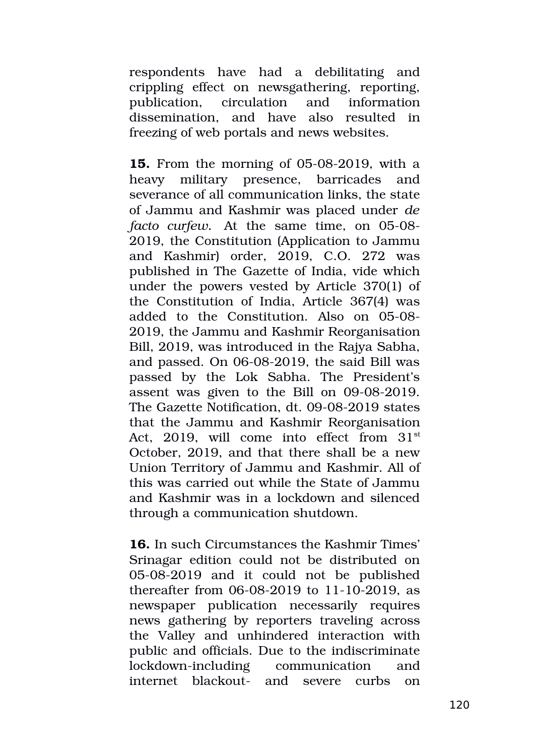respondents have had a debilitating and crippling effect on newsgathering, reporting, publication, circulation and information dissemination, and have also resulted in freezing of web portals and news websites.

**15.** From the morning of 05-08-2019, with a heavy military presence, barricades and severance of all communication links, the state of Jammu and Kashmir was placed under *de facto curfew*. At the same time, on 05-08-2019, the Constitution (Application to Jammu and Kashmir) order, 2019, C.O. 272 was published in The Gazette of India, vide which under the powers vested by Article 370(1) of the Constitution of India, Article 367(4) was added to the Constitution. Also on 05-08-2019, the Jammu and Kashmir Reorganisation Bill, 2019, was introduced in the Rajya Sabha, and passed. On 06-08-2019, the said Bill was passed by the Lok Sabha. The President's assent was given to the Bill on 09-08-2019. The Gazette Notification, dt. 09-08-2019 states that the Jammu and Kashmir Reorganisation Act, 2019, will come into effect from 31st October, 2019, and that there shall be a new Union Territory of Jammu and Kashmir. All of this was carried out while the State of Jammu and Kashmir was in a lockdown and silenced through a communication shutdown.

**16.** In such Circumstances the Kashmir Times' Srinagar edition could not be distributed on 05-08-2019 and it could not be published thereafter from 06-08-2019 to 11-10-2019, as newspaper publication necessarily requires news gathering by reporters traveling across the Valley and unhindered interaction with public and officials. Due to the indiscriminate lockdown-including communication and internet blackout- and severe curbs on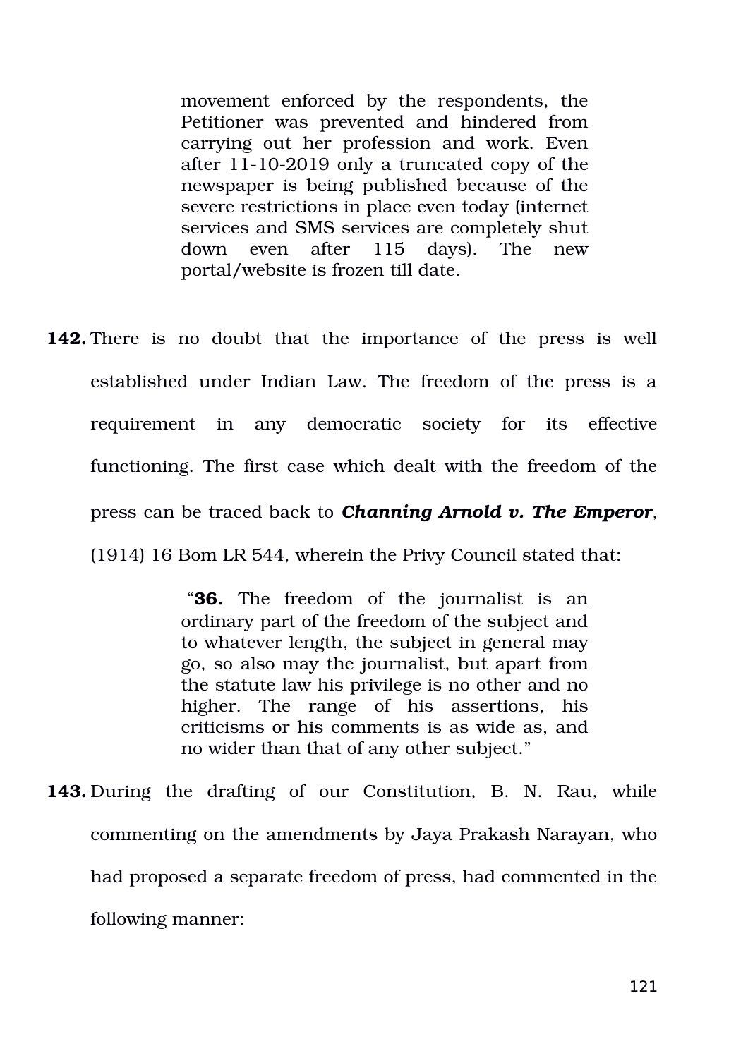> movement enforced by the respondents, the Petitioner was prevented and hindered from carrying out her profession and work. Even after 11-10-2019 only a truncated copy of the newspaper is being published because of the severe restrictions in place even today (internet services and SMS services are completely shut down even after 115 days). The new portal/website is frozen till date.

**142.** There is no doubt that the importance of the press is well established under Indian Law. The freedom of the press is a requirement in any democratic society for its effective functioning. The first case which dealt with the freedom of the press can be traced back to ***Channing Arnold v. The Emperor***, (1914) 16 Bom LR 544, wherein the Privy Council stated that:

> "**36.** The freedom of the journalist is an ordinary part of the freedom of the subject and to whatever length, the subject in general may go, so also may the journalist, but apart from the statute law his privilege is no other and no higher. The range of his assertions, his criticisms or his comments is as wide as, and no wider than that of any other subject."

**143.** During the drafting of our Constitution, B. N. Rau, while commenting on the amendments by Jaya Prakash Narayan, who had proposed a separate freedom of press, had commented in the following manner: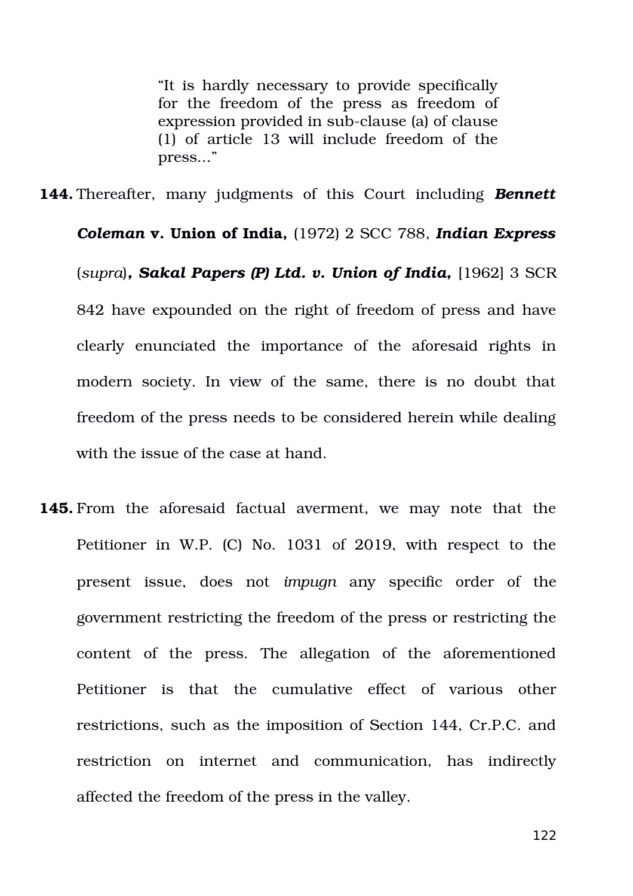> "It is hardly necessary to provide specifically for the freedom of the press as freedom of expression provided in sub-clause (a) of clause (1) of article 13 will include freedom of the press..."

**144.** Thereafter, many judgments of this Court including ***Bennett Coleman*** **v. Union of India,** (1972) 2 SCC 788, ***Indian Express*** (*supra*)***, Sakal Papers (P) Ltd. v. Union of India,*** [1962] 3 SCR 842 have expounded on the right of freedom of press and have clearly enunciated the importance of the aforesaid rights in modern society. In view of the same, there is no doubt that freedom of the press needs to be considered herein while dealing with the issue of the case at hand.

**145.** From the aforesaid factual averment, we may note that the Petitioner in W.P. (C) No. 1031 of 2019, with respect to the present issue, does not *impugn* any specific order of the government restricting the freedom of the press or restricting the content of the press. The allegation of the aforementioned Petitioner is that the cumulative effect of various other restrictions, such as the imposition of Section 144, Cr.P.C. and restriction on internet and communication, has indirectly affected the freedom of the press in the valley.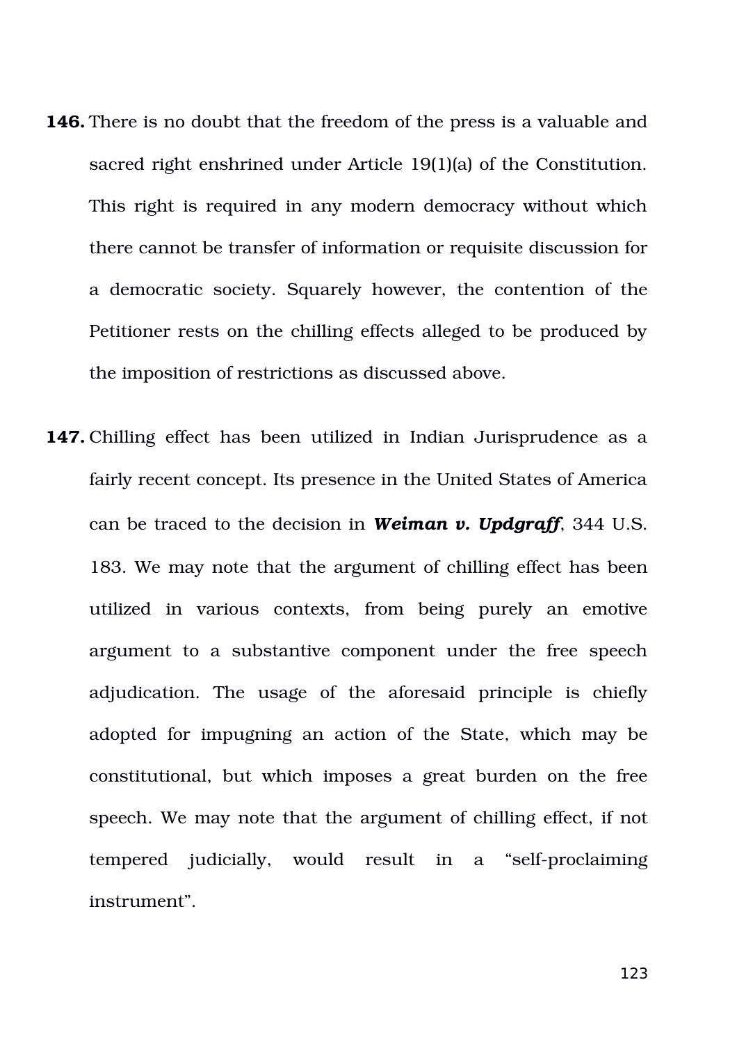**146.** There is no doubt that the freedom of the press is a valuable and sacred right enshrined under Article 19(1)(a) of the Constitution. This right is required in any modern democracy without which there cannot be transfer of information or requisite discussion for a democratic society. Squarely however, the contention of the Petitioner rests on the chilling effects alleged to be produced by the imposition of restrictions as discussed above.

**147.** Chilling effect has been utilized in Indian Jurisprudence as a fairly recent concept. Its presence in the United States of America can be traced to the decision in ***Weiman v. Updgraff***, 344 U.S. 183. We may note that the argument of chilling effect has been utilized in various contexts, from being purely an emotive argument to a substantive component under the free speech adjudication. The usage of the aforesaid principle is chiefly adopted for impugning an action of the State, which may be constitutional, but which imposes a great burden on the free speech. We may note that the argument of chilling effect, if not tempered judicially, would result in a "self-proclaiming instrument".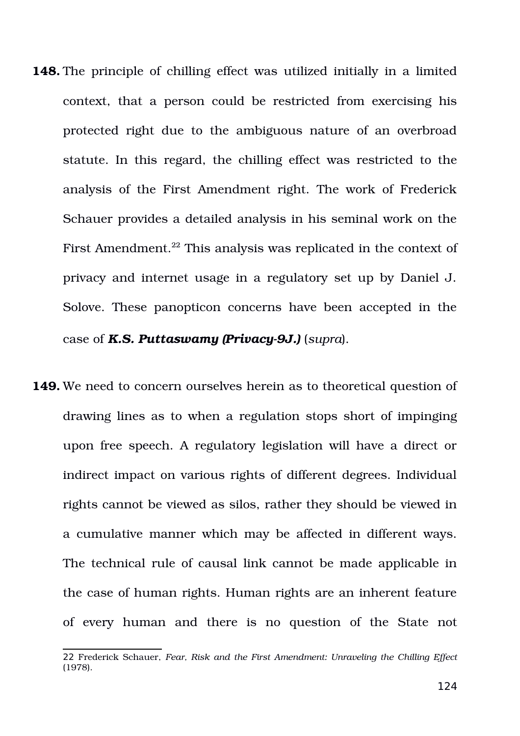**148.** The principle of chilling effect was utilized initially in a limited context, that a person could be restricted from exercising his protected right due to the ambiguous nature of an overbroad statute. In this regard, the chilling effect was restricted to the analysis of the First Amendment right. The work of Frederick Schauer provides a detailed analysis in his seminal work on the First Amendment.[22] This analysis was replicated in the context of privacy and internet usage in a regulatory set up by Daniel J. Solove. These panopticon concerns have been accepted in the case of ***K.S. Puttaswamy (Privacy-9J.)*** (*supra*).

**149.** We need to concern ourselves herein as to theoretical question of drawing lines as to when a regulation stops short of impinging upon free speech. A regulatory legislation will have a direct or indirect impact on various rights of different degrees. Individual rights cannot be viewed as silos, rather they should be viewed in a cumulative manner which may be affected in different ways. The technical rule of causal link cannot be made applicable in the case of human rights. Human rights are an inherent feature of every human and there is no question of the State not

---

22 Frederick Schauer, *Fear, Risk and the First Amendment: Unraveling the Chilling Effect* (1978).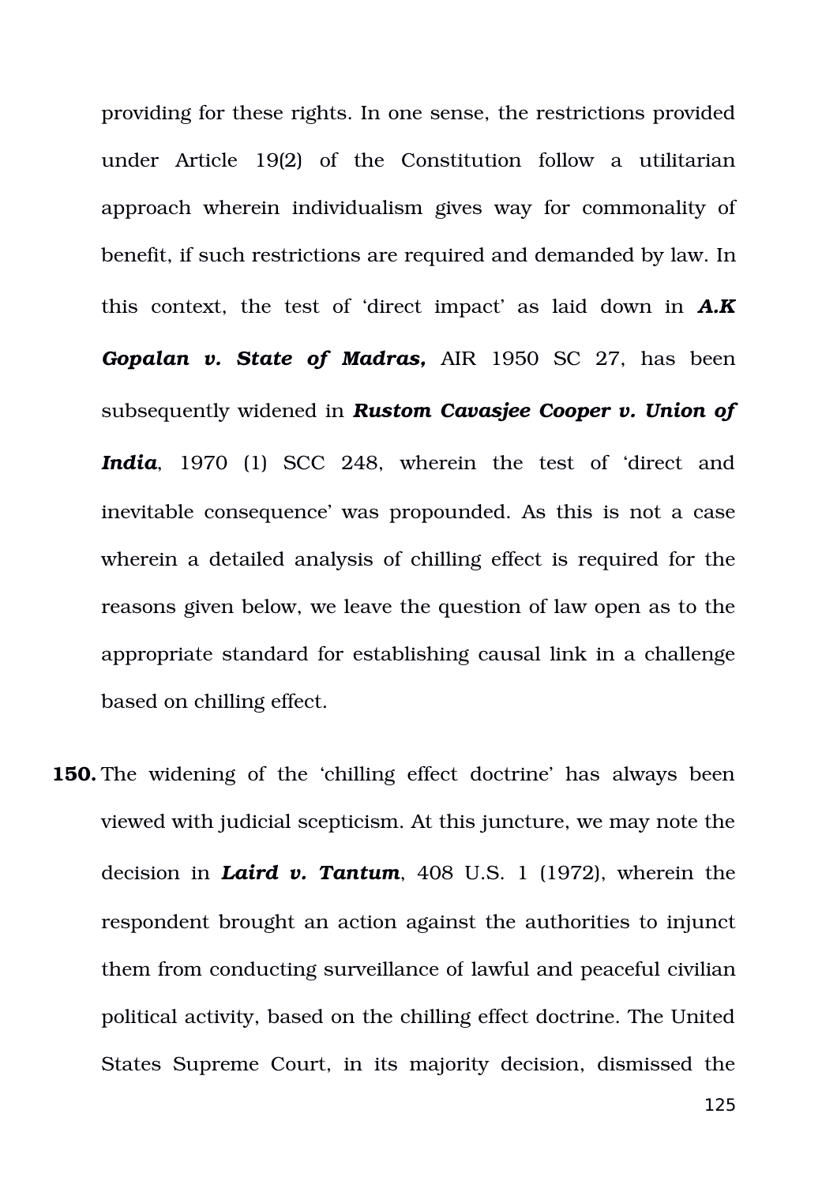providing for these rights. In one sense, the restrictions provided under Article 19(2) of the Constitution follow a utilitarian approach wherein individualism gives way for commonality of benefit, if such restrictions are required and demanded by law. In this context, the test of 'direct impact' as laid down in ***A.K Gopalan v. State of Madras,*** AIR 1950 SC 27, has been subsequently widened in ***Rustom Cavasjee Cooper v. Union of India***, 1970 (1) SCC 248, wherein the test of 'direct and inevitable consequence' was propounded. As this is not a case wherein a detailed analysis of chilling effect is required for the reasons given below, we leave the question of law open as to the appropriate standard for establishing causal link in a challenge based on chilling effect.

**150.** The widening of the 'chilling effect doctrine' has always been viewed with judicial scepticism. At this juncture, we may note the decision in ***Laird v. Tantum***, 408 U.S. 1 (1972), wherein the respondent brought an action against the authorities to injunct them from conducting surveillance of lawful and peaceful civilian political activity, based on the chilling effect doctrine. The United States Supreme Court, in its majority decision, dismissed the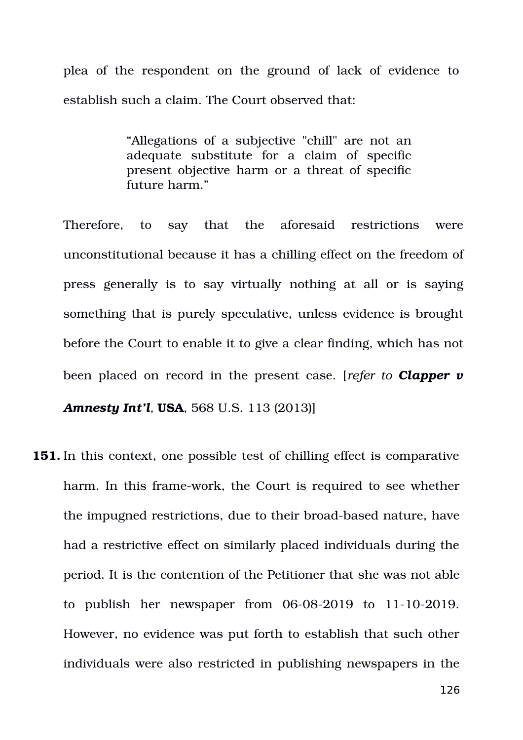plea of the respondent on the ground of lack of evidence to establish such a claim. The Court observed that:

> "Allegations of a subjective "chill" are not an adequate substitute for a claim of specific present objective harm or a threat of specific future harm."

Therefore, to say that the aforesaid restrictions were unconstitutional because it has a chilling effect on the freedom of press generally is to say virtually nothing at all or is saying something that is purely speculative, unless evidence is brought before the Court to enable it to give a clear finding, which has not been placed on record in the present case. [*refer to* ***Clapper v Amnesty Int'l*, USA**, 568 U.S. 113 (2013)]

**151.** In this context, one possible test of chilling effect is comparative harm. In this frame-work, the Court is required to see whether the impugned restrictions, due to their broad-based nature, have had a restrictive effect on similarly placed individuals during the period. It is the contention of the Petitioner that she was not able to publish her newspaper from 06-08-2019 to 11-10-2019. However, no evidence was put forth to establish that such other individuals were also restricted in publishing newspapers in the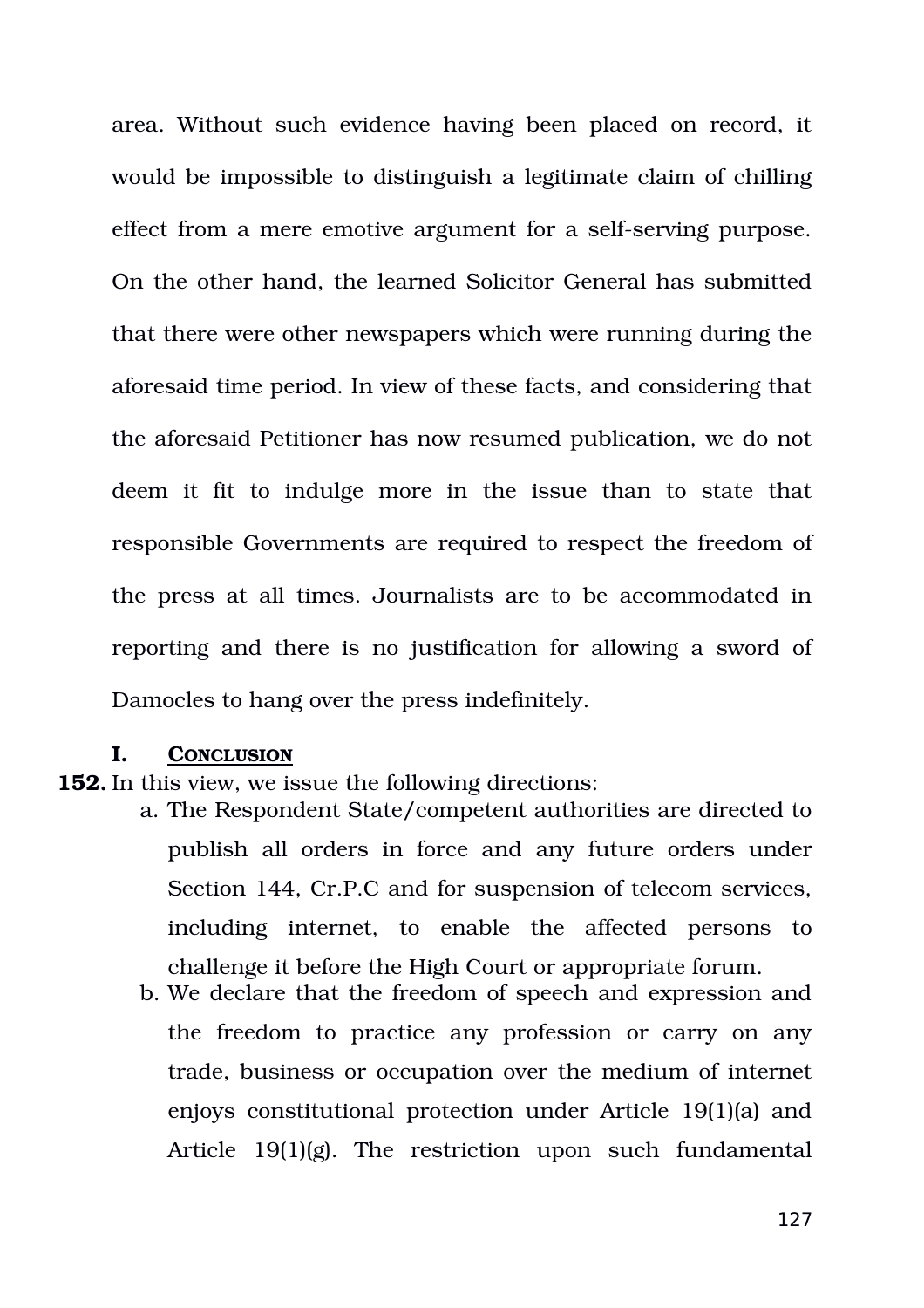area. Without such evidence having been placed on record, it would be impossible to distinguish a legitimate claim of chilling effect from a mere emotive argument for a self-serving purpose. On the other hand, the learned Solicitor General has submitted that there were other newspapers which were running during the aforesaid time period. In view of these facts, and considering that the aforesaid Petitioner has now resumed publication, we do not deem it fit to indulge more in the issue than to state that responsible Governments are required to respect the freedom of the press at all times. Journalists are to be accommodated in reporting and there is no justification for allowing a sword of Damocles to hang over the press indefinitely.

## I. CONCLUSION

**152.** In this view, we issue the following directions:

a. The Respondent State/competent authorities are directed to publish all orders in force and any future orders under Section 144, Cr.P.C and for suspension of telecom services, including internet, to enable the affected persons to challenge it before the High Court or appropriate forum.

b. We declare that the freedom of speech and expression and the freedom to practice any profession or carry on any trade, business or occupation over the medium of internet enjoys constitutional protection under Article 19(1)(a) and Article 19(1)(g). The restriction upon such fundamental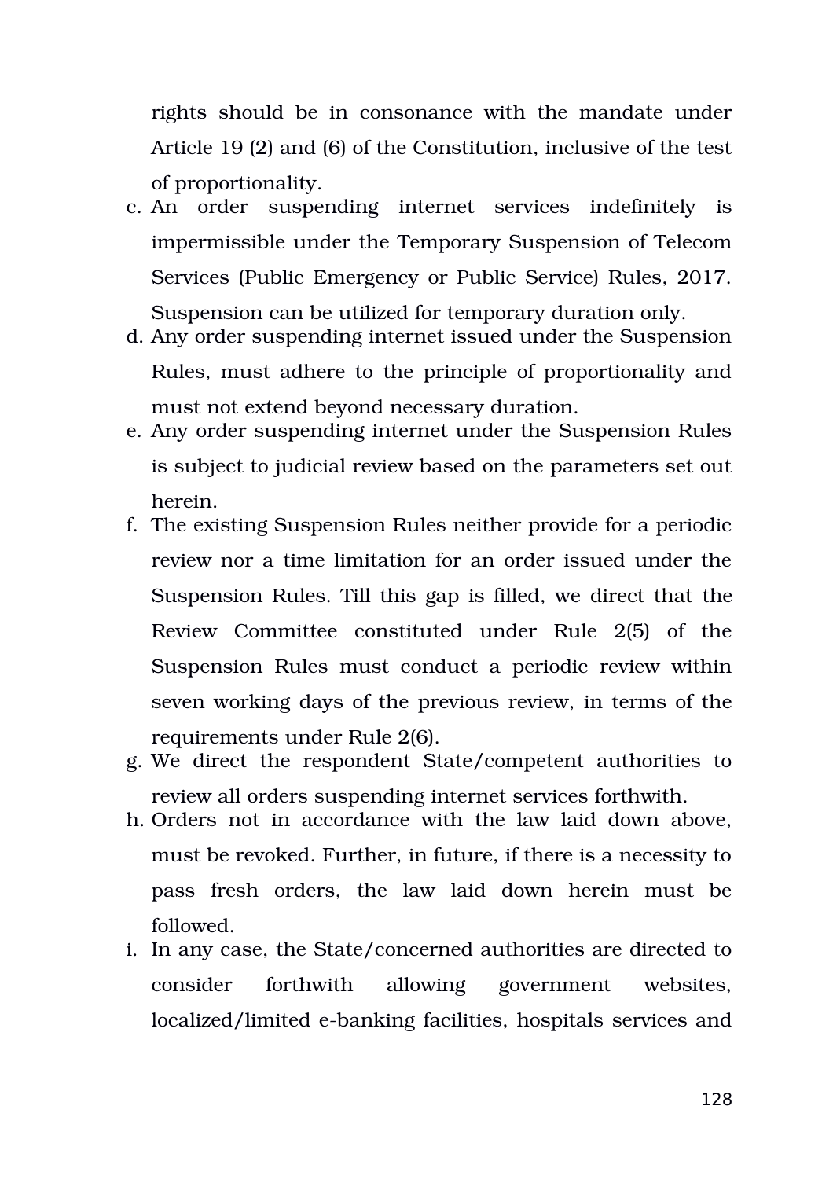rights should be in consonance with the mandate under Article 19 (2) and (6) of the Constitution, inclusive of the test of proportionality.

c. An order suspending internet services indefinitely is impermissible under the Temporary Suspension of Telecom Services (Public Emergency or Public Service) Rules, 2017. Suspension can be utilized for temporary duration only.

d. Any order suspending internet issued under the Suspension Rules, must adhere to the principle of proportionality and must not extend beyond necessary duration.

e. Any order suspending internet under the Suspension Rules is subject to judicial review based on the parameters set out herein.

f. The existing Suspension Rules neither provide for a periodic review nor a time limitation for an order issued under the Suspension Rules. Till this gap is filled, we direct that the Review Committee constituted under Rule 2(5) of the Suspension Rules must conduct a periodic review within seven working days of the previous review, in terms of the requirements under Rule 2(6).

g. We direct the respondent State/competent authorities to review all orders suspending internet services forthwith.

h. Orders not in accordance with the law laid down above, must be revoked. Further, in future, if there is a necessity to pass fresh orders, the law laid down herein must be followed.

i. In any case, the State/concerned authorities are directed to consider forthwith allowing government websites, localized/limited e-banking facilities, hospitals services and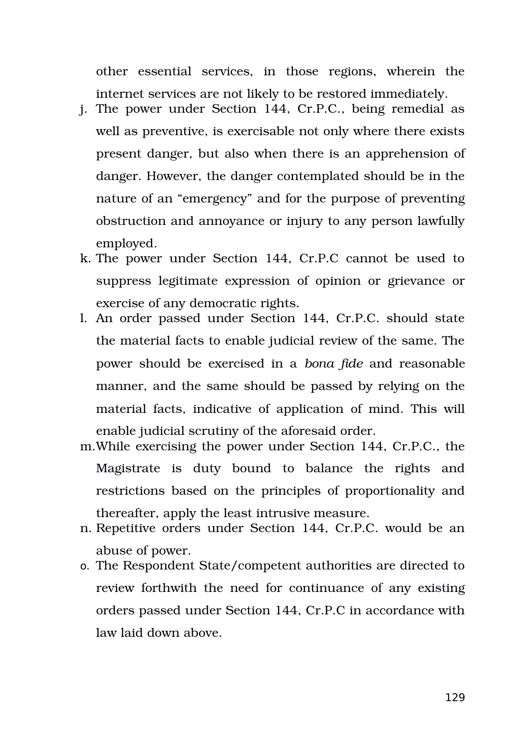other essential services, in those regions, wherein the internet services are not likely to be restored immediately.

j. The power under Section 144, Cr.P.C., being remedial as well as preventive, is exercisable not only where there exists present danger, but also when there is an apprehension of danger. However, the danger contemplated should be in the nature of an "emergency" and for the purpose of preventing obstruction and annoyance or injury to any person lawfully employed.
k. The power under Section 144, Cr.P.C cannot be used to suppress legitimate expression of opinion or grievance or exercise of any democratic rights.
l. An order passed under Section 144, Cr.P.C. should state the material facts to enable judicial review of the same. The power should be exercised in a *bona fide* and reasonable manner, and the same should be passed by relying on the material facts, indicative of application of mind. This will enable judicial scrutiny of the aforesaid order.
m. While exercising the power under Section 144, Cr.P.C., the Magistrate is duty bound to balance the rights and restrictions based on the principles of proportionality and thereafter, apply the least intrusive measure.
n. Repetitive orders under Section 144, Cr.P.C. would be an abuse of power.
o. The Respondent State/competent authorities are directed to review forthwith the need for continuance of any existing orders passed under Section 144, Cr.P.C in accordance with law laid down above.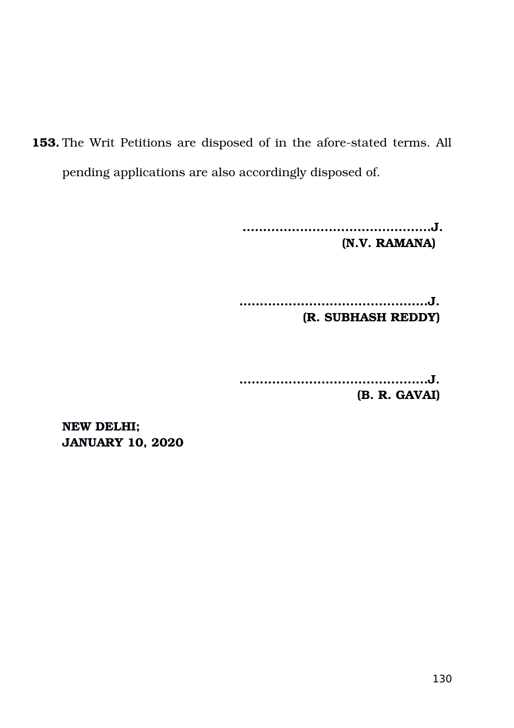**153.** The Writ Petitions are disposed of in the afore-stated terms. All pending applications are also accordingly disposed of.

**...............................................J.**
**(N.V. RAMANA)**

**...............................................J.**
**(R. SUBHASH REDDY)**

**...............................................J.**
**(B. R. GAVAI)**

**NEW DELHI;**
**JANUARY 10, 2020**